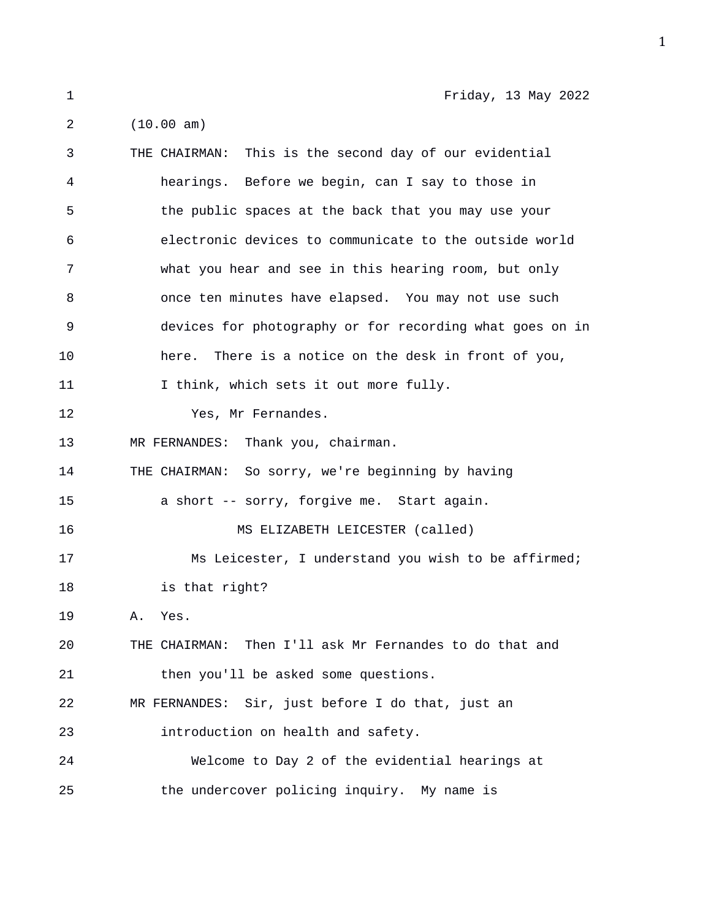Friday, 13 May 2022

(10.00 am)

THE CHAIRMAN: This is the second day of our evidential hearings. Before we begin, can I say to those in the public spaces at the back that you may use your electronic devices to communicate to the outside world what you hear and see in this hearing room, but only once ten minutes have elapsed. You may not use such devices for photography or for recording what goes on in here. There is a notice on the desk in front of you, I think, which sets it out more fully.

Yes, Mr Fernandes.

MR FERNANDES: Thank you, chairman.

THE CHAIRMAN: So sorry, we're beginning by having a short -- sorry, forgive me. Start again.

MS ELIZABETH LEICESTER (called)

Ms Leicester, I understand you wish to be affirmed; is that right?

A. Yes.

THE CHAIRMAN: Then I'll ask Mr Fernandes to do that and then you'll be asked some questions.

MR FERNANDES: Sir, just before I do that, just an introduction on health and safety.

Welcome to Day 2 of the evidential hearings at the undercover policing inquiry. My name is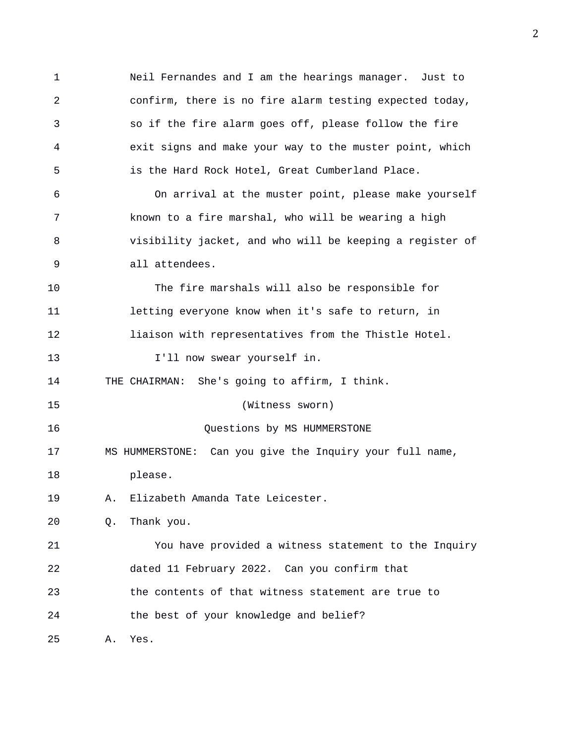Neil Fernandes and I am the hearings manager. Just to confirm, there is no fire alarm testing expected today, so if the fire alarm goes off, please follow the fire exit signs and make your way to the muster point, which is the Hard Rock Hotel, Great Cumberland Place.

On arrival at the muster point, please make yourself known to a fire marshal, who will be wearing a high visibility jacket, and who will be keeping a register of all attendees.

The fire marshals will also be responsible for letting everyone know when it's safe to return, in liaison with representatives from the Thistle Hotel.

I'll now swear yourself in.

THE CHAIRMAN: She's going to affirm, I think.

(Witness sworn)

Questions by MS HUMMERSTONE

MS HUMMERSTONE: Can you give the Inquiry your full name, please.

A. Elizabeth Amanda Tate Leicester.

Q. Thank you.

You have provided a witness statement to the Inquiry dated 11 February 2022. Can you confirm that the contents of that witness statement are true to the best of your knowledge and belief?

A. Yes.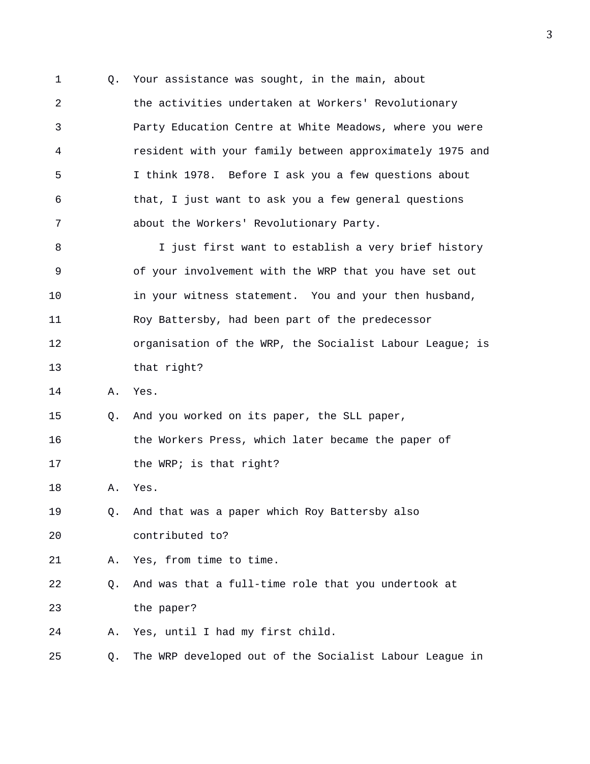1 Q. Your assistance was sought, in the main, about
2 the activities undertaken at Workers' Revolutionary
3 Party Education Centre at White Meadows, where you were
4 resident with your family between approximately 1975 and
5 I think 1978. Before I ask you a few questions about
6 that, I just want to ask you a few general questions
7 about the Workers' Revolutionary Party.
8 I just first want to establish a very brief history
9 of your involvement with the WRP that you have set out
10 in your witness statement. You and your then husband,
11 Roy Battersby, had been part of the predecessor
12 organisation of the WRP, the Socialist Labour League; is
13 that right?
14 A. Yes.
15 Q. And you worked on its paper, the SLL paper,
16 the Workers Press, which later became the paper of
17 the WRP; is that right?
18 A. Yes.
19 Q. And that was a paper which Roy Battersby also
20 contributed to?
21 A. Yes, from time to time.
22 Q. And was that a full-time role that you undertook at
23 the paper?
24 A. Yes, until I had my first child.
25 Q. The WRP developed out of the Socialist Labour League in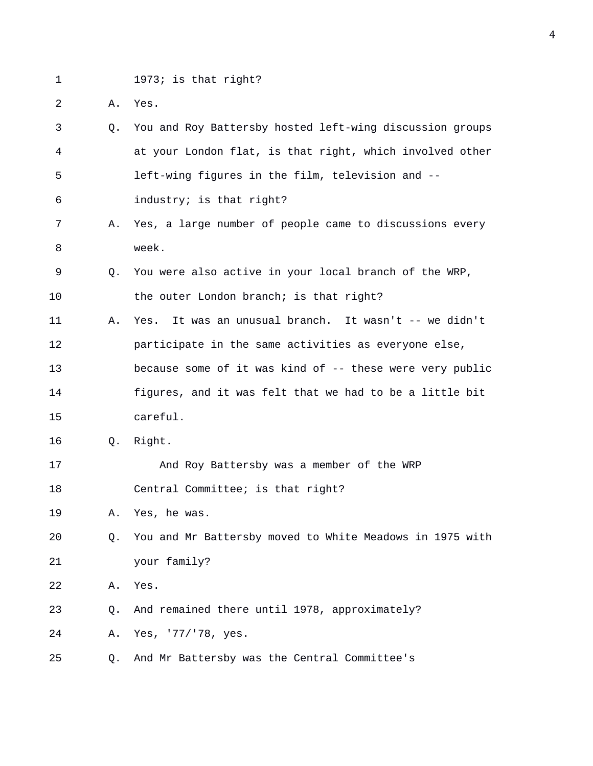1 1973; is that right?

2 A. Yes.

3 Q. You and Roy Battersby hosted left-wing discussion groups

4 at your London flat, is that right, which involved other

5 left-wing figures in the film, television and --

6 industry; is that right?

7 A. Yes, a large number of people came to discussions every

8 week.

9 Q. You were also active in your local branch of the WRP,

10 the outer London branch; is that right?

11 A. Yes. It was an unusual branch. It wasn't -- we didn't

12 participate in the same activities as everyone else,

13 because some of it was kind of -- these were very public

14 figures, and it was felt that we had to be a little bit

15 careful.

16 Q. Right.

17 And Roy Battersby was a member of the WRP

18 Central Committee; is that right?

19 A. Yes, he was.

20 Q. You and Mr Battersby moved to White Meadows in 1975 with

21 your family?

22 A. Yes.

23 Q. And remained there until 1978, approximately?

24 A. Yes, '77/'78, yes.

25 Q. And Mr Battersby was the Central Committee's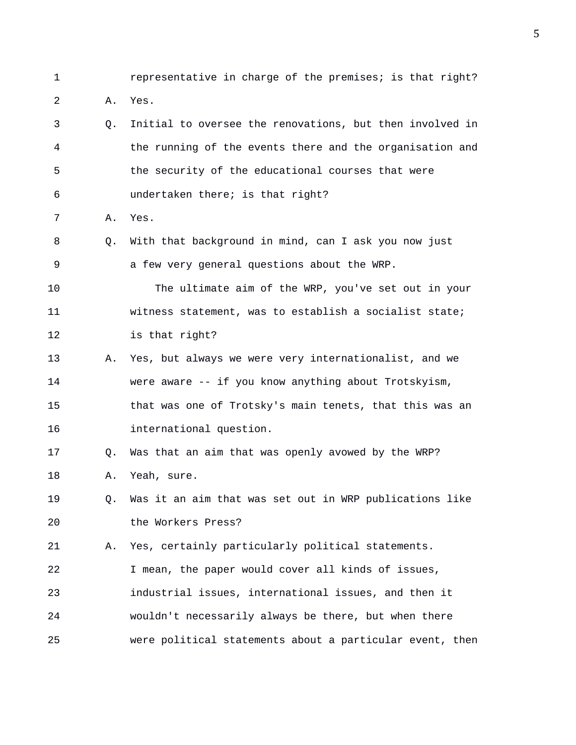1 representative in charge of the premises; is that right?

2 A. Yes.

3 Q. Initial to oversee the renovations, but then involved in
4 the running of the events there and the organisation and
5 the security of the educational courses that were
6 undertaken there; is that right?

7 A. Yes.

8 Q. With that background in mind, can I ask you now just
9 a few very general questions about the WRP.

10 The ultimate aim of the WRP, you've set out in your
11 witness statement, was to establish a socialist state;
12 is that right?

13 A. Yes, but always we were very internationalist, and we
14 were aware -- if you know anything about Trotskyism,
15 that was one of Trotsky's main tenets, that this was an
16 international question.

17 Q. Was that an aim that was openly avowed by the WRP?

18 A. Yeah, sure.

19 Q. Was it an aim that was set out in WRP publications like
20 the Workers Press?

21 A. Yes, certainly particularly political statements.
22 I mean, the paper would cover all kinds of issues,
23 industrial issues, international issues, and then it
24 wouldn't necessarily always be there, but when there
25 were political statements about a particular event, then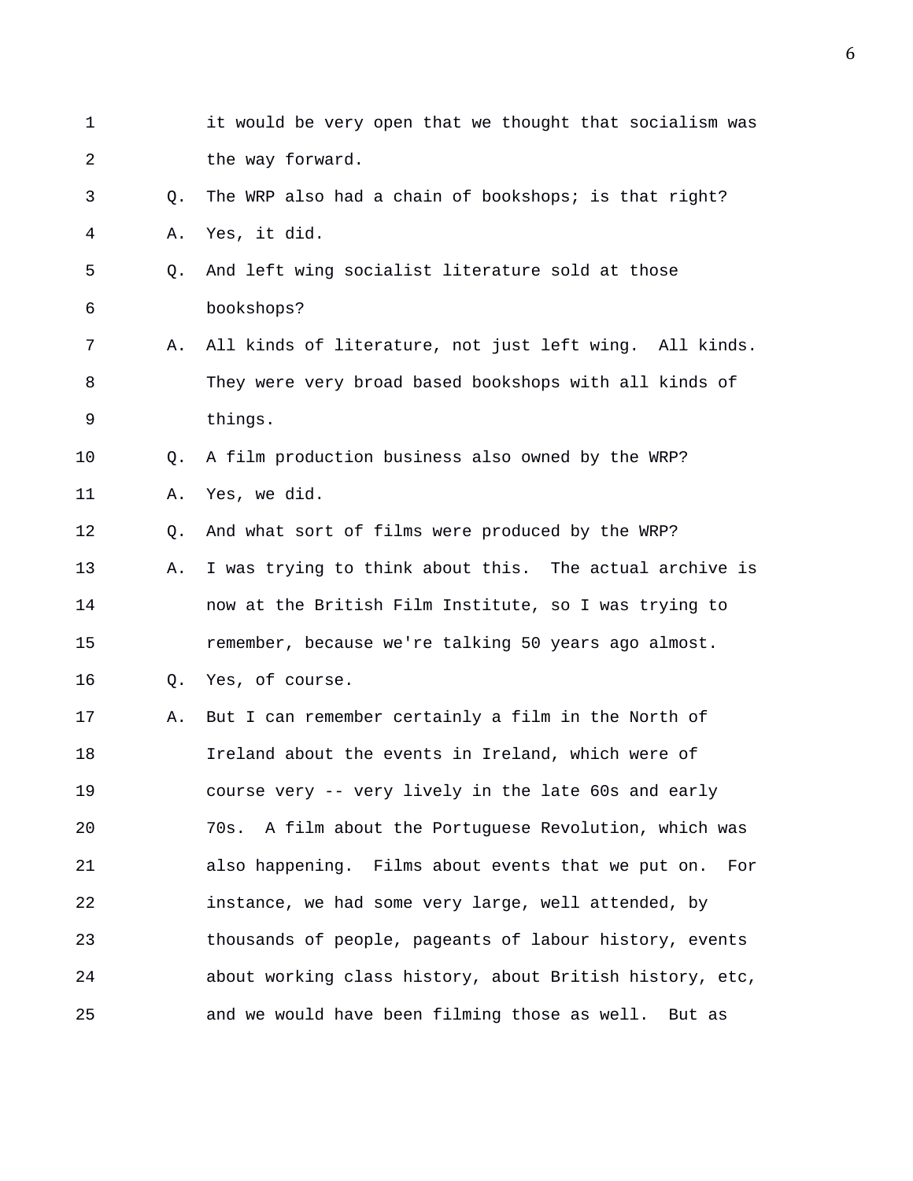it would be very open that we thought that socialism was the way forward.

Q. The WRP also had a chain of bookshops; is that right?

A. Yes, it did.

Q. And left wing socialist literature sold at those bookshops?

A. All kinds of literature, not just left wing. All kinds. They were very broad based bookshops with all kinds of things.

Q. A film production business also owned by the WRP?

A. Yes, we did.

Q. And what sort of films were produced by the WRP?

A. I was trying to think about this. The actual archive is now at the British Film Institute, so I was trying to remember, because we're talking 50 years ago almost.

Q. Yes, of course.

A. But I can remember certainly a film in the North of Ireland about the events in Ireland, which were of course very -- very lively in the late 60s and early 70s. A film about the Portuguese Revolution, which was also happening. Films about events that we put on. For instance, we had some very large, well attended, by thousands of people, pageants of labour history, events about working class history, about British history, etc, and we would have been filming those as well. But as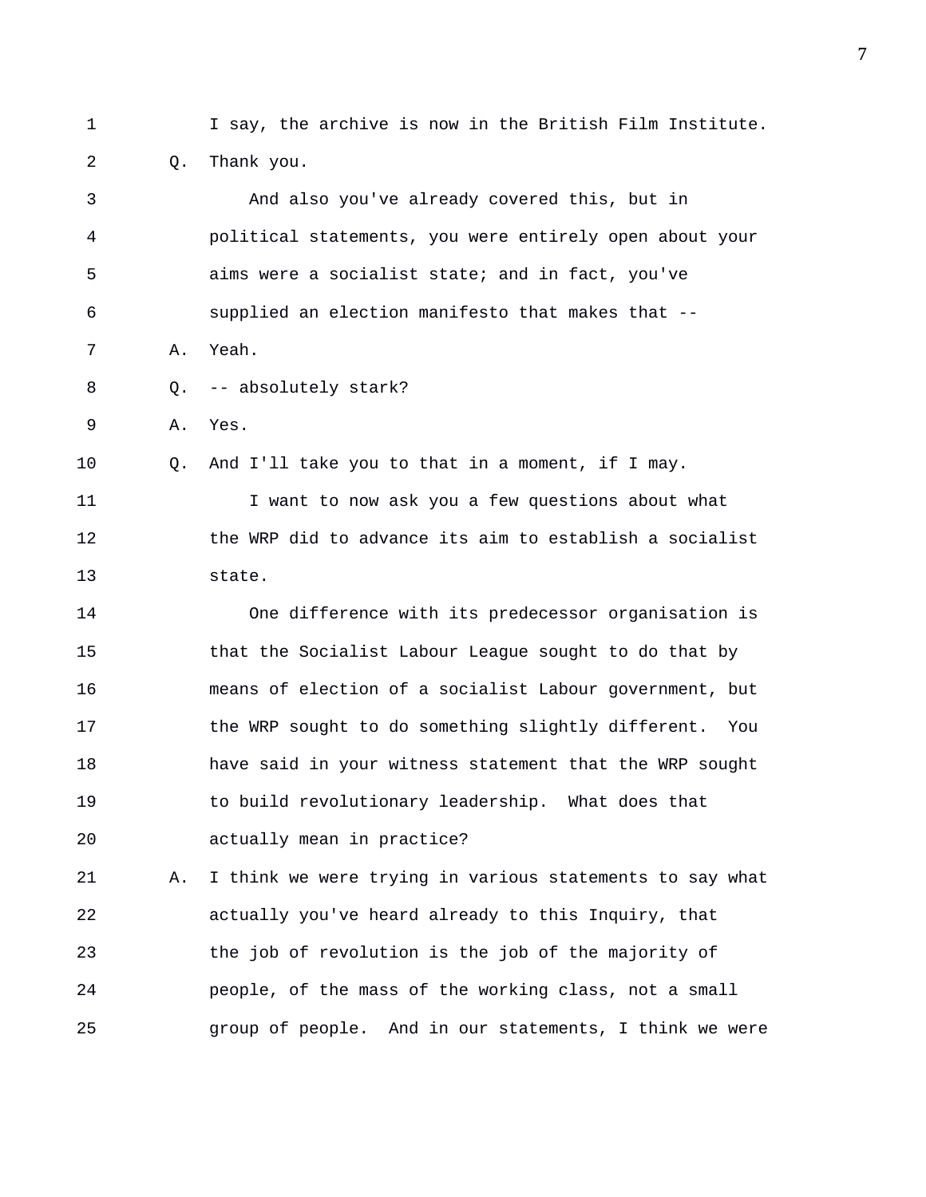I say, the archive is now in the British Film Institute.

Q. Thank you.

And also you've already covered this, but in political statements, you were entirely open about your aims were a socialist state; and in fact, you've supplied an election manifesto that makes that --

A. Yeah.

Q. -- absolutely stark?

A. Yes.

Q. And I'll take you to that in a moment, if I may.

I want to now ask you a few questions about what the WRP did to advance its aim to establish a socialist state.

One difference with its predecessor organisation is that the Socialist Labour League sought to do that by means of election of a socialist Labour government, but the WRP sought to do something slightly different. You have said in your witness statement that the WRP sought to build revolutionary leadership. What does that actually mean in practice?

A. I think we were trying in various statements to say what actually you've heard already to this Inquiry, that the job of revolution is the job of the majority of people, of the mass of the working class, not a small group of people. And in our statements, I think we were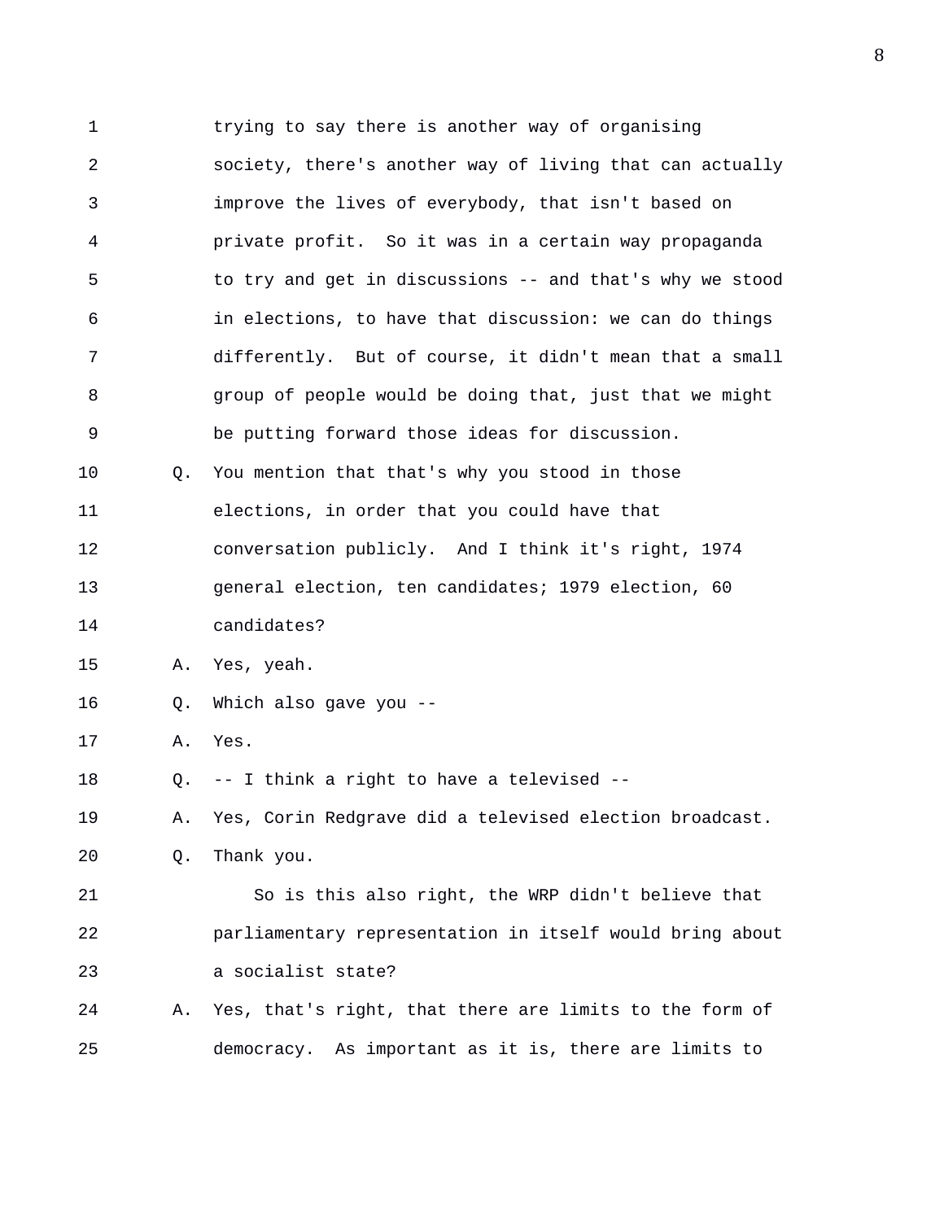1 trying to say there is another way of organising
2 society, there's another way of living that can actually
3 improve the lives of everybody, that isn't based on
4 private profit. So it was in a certain way propaganda
5 to try and get in discussions -- and that's why we stood
6 in elections, to have that discussion: we can do things
7 differently. But of course, it didn't mean that a small
8 group of people would be doing that, just that we might
9 be putting forward those ideas for discussion.

10 Q. You mention that that's why you stood in those
11 elections, in order that you could have that
12 conversation publicly. And I think it's right, 1974
13 general election, ten candidates; 1979 election, 60
14 candidates?

15 A. Yes, yeah.

16 Q. Which also gave you --

17 A. Yes.

18 Q. -- I think a right to have a televised --

19 A. Yes, Corin Redgrave did a televised election broadcast.

20 Q. Thank you.

21 So is this also right, the WRP didn't believe that
22 parliamentary representation in itself would bring about
23 a socialist state?

24 A. Yes, that's right, that there are limits to the form of
25 democracy. As important as it is, there are limits to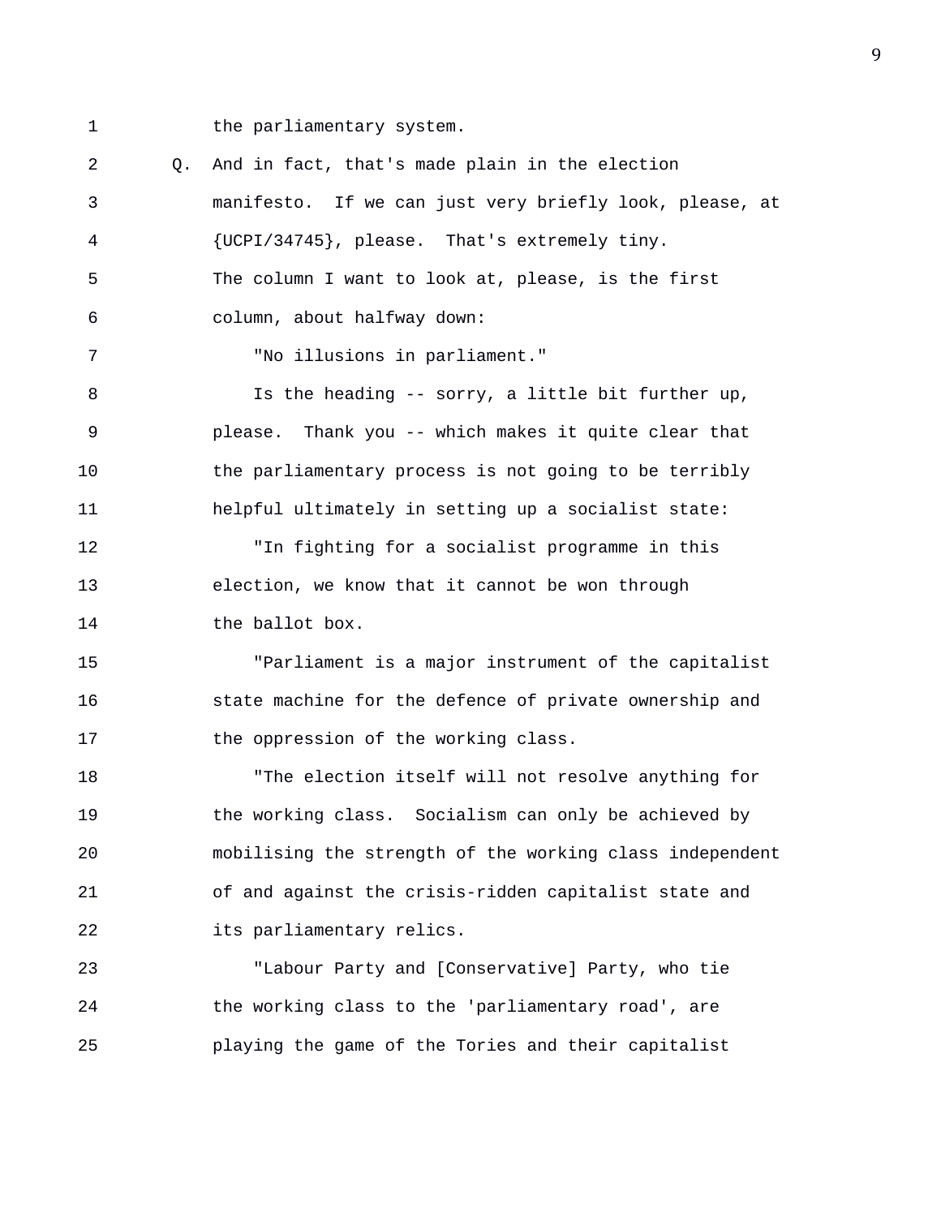the parliamentary system.

Q. And in fact, that's made plain in the election manifesto. If we can just very briefly look, please, at {UCPI/34745}, please. That's extremely tiny. The column I want to look at, please, is the first column, about halfway down:

"No illusions in parliament."

Is the heading -- sorry, a little bit further up, please. Thank you -- which makes it quite clear that the parliamentary process is not going to be terribly helpful ultimately in setting up a socialist state:

"In fighting for a socialist programme in this election, we know that it cannot be won through the ballot box.

"Parliament is a major instrument of the capitalist state machine for the defence of private ownership and the oppression of the working class.

"The election itself will not resolve anything for the working class. Socialism can only be achieved by mobilising the strength of the working class independent of and against the crisis-ridden capitalist state and its parliamentary relics.

"Labour Party and [Conservative] Party, who tie the working class to the 'parliamentary road', are playing the game of the Tories and their capitalist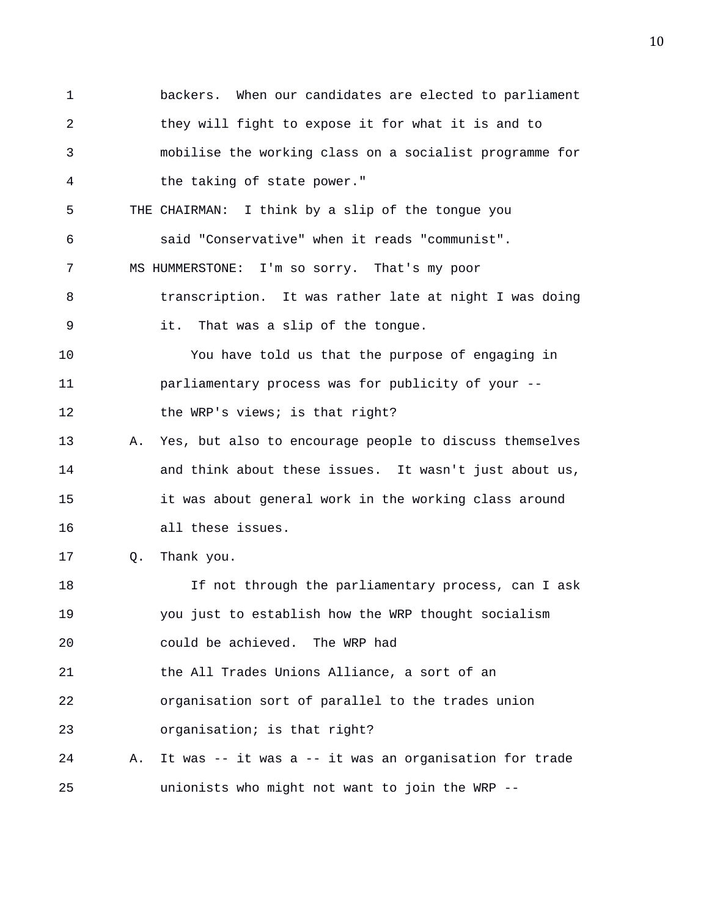backers. When our candidates are elected to parliament they will fight to expose it for what it is and to mobilise the working class on a socialist programme for the taking of state power."

THE CHAIRMAN: I think by a slip of the tongue you said "Conservative" when it reads "communist".

MS HUMMERSTONE: I'm so sorry. That's my poor transcription. It was rather late at night I was doing it. That was a slip of the tongue.

You have told us that the purpose of engaging in parliamentary process was for publicity of your -- the WRP's views; is that right?

A. Yes, but also to encourage people to discuss themselves and think about these issues. It wasn't just about us, it was about general work in the working class around all these issues.

Q. Thank you.

If not through the parliamentary process, can I ask you just to establish how the WRP thought socialism could be achieved. The WRP had the All Trades Unions Alliance, a sort of an organisation sort of parallel to the trades union organisation; is that right?

A. It was -- it was a -- it was an organisation for trade unionists who might not want to join the WRP --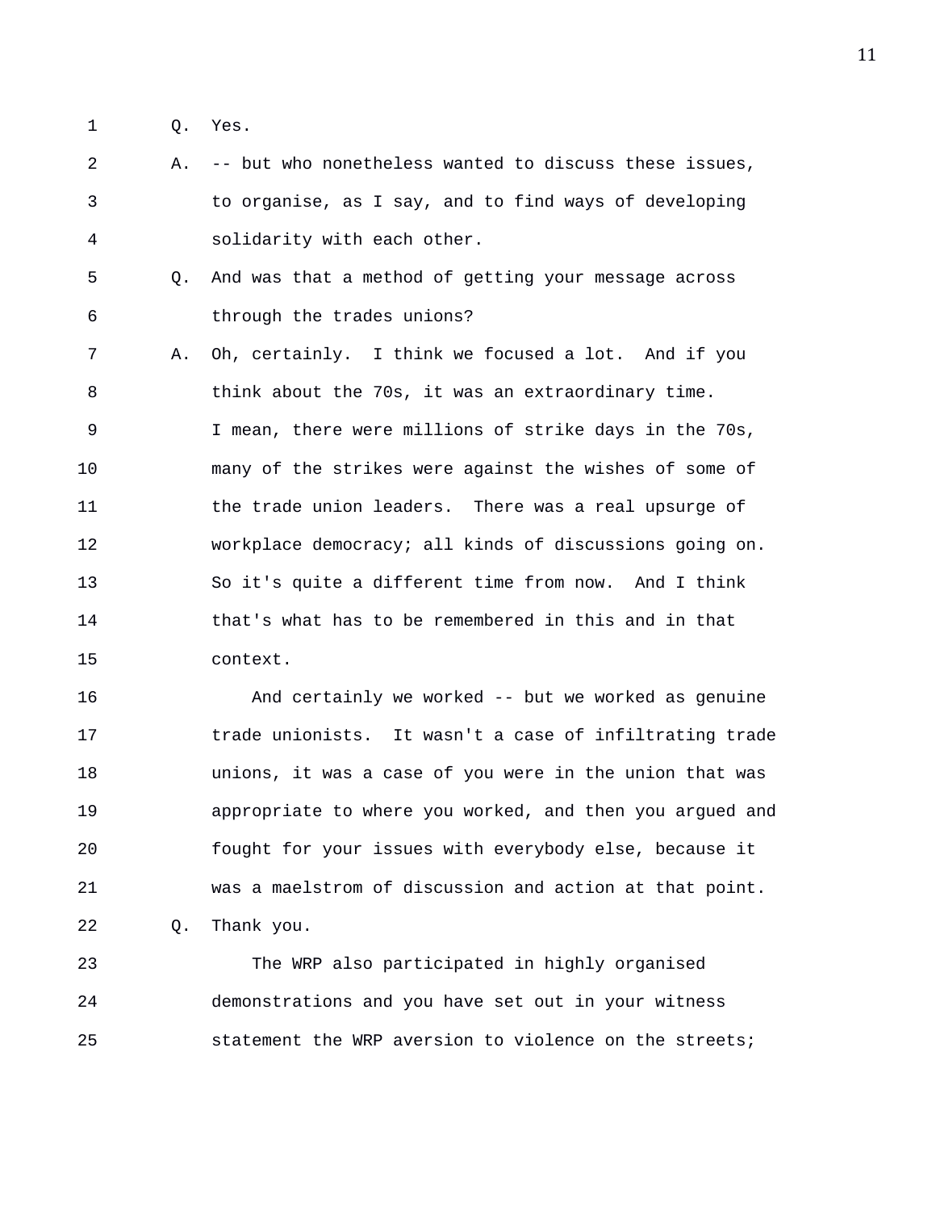Q. Yes.

A. -- but who nonetheless wanted to discuss these issues, to organise, as I say, and to find ways of developing solidarity with each other.

Q. And was that a method of getting your message across through the trades unions?

A. Oh, certainly. I think we focused a lot. And if you think about the 70s, it was an extraordinary time. I mean, there were millions of strike days in the 70s, many of the strikes were against the wishes of some of the trade union leaders. There was a real upsurge of workplace democracy; all kinds of discussions going on. So it's quite a different time from now. And I think that's what has to be remembered in this and in that context.

And certainly we worked -- but we worked as genuine trade unionists. It wasn't a case of infiltrating trade unions, it was a case of you were in the union that was appropriate to where you worked, and then you argued and fought for your issues with everybody else, because it was a maelstrom of discussion and action at that point.

Q. Thank you.

The WRP also participated in highly organised demonstrations and you have set out in your witness statement the WRP aversion to violence on the streets;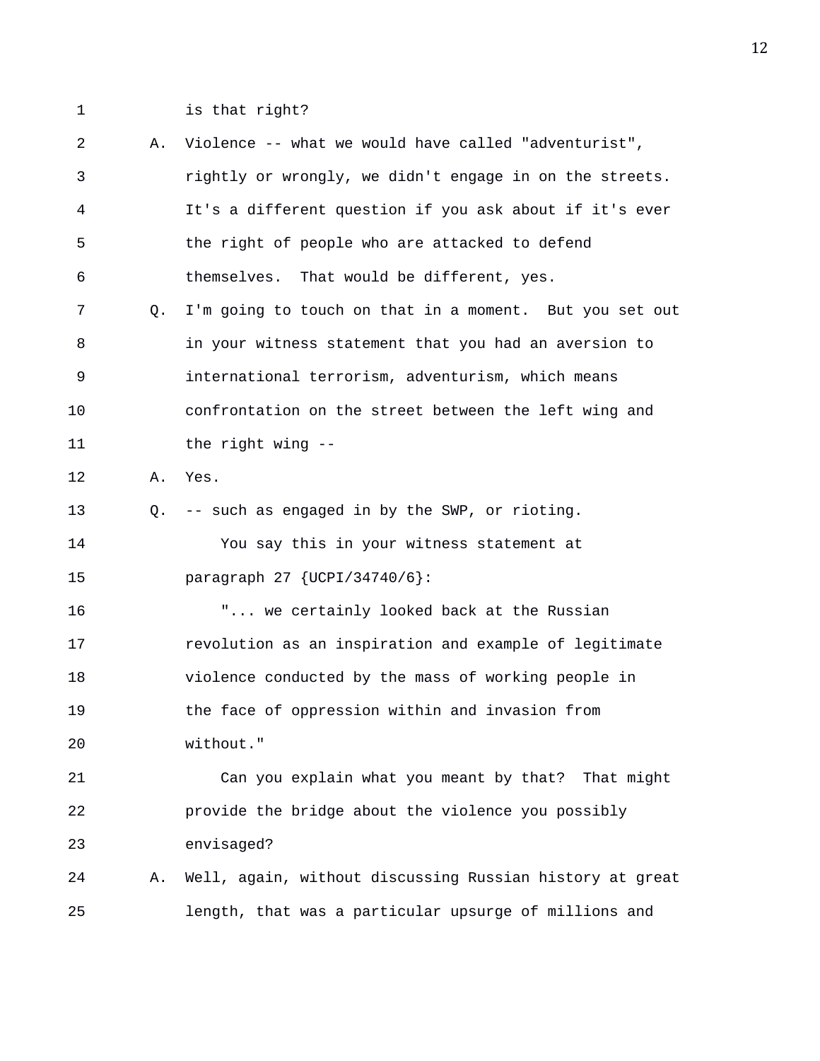1 is that right?

2 A. Violence -- what we would have called "adventurist",

3 rightly or wrongly, we didn't engage in on the streets.

4 It's a different question if you ask about if it's ever

5 the right of people who are attacked to defend

6 themselves. That would be different, yes.

7 Q. I'm going to touch on that in a moment. But you set out

8 in your witness statement that you had an aversion to

9 international terrorism, adventurism, which means

10 confrontation on the street between the left wing and

11 the right wing --

12 A. Yes.

13 Q. -- such as engaged in by the SWP, or rioting.

14 You say this in your witness statement at

15 paragraph 27 {UCPI/34740/6}:

16 "... we certainly looked back at the Russian

17 revolution as an inspiration and example of legitimate

18 violence conducted by the mass of working people in

19 the face of oppression within and invasion from

20 without."

21 Can you explain what you meant by that? That might

22 provide the bridge about the violence you possibly

23 envisaged?

24 A. Well, again, without discussing Russian history at great

25 length, that was a particular upsurge of millions and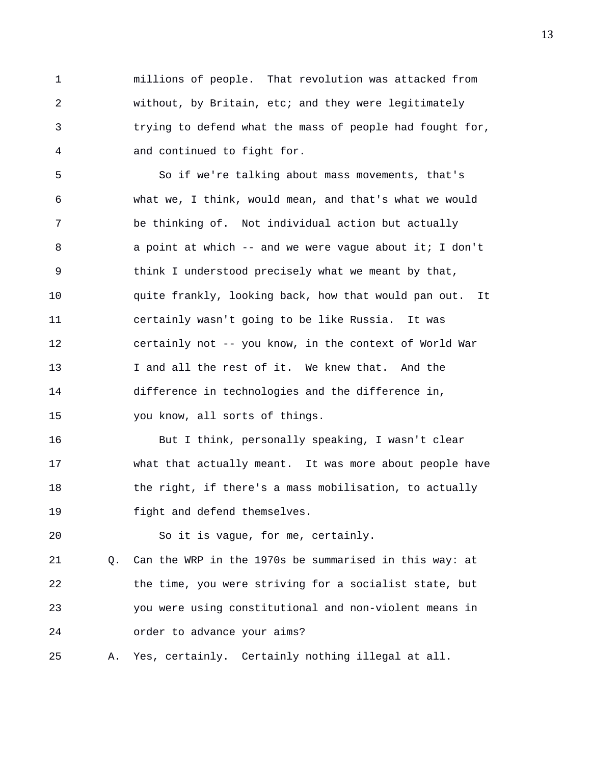millions of people. That revolution was attacked from without, by Britain, etc; and they were legitimately trying to defend what the mass of people had fought for, and continued to fight for.

So if we're talking about mass movements, that's what we, I think, would mean, and that's what we would be thinking of. Not individual action but actually a point at which -- and we were vague about it; I don't think I understood precisely what we meant by that, quite frankly, looking back, how that would pan out. It certainly wasn't going to be like Russia. It was certainly not -- you know, in the context of World War I and all the rest of it. We knew that. And the difference in technologies and the difference in, you know, all sorts of things.

But I think, personally speaking, I wasn't clear what that actually meant. It was more about people have the right, if there's a mass mobilisation, to actually fight and defend themselves.

So it is vague, for me, certainly.

Q. Can the WRP in the 1970s be summarised in this way: at the time, you were striving for a socialist state, but you were using constitutional and non-violent means in order to advance your aims?

A. Yes, certainly. Certainly nothing illegal at all.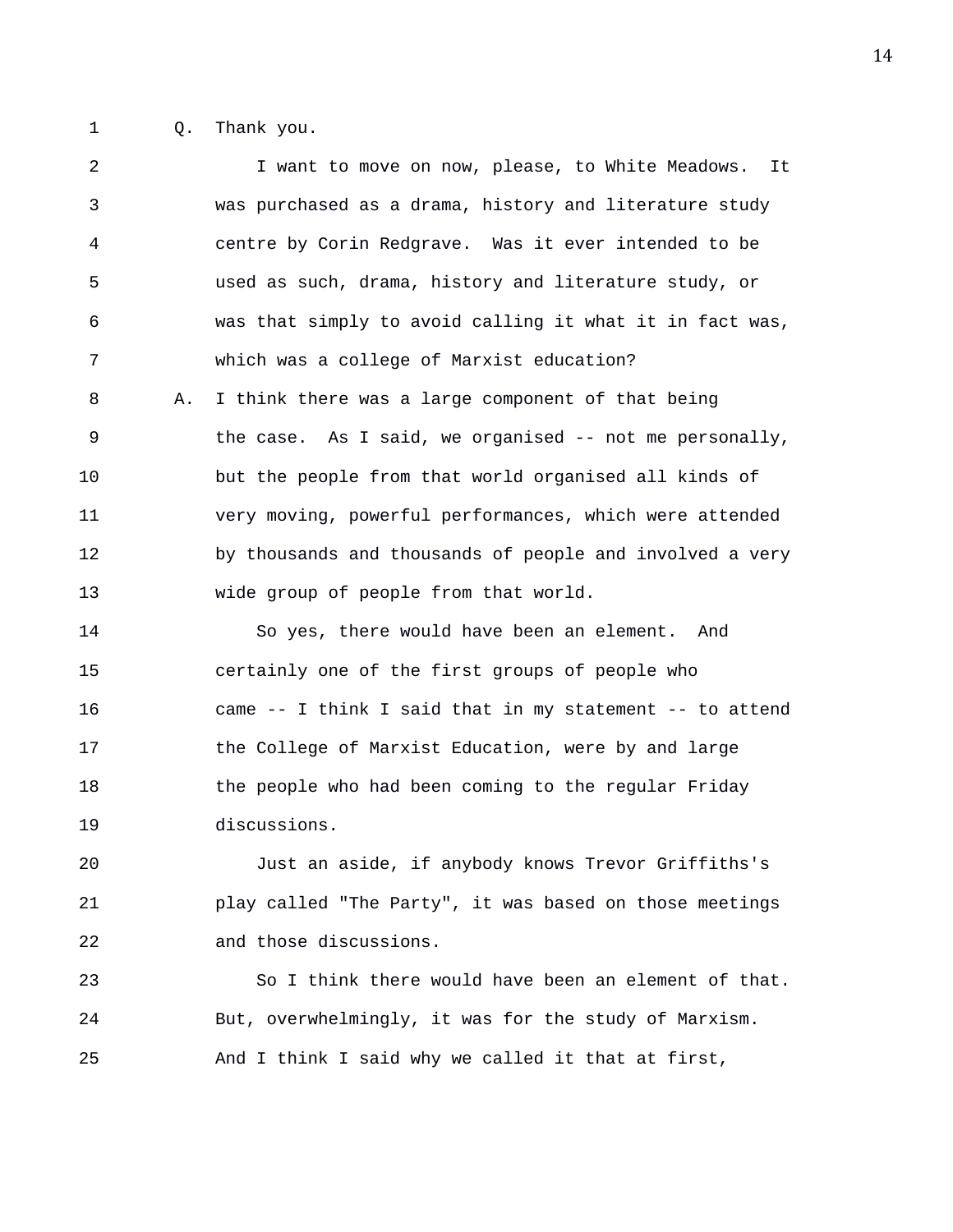Q. Thank you.

I want to move on now, please, to White Meadows. It was purchased as a drama, history and literature study centre by Corin Redgrave. Was it ever intended to be used as such, drama, history and literature study, or was that simply to avoid calling it what it in fact was, which was a college of Marxist education?

A. I think there was a large component of that being the case. As I said, we organised -- not me personally, but the people from that world organised all kinds of very moving, powerful performances, which were attended by thousands and thousands of people and involved a very wide group of people from that world.

So yes, there would have been an element. And certainly one of the first groups of people who came -- I think I said that in my statement -- to attend the College of Marxist Education, were by and large the people who had been coming to the regular Friday discussions.

Just an aside, if anybody knows Trevor Griffiths's play called "The Party", it was based on those meetings and those discussions.

So I think there would have been an element of that. But, overwhelmingly, it was for the study of Marxism. And I think I said why we called it that at first,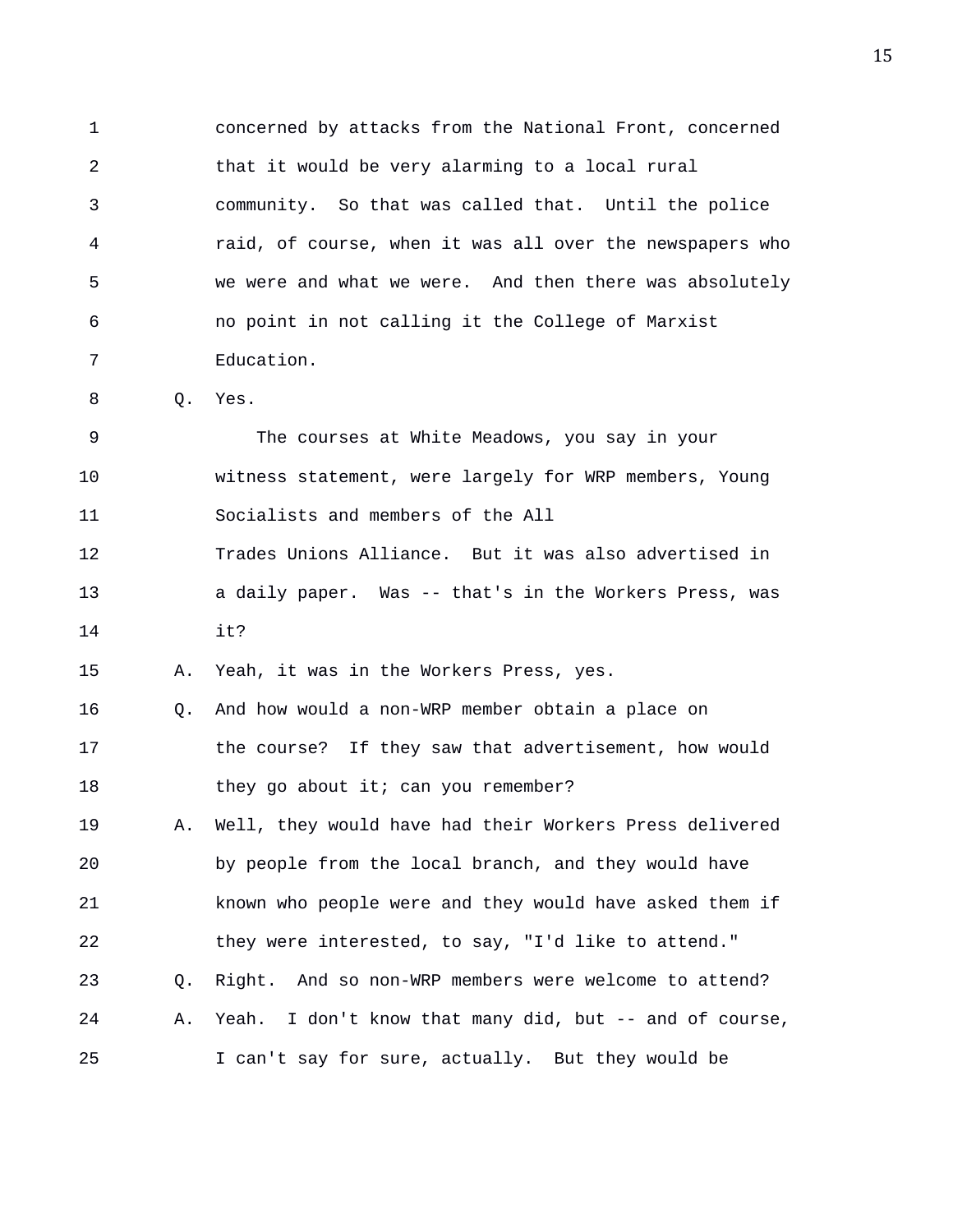concerned by attacks from the National Front, concerned that it would be very alarming to a local rural community. So that was called that. Until the police raid, of course, when it was all over the newspapers who we were and what we were. And then there was absolutely no point in not calling it the College of Marxist Education.

Q. Yes.

The courses at White Meadows, you say in your witness statement, were largely for WRP members, Young Socialists and members of the All Trades Unions Alliance. But it was also advertised in a daily paper. Was -- that's in the Workers Press, was it?

A. Yeah, it was in the Workers Press, yes.

Q. And how would a non-WRP member obtain a place on the course? If they saw that advertisement, how would they go about it; can you remember?

A. Well, they would have had their Workers Press delivered by people from the local branch, and they would have known who people were and they would have asked them if they were interested, to say, "I'd like to attend."

Q. Right. And so non-WRP members were welcome to attend?

A. Yeah. I don't know that many did, but -- and of course, I can't say for sure, actually. But they would be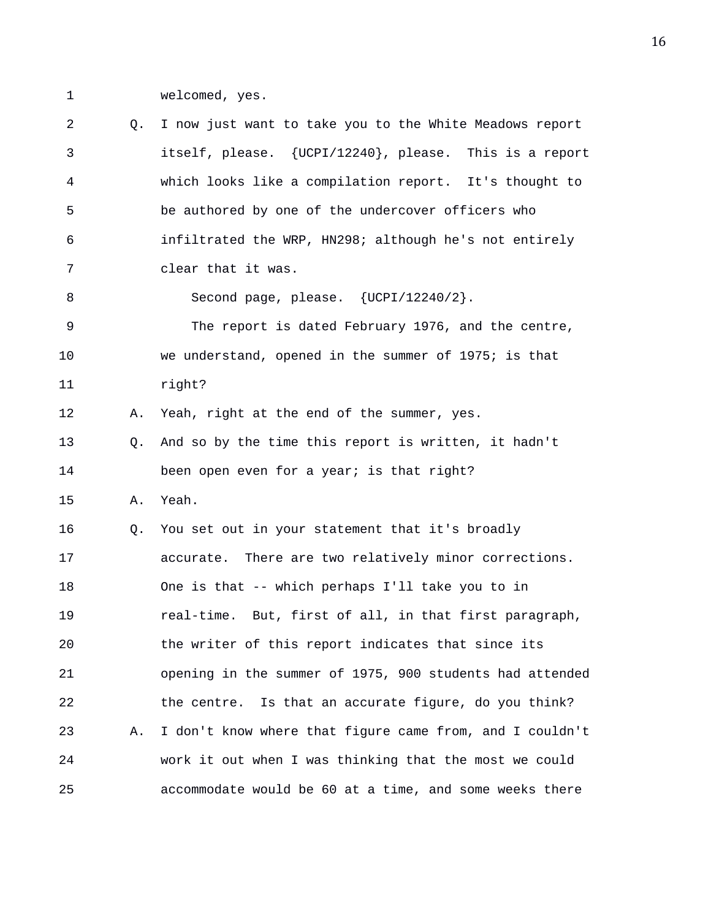1 welcomed, yes.

2 Q. I now just want to take you to the White Meadows report

3 itself, please. {UCPI/12240}, please. This is a report

4 which looks like a compilation report. It's thought to

5 be authored by one of the undercover officers who

6 infiltrated the WRP, HN298; although he's not entirely

7 clear that it was.

8 Second page, please. {UCPI/12240/2}.

9 The report is dated February 1976, and the centre,

10 we understand, opened in the summer of 1975; is that

11 right?

12 A. Yeah, right at the end of the summer, yes.

13 Q. And so by the time this report is written, it hadn't

14 been open even for a year; is that right?

15 A. Yeah.

16 Q. You set out in your statement that it's broadly

17 accurate. There are two relatively minor corrections.

18 One is that -- which perhaps I'll take you to in

19 real-time. But, first of all, in that first paragraph,

20 the writer of this report indicates that since its

21 opening in the summer of 1975, 900 students had attended

22 the centre. Is that an accurate figure, do you think?

23 A. I don't know where that figure came from, and I couldn't

24 work it out when I was thinking that the most we could

25 accommodate would be 60 at a time, and some weeks there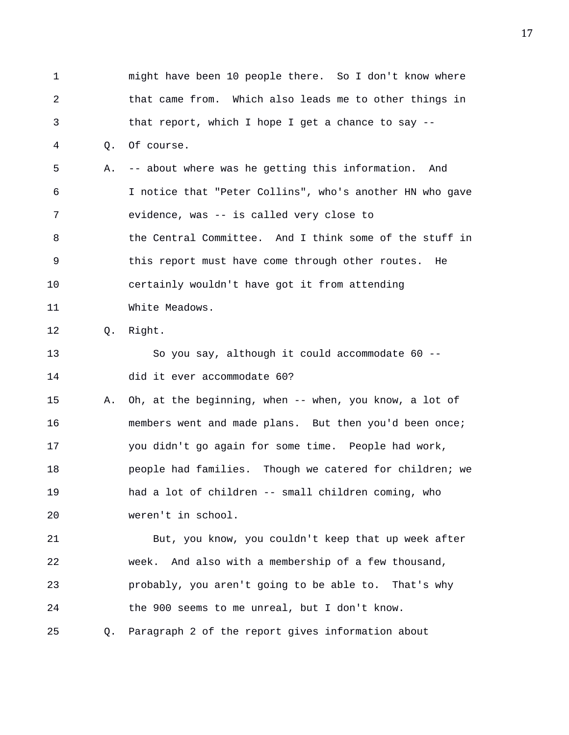1 might have been 10 people there. So I don't know where
2 that came from. Which also leads me to other things in
3 that report, which I hope I get a chance to say --
4 Q. Of course.
5 A. -- about where was he getting this information. And
6 I notice that "Peter Collins", who's another HN who gave
7 evidence, was -- is called very close to
8 the Central Committee. And I think some of the stuff in
9 this report must have come through other routes. He
10 certainly wouldn't have got it from attending
11 White Meadows.
12 Q. Right.
13 So you say, although it could accommodate 60 --
14 did it ever accommodate 60?
15 A. Oh, at the beginning, when -- when, you know, a lot of
16 members went and made plans. But then you'd been once;
17 you didn't go again for some time. People had work,
18 people had families. Though we catered for children; we
19 had a lot of children -- small children coming, who
20 weren't in school.
21 But, you know, you couldn't keep that up week after
22 week. And also with a membership of a few thousand,
23 probably, you aren't going to be able to. That's why
24 the 900 seems to me unreal, but I don't know.
25 Q. Paragraph 2 of the report gives information about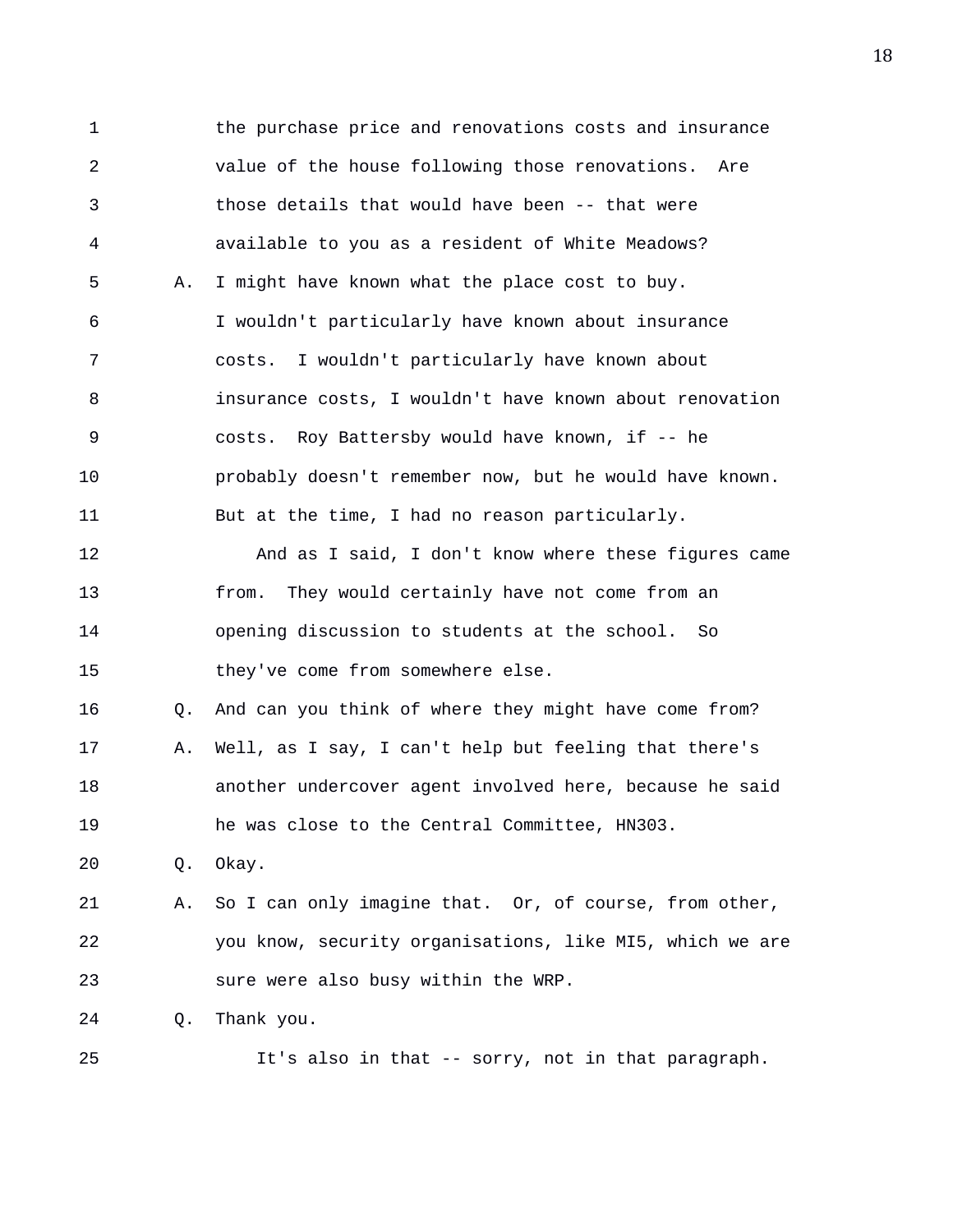the purchase price and renovations costs and insurance value of the house following those renovations. Are those details that would have been -- that were available to you as a resident of White Meadows?

A. I might have known what the place cost to buy. I wouldn't particularly have known about insurance costs. I wouldn't particularly have known about insurance costs, I wouldn't have known about renovation costs. Roy Battersby would have known, if -- he probably doesn't remember now, but he would have known. But at the time, I had no reason particularly.

And as I said, I don't know where these figures came from. They would certainly have not come from an opening discussion to students at the school. So they've come from somewhere else.

Q. And can you think of where they might have come from?

A. Well, as I say, I can't help but feeling that there's another undercover agent involved here, because he said he was close to the Central Committee, HN303.

Q. Okay.

A. So I can only imagine that. Or, of course, from other, you know, security organisations, like MI5, which we are sure were also busy within the WRP.

Q. Thank you.

It's also in that -- sorry, not in that paragraph.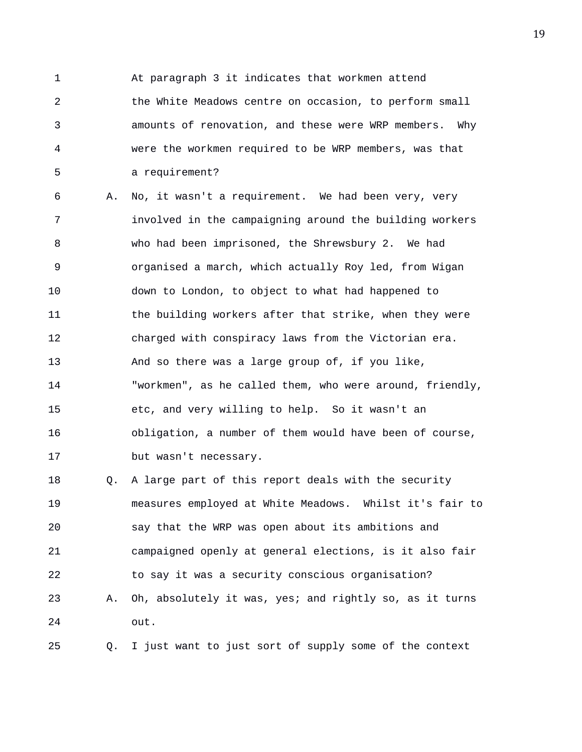1 At paragraph 3 it indicates that workmen attend
2 the White Meadows centre on occasion, to perform small
3 amounts of renovation, and these were WRP members. Why
4 were the workmen required to be WRP members, was that
5 a requirement?

6 A. No, it wasn't a requirement. We had been very, very
7 involved in the campaigning around the building workers
8 who had been imprisoned, the Shrewsbury 2. We had
9 organised a march, which actually Roy led, from Wigan
10 down to London, to object to what had happened to
11 the building workers after that strike, when they were
12 charged with conspiracy laws from the Victorian era.
13 And so there was a large group of, if you like,
14 "workmen", as he called them, who were around, friendly,
15 etc, and very willing to help. So it wasn't an
16 obligation, a number of them would have been of course,
17 but wasn't necessary.

18 Q. A large part of this report deals with the security
19 measures employed at White Meadows. Whilst it's fair to
20 say that the WRP was open about its ambitions and
21 campaigned openly at general elections, is it also fair
22 to say it was a security conscious organisation?

23 A. Oh, absolutely it was, yes; and rightly so, as it turns
24 out.

25 Q. I just want to just sort of supply some of the context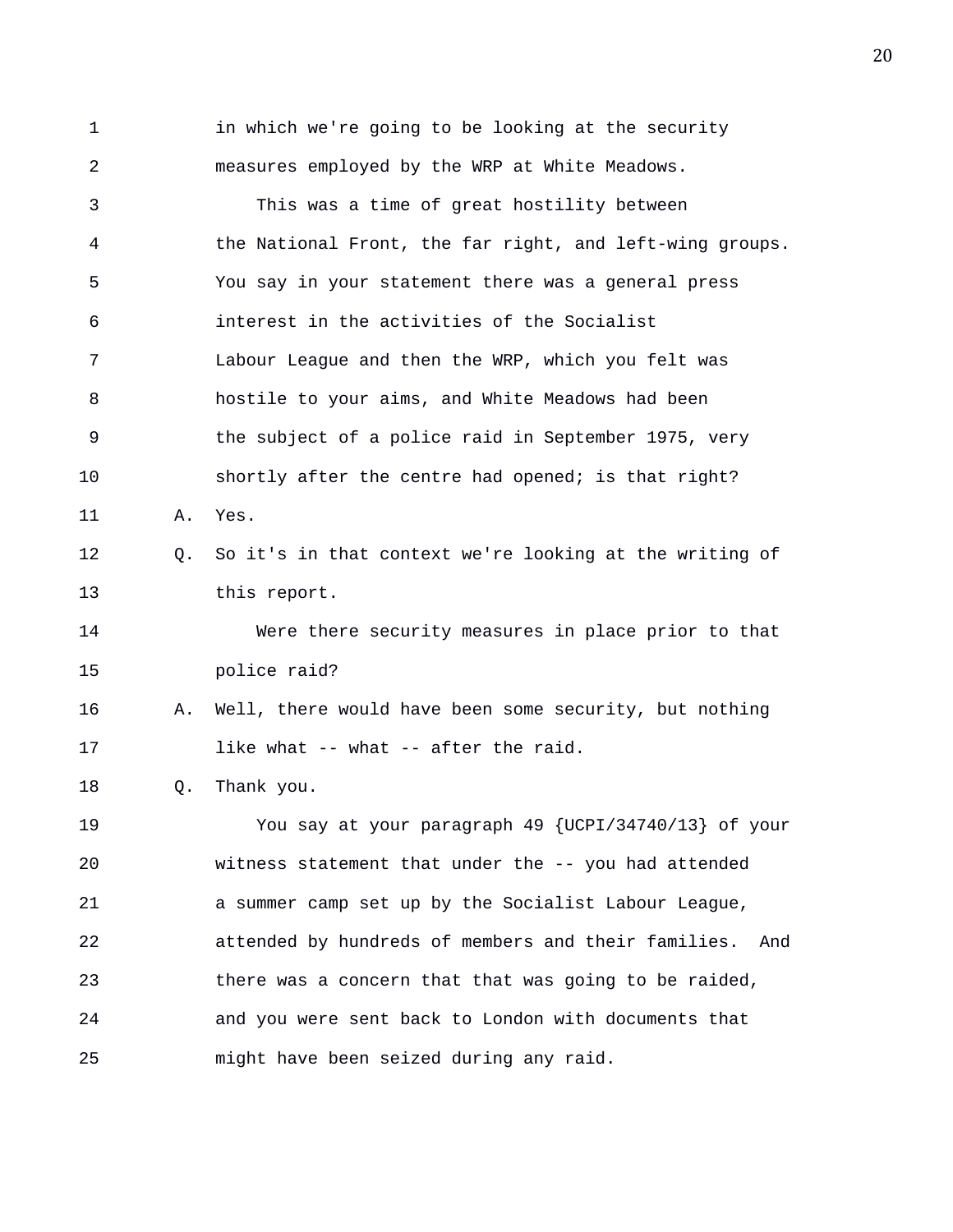in which we're going to be looking at the security measures employed by the WRP at White Meadows.

This was a time of great hostility between the National Front, the far right, and left-wing groups. You say in your statement there was a general press interest in the activities of the Socialist Labour League and then the WRP, which you felt was hostile to your aims, and White Meadows had been the subject of a police raid in September 1975, very shortly after the centre had opened; is that right?

A. Yes.

Q. So it's in that context we're looking at the writing of this report.

Were there security measures in place prior to that police raid?

A. Well, there would have been some security, but nothing like what -- what -- after the raid.

Q. Thank you.

You say at your paragraph 49 {UCPI/34740/13} of your witness statement that under the -- you had attended a summer camp set up by the Socialist Labour League, attended by hundreds of members and their families. And there was a concern that that was going to be raided, and you were sent back to London with documents that might have been seized during any raid.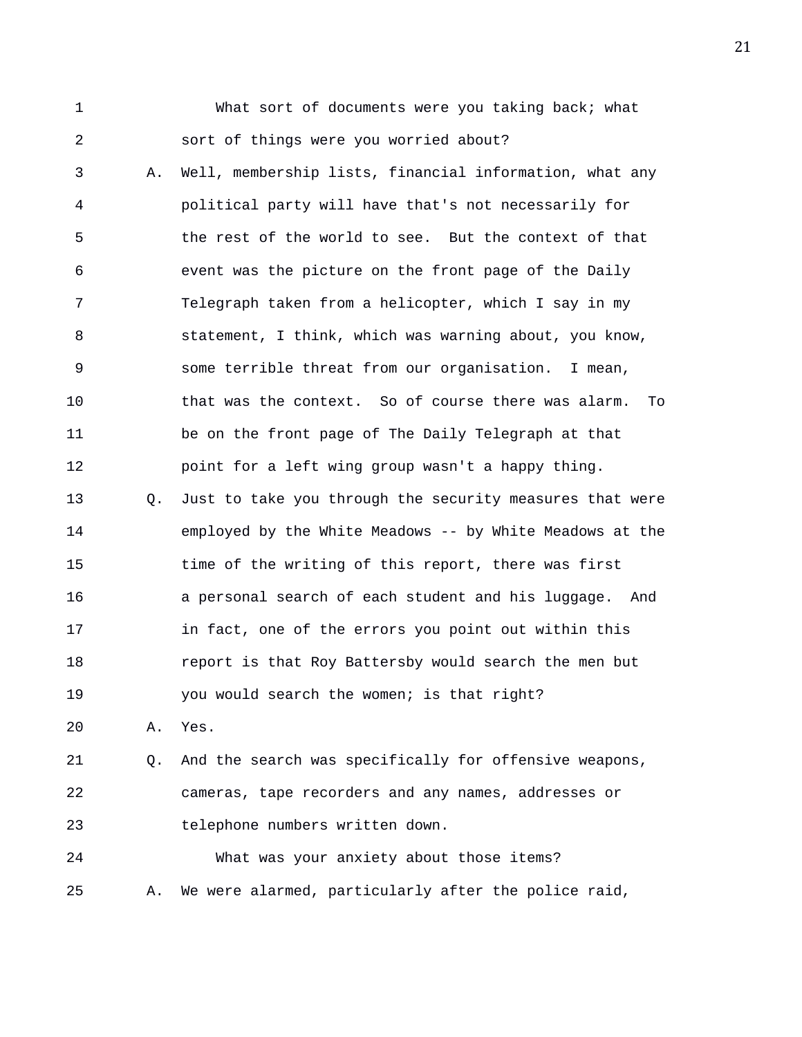1 What sort of documents were you taking back; what
2 sort of things were you worried about?

3 A. Well, membership lists, financial information, what any
4 political party will have that's not necessarily for
5 the rest of the world to see. But the context of that
6 event was the picture on the front page of the Daily
7 Telegraph taken from a helicopter, which I say in my
8 statement, I think, which was warning about, you know,
9 some terrible threat from our organisation. I mean,
10 that was the context. So of course there was alarm. To
11 be on the front page of The Daily Telegraph at that
12 point for a left wing group wasn't a happy thing.

13 Q. Just to take you through the security measures that were
14 employed by the White Meadows -- by White Meadows at the
15 time of the writing of this report, there was first
16 a personal search of each student and his luggage. And
17 in fact, one of the errors you point out within this
18 report is that Roy Battersby would search the men but
19 you would search the women; is that right?

20 A. Yes.

21 Q. And the search was specifically for offensive weapons,
22 cameras, tape recorders and any names, addresses or
23 telephone numbers written down.
24 What was your anxiety about those items?

25 A. We were alarmed, particularly after the police raid,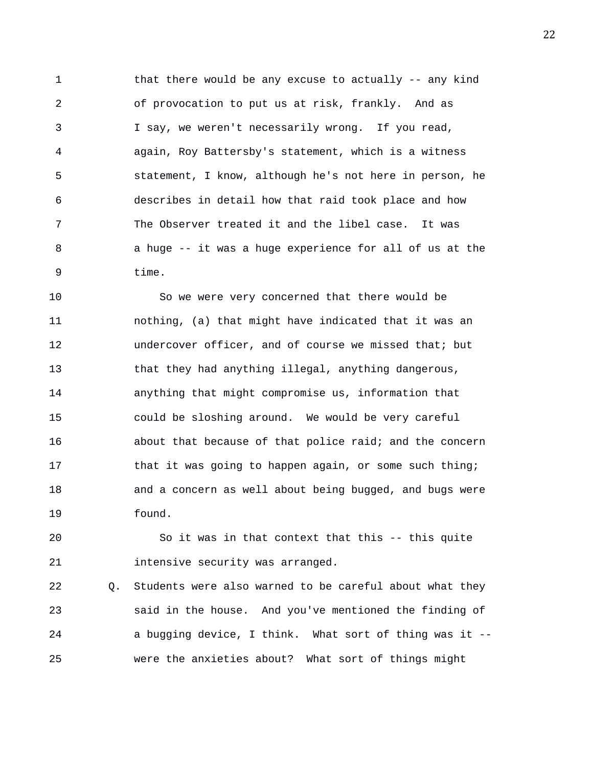1 that there would be any excuse to actually -- any kind
2 of provocation to put us at risk, frankly. And as
3 I say, we weren't necessarily wrong. If you read,
4 again, Roy Battersby's statement, which is a witness
5 statement, I know, although he's not here in person, he
6 describes in detail how that raid took place and how
7 The Observer treated it and the libel case. It was
8 a huge -- it was a huge experience for all of us at the
9 time.

10 So we were very concerned that there would be
11 nothing, (a) that might have indicated that it was an
12 undercover officer, and of course we missed that; but
13 that they had anything illegal, anything dangerous,
14 anything that might compromise us, information that
15 could be sloshing around. We would be very careful
16 about that because of that police raid; and the concern
17 that it was going to happen again, or some such thing;
18 and a concern as well about being bugged, and bugs were
19 found.

20 So it was in that context that this -- this quite
21 intensive security was arranged.

22 Q. Students were also warned to be careful about what they
23 said in the house. And you've mentioned the finding of
24 a bugging device, I think. What sort of thing was it --
25 were the anxieties about? What sort of things might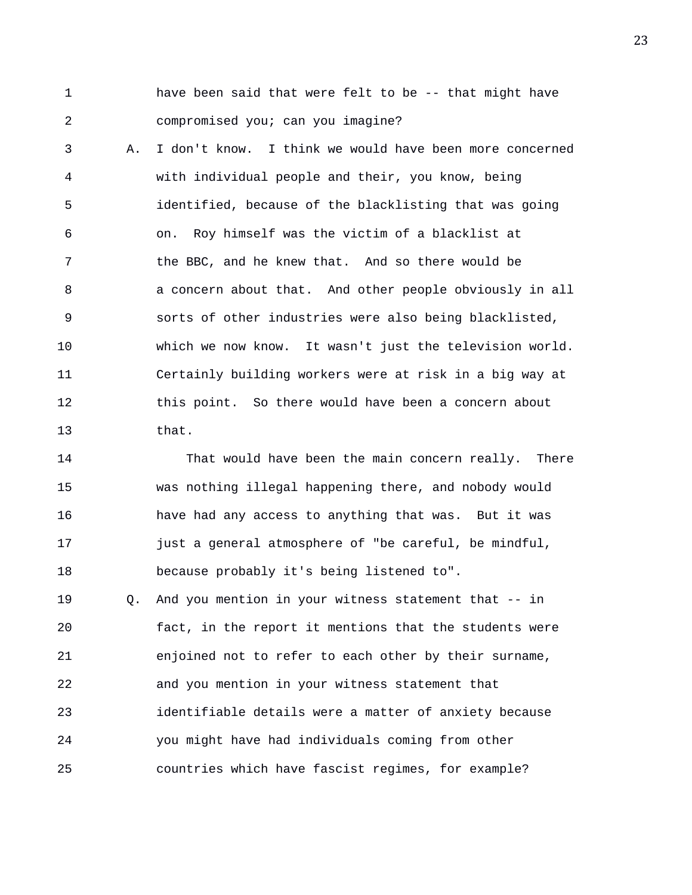have been said that were felt to be -- that might have compromised you; can you imagine?

A. I don't know. I think we would have been more concerned with individual people and their, you know, being identified, because of the blacklisting that was going on. Roy himself was the victim of a blacklist at the BBC, and he knew that. And so there would be a concern about that. And other people obviously in all sorts of other industries were also being blacklisted, which we now know. It wasn't just the television world. Certainly building workers were at risk in a big way at this point. So there would have been a concern about that.

That would have been the main concern really. There was nothing illegal happening there, and nobody would have had any access to anything that was. But it was just a general atmosphere of "be careful, be mindful, because probably it's being listened to".

Q. And you mention in your witness statement that -- in fact, in the report it mentions that the students were enjoined not to refer to each other by their surname, and you mention in your witness statement that identifiable details were a matter of anxiety because you might have had individuals coming from other countries which have fascist regimes, for example?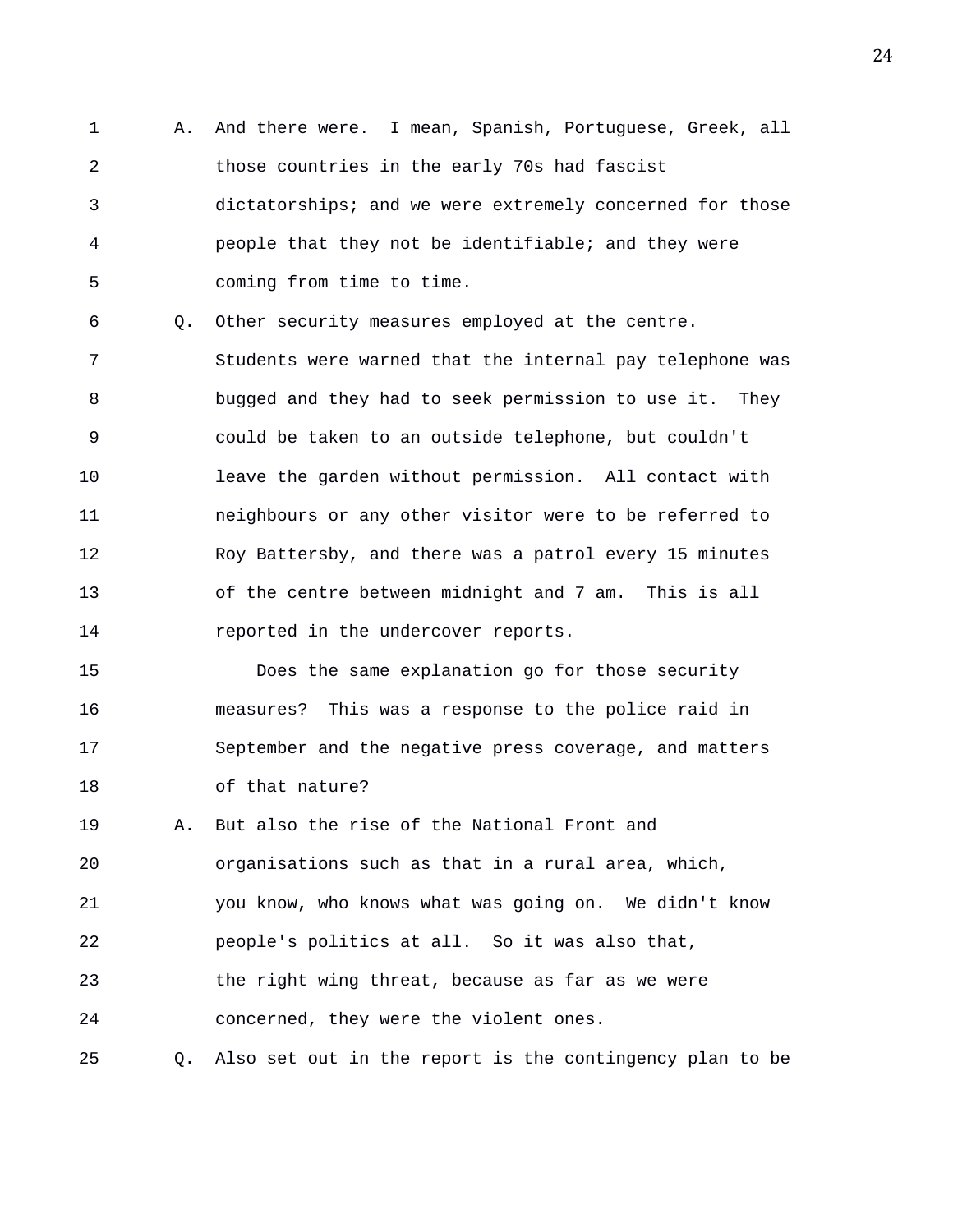A. And there were. I mean, Spanish, Portuguese, Greek, all those countries in the early 70s had fascist dictatorships; and we were extremely concerned for those people that they not be identifiable; and they were coming from time to time.

Q. Other security measures employed at the centre. Students were warned that the internal pay telephone was bugged and they had to seek permission to use it. They could be taken to an outside telephone, but couldn't leave the garden without permission. All contact with neighbours or any other visitor were to be referred to Roy Battersby, and there was a patrol every 15 minutes of the centre between midnight and 7 am. This is all reported in the undercover reports.

Does the same explanation go for those security measures? This was a response to the police raid in September and the negative press coverage, and matters of that nature?

A. But also the rise of the National Front and organisations such as that in a rural area, which, you know, who knows what was going on. We didn't know people's politics at all. So it was also that, the right wing threat, because as far as we were concerned, they were the violent ones.

Q. Also set out in the report is the contingency plan to be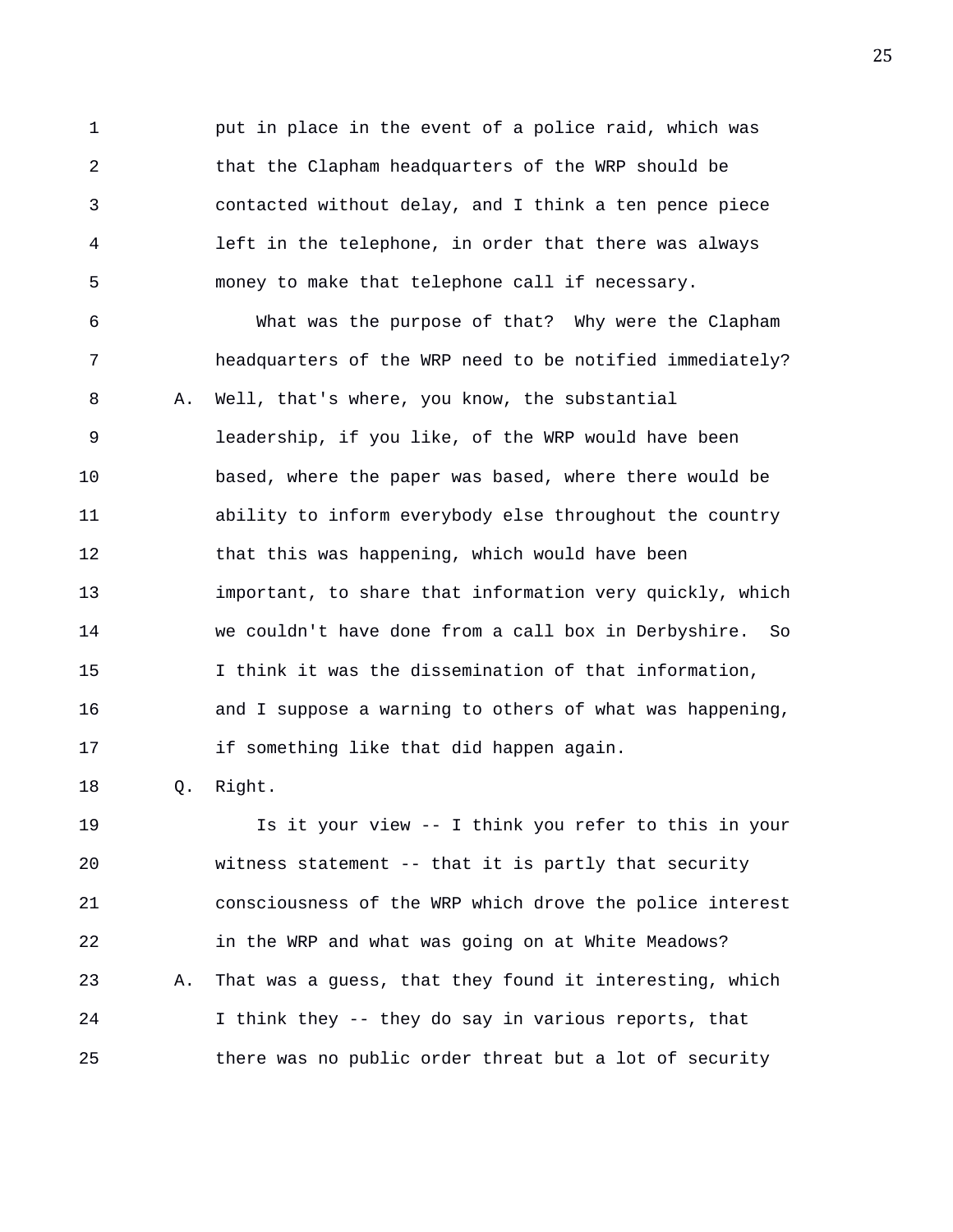1 put in place in the event of a police raid, which was
2 that the Clapham headquarters of the WRP should be
3 contacted without delay, and I think a ten pence piece
4 left in the telephone, in order that there was always
5 money to make that telephone call if necessary.

6 What was the purpose of that? Why were the Clapham
7 headquarters of the WRP need to be notified immediately?

8 A. Well, that's where, you know, the substantial
9 leadership, if you like, of the WRP would have been
10 based, where the paper was based, where there would be
11 ability to inform everybody else throughout the country
12 that this was happening, which would have been
13 important, to share that information very quickly, which
14 we couldn't have done from a call box in Derbyshire. So
15 I think it was the dissemination of that information,
16 and I suppose a warning to others of what was happening,
17 if something like that did happen again.

18 Q. Right.

19 Is it your view -- I think you refer to this in your
20 witness statement -- that it is partly that security
21 consciousness of the WRP which drove the police interest
22 in the WRP and what was going on at White Meadows?

23 A. That was a guess, that they found it interesting, which
24 I think they -- they do say in various reports, that
25 there was no public order threat but a lot of security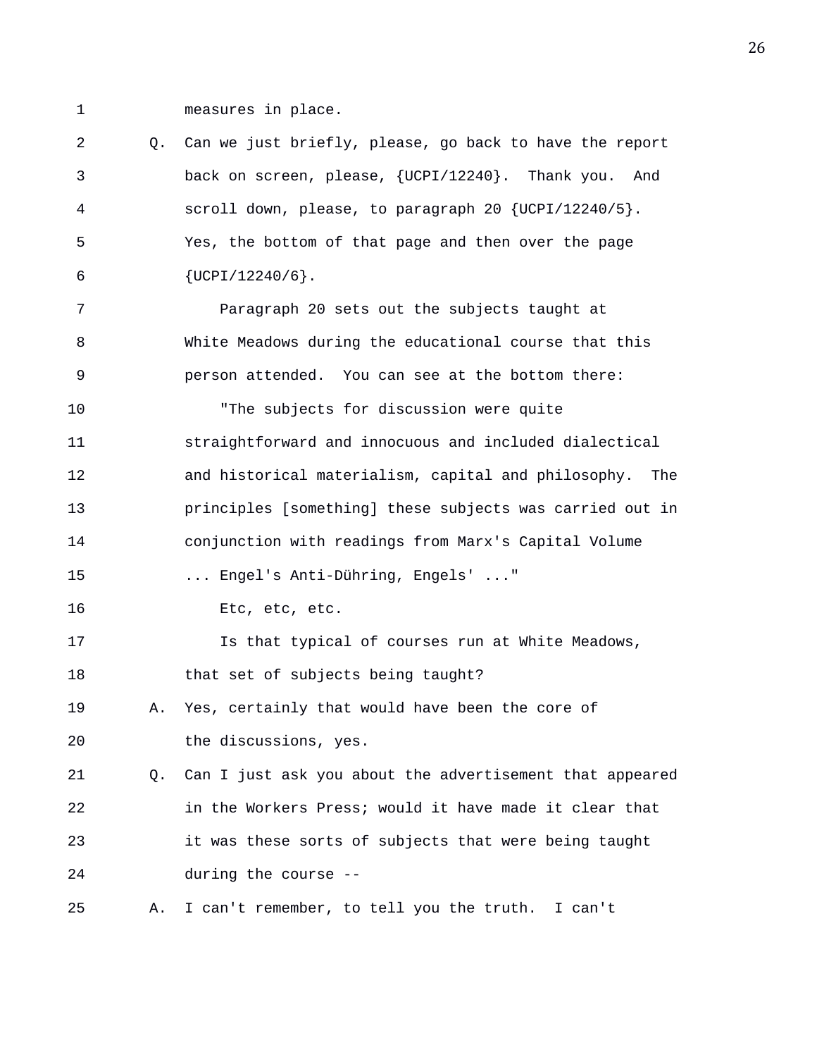measures in place.

Q. Can we just briefly, please, go back to have the report back on screen, please, {UCPI/12240}. Thank you. And scroll down, please, to paragraph 20 {UCPI/12240/5}. Yes, the bottom of that page and then over the page {UCPI/12240/6}.

Paragraph 20 sets out the subjects taught at White Meadows during the educational course that this person attended. You can see at the bottom there:

"The subjects for discussion were quite straightforward and innocuous and included dialectical and historical materialism, capital and philosophy. The principles [something] these subjects was carried out in conjunction with readings from Marx's Capital Volume ... Engel's Anti-Dühring, Engels' ..."

Etc, etc, etc.

Is that typical of courses run at White Meadows, that set of subjects being taught?

A. Yes, certainly that would have been the core of the discussions, yes.

Q. Can I just ask you about the advertisement that appeared in the Workers Press; would it have made it clear that it was these sorts of subjects that were being taught during the course --

A. I can't remember, to tell you the truth. I can't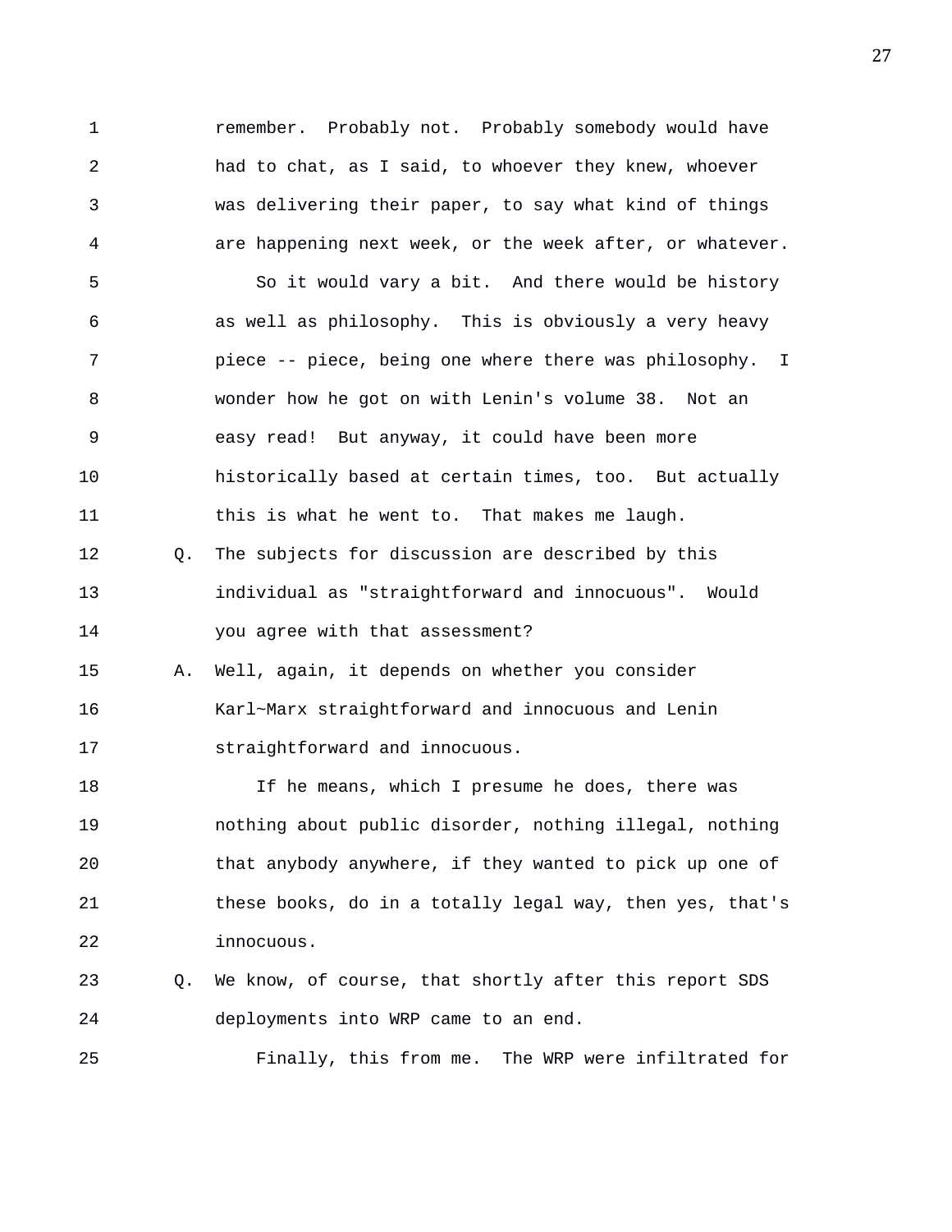remember. Probably not. Probably somebody would have had to chat, as I said, to whoever they knew, whoever was delivering their paper, to say what kind of things are happening next week, or the week after, or whatever.

So it would vary a bit. And there would be history as well as philosophy. This is obviously a very heavy piece -- piece, being one where there was philosophy. I wonder how he got on with Lenin's volume 38. Not an easy read! But anyway, it could have been more historically based at certain times, too. But actually this is what he went to. That makes me laugh.

Q. The subjects for discussion are described by this individual as "straightforward and innocuous". Would you agree with that assessment?

A. Well, again, it depends on whether you consider Karl~Marx straightforward and innocuous and Lenin straightforward and innocuous.

If he means, which I presume he does, there was nothing about public disorder, nothing illegal, nothing that anybody anywhere, if they wanted to pick up one of these books, do in a totally legal way, then yes, that's innocuous.

Q. We know, of course, that shortly after this report SDS deployments into WRP came to an end.

Finally, this from me. The WRP were infiltrated for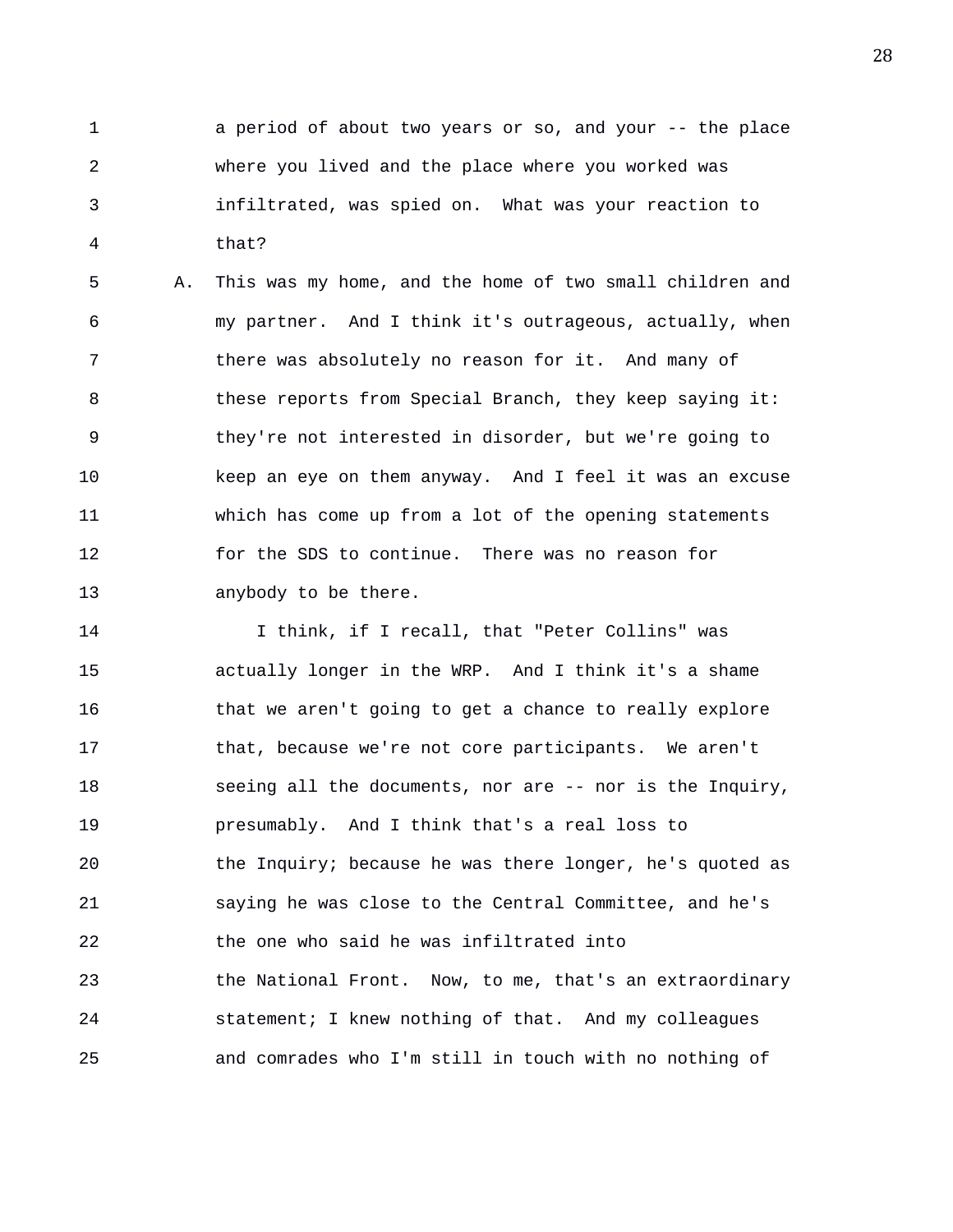a period of about two years or so, and your -- the place where you lived and the place where you worked was infiltrated, was spied on. What was your reaction to that?

A. This was my home, and the home of two small children and my partner. And I think it's outrageous, actually, when there was absolutely no reason for it. And many of these reports from Special Branch, they keep saying it: they're not interested in disorder, but we're going to keep an eye on them anyway. And I feel it was an excuse which has come up from a lot of the opening statements for the SDS to continue. There was no reason for anybody to be there.

I think, if I recall, that "Peter Collins" was actually longer in the WRP. And I think it's a shame that we aren't going to get a chance to really explore that, because we're not core participants. We aren't seeing all the documents, nor are -- nor is the Inquiry, presumably. And I think that's a real loss to the Inquiry; because he was there longer, he's quoted as saying he was close to the Central Committee, and he's the one who said he was infiltrated into the National Front. Now, to me, that's an extraordinary statement; I knew nothing of that. And my colleagues and comrades who I'm still in touch with no nothing of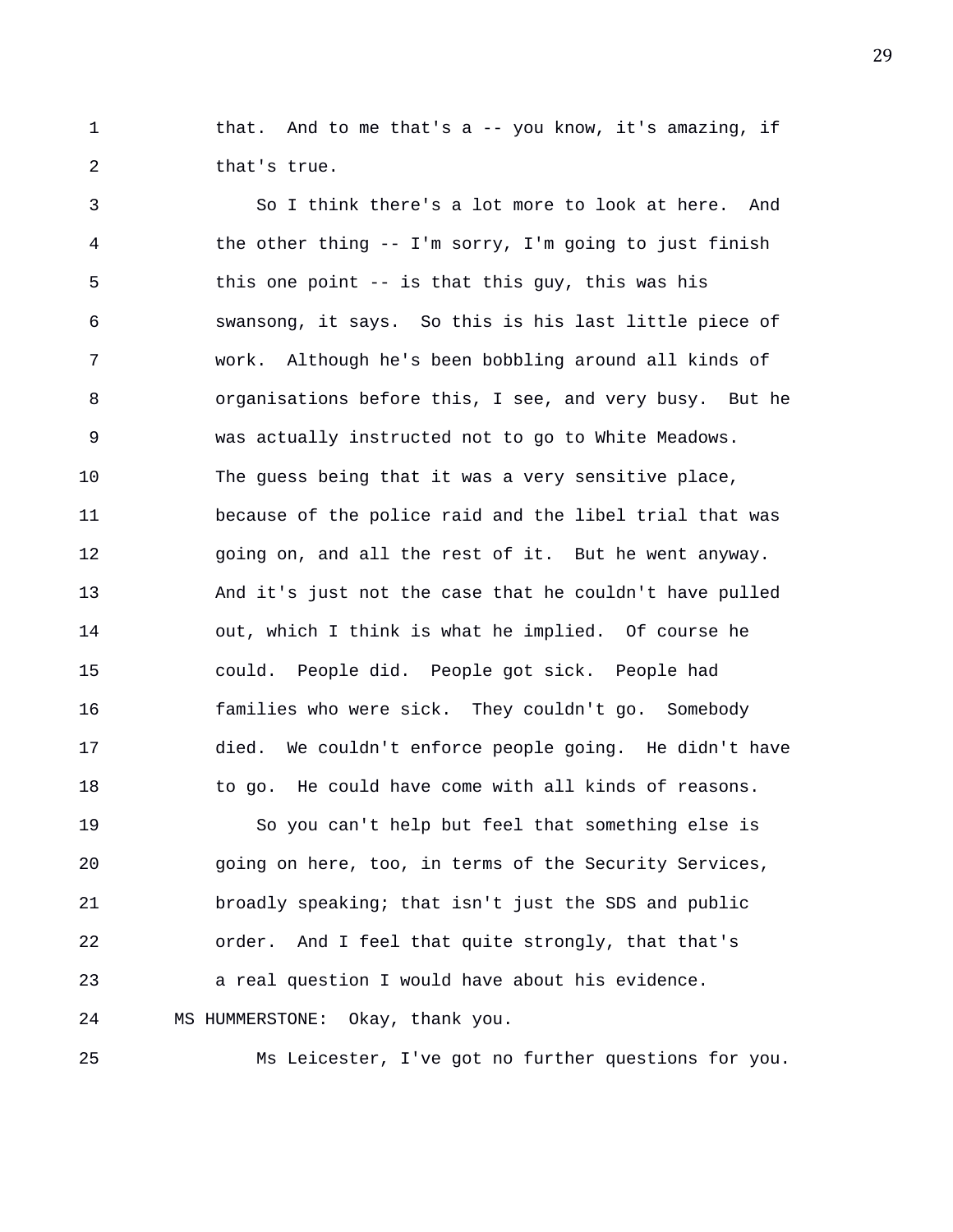that. And to me that's a -- you know, it's amazing, if that's true.

So I think there's a lot more to look at here. And the other thing -- I'm sorry, I'm going to just finish this one point -- is that this guy, this was his swansong, it says. So this is his last little piece of work. Although he's been bobbling around all kinds of organisations before this, I see, and very busy. But he was actually instructed not to go to White Meadows. The guess being that it was a very sensitive place, because of the police raid and the libel trial that was going on, and all the rest of it. But he went anyway. And it's just not the case that he couldn't have pulled out, which I think is what he implied. Of course he could. People did. People got sick. People had families who were sick. They couldn't go. Somebody died. We couldn't enforce people going. He didn't have to go. He could have come with all kinds of reasons.

So you can't help but feel that something else is going on here, too, in terms of the Security Services, broadly speaking; that isn't just the SDS and public order. And I feel that quite strongly, that that's a real question I would have about his evidence.

MS HUMMERSTONE: Okay, thank you.

Ms Leicester, I've got no further questions for you.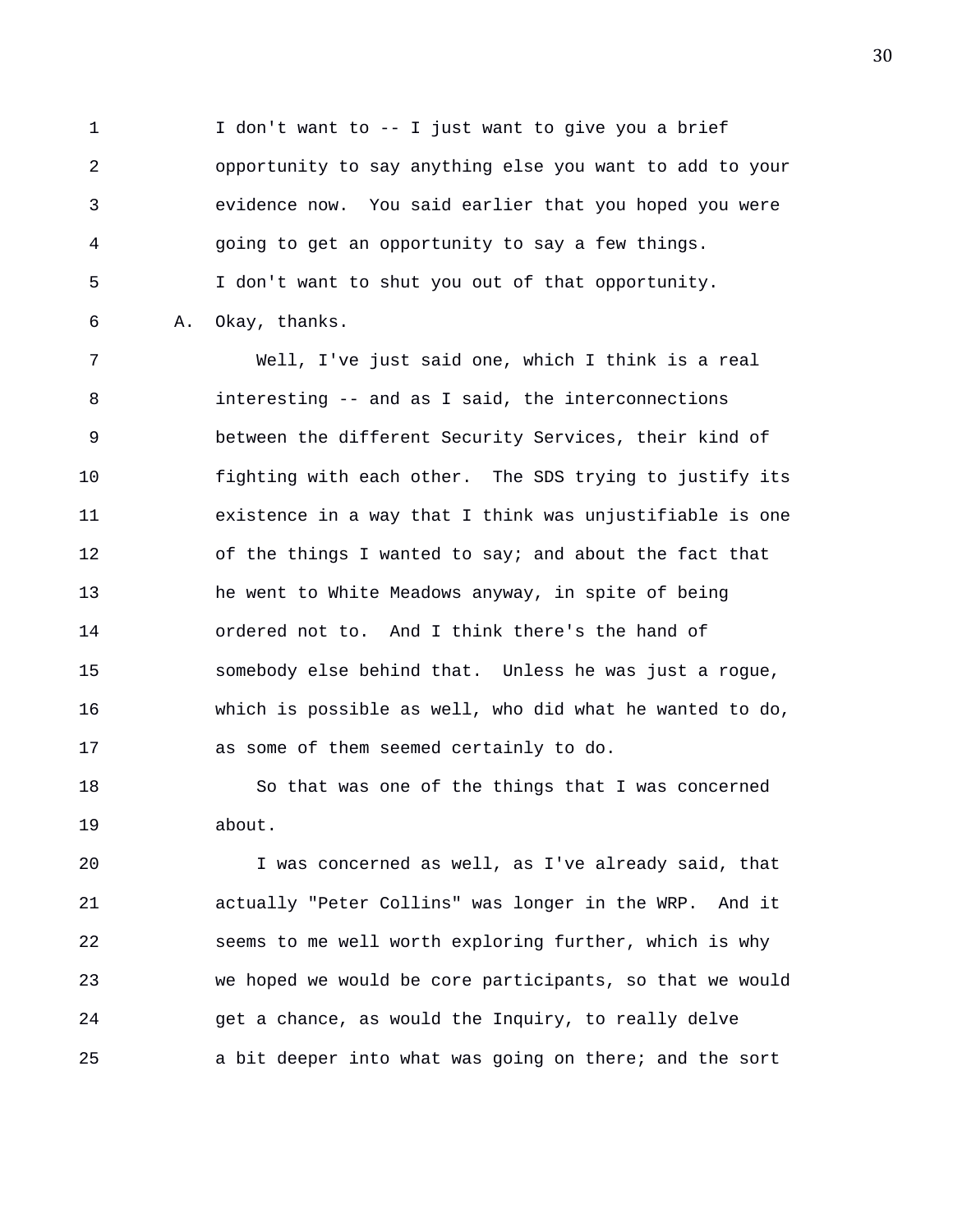I don't want to -- I just want to give you a brief opportunity to say anything else you want to add to your evidence now. You said earlier that you hoped you were going to get an opportunity to say a few things. I don't want to shut you out of that opportunity.

A. Okay, thanks.

Well, I've just said one, which I think is a real interesting -- and as I said, the interconnections between the different Security Services, their kind of fighting with each other. The SDS trying to justify its existence in a way that I think was unjustifiable is one of the things I wanted to say; and about the fact that he went to White Meadows anyway, in spite of being ordered not to. And I think there's the hand of somebody else behind that. Unless he was just a rogue, which is possible as well, who did what he wanted to do, as some of them seemed certainly to do.

So that was one of the things that I was concerned about.

I was concerned as well, as I've already said, that actually "Peter Collins" was longer in the WRP. And it seems to me well worth exploring further, which is why we hoped we would be core participants, so that we would get a chance, as would the Inquiry, to really delve a bit deeper into what was going on there; and the sort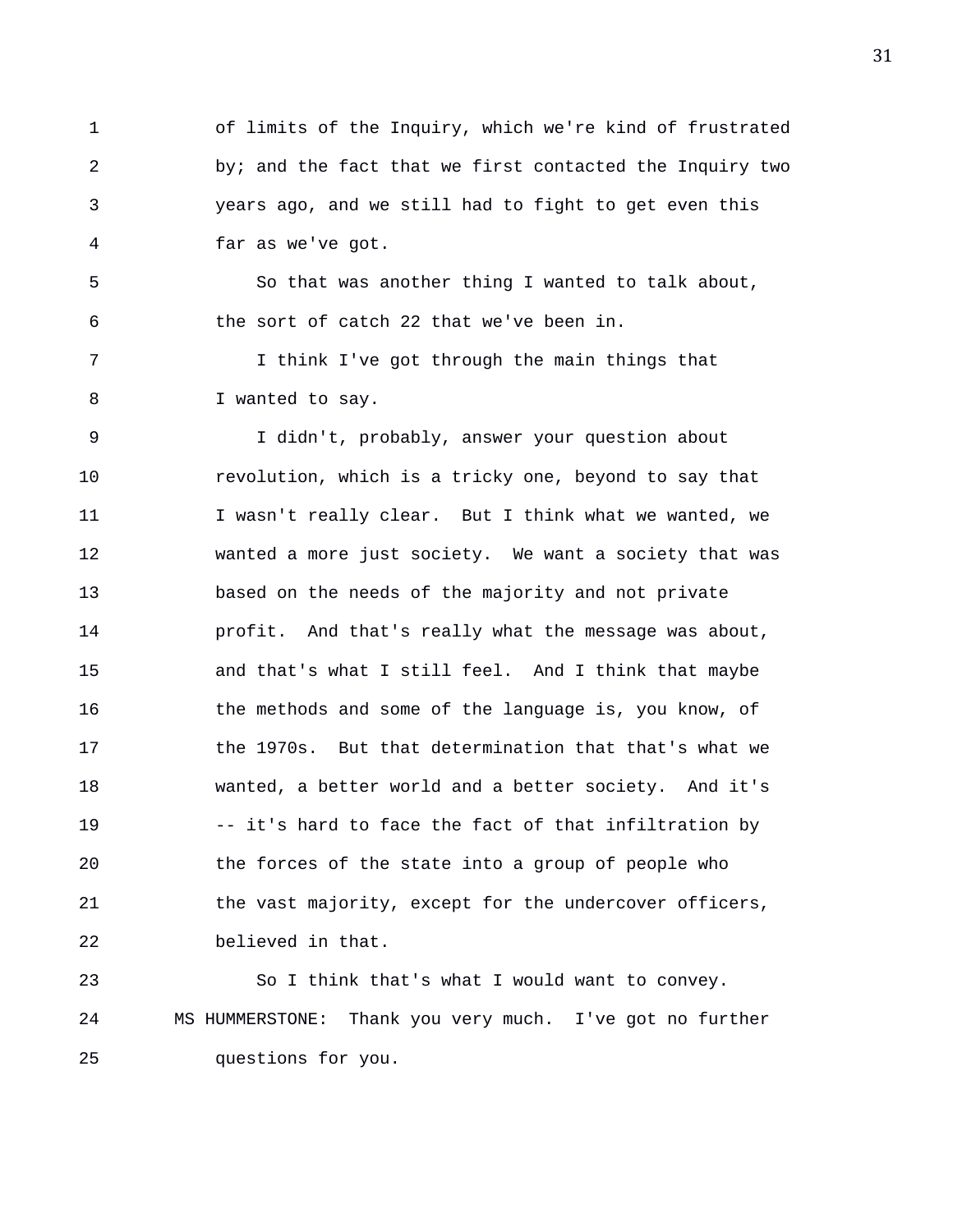of limits of the Inquiry, which we're kind of frustrated by; and the fact that we first contacted the Inquiry two years ago, and we still had to fight to get even this far as we've got.

So that was another thing I wanted to talk about, the sort of catch 22 that we've been in.

I think I've got through the main things that I wanted to say.

I didn't, probably, answer your question about revolution, which is a tricky one, beyond to say that I wasn't really clear. But I think what we wanted, we wanted a more just society. We want a society that was based on the needs of the majority and not private profit. And that's really what the message was about, and that's what I still feel. And I think that maybe the methods and some of the language is, you know, of the 1970s. But that determination that that's what we wanted, a better world and a better society. And it's -- it's hard to face the fact of that infiltration by the forces of the state into a group of people who the vast majority, except for the undercover officers, believed in that.

So I think that's what I would want to convey.

MS HUMMERSTONE: Thank you very much. I've got no further questions for you.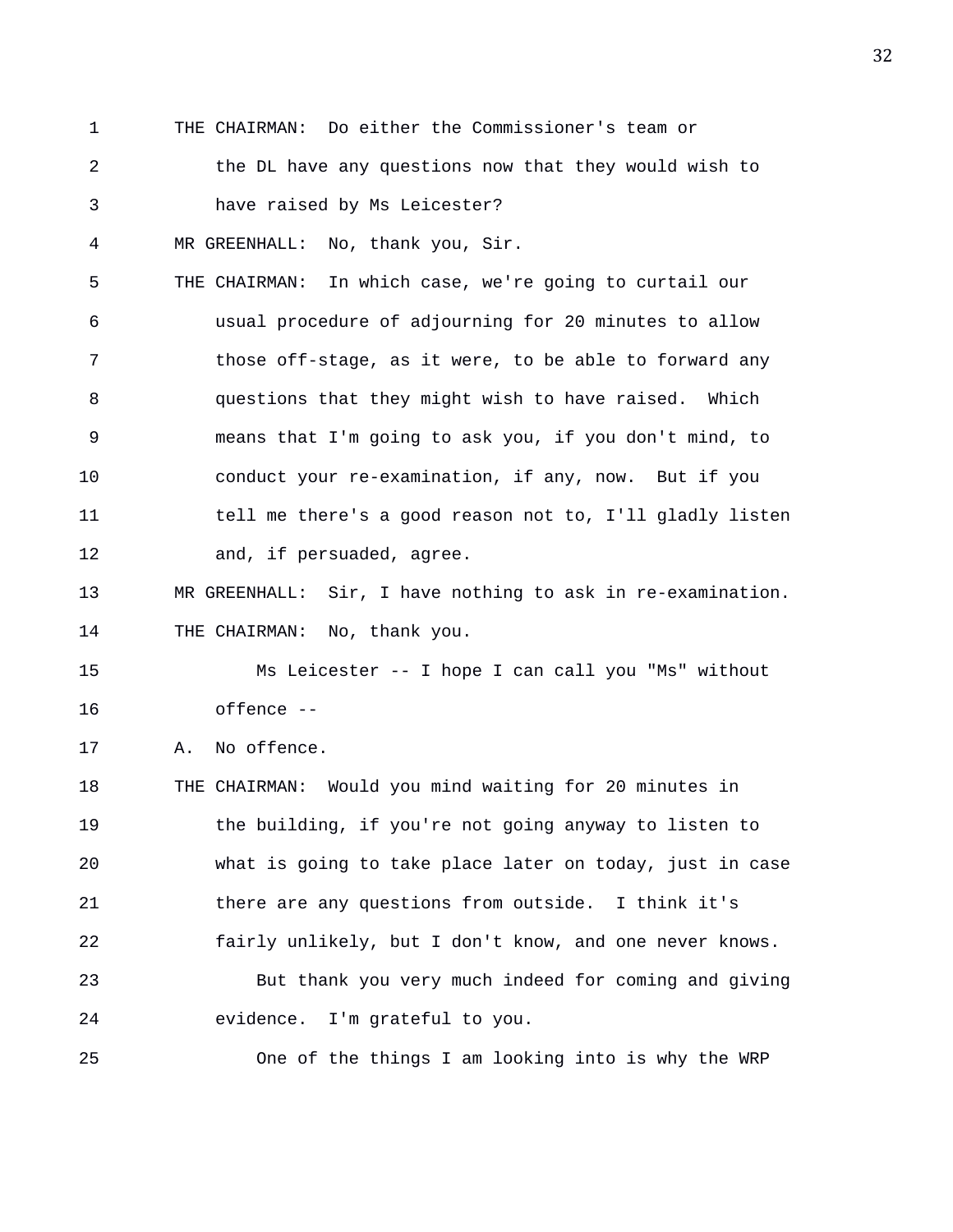THE CHAIRMAN: Do either the Commissioner's team or the DL have any questions now that they would wish to have raised by Ms Leicester?

MR GREENHALL: No, thank you, Sir.

THE CHAIRMAN: In which case, we're going to curtail our usual procedure of adjourning for 20 minutes to allow those off-stage, as it were, to be able to forward any questions that they might wish to have raised. Which means that I'm going to ask you, if you don't mind, to conduct your re-examination, if any, now. But if you tell me there's a good reason not to, I'll gladly listen and, if persuaded, agree.

MR GREENHALL: Sir, I have nothing to ask in re-examination.

THE CHAIRMAN: No, thank you.

Ms Leicester -- I hope I can call you "Ms" without offence --

A. No offence.

THE CHAIRMAN: Would you mind waiting for 20 minutes in the building, if you're not going anyway to listen to what is going to take place later on today, just in case there are any questions from outside. I think it's fairly unlikely, but I don't know, and one never knows.

But thank you very much indeed for coming and giving evidence. I'm grateful to you.

One of the things I am looking into is why the WRP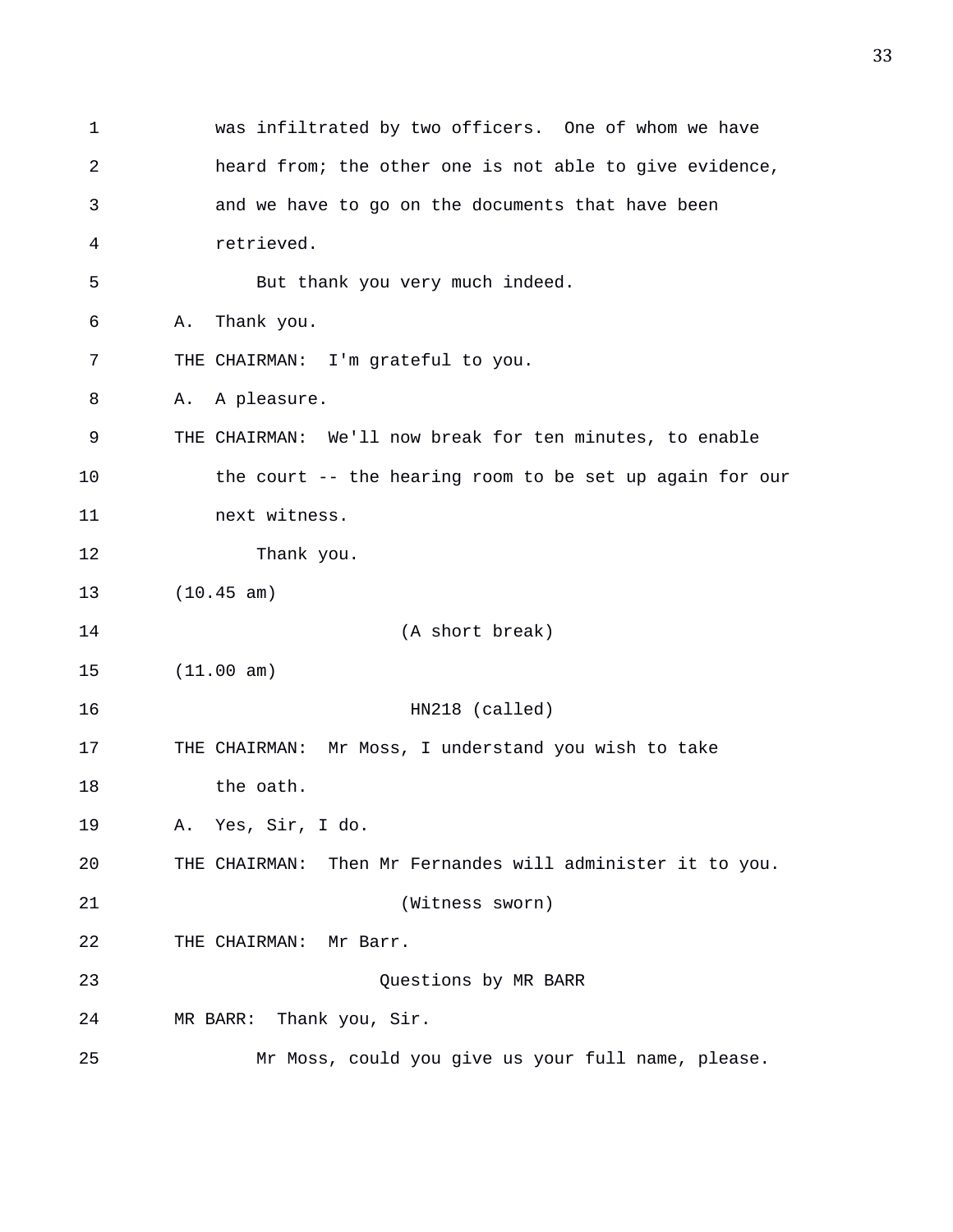1 was infiltrated by two officers. One of whom we have
2 heard from; the other one is not able to give evidence,
3 and we have to go on the documents that have been
4 retrieved.
5 But thank you very much indeed.
6 A. Thank you.
7 THE CHAIRMAN: I'm grateful to you.
8 A. A pleasure.
9 THE CHAIRMAN: We'll now break for ten minutes, to enable
10 the court -- the hearing room to be set up again for our
11 next witness.
12 Thank you.
13 (10.45 am)
14 (A short break)
15 (11.00 am)
16 HN218 (called)
17 THE CHAIRMAN: Mr Moss, I understand you wish to take
18 the oath.
19 A. Yes, Sir, I do.
20 THE CHAIRMAN: Then Mr Fernandes will administer it to you.
21 (Witness sworn)
22 THE CHAIRMAN: Mr Barr.
23 Questions by MR BARR
24 MR BARR: Thank you, Sir.
25 Mr Moss, could you give us your full name, please.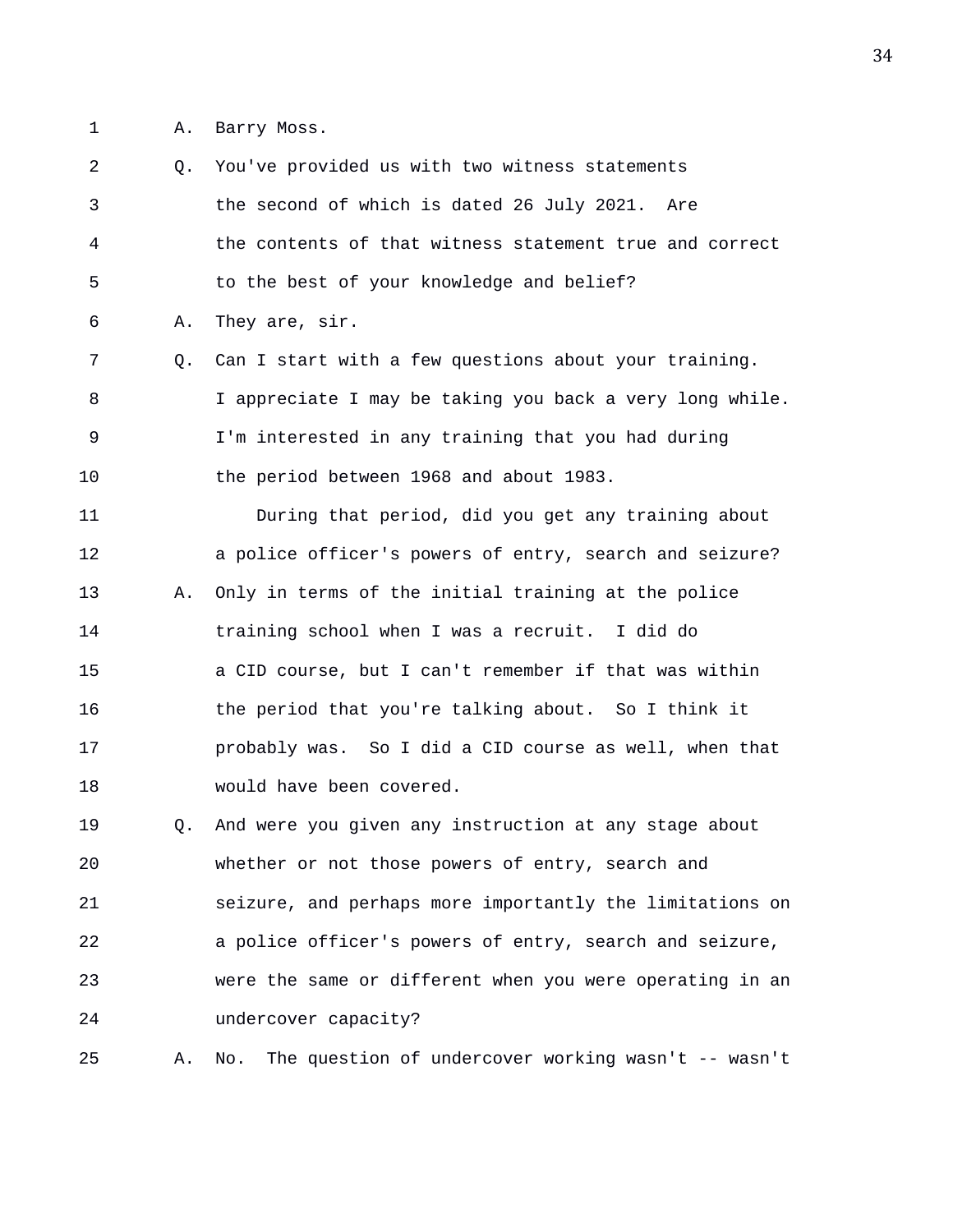1 A. Barry Moss.

2 Q. You've provided us with two witness statements

3 the second of which is dated 26 July 2021. Are

4 the contents of that witness statement true and correct

5 to the best of your knowledge and belief?

6 A. They are, sir.

7 Q. Can I start with a few questions about your training.

8 I appreciate I may be taking you back a very long while.

9 I'm interested in any training that you had during

10 the period between 1968 and about 1983.

11 During that period, did you get any training about

12 a police officer's powers of entry, search and seizure?

13 A. Only in terms of the initial training at the police

14 training school when I was a recruit. I did do

15 a CID course, but I can't remember if that was within

16 the period that you're talking about. So I think it

17 probably was. So I did a CID course as well, when that

18 would have been covered.

19 Q. And were you given any instruction at any stage about

20 whether or not those powers of entry, search and

21 seizure, and perhaps more importantly the limitations on

22 a police officer's powers of entry, search and seizure,

23 were the same or different when you were operating in an

24 undercover capacity?

25 A. No. The question of undercover working wasn't -- wasn't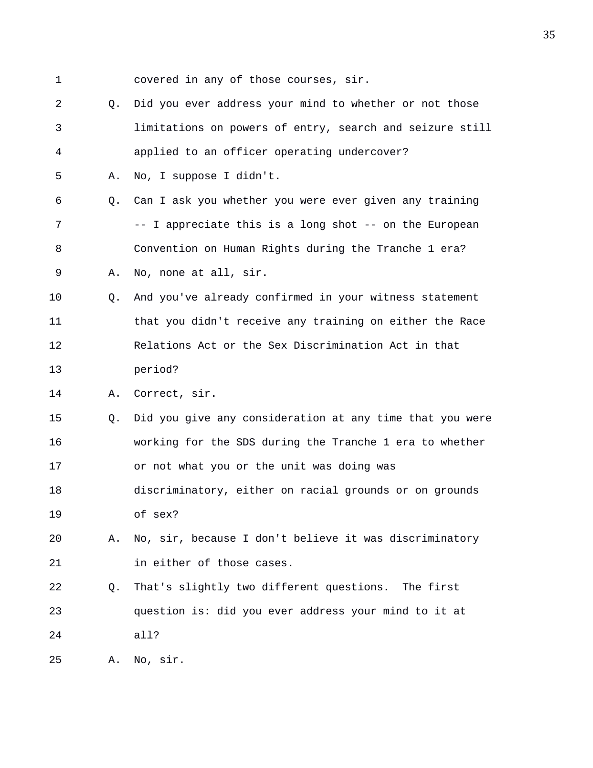1 covered in any of those courses, sir.

2 Q. Did you ever address your mind to whether or not those

3 limitations on powers of entry, search and seizure still

4 applied to an officer operating undercover?

5 A. No, I suppose I didn't.

6 Q. Can I ask you whether you were ever given any training

7 -- I appreciate this is a long shot -- on the European

8 Convention on Human Rights during the Tranche 1 era?

9 A. No, none at all, sir.

10 Q. And you've already confirmed in your witness statement

11 that you didn't receive any training on either the Race

12 Relations Act or the Sex Discrimination Act in that

13 period?

14 A. Correct, sir.

15 Q. Did you give any consideration at any time that you were

16 working for the SDS during the Tranche 1 era to whether

17 or not what you or the unit was doing was

18 discriminatory, either on racial grounds or on grounds

19 of sex?

20 A. No, sir, because I don't believe it was discriminatory

21 in either of those cases.

22 Q. That's slightly two different questions. The first

23 question is: did you ever address your mind to it at

24 all?

25 A. No, sir.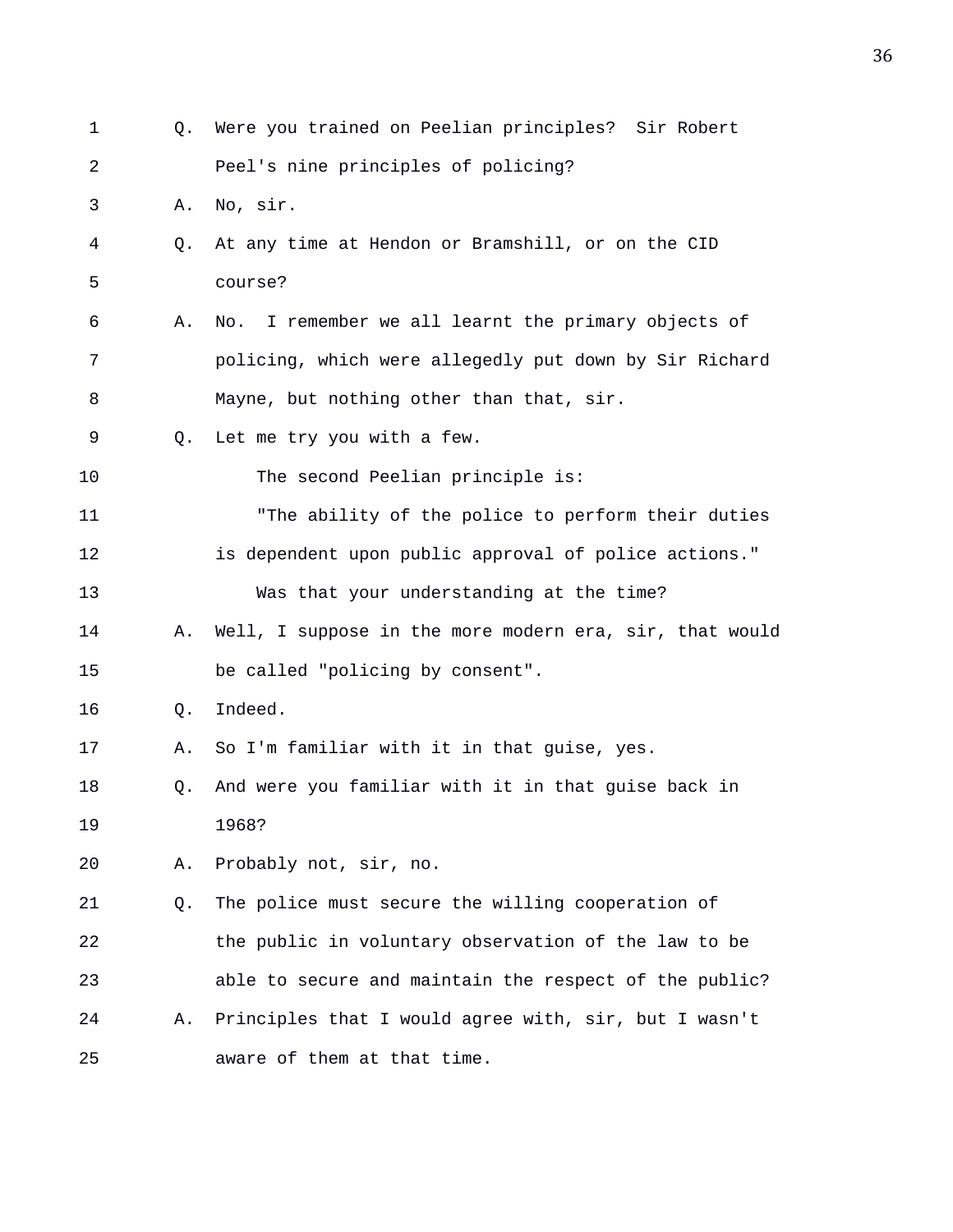1 Q. Were you trained on Peelian principles? Sir Robert
2 Peel's nine principles of policing?
3 A. No, sir.
4 Q. At any time at Hendon or Bramshill, or on the CID
5 course?
6 A. No. I remember we all learnt the primary objects of
7 policing, which were allegedly put down by Sir Richard
8 Mayne, but nothing other than that, sir.
9 Q. Let me try you with a few.
10 The second Peelian principle is:
11 "The ability of the police to perform their duties
12 is dependent upon public approval of police actions."
13 Was that your understanding at the time?
14 A. Well, I suppose in the more modern era, sir, that would
15 be called "policing by consent".
16 Q. Indeed.
17 A. So I'm familiar with it in that guise, yes.
18 Q. And were you familiar with it in that guise back in
19 1968?
20 A. Probably not, sir, no.
21 Q. The police must secure the willing cooperation of
22 the public in voluntary observation of the law to be
23 able to secure and maintain the respect of the public?
24 A. Principles that I would agree with, sir, but I wasn't
25 aware of them at that time.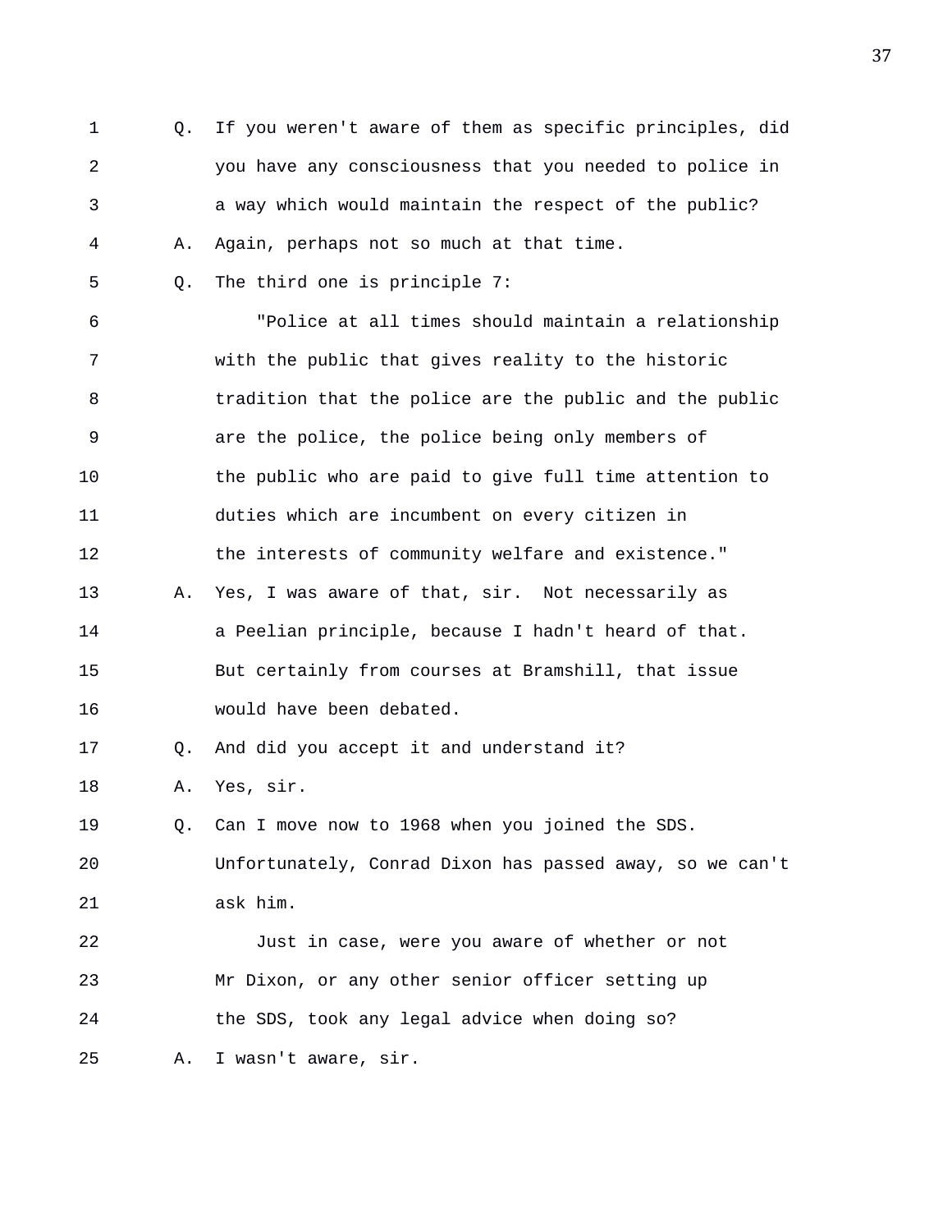Q. If you weren't aware of them as specific principles, did you have any consciousness that you needed to police in a way which would maintain the respect of the public?

A. Again, perhaps not so much at that time.

Q. The third one is principle 7:

"Police at all times should maintain a relationship with the public that gives reality to the historic tradition that the police are the public and the public are the police, the police being only members of the public who are paid to give full time attention to duties which are incumbent on every citizen in the interests of community welfare and existence."

A. Yes, I was aware of that, sir. Not necessarily as a Peelian principle, because I hadn't heard of that. But certainly from courses at Bramshill, that issue would have been debated.

Q. And did you accept it and understand it?

A. Yes, sir.

Q. Can I move now to 1968 when you joined the SDS. Unfortunately, Conrad Dixon has passed away, so we can't ask him.

Just in case, were you aware of whether or not Mr Dixon, or any other senior officer setting up the SDS, took any legal advice when doing so?

A. I wasn't aware, sir.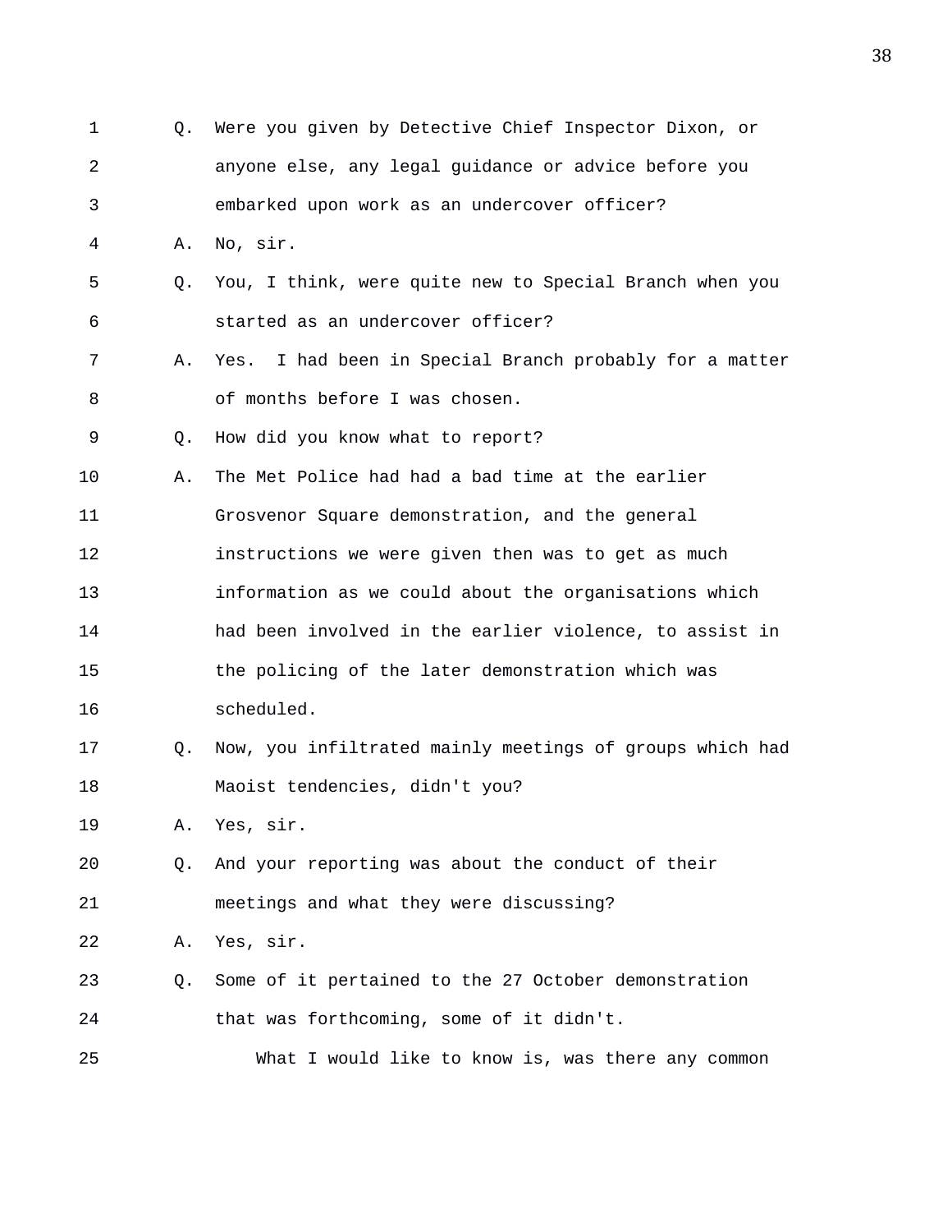1 Q. Were you given by Detective Chief Inspector Dixon, or
2 anyone else, any legal guidance or advice before you
3 embarked upon work as an undercover officer?
4 A. No, sir.
5 Q. You, I think, were quite new to Special Branch when you
6 started as an undercover officer?
7 A. Yes. I had been in Special Branch probably for a matter
8 of months before I was chosen.
9 Q. How did you know what to report?
10 A. The Met Police had had a bad time at the earlier
11 Grosvenor Square demonstration, and the general
12 instructions we were given then was to get as much
13 information as we could about the organisations which
14 had been involved in the earlier violence, to assist in
15 the policing of the later demonstration which was
16 scheduled.
17 Q. Now, you infiltrated mainly meetings of groups which had
18 Maoist tendencies, didn't you?
19 A. Yes, sir.
20 Q. And your reporting was about the conduct of their
21 meetings and what they were discussing?
22 A. Yes, sir.
23 Q. Some of it pertained to the 27 October demonstration
24 that was forthcoming, some of it didn't.
25 What I would like to know is, was there any common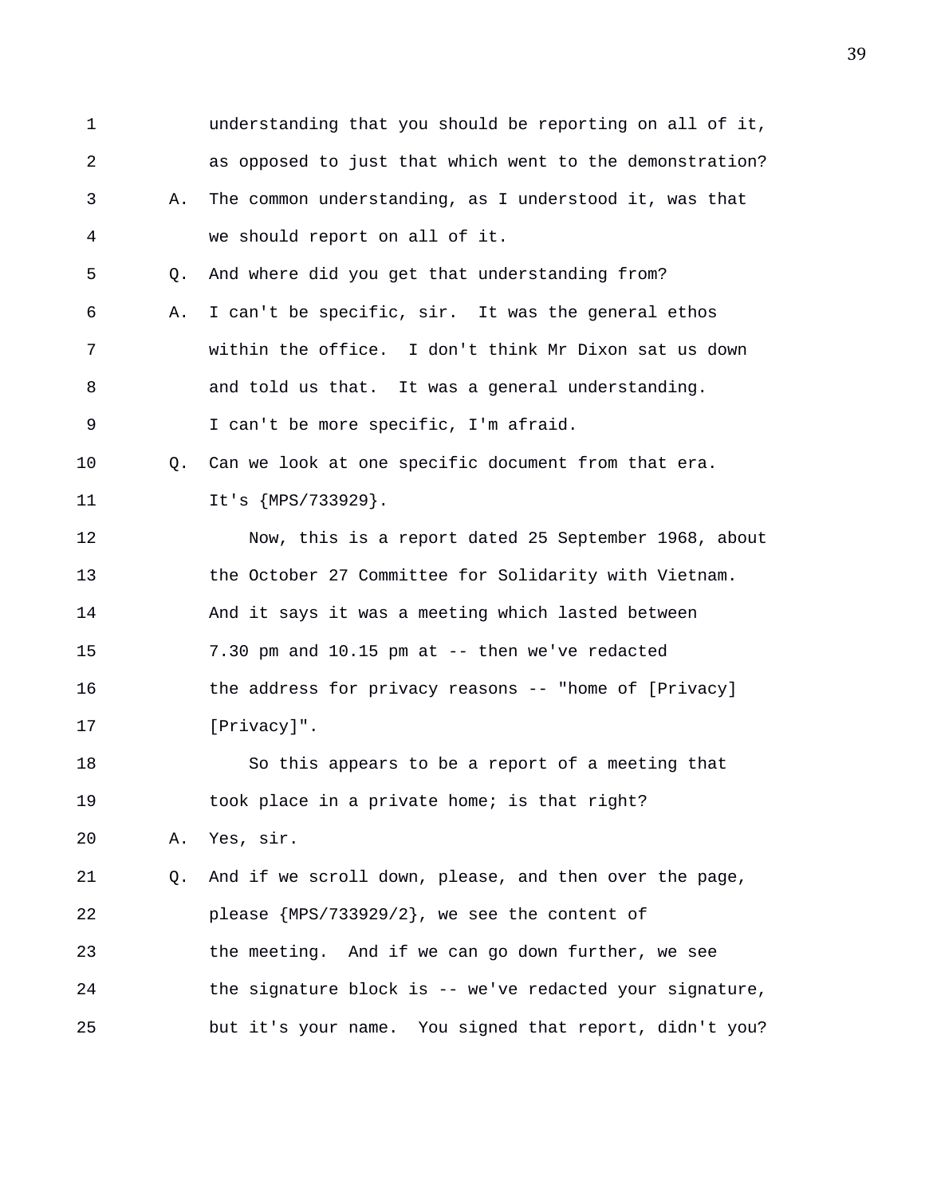understanding that you should be reporting on all of it, as opposed to just that which went to the demonstration?

A. The common understanding, as I understood it, was that we should report on all of it.

Q. And where did you get that understanding from?

A. I can't be specific, sir. It was the general ethos within the office. I don't think Mr Dixon sat us down and told us that. It was a general understanding. I can't be more specific, I'm afraid.

Q. Can we look at one specific document from that era. It's {MPS/733929}.

Now, this is a report dated 25 September 1968, about the October 27 Committee for Solidarity with Vietnam. And it says it was a meeting which lasted between 7.30 pm and 10.15 pm at -- then we've redacted the address for privacy reasons -- "home of [Privacy] [Privacy]".

So this appears to be a report of a meeting that took place in a private home; is that right?

A. Yes, sir.

Q. And if we scroll down, please, and then over the page, please {MPS/733929/2}, we see the content of the meeting. And if we can go down further, we see the signature block is -- we've redacted your signature, but it's your name. You signed that report, didn't you?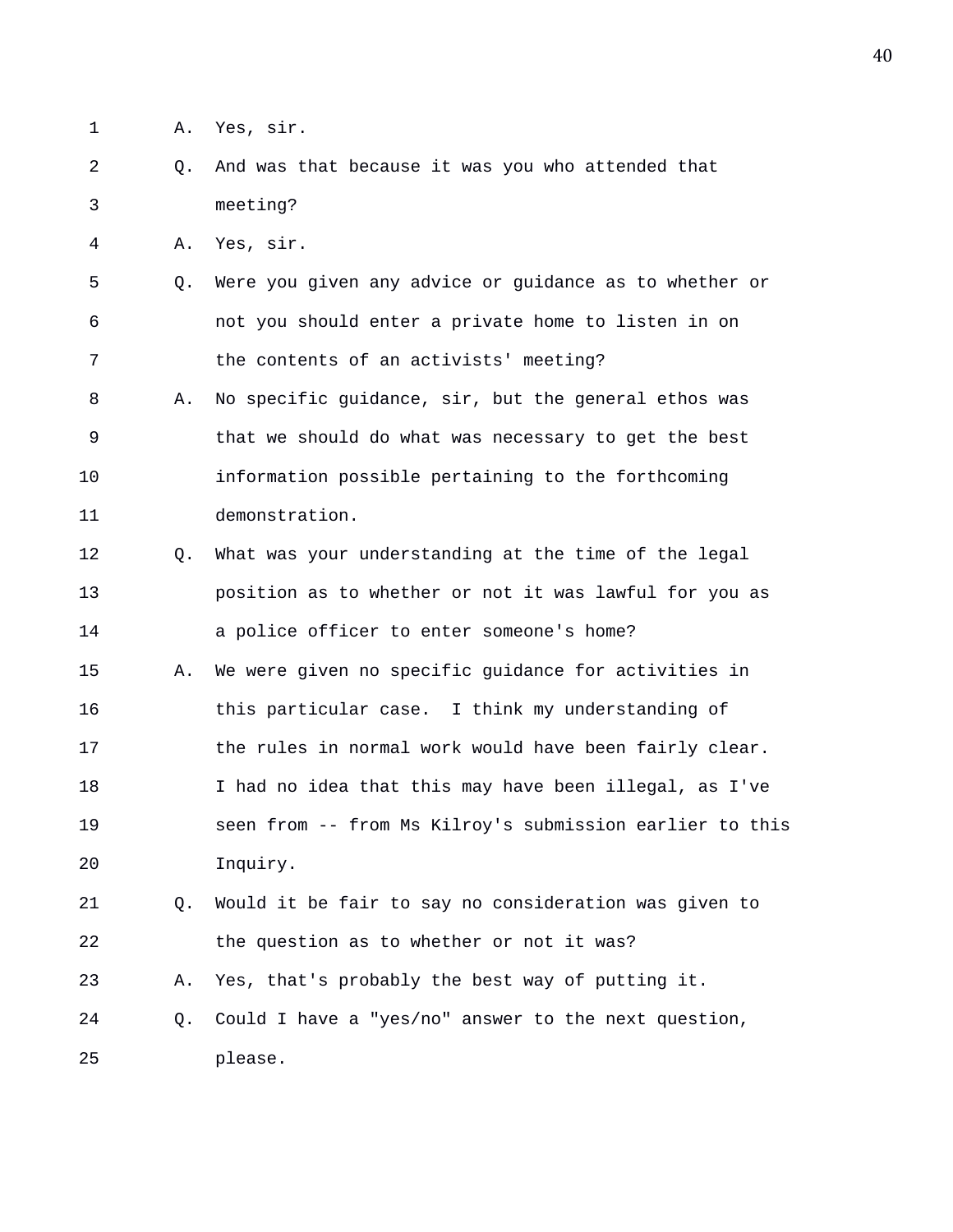A. Yes, sir.

Q. And was that because it was you who attended that meeting?

A. Yes, sir.

Q. Were you given any advice or guidance as to whether or not you should enter a private home to listen in on the contents of an activists' meeting?

A. No specific guidance, sir, but the general ethos was that we should do what was necessary to get the best information possible pertaining to the forthcoming demonstration.

Q. What was your understanding at the time of the legal position as to whether or not it was lawful for you as a police officer to enter someone's home?

A. We were given no specific guidance for activities in this particular case. I think my understanding of the rules in normal work would have been fairly clear. I had no idea that this may have been illegal, as I've seen from -- from Ms Kilroy's submission earlier to this Inquiry.

Q. Would it be fair to say no consideration was given to the question as to whether or not it was?

A. Yes, that's probably the best way of putting it.

Q. Could I have a "yes/no" answer to the next question, please.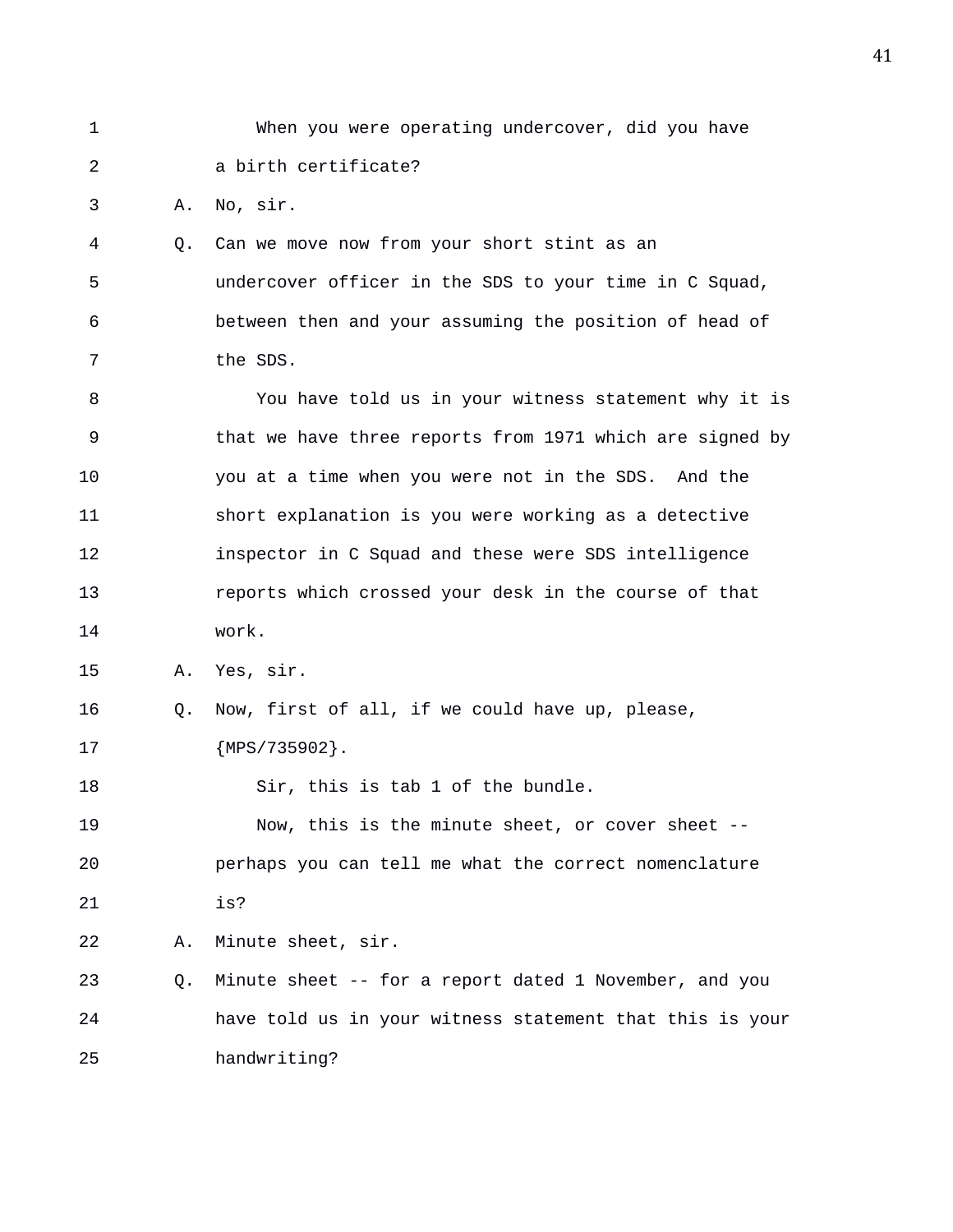1 When you were operating undercover, did you have
2 a birth certificate?
3 A. No, sir.
4 Q. Can we move now from your short stint as an
5 undercover officer in the SDS to your time in C Squad,
6 between then and your assuming the position of head of
7 the SDS.
8 You have told us in your witness statement why it is
9 that we have three reports from 1971 which are signed by
10 you at a time when you were not in the SDS. And the
11 short explanation is you were working as a detective
12 inspector in C Squad and these were SDS intelligence
13 reports which crossed your desk in the course of that
14 work.
15 A. Yes, sir.
16 Q. Now, first of all, if we could have up, please,
17 {MPS/735902}.
18 Sir, this is tab 1 of the bundle.
19 Now, this is the minute sheet, or cover sheet --
20 perhaps you can tell me what the correct nomenclature
21 is?
22 A. Minute sheet, sir.
23 Q. Minute sheet -- for a report dated 1 November, and you
24 have told us in your witness statement that this is your
25 handwriting?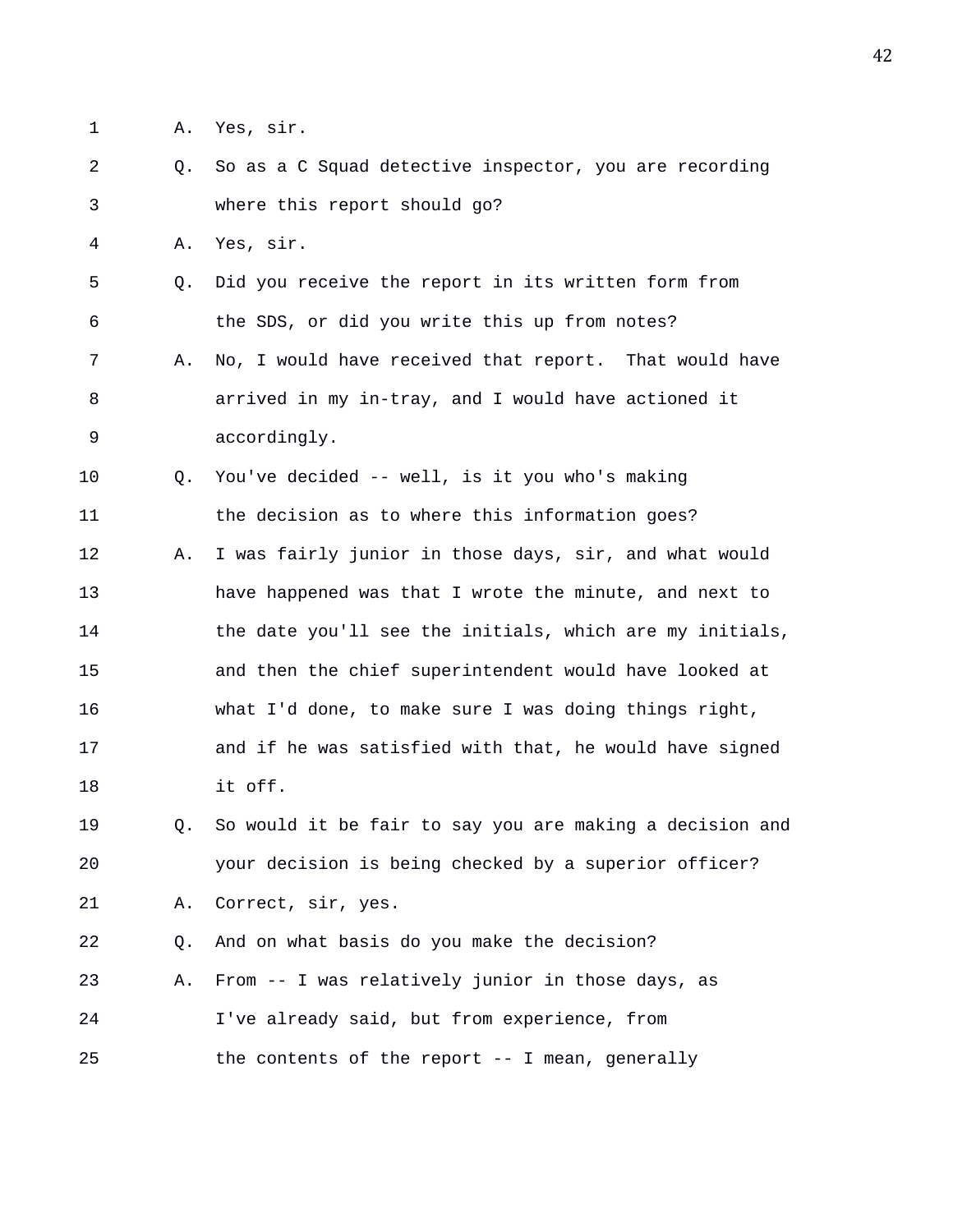1 A. Yes, sir.

2 Q. So as a C Squad detective inspector, you are recording

3 where this report should go?

4 A. Yes, sir.

5 Q. Did you receive the report in its written form from

6 the SDS, or did you write this up from notes?

7 A. No, I would have received that report. That would have

8 arrived in my in-tray, and I would have actioned it

9 accordingly.

10 Q. You've decided -- well, is it you who's making

11 the decision as to where this information goes?

12 A. I was fairly junior in those days, sir, and what would

13 have happened was that I wrote the minute, and next to

14 the date you'll see the initials, which are my initials,

15 and then the chief superintendent would have looked at

16 what I'd done, to make sure I was doing things right,

17 and if he was satisfied with that, he would have signed

18 it off.

19 Q. So would it be fair to say you are making a decision and

20 your decision is being checked by a superior officer?

21 A. Correct, sir, yes.

22 Q. And on what basis do you make the decision?

23 A. From -- I was relatively junior in those days, as

24 I've already said, but from experience, from

25 the contents of the report -- I mean, generally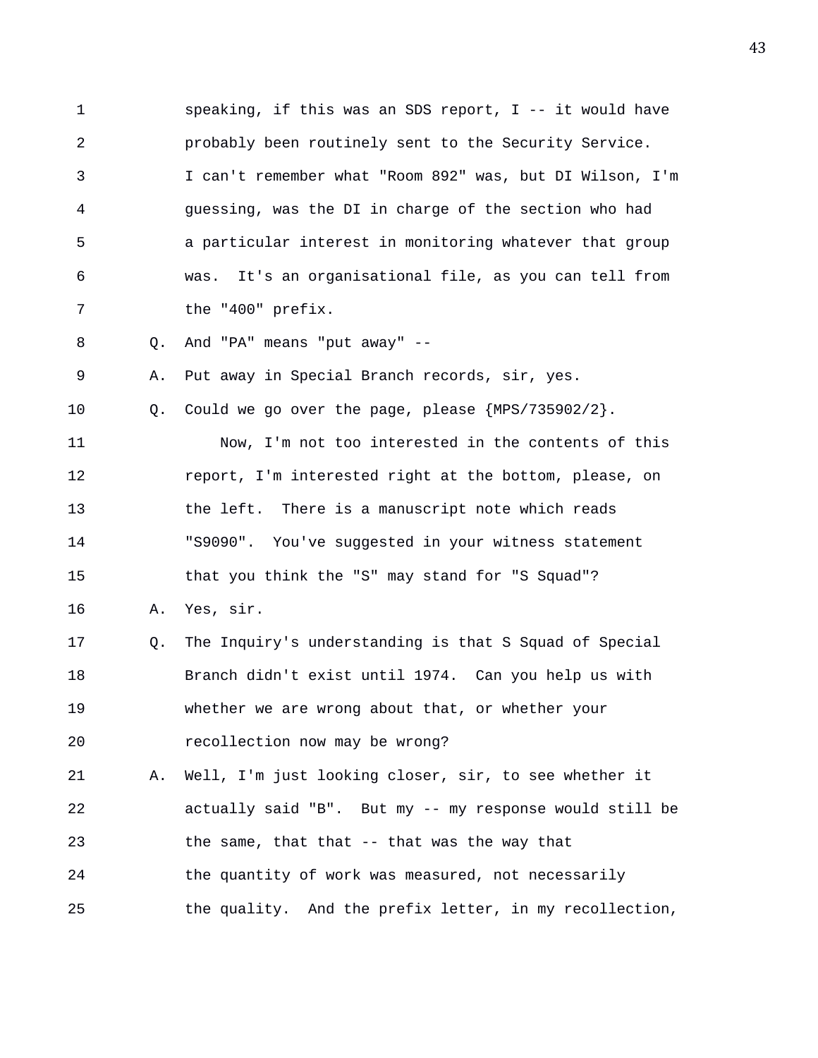1 speaking, if this was an SDS report, I -- it would have
2 probably been routinely sent to the Security Service.
3 I can't remember what "Room 892" was, but DI Wilson, I'm
4 guessing, was the DI in charge of the section who had
5 a particular interest in monitoring whatever that group
6 was. It's an organisational file, as you can tell from
7 the "400" prefix.

8 Q. And "PA" means "put away" --

9 A. Put away in Special Branch records, sir, yes.

10 Q. Could we go over the page, please {MPS/735902/2}.

11 Now, I'm not too interested in the contents of this
12 report, I'm interested right at the bottom, please, on
13 the left. There is a manuscript note which reads
14 "S9090". You've suggested in your witness statement
15 that you think the "S" may stand for "S Squad"?

16 A. Yes, sir.

17 Q. The Inquiry's understanding is that S Squad of Special
18 Branch didn't exist until 1974. Can you help us with
19 whether we are wrong about that, or whether your
20 recollection now may be wrong?

21 A. Well, I'm just looking closer, sir, to see whether it
22 actually said "B". But my -- my response would still be
23 the same, that that -- that was the way that
24 the quantity of work was measured, not necessarily
25 the quality. And the prefix letter, in my recollection,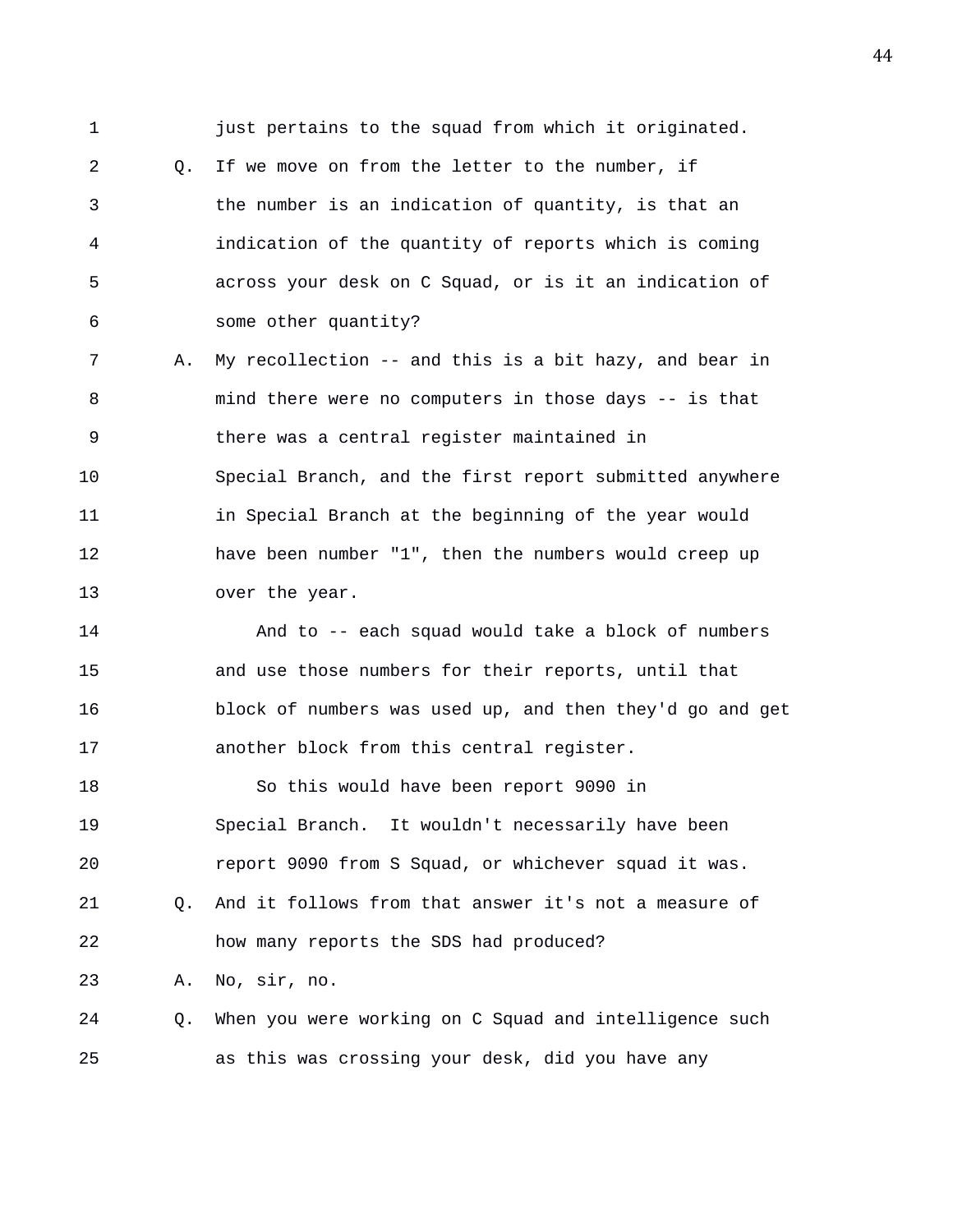1 just pertains to the squad from which it originated.

2 Q. If we move on from the letter to the number, if

3 the number is an indication of quantity, is that an

4 indication of the quantity of reports which is coming

5 across your desk on C Squad, or is it an indication of

6 some other quantity?

7 A. My recollection -- and this is a bit hazy, and bear in

8 mind there were no computers in those days -- is that

9 there was a central register maintained in

10 Special Branch, and the first report submitted anywhere

11 in Special Branch at the beginning of the year would

12 have been number "1", then the numbers would creep up

13 over the year.

14 And to -- each squad would take a block of numbers

15 and use those numbers for their reports, until that

16 block of numbers was used up, and then they'd go and get

17 another block from this central register.

18 So this would have been report 9090 in

19 Special Branch. It wouldn't necessarily have been

20 report 9090 from S Squad, or whichever squad it was.

21 Q. And it follows from that answer it's not a measure of

22 how many reports the SDS had produced?

23 A. No, sir, no.

24 Q. When you were working on C Squad and intelligence such

25 as this was crossing your desk, did you have any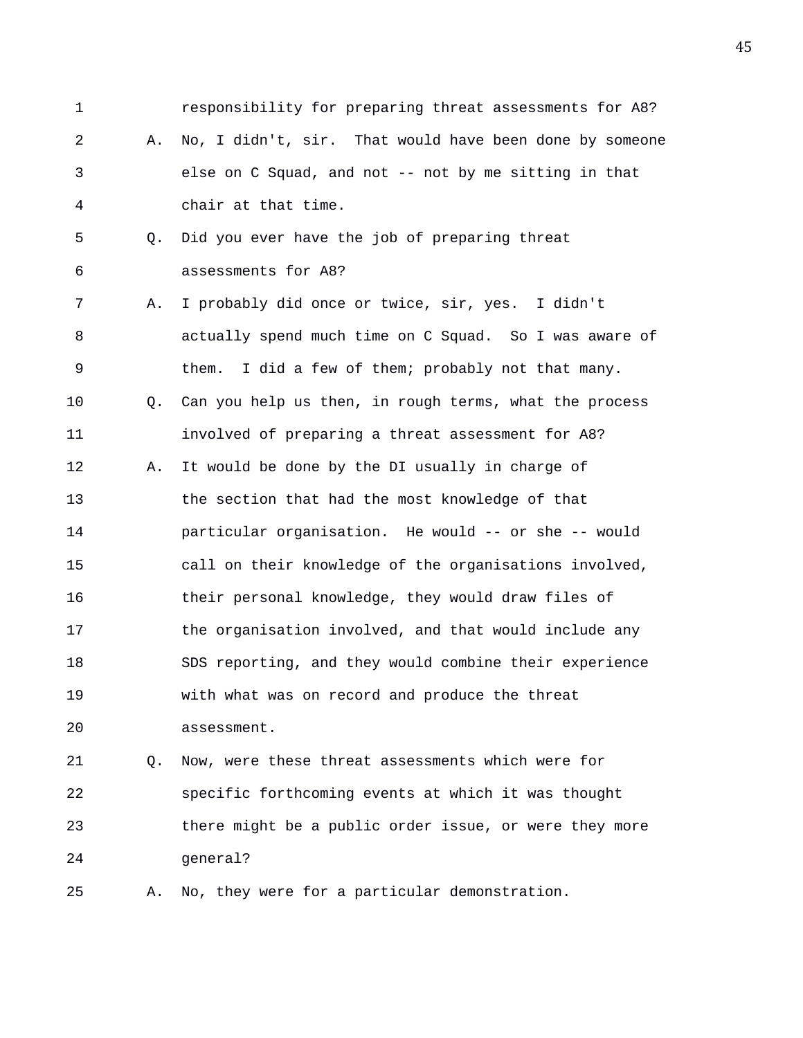1 responsibility for preparing threat assessments for A8?

2 A. No, I didn't, sir. That would have been done by someone

3 else on C Squad, and not -- not by me sitting in that

4 chair at that time.

5 Q. Did you ever have the job of preparing threat

6 assessments for A8?

7 A. I probably did once or twice, sir, yes. I didn't

8 actually spend much time on C Squad. So I was aware of

9 them. I did a few of them; probably not that many.

10 Q. Can you help us then, in rough terms, what the process

11 involved of preparing a threat assessment for A8?

12 A. It would be done by the DI usually in charge of

13 the section that had the most knowledge of that

14 particular organisation. He would -- or she -- would

15 call on their knowledge of the organisations involved,

16 their personal knowledge, they would draw files of

17 the organisation involved, and that would include any

18 SDS reporting, and they would combine their experience

19 with what was on record and produce the threat

20 assessment.

21 Q. Now, were these threat assessments which were for

22 specific forthcoming events at which it was thought

23 there might be a public order issue, or were they more

24 general?

25 A. No, they were for a particular demonstration.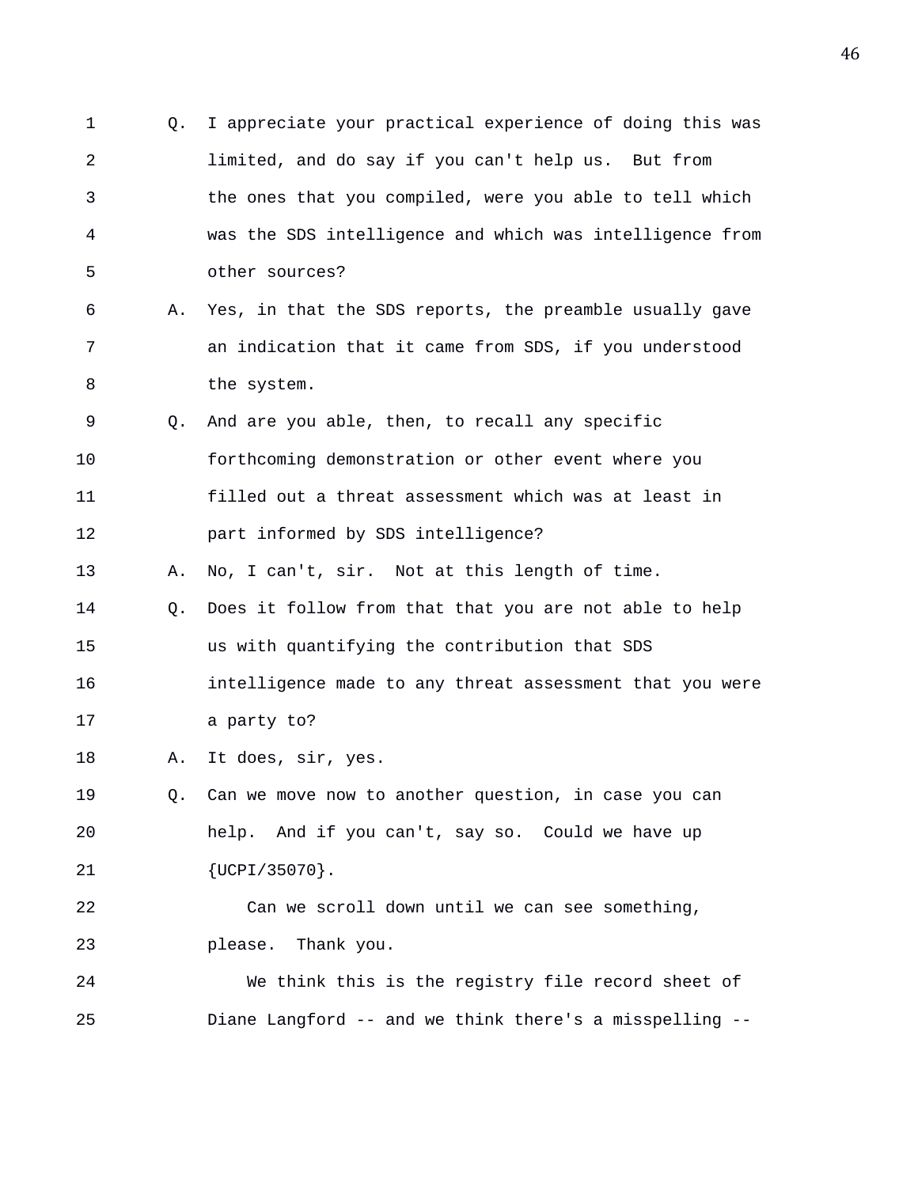Q. I appreciate your practical experience of doing this was limited, and do say if you can't help us. But from the ones that you compiled, were you able to tell which was the SDS intelligence and which was intelligence from other sources?

A. Yes, in that the SDS reports, the preamble usually gave an indication that it came from SDS, if you understood the system.

Q. And are you able, then, to recall any specific forthcoming demonstration or other event where you filled out a threat assessment which was at least in part informed by SDS intelligence?

A. No, I can't, sir. Not at this length of time.

Q. Does it follow from that that you are not able to help us with quantifying the contribution that SDS intelligence made to any threat assessment that you were a party to?

A. It does, sir, yes.

Q. Can we move now to another question, in case you can help. And if you can't, say so. Could we have up {UCPI/35070}.

Can we scroll down until we can see something, please. Thank you.

We think this is the registry file record sheet of Diane Langford -- and we think there's a misspelling --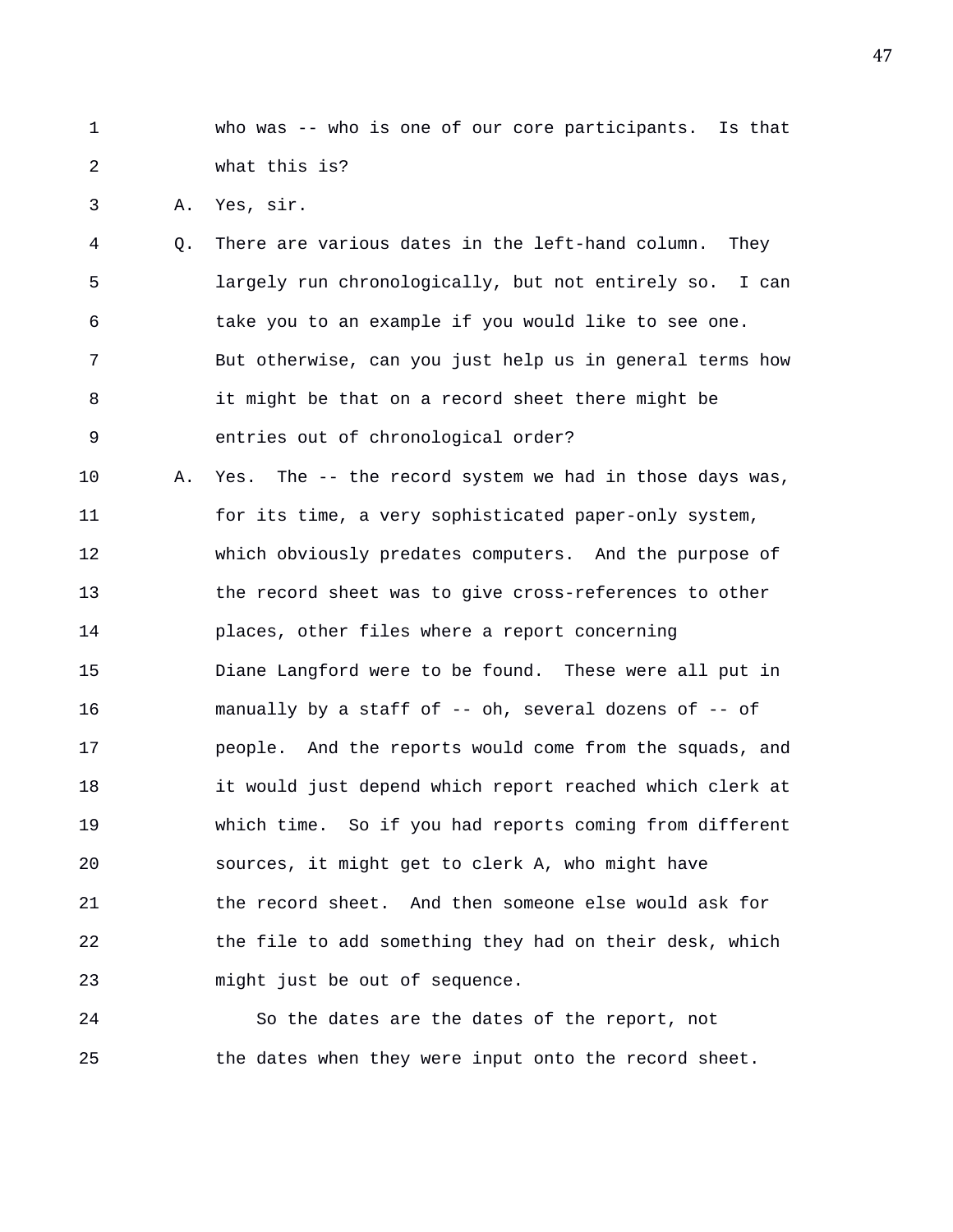who was -- who is one of our core participants. Is that what this is?

A. Yes, sir.

Q. There are various dates in the left-hand column. They largely run chronologically, but not entirely so. I can take you to an example if you would like to see one. But otherwise, can you just help us in general terms how it might be that on a record sheet there might be entries out of chronological order?

A. Yes. The -- the record system we had in those days was, for its time, a very sophisticated paper-only system, which obviously predates computers. And the purpose of the record sheet was to give cross-references to other places, other files where a report concerning Diane Langford were to be found. These were all put in manually by a staff of -- oh, several dozens of -- of people. And the reports would come from the squads, and it would just depend which report reached which clerk at which time. So if you had reports coming from different sources, it might get to clerk A, who might have the record sheet. And then someone else would ask for the file to add something they had on their desk, which might just be out of sequence.

So the dates are the dates of the report, not the dates when they were input onto the record sheet.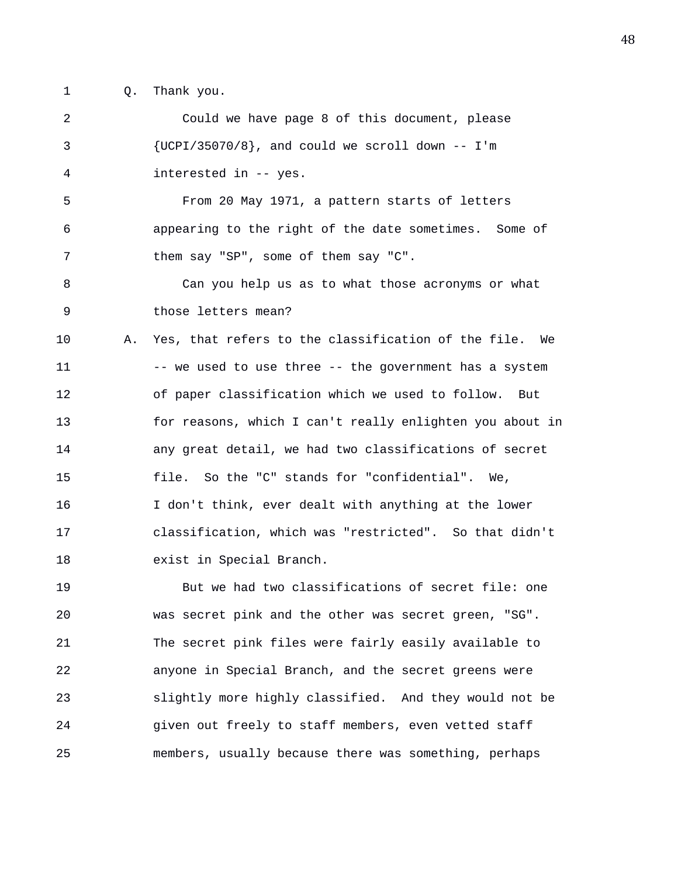Q. Thank you.

Could we have page 8 of this document, please {UCPI/35070/8}, and could we scroll down -- I'm interested in -- yes.

From 20 May 1971, a pattern starts of letters appearing to the right of the date sometimes. Some of them say "SP", some of them say "C".

Can you help us as to what those acronyms or what those letters mean?

A. Yes, that refers to the classification of the file. We -- we used to use three -- the government has a system of paper classification which we used to follow. But for reasons, which I can't really enlighten you about in any great detail, we had two classifications of secret file. So the "C" stands for "confidential". We, I don't think, ever dealt with anything at the lower classification, which was "restricted". So that didn't exist in Special Branch.

But we had two classifications of secret file: one was secret pink and the other was secret green, "SG". The secret pink files were fairly easily available to anyone in Special Branch, and the secret greens were slightly more highly classified. And they would not be given out freely to staff members, even vetted staff members, usually because there was something, perhaps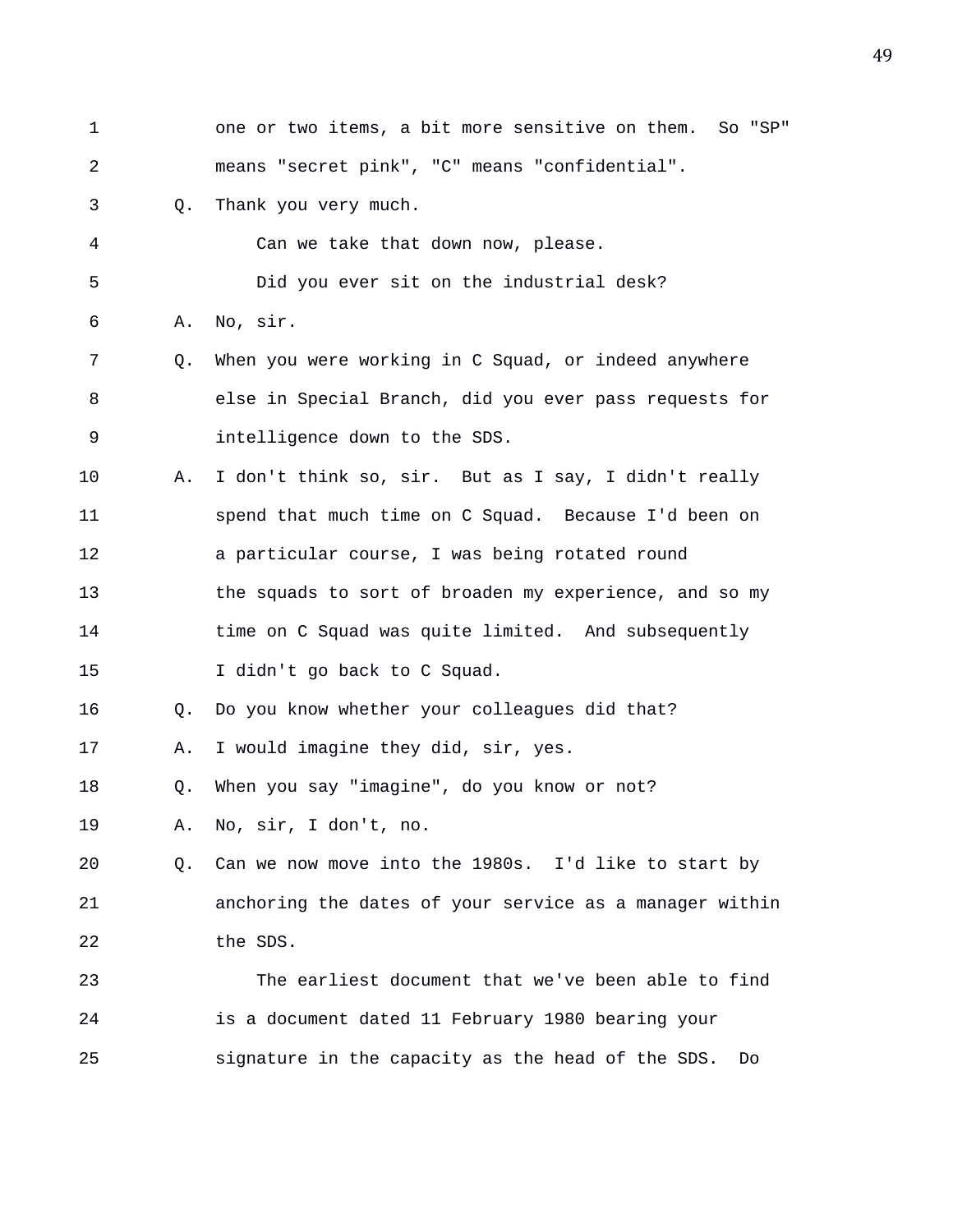one or two items, a bit more sensitive on them. So "SP" means "secret pink", "C" means "confidential".

Q. Thank you very much.

Can we take that down now, please.

Did you ever sit on the industrial desk?

A. No, sir.

Q. When you were working in C Squad, or indeed anywhere else in Special Branch, did you ever pass requests for intelligence down to the SDS.

A. I don't think so, sir. But as I say, I didn't really spend that much time on C Squad. Because I'd been on a particular course, I was being rotated round the squads to sort of broaden my experience, and so my time on C Squad was quite limited. And subsequently I didn't go back to C Squad.

Q. Do you know whether your colleagues did that?

A. I would imagine they did, sir, yes.

Q. When you say "imagine", do you know or not?

A. No, sir, I don't, no.

Q. Can we now move into the 1980s. I'd like to start by anchoring the dates of your service as a manager within the SDS.

The earliest document that we've been able to find is a document dated 11 February 1980 bearing your signature in the capacity as the head of the SDS. Do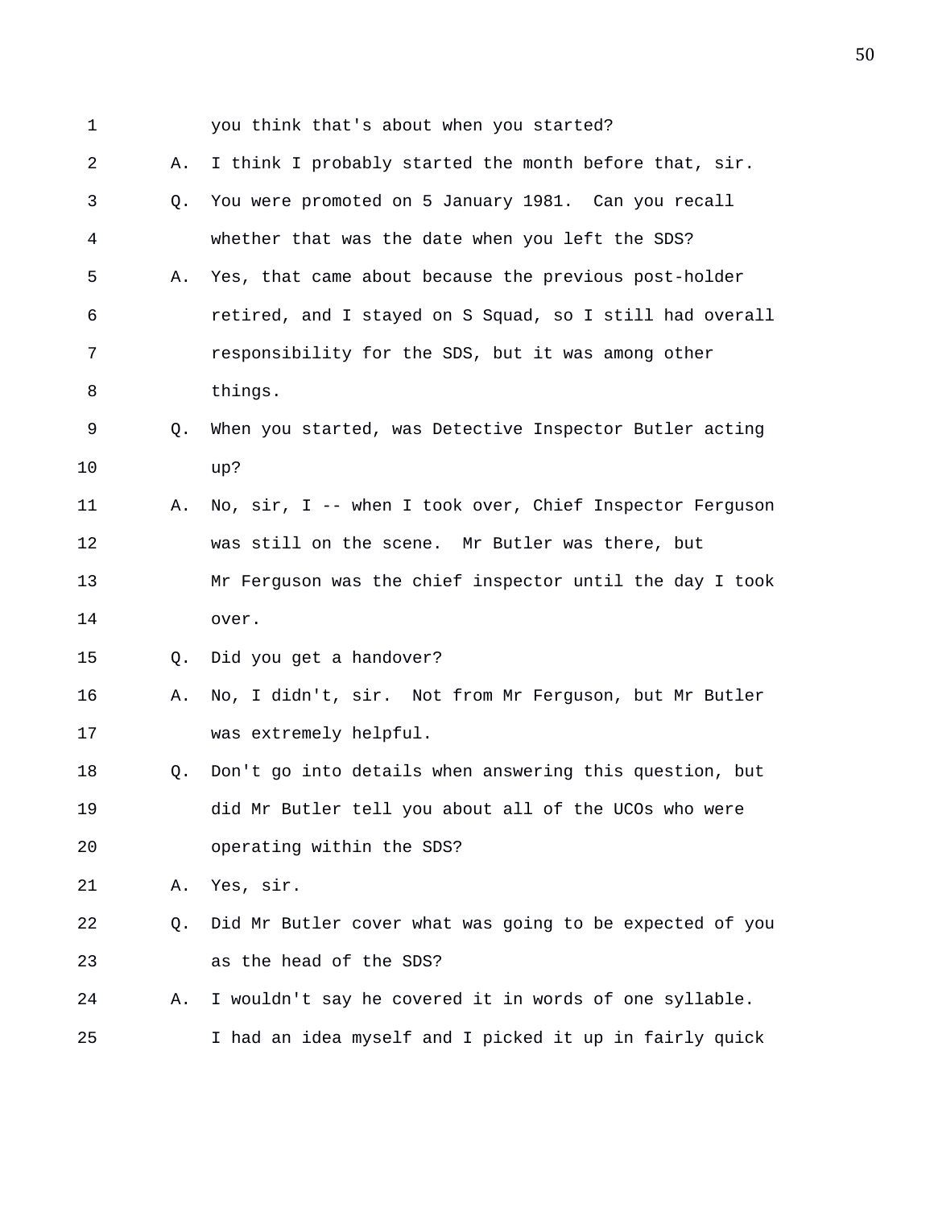1 you think that's about when you started?

2 A. I think I probably started the month before that, sir.

3 Q. You were promoted on 5 January 1981. Can you recall

4 whether that was the date when you left the SDS?

5 A. Yes, that came about because the previous post-holder

6 retired, and I stayed on S Squad, so I still had overall

7 responsibility for the SDS, but it was among other

8 things.

9 Q. When you started, was Detective Inspector Butler acting

10 up?

11 A. No, sir, I -- when I took over, Chief Inspector Ferguson

12 was still on the scene. Mr Butler was there, but

13 Mr Ferguson was the chief inspector until the day I took

14 over.

15 Q. Did you get a handover?

16 A. No, I didn't, sir. Not from Mr Ferguson, but Mr Butler

17 was extremely helpful.

18 Q. Don't go into details when answering this question, but

19 did Mr Butler tell you about all of the UCOs who were

20 operating within the SDS?

21 A. Yes, sir.

22 Q. Did Mr Butler cover what was going to be expected of you

23 as the head of the SDS?

24 A. I wouldn't say he covered it in words of one syllable.

25 I had an idea myself and I picked it up in fairly quick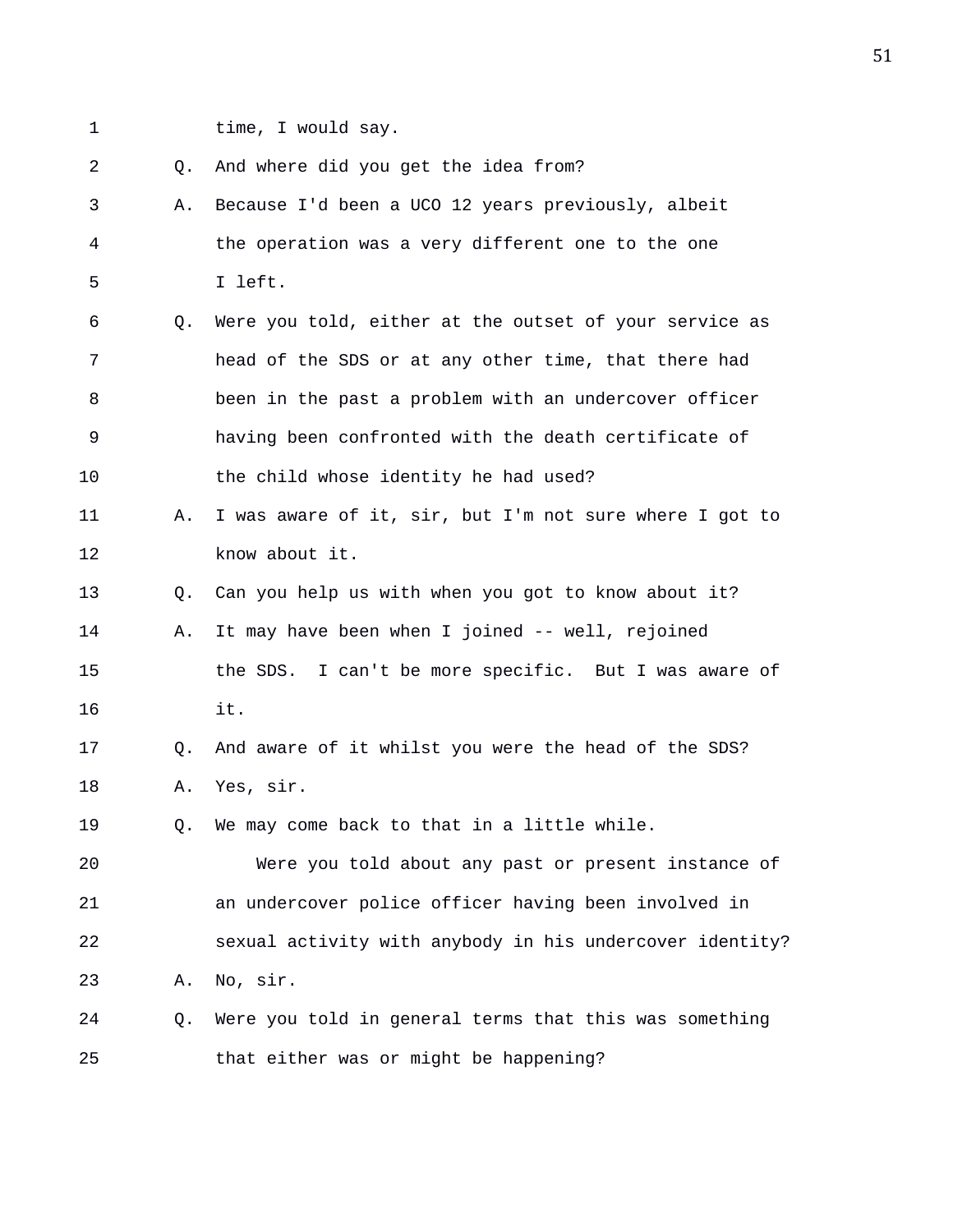1 time, I would say.

2 Q. And where did you get the idea from?

3 A. Because I'd been a UCO 12 years previously, albeit

4 the operation was a very different one to the one

5 I left.

6 Q. Were you told, either at the outset of your service as

7 head of the SDS or at any other time, that there had

8 been in the past a problem with an undercover officer

9 having been confronted with the death certificate of

10 the child whose identity he had used?

11 A. I was aware of it, sir, but I'm not sure where I got to

12 know about it.

13 Q. Can you help us with when you got to know about it?

14 A. It may have been when I joined -- well, rejoined

15 the SDS. I can't be more specific. But I was aware of

16 it.

17 Q. And aware of it whilst you were the head of the SDS?

18 A. Yes, sir.

19 Q. We may come back to that in a little while.

20 Were you told about any past or present instance of

21 an undercover police officer having been involved in

22 sexual activity with anybody in his undercover identity?

23 A. No, sir.

24 Q. Were you told in general terms that this was something

25 that either was or might be happening?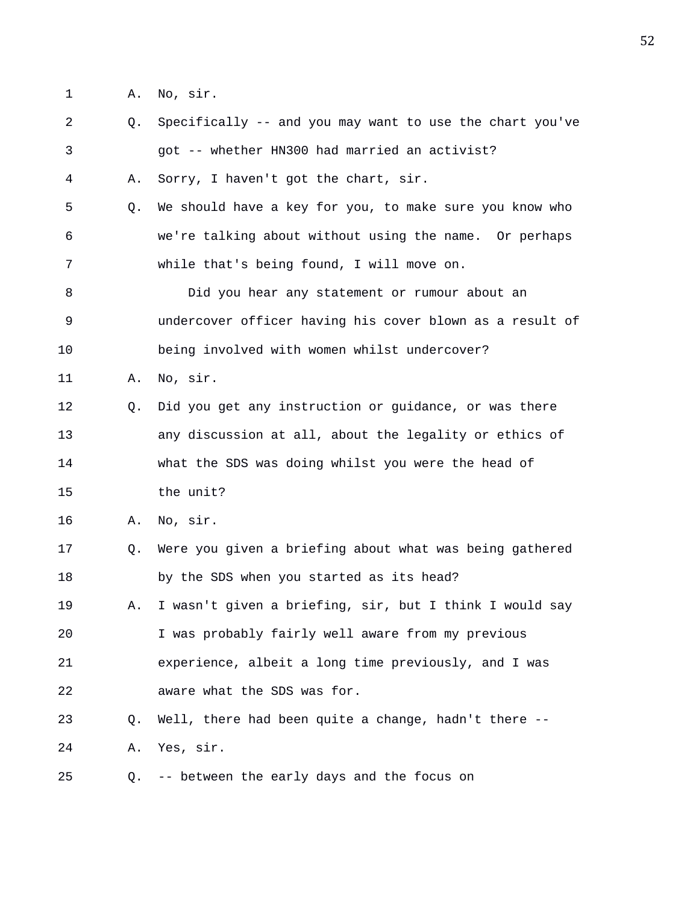1 A. No, sir.

2 Q. Specifically -- and you may want to use the chart you've

3 got -- whether HN300 had married an activist?

4 A. Sorry, I haven't got the chart, sir.

5 Q. We should have a key for you, to make sure you know who

6 we're talking about without using the name. Or perhaps

7 while that's being found, I will move on.

8 Did you hear any statement or rumour about an

9 undercover officer having his cover blown as a result of

10 being involved with women whilst undercover?

11 A. No, sir.

12 Q. Did you get any instruction or guidance, or was there

13 any discussion at all, about the legality or ethics of

14 what the SDS was doing whilst you were the head of

15 the unit?

16 A. No, sir.

17 Q. Were you given a briefing about what was being gathered

18 by the SDS when you started as its head?

19 A. I wasn't given a briefing, sir, but I think I would say

20 I was probably fairly well aware from my previous

21 experience, albeit a long time previously, and I was

22 aware what the SDS was for.

23 Q. Well, there had been quite a change, hadn't there --

24 A. Yes, sir.

25 Q. -- between the early days and the focus on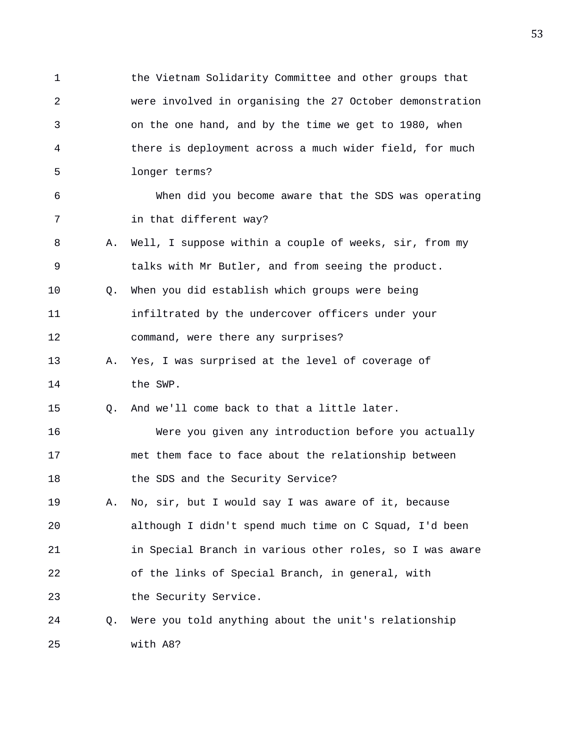1 the Vietnam Solidarity Committee and other groups that
2 were involved in organising the 27 October demonstration
3 on the one hand, and by the time we get to 1980, when
4 there is deployment across a much wider field, for much
5 longer terms?
6 When did you become aware that the SDS was operating
7 in that different way?
8 A. Well, I suppose within a couple of weeks, sir, from my
9 talks with Mr Butler, and from seeing the product.
10 Q. When you did establish which groups were being
11 infiltrated by the undercover officers under your
12 command, were there any surprises?
13 A. Yes, I was surprised at the level of coverage of
14 the SWP.
15 Q. And we'll come back to that a little later.
16 Were you given any introduction before you actually
17 met them face to face about the relationship between
18 the SDS and the Security Service?
19 A. No, sir, but I would say I was aware of it, because
20 although I didn't spend much time on C Squad, I'd been
21 in Special Branch in various other roles, so I was aware
22 of the links of Special Branch, in general, with
23 the Security Service.
24 Q. Were you told anything about the unit's relationship
25 with A8?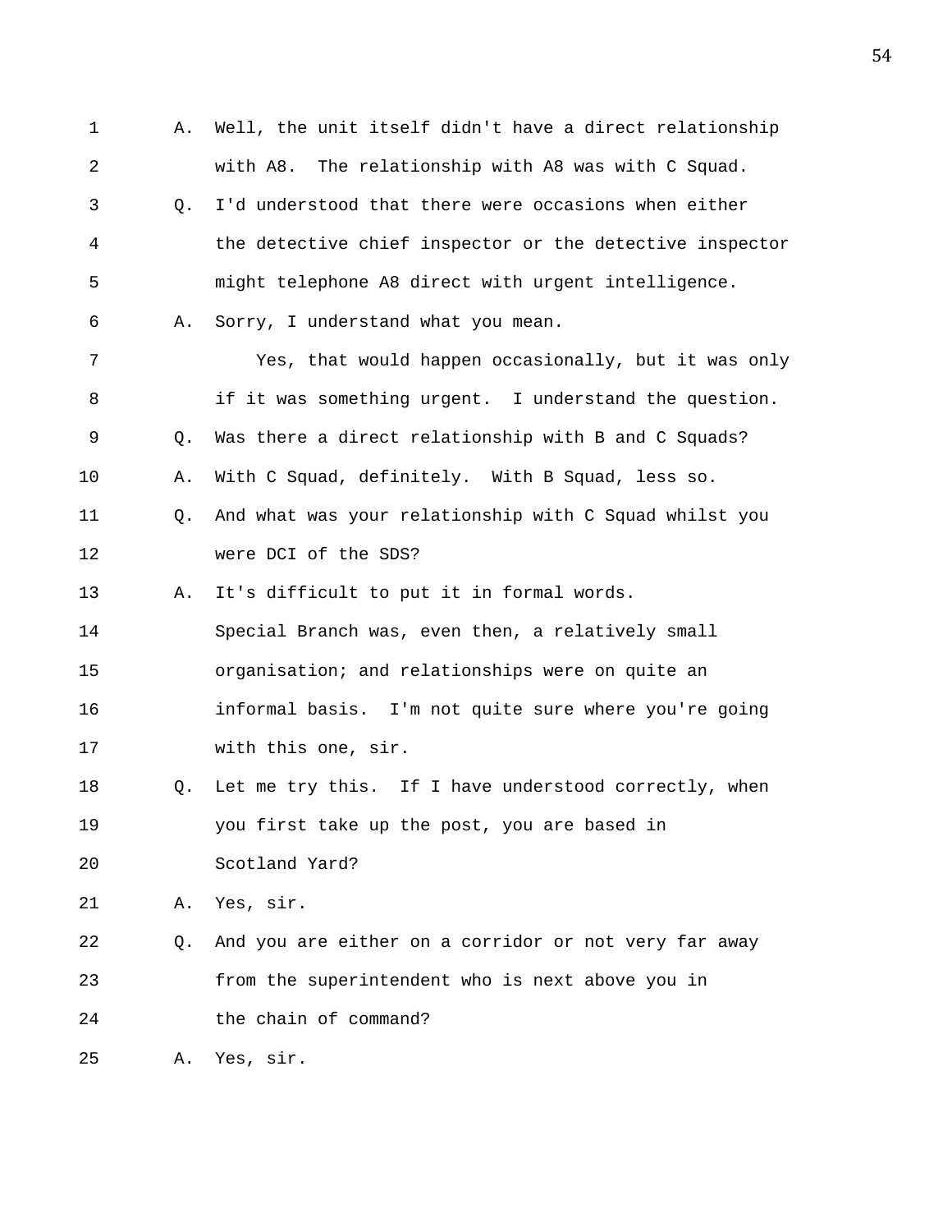1 A. Well, the unit itself didn't have a direct relationship
2 with A8. The relationship with A8 was with C Squad.
3 Q. I'd understood that there were occasions when either
4 the detective chief inspector or the detective inspector
5 might telephone A8 direct with urgent intelligence.
6 A. Sorry, I understand what you mean.
7 Yes, that would happen occasionally, but it was only
8 if it was something urgent. I understand the question.
9 Q. Was there a direct relationship with B and C Squads?
10 A. With C Squad, definitely. With B Squad, less so.
11 Q. And what was your relationship with C Squad whilst you
12 were DCI of the SDS?
13 A. It's difficult to put it in formal words.
14 Special Branch was, even then, a relatively small
15 organisation; and relationships were on quite an
16 informal basis. I'm not quite sure where you're going
17 with this one, sir.
18 Q. Let me try this. If I have understood correctly, when
19 you first take up the post, you are based in
20 Scotland Yard?
21 A. Yes, sir.
22 Q. And you are either on a corridor or not very far away
23 from the superintendent who is next above you in
24 the chain of command?
25 A. Yes, sir.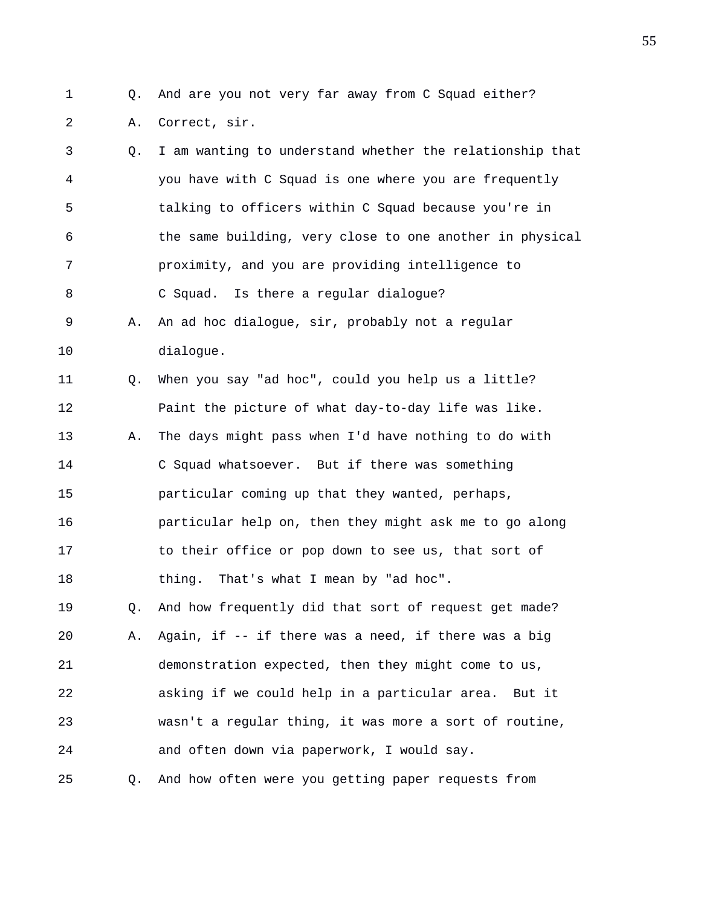1 Q. And are you not very far away from C Squad either?

2 A. Correct, sir.

3 Q. I am wanting to understand whether the relationship that

4 you have with C Squad is one where you are frequently

5 talking to officers within C Squad because you're in

6 the same building, very close to one another in physical

7 proximity, and you are providing intelligence to

8 C Squad. Is there a regular dialogue?

9 A. An ad hoc dialogue, sir, probably not a regular

10 dialogue.

11 Q. When you say "ad hoc", could you help us a little?

12 Paint the picture of what day-to-day life was like.

13 A. The days might pass when I'd have nothing to do with

14 C Squad whatsoever. But if there was something

15 particular coming up that they wanted, perhaps,

16 particular help on, then they might ask me to go along

17 to their office or pop down to see us, that sort of

18 thing. That's what I mean by "ad hoc".

19 Q. And how frequently did that sort of request get made?

20 A. Again, if -- if there was a need, if there was a big

21 demonstration expected, then they might come to us,

22 asking if we could help in a particular area. But it

23 wasn't a regular thing, it was more a sort of routine,

24 and often down via paperwork, I would say.

25 Q. And how often were you getting paper requests from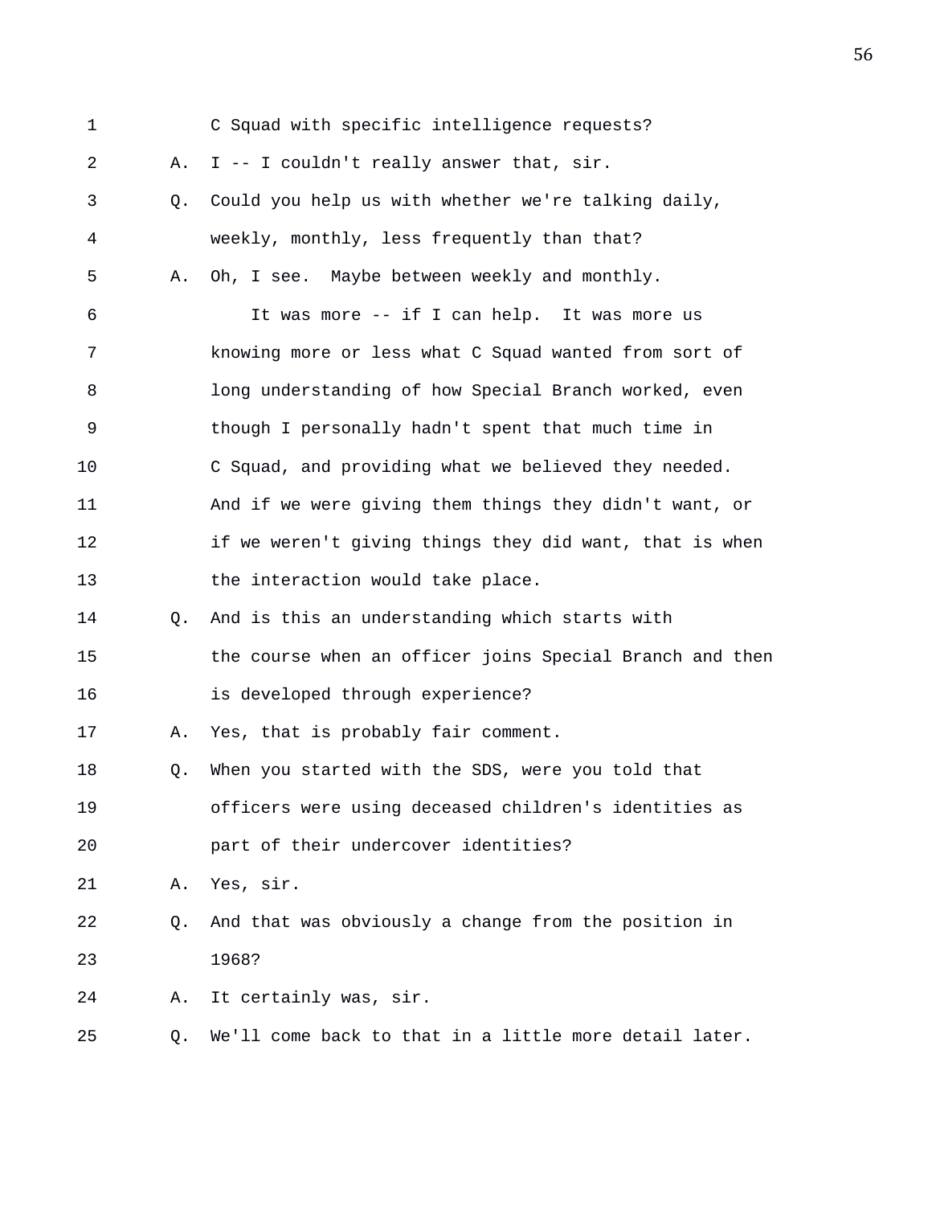1 C Squad with specific intelligence requests?

2 A. I -- I couldn't really answer that, sir.

3 Q. Could you help us with whether we're talking daily,

4 weekly, monthly, less frequently than that?

5 A. Oh, I see. Maybe between weekly and monthly.

6 It was more -- if I can help. It was more us

7 knowing more or less what C Squad wanted from sort of

8 long understanding of how Special Branch worked, even

9 though I personally hadn't spent that much time in

10 C Squad, and providing what we believed they needed.

11 And if we were giving them things they didn't want, or

12 if we weren't giving things they did want, that is when

13 the interaction would take place.

14 Q. And is this an understanding which starts with

15 the course when an officer joins Special Branch and then

16 is developed through experience?

17 A. Yes, that is probably fair comment.

18 Q. When you started with the SDS, were you told that

19 officers were using deceased children's identities as

20 part of their undercover identities?

21 A. Yes, sir.

22 Q. And that was obviously a change from the position in

23 1968?

24 A. It certainly was, sir.

25 Q. We'll come back to that in a little more detail later.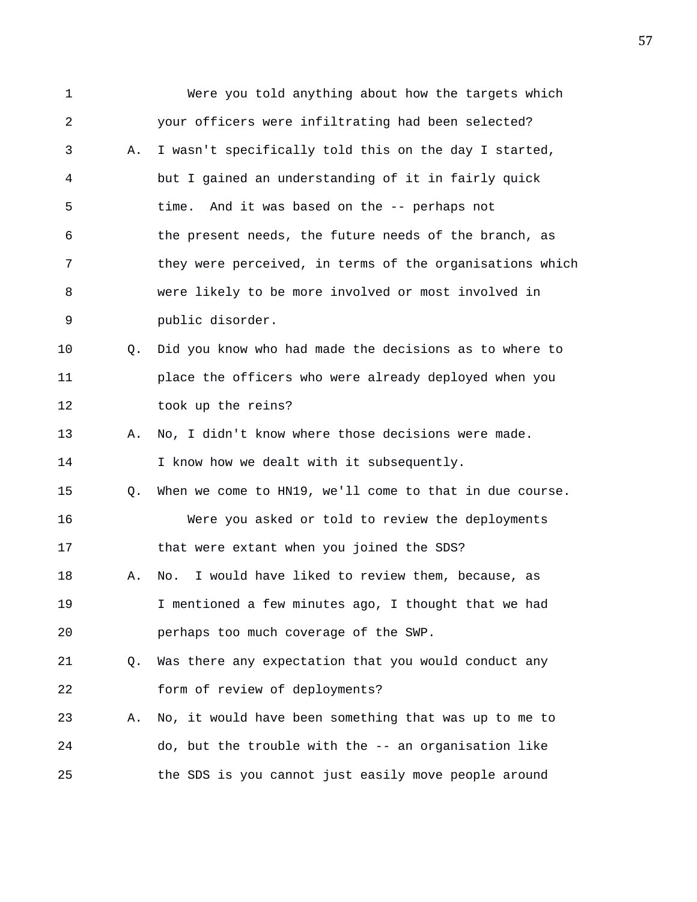1 Were you told anything about how the targets which
2 your officers were infiltrating had been selected?
3 A. I wasn't specifically told this on the day I started,
4 but I gained an understanding of it in fairly quick
5 time. And it was based on the -- perhaps not
6 the present needs, the future needs of the branch, as
7 they were perceived, in terms of the organisations which
8 were likely to be more involved or most involved in
9 public disorder.
10 Q. Did you know who had made the decisions as to where to
11 place the officers who were already deployed when you
12 took up the reins?
13 A. No, I didn't know where those decisions were made.
14 I know how we dealt with it subsequently.
15 Q. When we come to HN19, we'll come to that in due course.
16 Were you asked or told to review the deployments
17 that were extant when you joined the SDS?
18 A. No. I would have liked to review them, because, as
19 I mentioned a few minutes ago, I thought that we had
20 perhaps too much coverage of the SWP.
21 Q. Was there any expectation that you would conduct any
22 form of review of deployments?
23 A. No, it would have been something that was up to me to
24 do, but the trouble with the -- an organisation like
25 the SDS is you cannot just easily move people around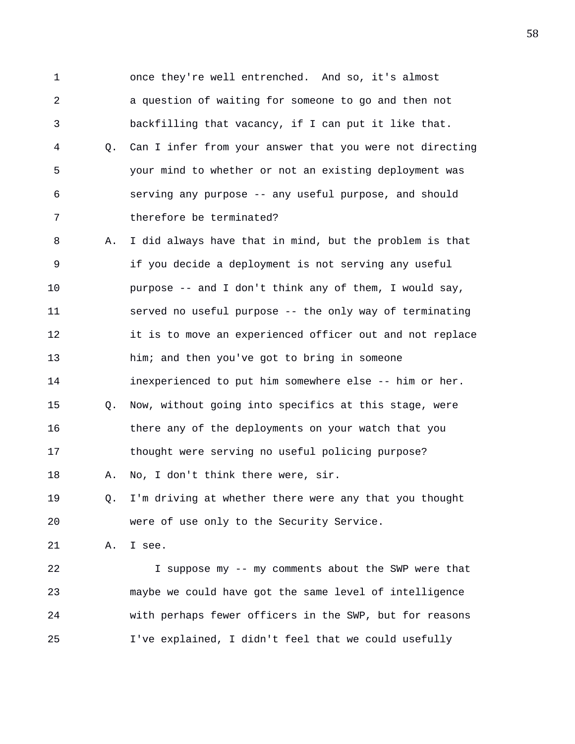once they're well entrenched. And so, it's almost a question of waiting for someone to go and then not backfilling that vacancy, if I can put it like that.

Q. Can I infer from your answer that you were not directing your mind to whether or not an existing deployment was serving any purpose -- any useful purpose, and should therefore be terminated?

A. I did always have that in mind, but the problem is that if you decide a deployment is not serving any useful purpose -- and I don't think any of them, I would say, served no useful purpose -- the only way of terminating it is to move an experienced officer out and not replace him; and then you've got to bring in someone inexperienced to put him somewhere else -- him or her.

Q. Now, without going into specifics at this stage, were there any of the deployments on your watch that you thought were serving no useful policing purpose?

A. No, I don't think there were, sir.

Q. I'm driving at whether there were any that you thought were of use only to the Security Service.

A. I see.

I suppose my -- my comments about the SWP were that maybe we could have got the same level of intelligence with perhaps fewer officers in the SWP, but for reasons I've explained, I didn't feel that we could usefully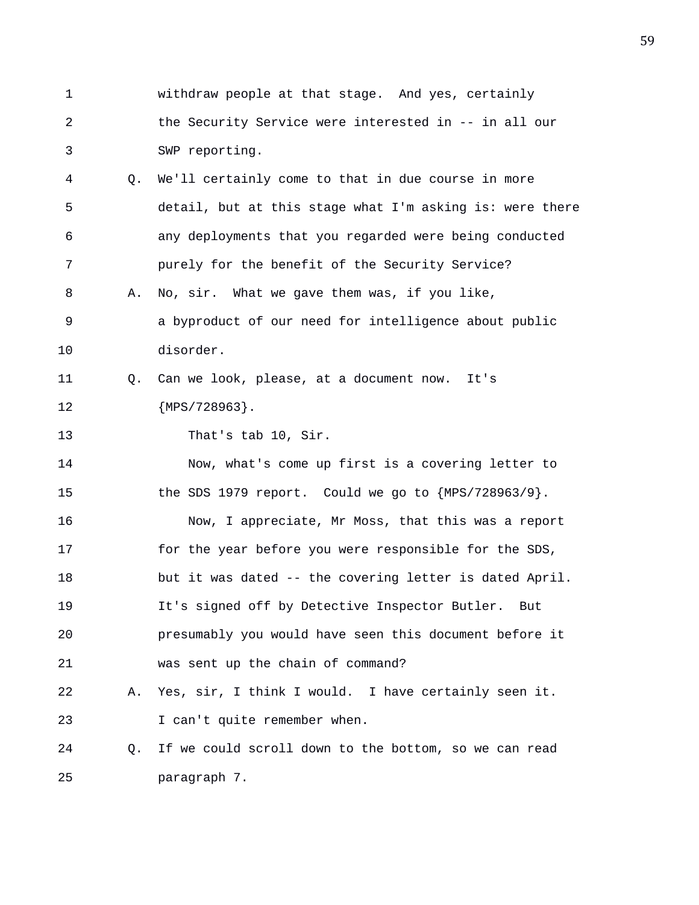1 withdraw people at that stage. And yes, certainly
2 the Security Service were interested in -- in all our
3 SWP reporting.
4 Q. We'll certainly come to that in due course in more
5 detail, but at this stage what I'm asking is: were there
6 any deployments that you regarded were being conducted
7 purely for the benefit of the Security Service?
8 A. No, sir. What we gave them was, if you like,
9 a byproduct of our need for intelligence about public
10 disorder.
11 Q. Can we look, please, at a document now. It's
12 {MPS/728963}.
13 That's tab 10, Sir.
14 Now, what's come up first is a covering letter to
15 the SDS 1979 report. Could we go to {MPS/728963/9}.
16 Now, I appreciate, Mr Moss, that this was a report
17 for the year before you were responsible for the SDS,
18 but it was dated -- the covering letter is dated April.
19 It's signed off by Detective Inspector Butler. But
20 presumably you would have seen this document before it
21 was sent up the chain of command?
22 A. Yes, sir, I think I would. I have certainly seen it.
23 I can't quite remember when.
24 Q. If we could scroll down to the bottom, so we can read
25 paragraph 7.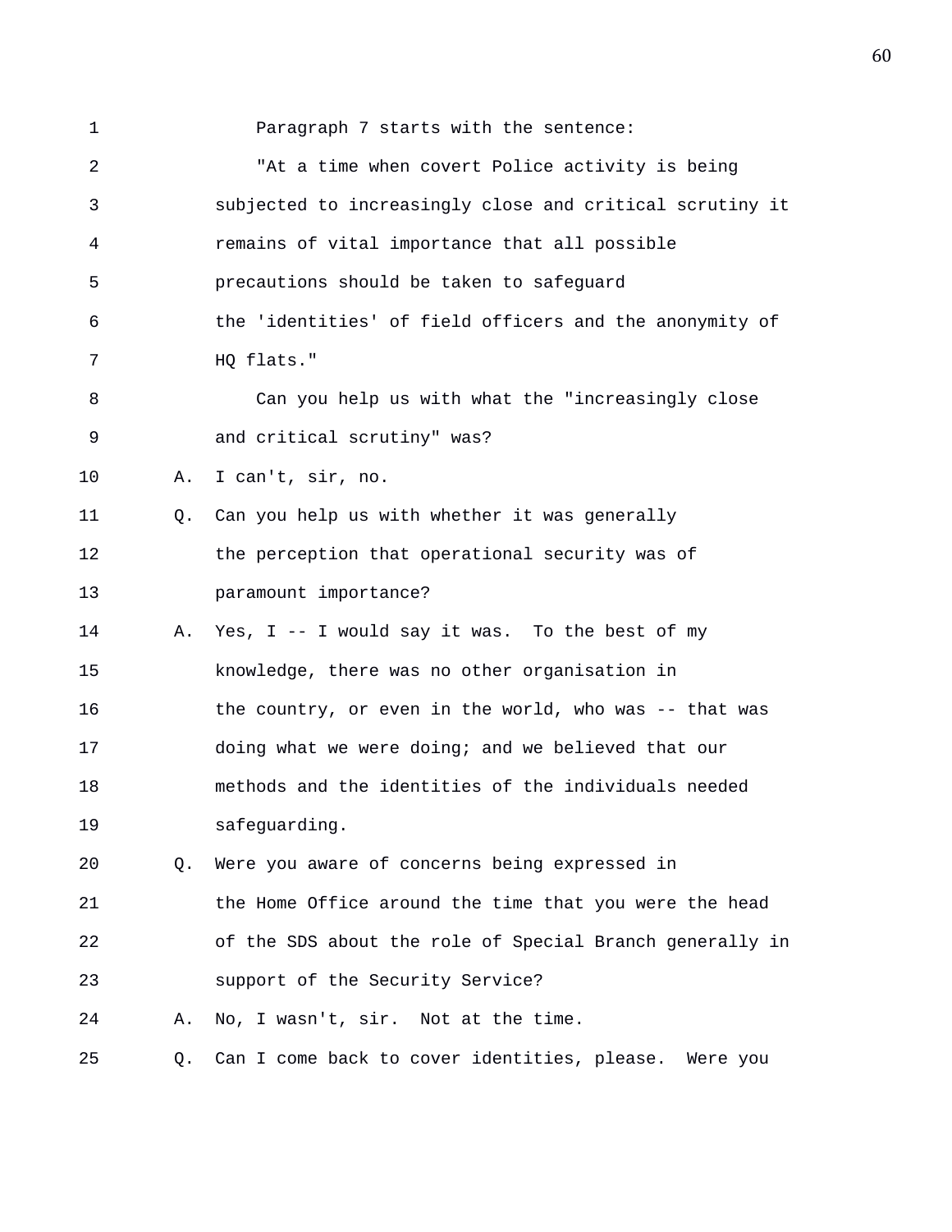1 Paragraph 7 starts with the sentence:

2 "At a time when covert Police activity is being
3 subjected to increasingly close and critical scrutiny it
4 remains of vital importance that all possible
5 precautions should be taken to safeguard
6 the 'identities' of field officers and the anonymity of
7 HQ flats."

8 Can you help us with what the "increasingly close
9 and critical scrutiny" was?

10 A. I can't, sir, no.

11 Q. Can you help us with whether it was generally
12 the perception that operational security was of
13 paramount importance?

14 A. Yes, I -- I would say it was. To the best of my
15 knowledge, there was no other organisation in
16 the country, or even in the world, who was -- that was
17 doing what we were doing; and we believed that our
18 methods and the identities of the individuals needed
19 safeguarding.

20 Q. Were you aware of concerns being expressed in
21 the Home Office around the time that you were the head
22 of the SDS about the role of Special Branch generally in
23 support of the Security Service?

24 A. No, I wasn't, sir. Not at the time.

25 Q. Can I come back to cover identities, please. Were you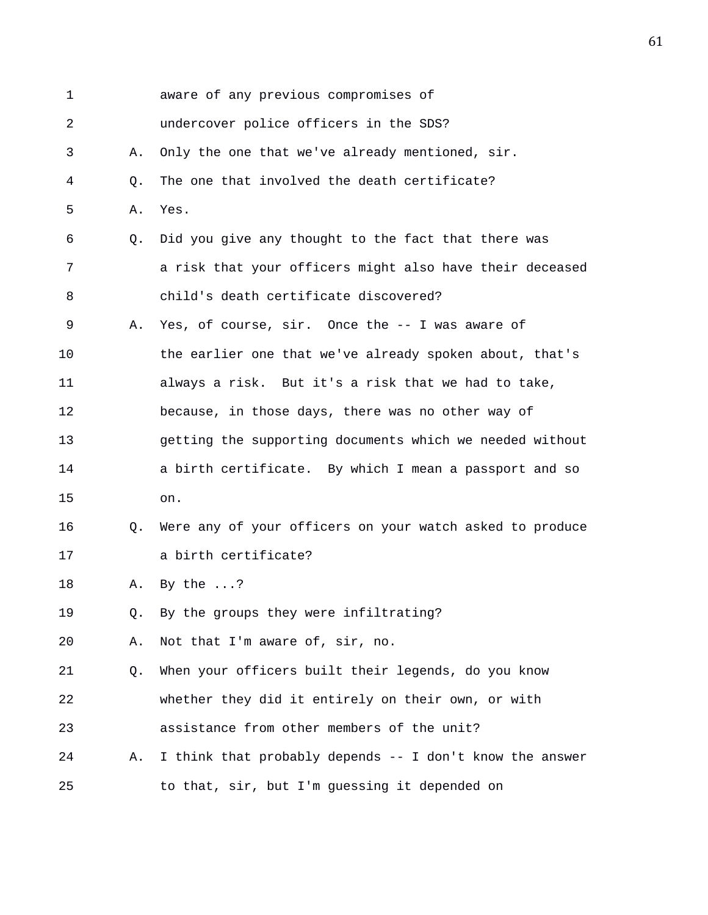1 aware of any previous compromises of
2 undercover police officers in the SDS?
3 A. Only the one that we've already mentioned, sir.
4 Q. The one that involved the death certificate?
5 A. Yes.
6 Q. Did you give any thought to the fact that there was
7 a risk that your officers might also have their deceased
8 child's death certificate discovered?
9 A. Yes, of course, sir. Once the -- I was aware of
10 the earlier one that we've already spoken about, that's
11 always a risk. But it's a risk that we had to take,
12 because, in those days, there was no other way of
13 getting the supporting documents which we needed without
14 a birth certificate. By which I mean a passport and so
15 on.
16 Q. Were any of your officers on your watch asked to produce
17 a birth certificate?
18 A. By the ...?
19 Q. By the groups they were infiltrating?
20 A. Not that I'm aware of, sir, no.
21 Q. When your officers built their legends, do you know
22 whether they did it entirely on their own, or with
23 assistance from other members of the unit?
24 A. I think that probably depends -- I don't know the answer
25 to that, sir, but I'm guessing it depended on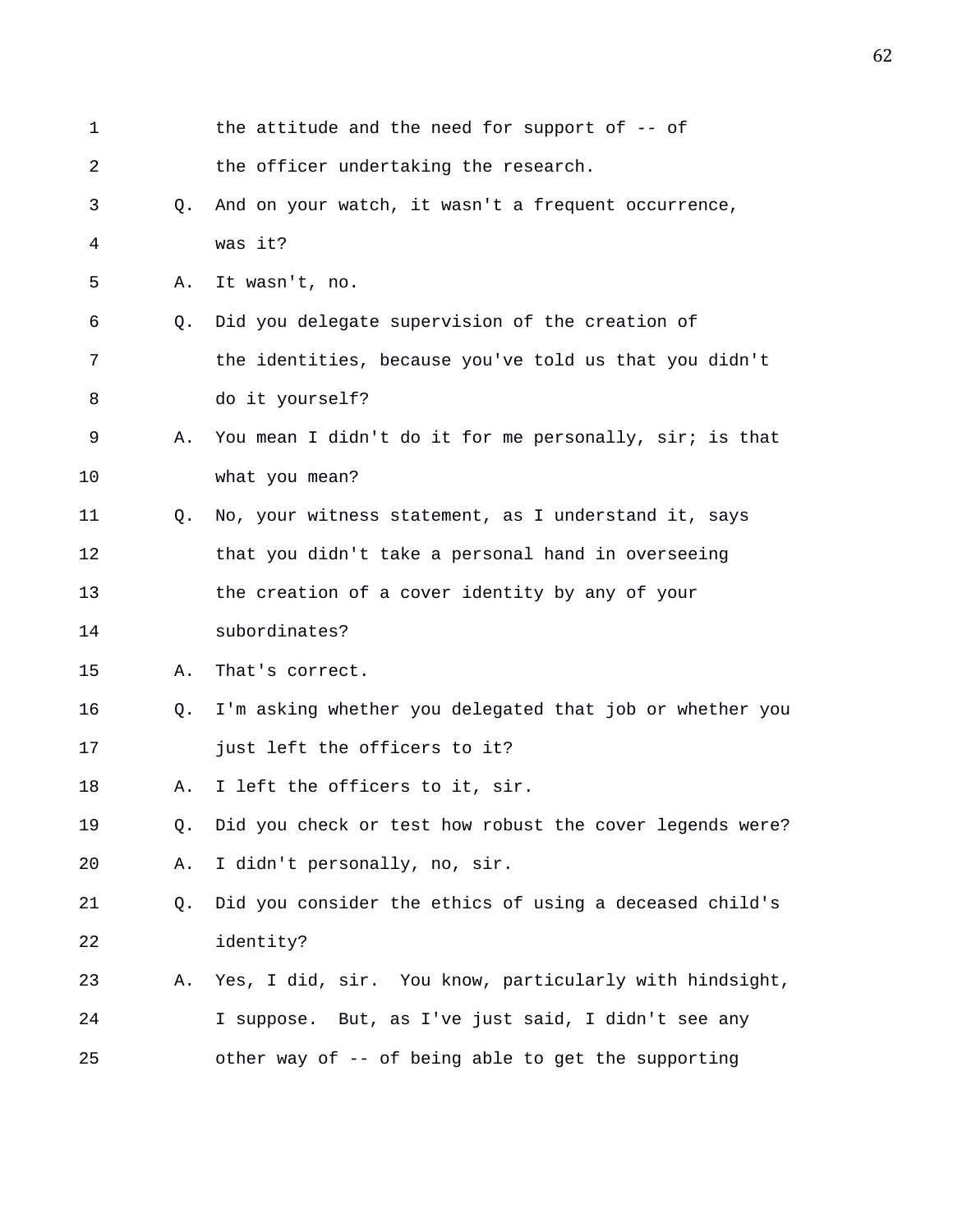1 the attitude and the need for support of -- of
2 the officer undertaking the research.
3 Q. And on your watch, it wasn't a frequent occurrence,
4 was it?
5 A. It wasn't, no.
6 Q. Did you delegate supervision of the creation of
7 the identities, because you've told us that you didn't
8 do it yourself?
9 A. You mean I didn't do it for me personally, sir; is that
10 what you mean?
11 Q. No, your witness statement, as I understand it, says
12 that you didn't take a personal hand in overseeing
13 the creation of a cover identity by any of your
14 subordinates?
15 A. That's correct.
16 Q. I'm asking whether you delegated that job or whether you
17 just left the officers to it?
18 A. I left the officers to it, sir.
19 Q. Did you check or test how robust the cover legends were?
20 A. I didn't personally, no, sir.
21 Q. Did you consider the ethics of using a deceased child's
22 identity?
23 A. Yes, I did, sir. You know, particularly with hindsight,
24 I suppose. But, as I've just said, I didn't see any
25 other way of -- of being able to get the supporting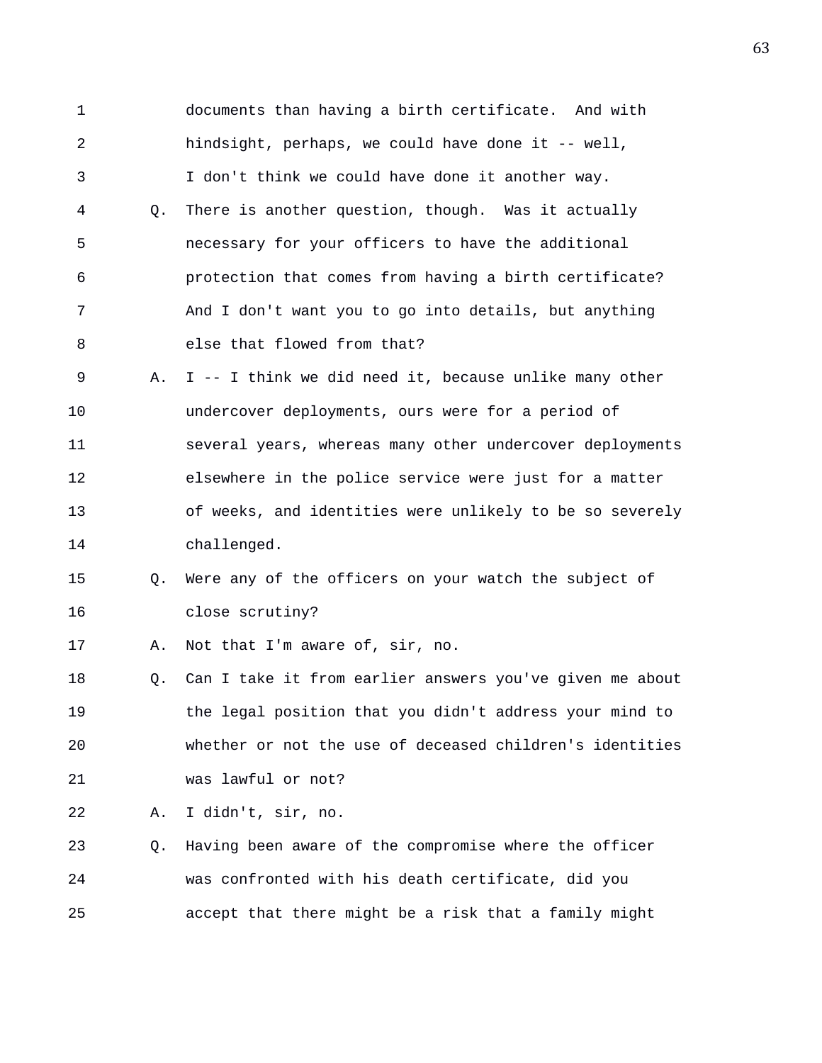1 documents than having a birth certificate. And with
2 hindsight, perhaps, we could have done it -- well,
3 I don't think we could have done it another way.
4 Q. There is another question, though. Was it actually
5 necessary for your officers to have the additional
6 protection that comes from having a birth certificate?
7 And I don't want you to go into details, but anything
8 else that flowed from that?
9 A. I -- I think we did need it, because unlike many other
10 undercover deployments, ours were for a period of
11 several years, whereas many other undercover deployments
12 elsewhere in the police service were just for a matter
13 of weeks, and identities were unlikely to be so severely
14 challenged.
15 Q. Were any of the officers on your watch the subject of
16 close scrutiny?
17 A. Not that I'm aware of, sir, no.
18 Q. Can I take it from earlier answers you've given me about
19 the legal position that you didn't address your mind to
20 whether or not the use of deceased children's identities
21 was lawful or not?
22 A. I didn't, sir, no.
23 Q. Having been aware of the compromise where the officer
24 was confronted with his death certificate, did you
25 accept that there might be a risk that a family might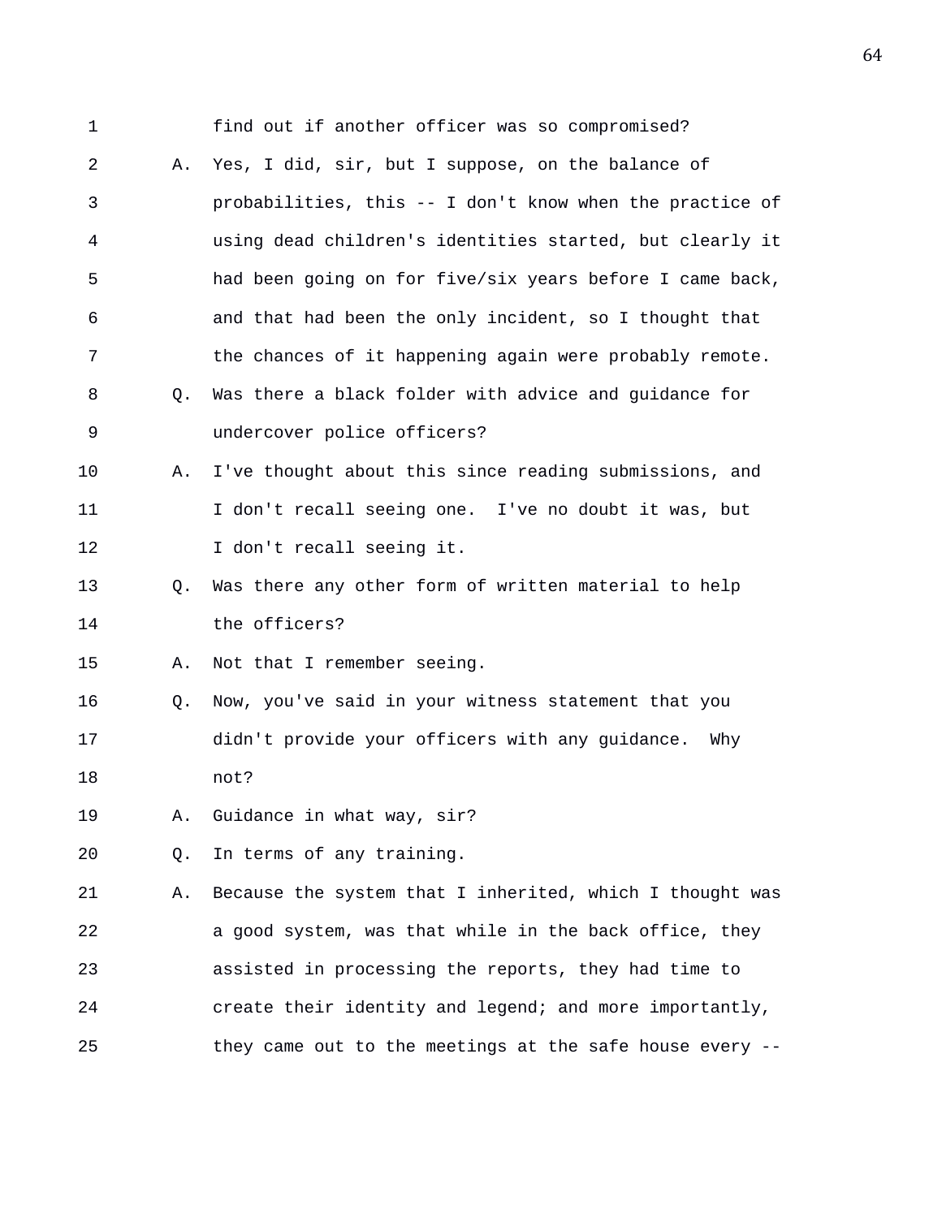find out if another officer was so compromised?

A. Yes, I did, sir, but I suppose, on the balance of probabilities, this -- I don't know when the practice of using dead children's identities started, but clearly it had been going on for five/six years before I came back, and that had been the only incident, so I thought that the chances of it happening again were probably remote.

Q. Was there a black folder with advice and guidance for undercover police officers?

A. I've thought about this since reading submissions, and I don't recall seeing one. I've no doubt it was, but I don't recall seeing it.

Q. Was there any other form of written material to help the officers?

A. Not that I remember seeing.

Q. Now, you've said in your witness statement that you didn't provide your officers with any guidance. Why not?

A. Guidance in what way, sir?

Q. In terms of any training.

A. Because the system that I inherited, which I thought was a good system, was that while in the back office, they assisted in processing the reports, they had time to create their identity and legend; and more importantly, they came out to the meetings at the safe house every --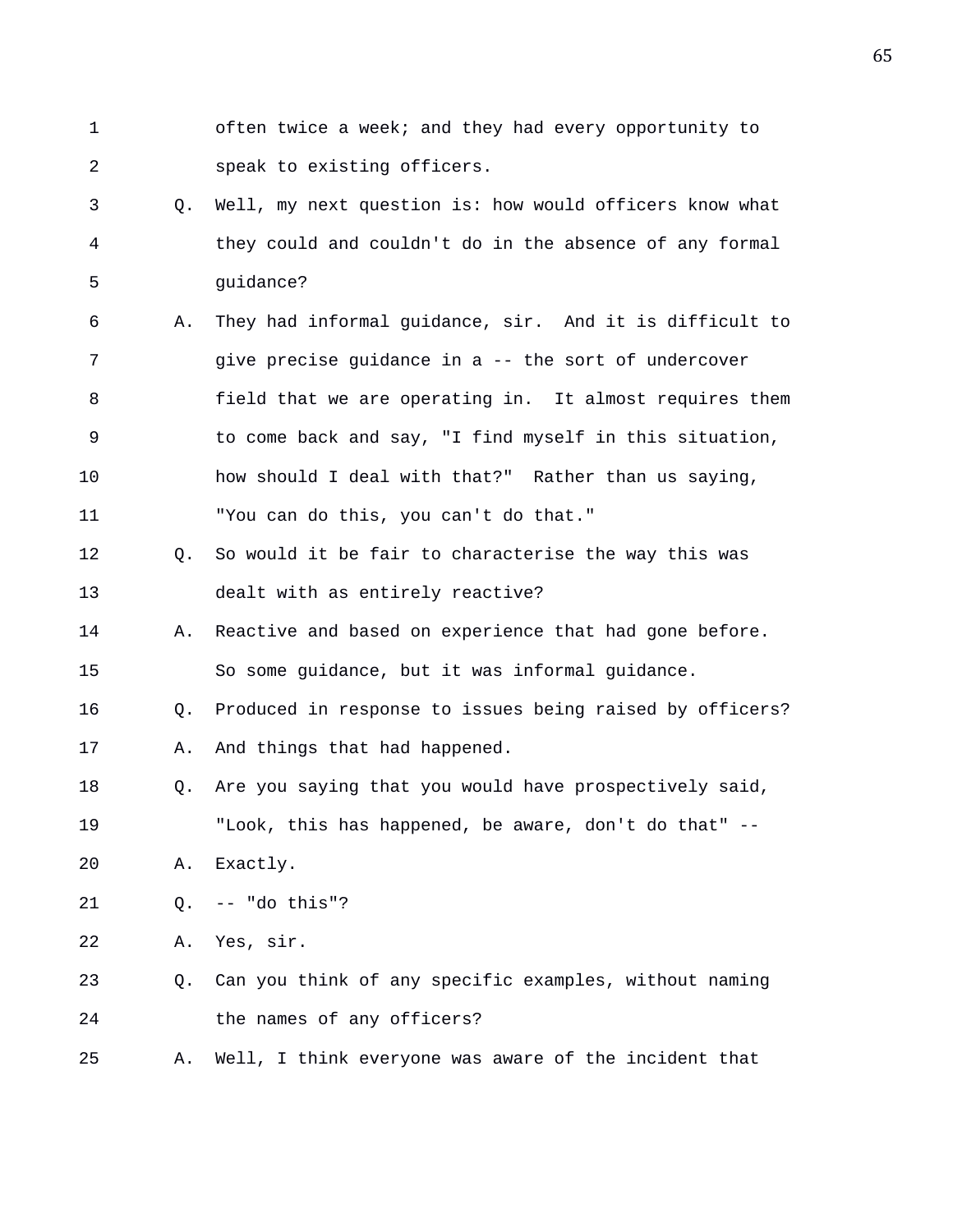often twice a week; and they had every opportunity to speak to existing officers.

Q. Well, my next question is: how would officers know what they could and couldn't do in the absence of any formal guidance?

A. They had informal guidance, sir. And it is difficult to give precise guidance in a -- the sort of undercover field that we are operating in. It almost requires them to come back and say, "I find myself in this situation, how should I deal with that?" Rather than us saying, "You can do this, you can't do that."

Q. So would it be fair to characterise the way this was dealt with as entirely reactive?

A. Reactive and based on experience that had gone before. So some guidance, but it was informal guidance.

Q. Produced in response to issues being raised by officers?

A. And things that had happened.

Q. Are you saying that you would have prospectively said, "Look, this has happened, be aware, don't do that" --

A. Exactly.

Q. -- "do this"?

A. Yes, sir.

Q. Can you think of any specific examples, without naming the names of any officers?

A. Well, I think everyone was aware of the incident that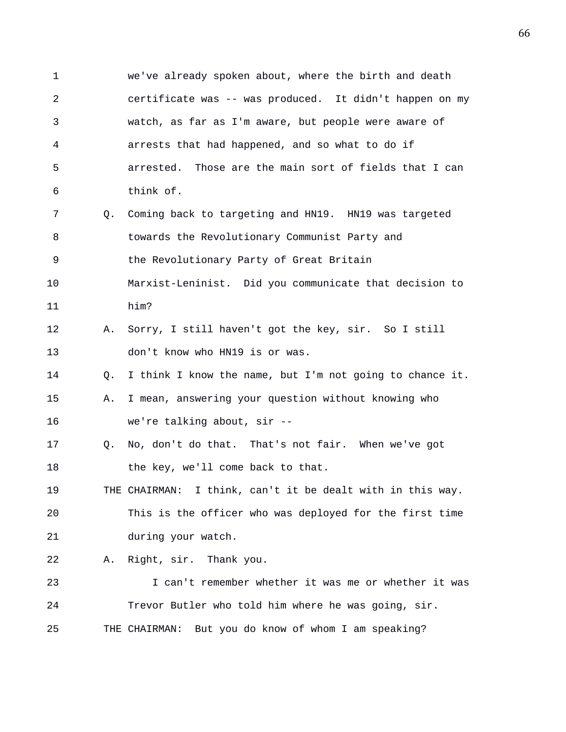1 we've already spoken about, where the birth and death
2 certificate was -- was produced. It didn't happen on my
3 watch, as far as I'm aware, but people were aware of
4 arrests that had happened, and so what to do if
5 arrested. Those are the main sort of fields that I can
6 think of.

7 Q. Coming back to targeting and HN19. HN19 was targeted
8 towards the Revolutionary Communist Party and
9 the Revolutionary Party of Great Britain
10 Marxist-Leninist. Did you communicate that decision to
11 him?

12 A. Sorry, I still haven't got the key, sir. So I still
13 don't know who HN19 is or was.

14 Q. I think I know the name, but I'm not going to chance it.

15 A. I mean, answering your question without knowing who
16 we're talking about, sir --

17 Q. No, don't do that. That's not fair. When we've got
18 the key, we'll come back to that.

19 THE CHAIRMAN: I think, can't it be dealt with in this way.
20 This is the officer who was deployed for the first time
21 during your watch.

22 A. Right, sir. Thank you.
23 I can't remember whether it was me or whether it was
24 Trevor Butler who told him where he was going, sir.

25 THE CHAIRMAN: But you do know of whom I am speaking?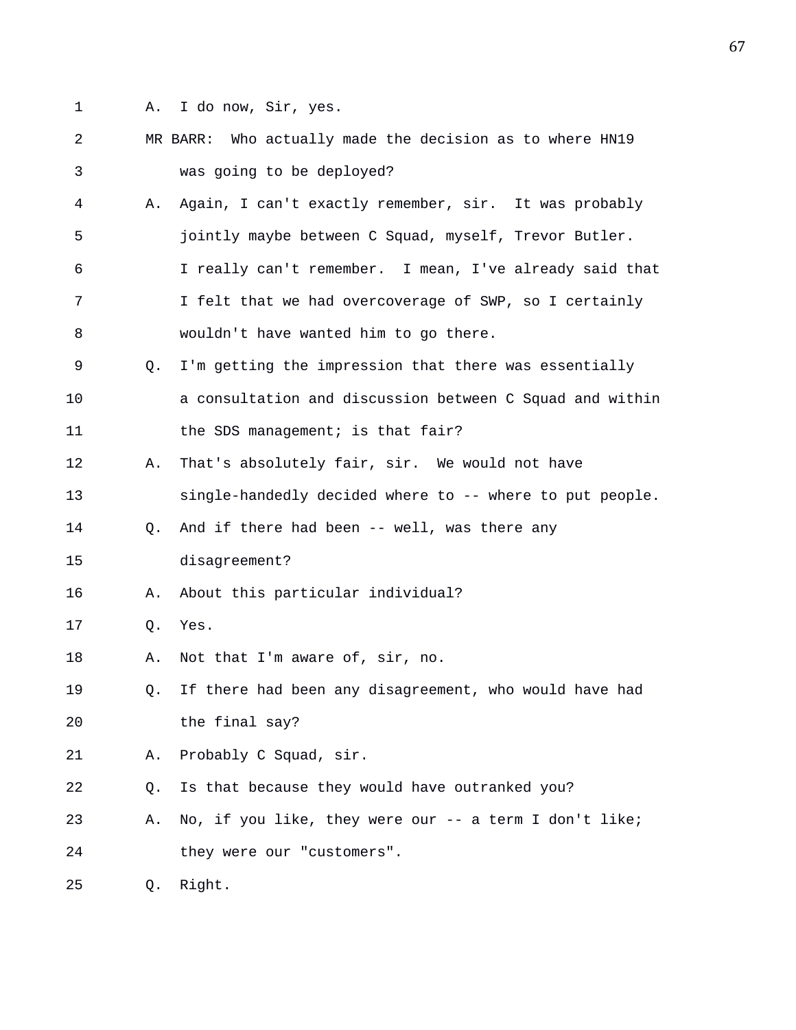A. I do now, Sir, yes.

MR BARR: Who actually made the decision as to where HN19 was going to be deployed?

A. Again, I can't exactly remember, sir. It was probably jointly maybe between C Squad, myself, Trevor Butler. I really can't remember. I mean, I've already said that I felt that we had overcoverage of SWP, so I certainly wouldn't have wanted him to go there.

Q. I'm getting the impression that there was essentially a consultation and discussion between C Squad and within the SDS management; is that fair?

A. That's absolutely fair, sir. We would not have single-handedly decided where to -- where to put people.

Q. And if there had been -- well, was there any disagreement?

A. About this particular individual?

Q. Yes.

A. Not that I'm aware of, sir, no.

Q. If there had been any disagreement, who would have had the final say?

A. Probably C Squad, sir.

Q. Is that because they would have outranked you?

A. No, if you like, they were our -- a term I don't like; they were our "customers".

Q. Right.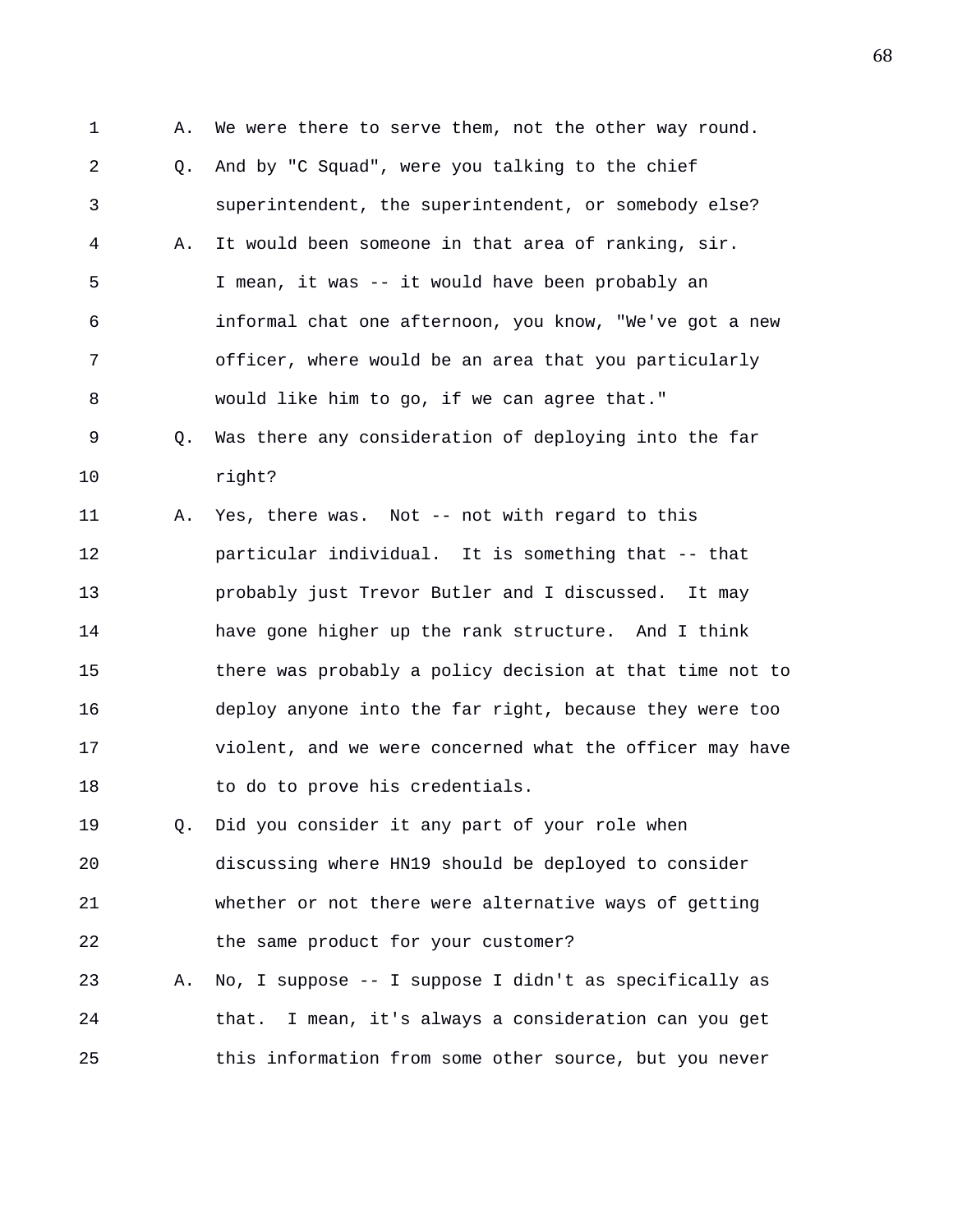1 A. We were there to serve them, not the other way round.

2 Q. And by "C Squad", were you talking to the chief

3 superintendent, the superintendent, or somebody else?

4 A. It would been someone in that area of ranking, sir.

5 I mean, it was -- it would have been probably an

6 informal chat one afternoon, you know, "We've got a new

7 officer, where would be an area that you particularly

8 would like him to go, if we can agree that."

9 Q. Was there any consideration of deploying into the far

10 right?

11 A. Yes, there was. Not -- not with regard to this

12 particular individual. It is something that -- that

13 probably just Trevor Butler and I discussed. It may

14 have gone higher up the rank structure. And I think

15 there was probably a policy decision at that time not to

16 deploy anyone into the far right, because they were too

17 violent, and we were concerned what the officer may have

18 to do to prove his credentials.

19 Q. Did you consider it any part of your role when

20 discussing where HN19 should be deployed to consider

21 whether or not there were alternative ways of getting

22 the same product for your customer?

23 A. No, I suppose -- I suppose I didn't as specifically as

24 that. I mean, it's always a consideration can you get

25 this information from some other source, but you never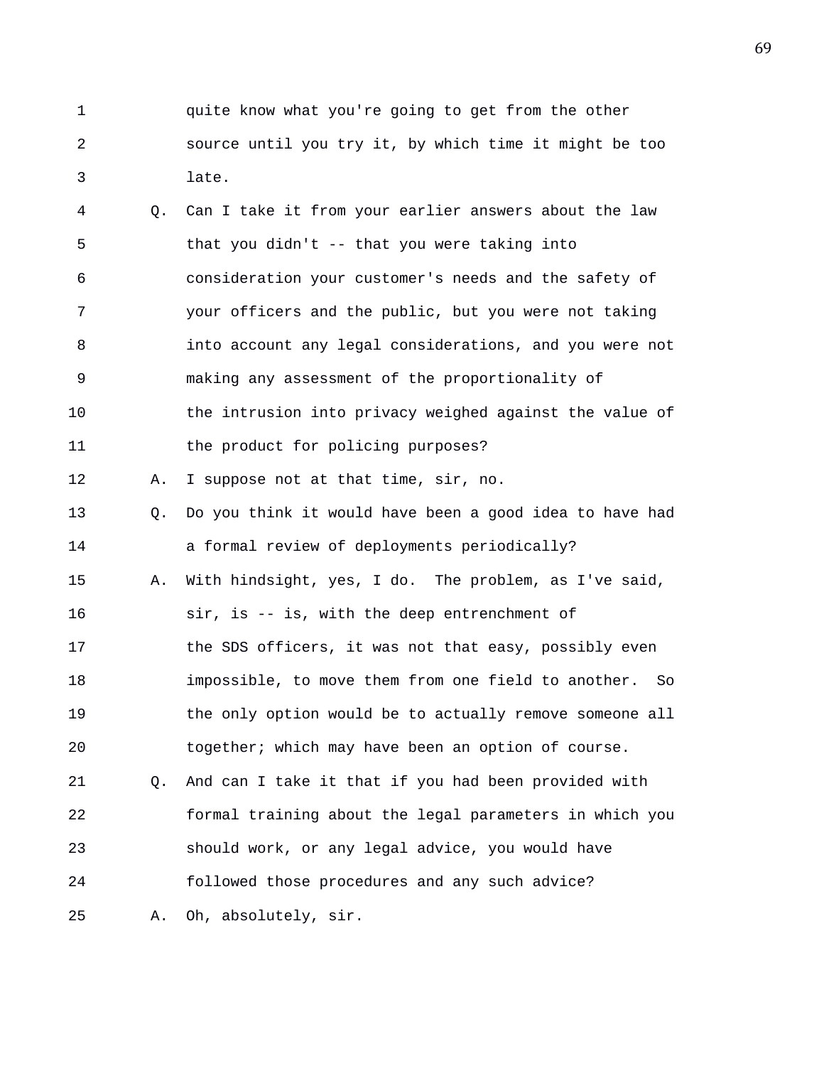quite know what you're going to get from the other source until you try it, by which time it might be too late.

Q. Can I take it from your earlier answers about the law that you didn't -- that you were taking into consideration your customer's needs and the safety of your officers and the public, but you were not taking into account any legal considerations, and you were not making any assessment of the proportionality of the intrusion into privacy weighed against the value of the product for policing purposes?

A. I suppose not at that time, sir, no.

Q. Do you think it would have been a good idea to have had a formal review of deployments periodically?

A. With hindsight, yes, I do. The problem, as I've said, sir, is -- is, with the deep entrenchment of the SDS officers, it was not that easy, possibly even impossible, to move them from one field to another. So the only option would be to actually remove someone all together; which may have been an option of course.

Q. And can I take it that if you had been provided with formal training about the legal parameters in which you should work, or any legal advice, you would have followed those procedures and any such advice?

A. Oh, absolutely, sir.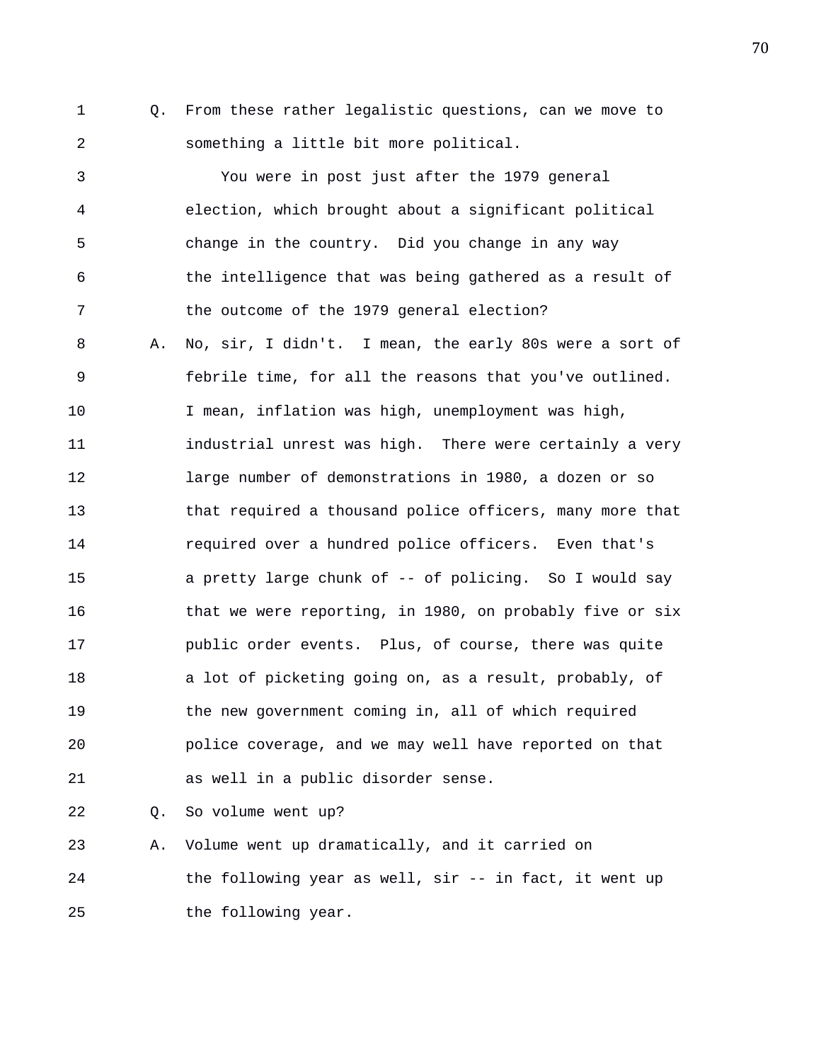Q. From these rather legalistic questions, can we move to something a little bit more political.

You were in post just after the 1979 general election, which brought about a significant political change in the country. Did you change in any way the intelligence that was being gathered as a result of the outcome of the 1979 general election?

A. No, sir, I didn't. I mean, the early 80s were a sort of febrile time, for all the reasons that you've outlined. I mean, inflation was high, unemployment was high, industrial unrest was high. There were certainly a very large number of demonstrations in 1980, a dozen or so that required a thousand police officers, many more that required over a hundred police officers. Even that's a pretty large chunk of -- of policing. So I would say that we were reporting, in 1980, on probably five or six public order events. Plus, of course, there was quite a lot of picketing going on, as a result, probably, of the new government coming in, all of which required police coverage, and we may well have reported on that as well in a public disorder sense.

Q. So volume went up?

A. Volume went up dramatically, and it carried on the following year as well, sir -- in fact, it went up the following year.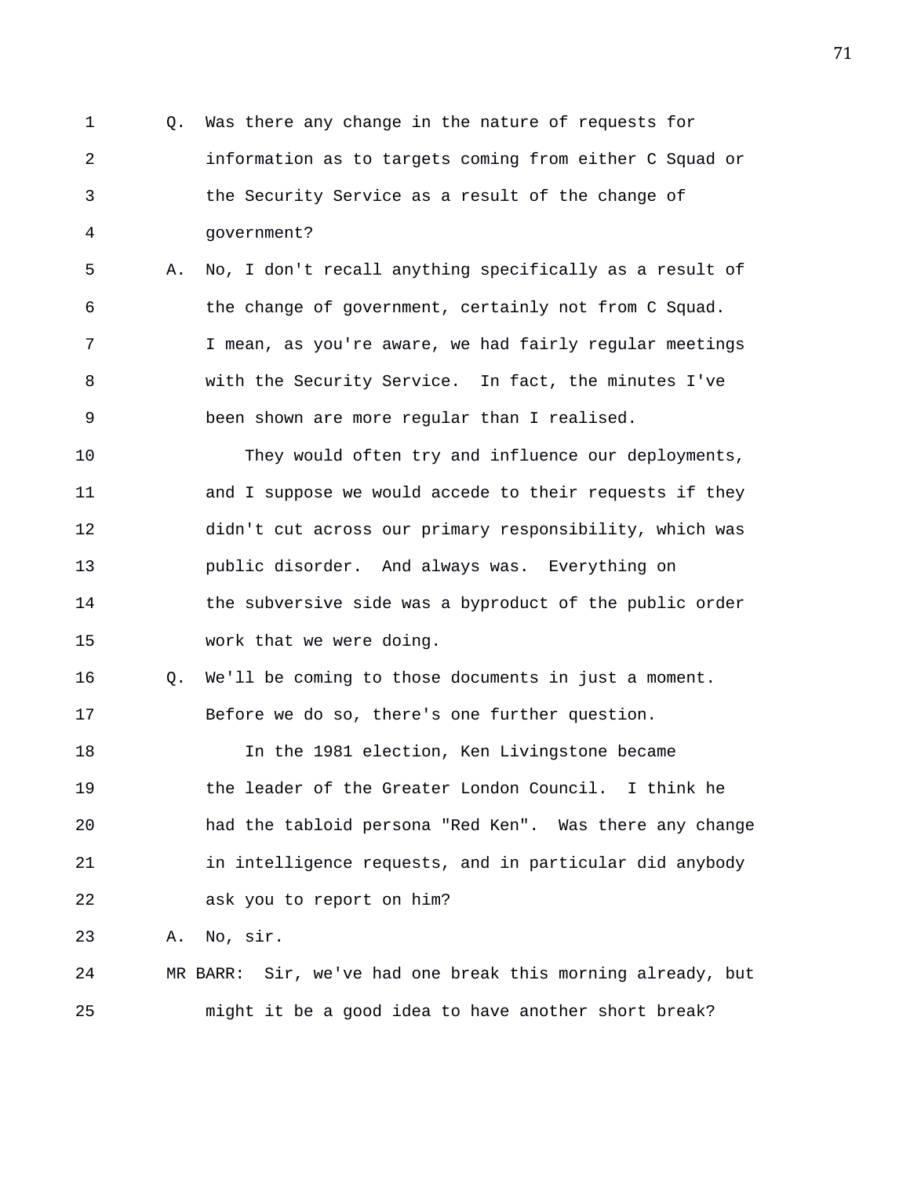Q. Was there any change in the nature of requests for information as to targets coming from either C Squad or the Security Service as a result of the change of government?

A. No, I don't recall anything specifically as a result of the change of government, certainly not from C Squad. I mean, as you're aware, we had fairly regular meetings with the Security Service. In fact, the minutes I've been shown are more regular than I realised.

They would often try and influence our deployments, and I suppose we would accede to their requests if they didn't cut across our primary responsibility, which was public disorder. And always was. Everything on the subversive side was a byproduct of the public order work that we were doing.

Q. We'll be coming to those documents in just a moment. Before we do so, there's one further question.

In the 1981 election, Ken Livingstone became the leader of the Greater London Council. I think he had the tabloid persona "Red Ken". Was there any change in intelligence requests, and in particular did anybody ask you to report on him?

A. No, sir.

MR BARR: Sir, we've had one break this morning already, but might it be a good idea to have another short break?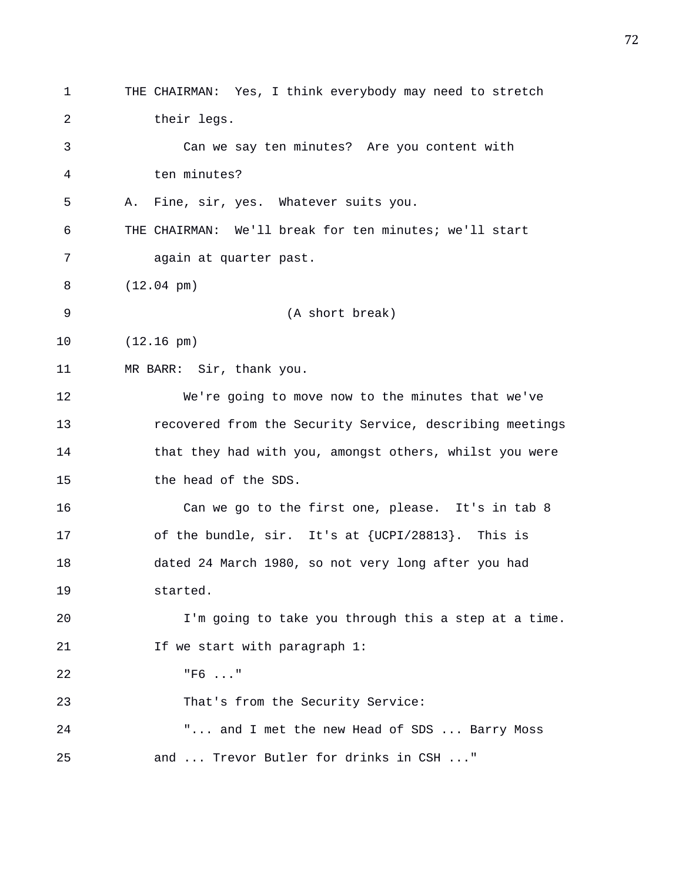THE CHAIRMAN: Yes, I think everybody may need to stretch their legs.

Can we say ten minutes? Are you content with ten minutes?

A. Fine, sir, yes. Whatever suits you.

THE CHAIRMAN: We'll break for ten minutes; we'll start again at quarter past.

(12.04 pm)

(A short break)

(12.16 pm)

MR BARR: Sir, thank you.

We're going to move now to the minutes that we've recovered from the Security Service, describing meetings that they had with you, amongst others, whilst you were the head of the SDS.

Can we go to the first one, please. It's in tab 8 of the bundle, sir. It's at {UCPI/28813}. This is dated 24 March 1980, so not very long after you had started.

I'm going to take you through this a step at a time. If we start with paragraph 1:

"F6 ..."

That's from the Security Service:

"... and I met the new Head of SDS ... Barry Moss and ... Trevor Butler for drinks in CSH ..."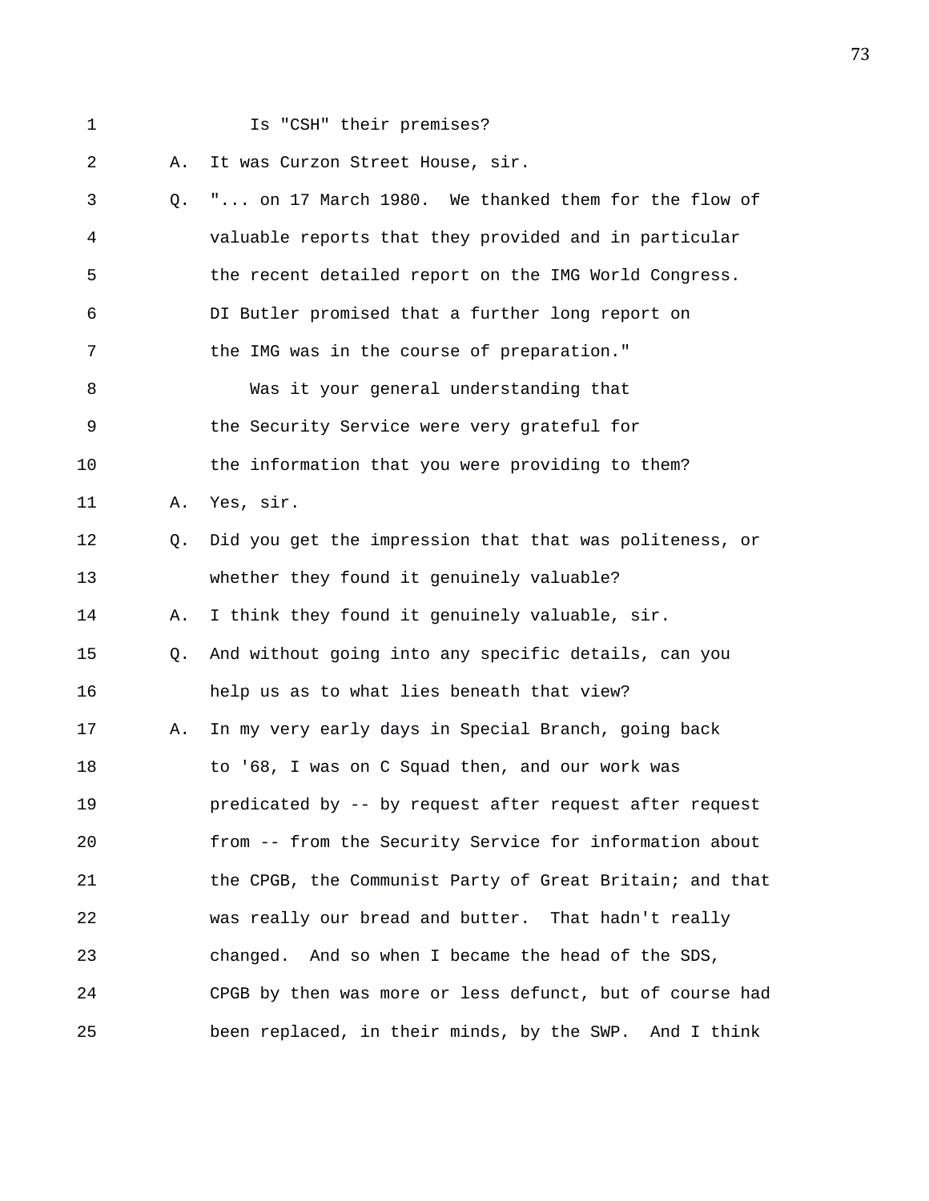1 Is "CSH" their premises?

2 A. It was Curzon Street House, sir.

3 Q. "... on 17 March 1980. We thanked them for the flow of

4 valuable reports that they provided and in particular

5 the recent detailed report on the IMG World Congress.

6 DI Butler promised that a further long report on

7 the IMG was in the course of preparation."

8 Was it your general understanding that

9 the Security Service were very grateful for

10 the information that you were providing to them?

11 A. Yes, sir.

12 Q. Did you get the impression that that was politeness, or

13 whether they found it genuinely valuable?

14 A. I think they found it genuinely valuable, sir.

15 Q. And without going into any specific details, can you

16 help us as to what lies beneath that view?

17 A. In my very early days in Special Branch, going back

18 to '68, I was on C Squad then, and our work was

19 predicated by -- by request after request after request

20 from -- from the Security Service for information about

21 the CPGB, the Communist Party of Great Britain; and that

22 was really our bread and butter. That hadn't really

23 changed. And so when I became the head of the SDS,

24 CPGB by then was more or less defunct, but of course had

25 been replaced, in their minds, by the SWP. And I think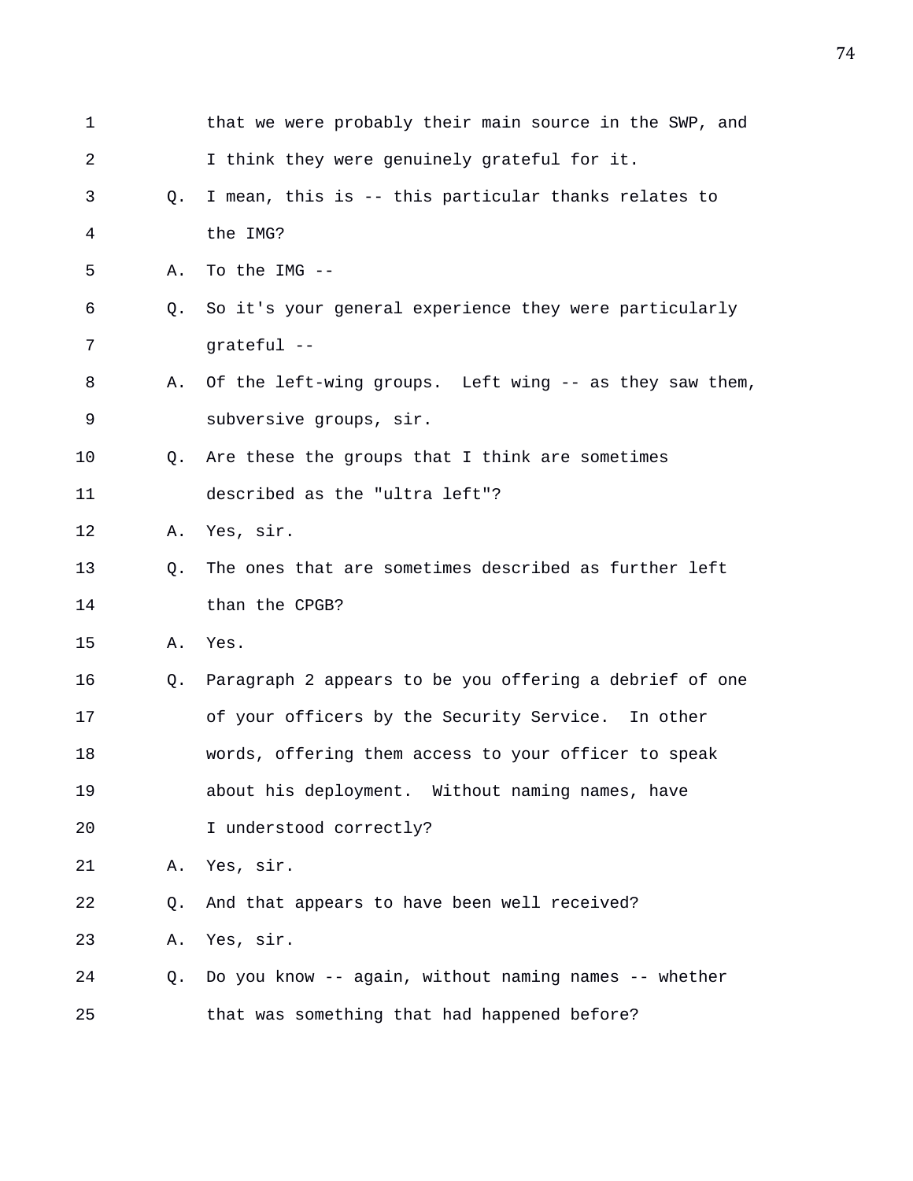1 that we were probably their main source in the SWP, and
2 I think they were genuinely grateful for it.
3 Q. I mean, this is -- this particular thanks relates to
4 the IMG?
5 A. To the IMG --
6 Q. So it's your general experience they were particularly
7 grateful --
8 A. Of the left-wing groups. Left wing -- as they saw them,
9 subversive groups, sir.
10 Q. Are these the groups that I think are sometimes
11 described as the "ultra left"?
12 A. Yes, sir.
13 Q. The ones that are sometimes described as further left
14 than the CPGB?
15 A. Yes.
16 Q. Paragraph 2 appears to be you offering a debrief of one
17 of your officers by the Security Service. In other
18 words, offering them access to your officer to speak
19 about his deployment. Without naming names, have
20 I understood correctly?
21 A. Yes, sir.
22 Q. And that appears to have been well received?
23 A. Yes, sir.
24 Q. Do you know -- again, without naming names -- whether
25 that was something that had happened before?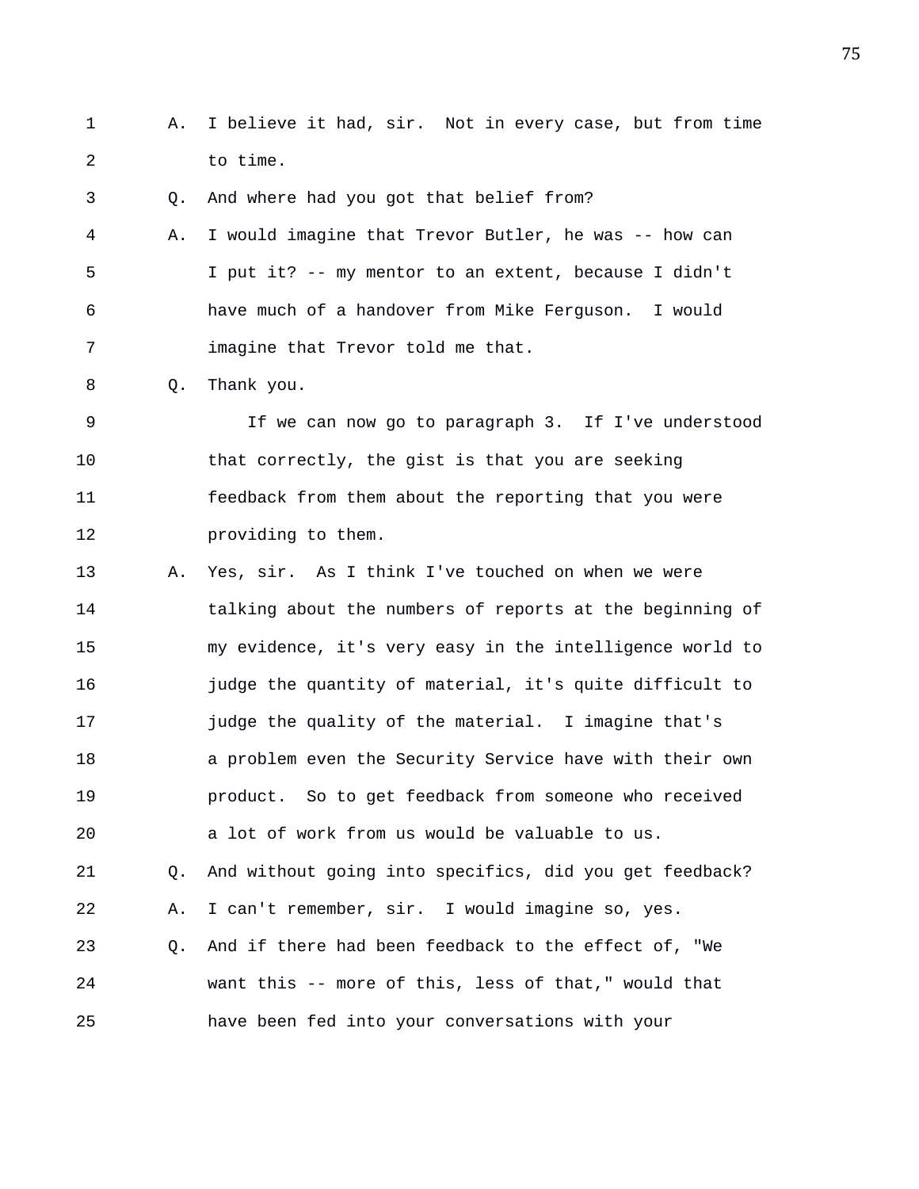A. I believe it had, sir. Not in every case, but from time to time.

Q. And where had you got that belief from?

A. I would imagine that Trevor Butler, he was -- how can I put it? -- my mentor to an extent, because I didn't have much of a handover from Mike Ferguson. I would imagine that Trevor told me that.

Q. Thank you.

If we can now go to paragraph 3. If I've understood that correctly, the gist is that you are seeking feedback from them about the reporting that you were providing to them.

A. Yes, sir. As I think I've touched on when we were talking about the numbers of reports at the beginning of my evidence, it's very easy in the intelligence world to judge the quantity of material, it's quite difficult to judge the quality of the material. I imagine that's a problem even the Security Service have with their own product. So to get feedback from someone who received a lot of work from us would be valuable to us.

Q. And without going into specifics, did you get feedback?

A. I can't remember, sir. I would imagine so, yes.

Q. And if there had been feedback to the effect of, "We want this -- more of this, less of that," would that have been fed into your conversations with your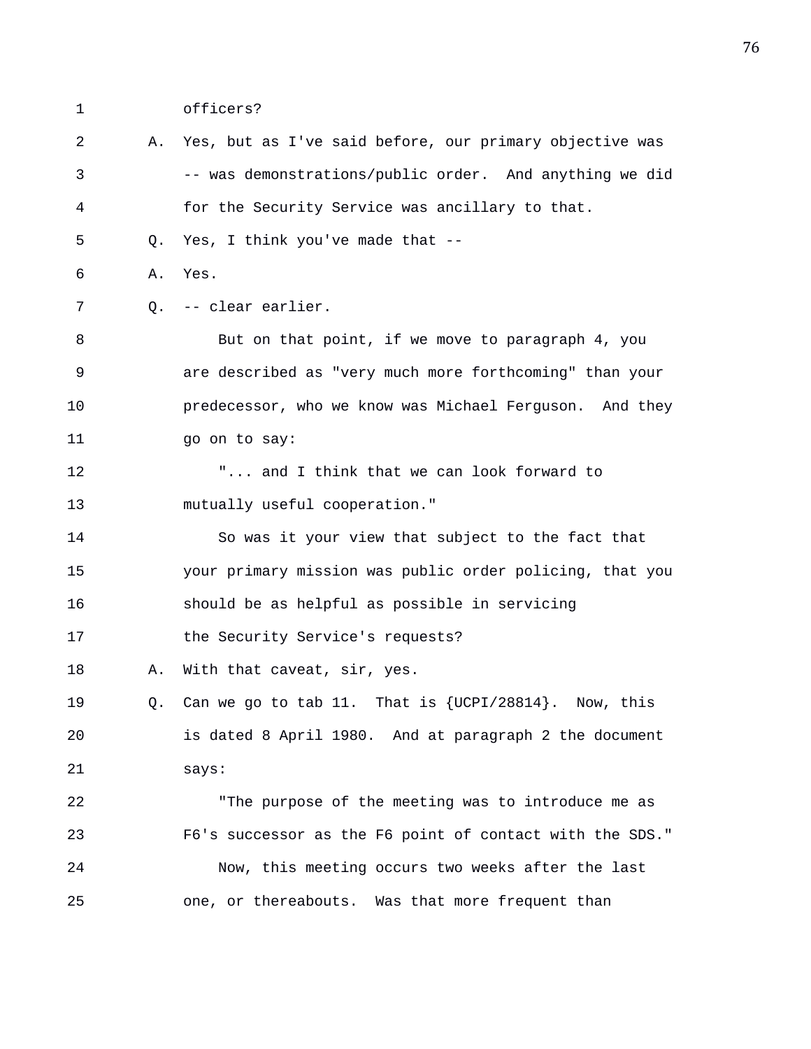1 officers?

2 A. Yes, but as I've said before, our primary objective was

3 -- was demonstrations/public order. And anything we did

4 for the Security Service was ancillary to that.

5 Q. Yes, I think you've made that --

6 A. Yes.

7 Q. -- clear earlier.

8 But on that point, if we move to paragraph 4, you

9 are described as "very much more forthcoming" than your

10 predecessor, who we know was Michael Ferguson. And they

11 go on to say:

12 "... and I think that we can look forward to

13 mutually useful cooperation."

14 So was it your view that subject to the fact that

15 your primary mission was public order policing, that you

16 should be as helpful as possible in servicing

17 the Security Service's requests?

18 A. With that caveat, sir, yes.

19 Q. Can we go to tab 11. That is {UCPI/28814}. Now, this

20 is dated 8 April 1980. And at paragraph 2 the document

21 says:

22 "The purpose of the meeting was to introduce me as

23 F6's successor as the F6 point of contact with the SDS."

24 Now, this meeting occurs two weeks after the last

25 one, or thereabouts. Was that more frequent than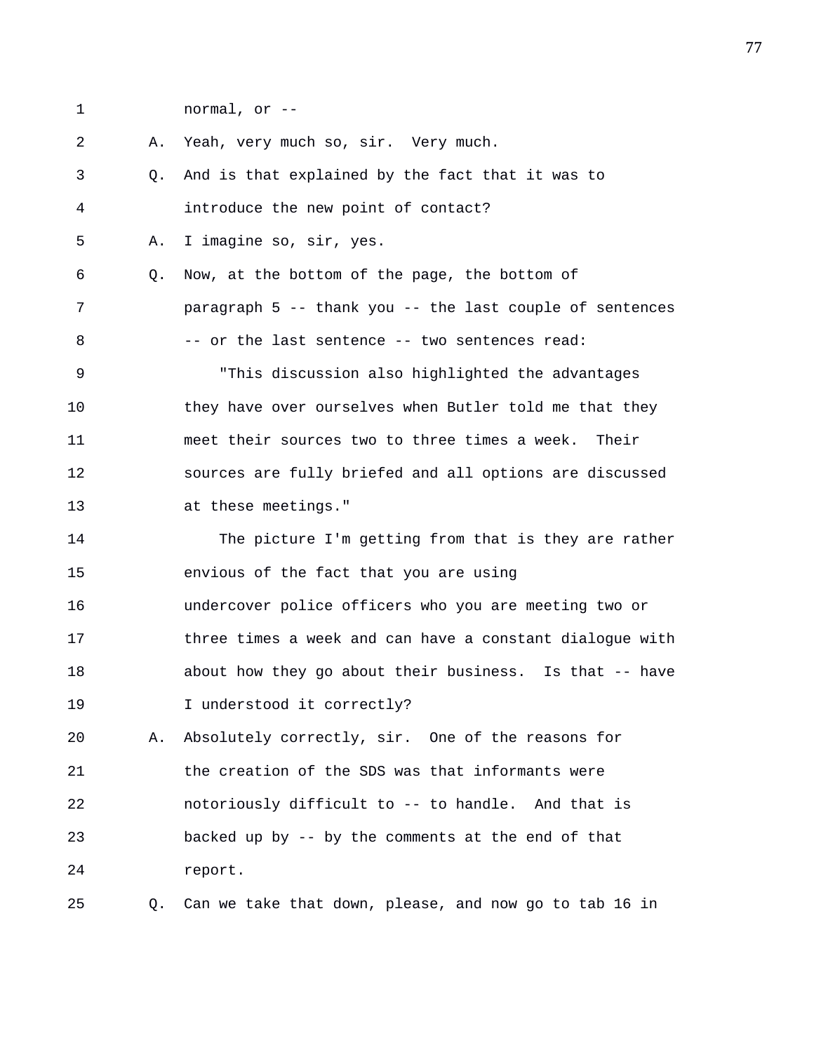1 normal, or --

2 A. Yeah, very much so, sir. Very much.

3 Q. And is that explained by the fact that it was to

4 introduce the new point of contact?

5 A. I imagine so, sir, yes.

6 Q. Now, at the bottom of the page, the bottom of

7 paragraph 5 -- thank you -- the last couple of sentences

8 -- or the last sentence -- two sentences read:

9 "This discussion also highlighted the advantages

10 they have over ourselves when Butler told me that they

11 meet their sources two to three times a week. Their

12 sources are fully briefed and all options are discussed

13 at these meetings."

14 The picture I'm getting from that is they are rather

15 envious of the fact that you are using

16 undercover police officers who you are meeting two or

17 three times a week and can have a constant dialogue with

18 about how they go about their business. Is that -- have

19 I understood it correctly?

20 A. Absolutely correctly, sir. One of the reasons for

21 the creation of the SDS was that informants were

22 notoriously difficult to -- to handle. And that is

23 backed up by -- by the comments at the end of that

24 report.

25 Q. Can we take that down, please, and now go to tab 16 in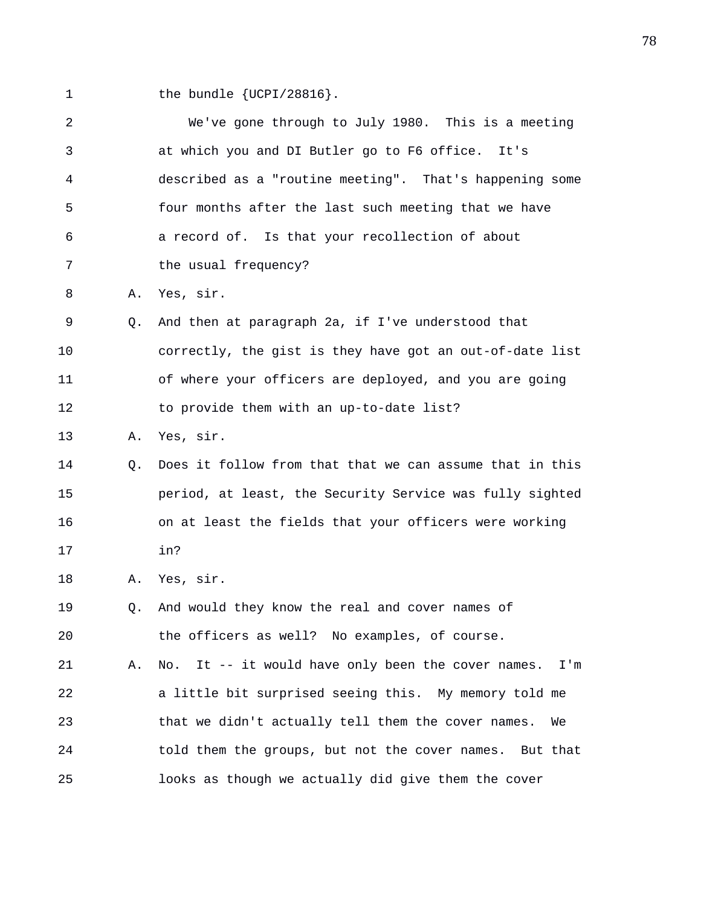1 the bundle {UCPI/28816}.

2 We've gone through to July 1980. This is a meeting
3 at which you and DI Butler go to F6 office. It's
4 described as a "routine meeting". That's happening some
5 four months after the last such meeting that we have
6 a record of. Is that your recollection of about
7 the usual frequency?

8 A. Yes, sir.

9 Q. And then at paragraph 2a, if I've understood that
10 correctly, the gist is they have got an out-of-date list
11 of where your officers are deployed, and you are going
12 to provide them with an up-to-date list?

13 A. Yes, sir.

14 Q. Does it follow from that that we can assume that in this
15 period, at least, the Security Service was fully sighted
16 on at least the fields that your officers were working
17 in?

18 A. Yes, sir.

19 Q. And would they know the real and cover names of
20 the officers as well? No examples, of course.

21 A. No. It -- it would have only been the cover names. I'm
22 a little bit surprised seeing this. My memory told me
23 that we didn't actually tell them the cover names. We
24 told them the groups, but not the cover names. But that
25 looks as though we actually did give them the cover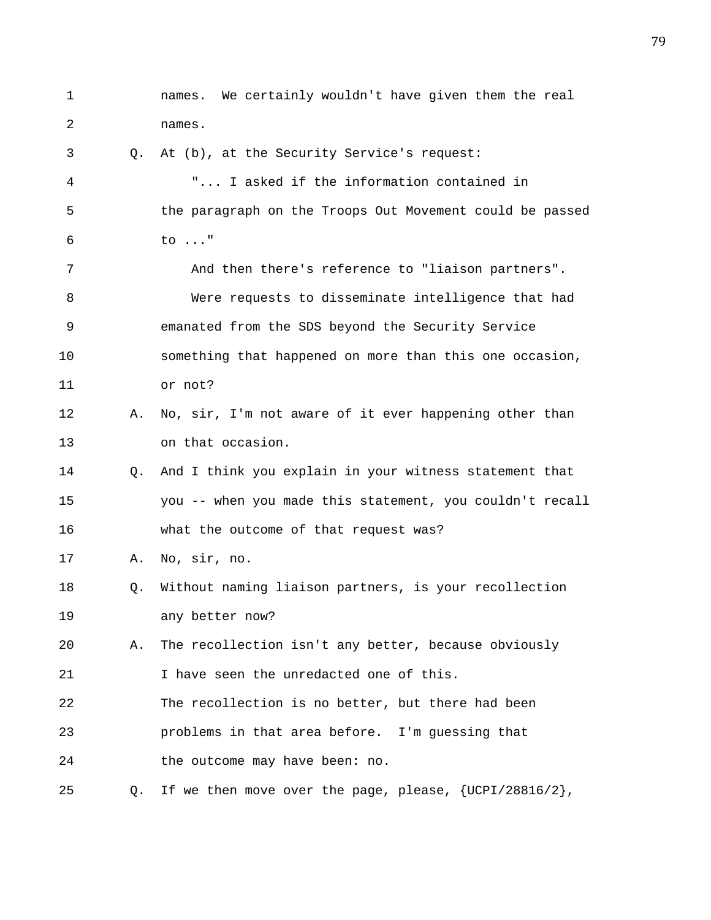names. We certainly wouldn't have given them the real names.

Q. At (b), at the Security Service's request:

"... I asked if the information contained in the paragraph on the Troops Out Movement could be passed to ..."

And then there's reference to "liaison partners".

Were requests to disseminate intelligence that had emanated from the SDS beyond the Security Service something that happened on more than this one occasion, or not?

A. No, sir, I'm not aware of it ever happening other than on that occasion.

Q. And I think you explain in your witness statement that you -- when you made this statement, you couldn't recall what the outcome of that request was?

A. No, sir, no.

Q. Without naming liaison partners, is your recollection any better now?

A. The recollection isn't any better, because obviously I have seen the unredacted one of this.

The recollection is no better, but there had been problems in that area before. I'm guessing that the outcome may have been: no.

Q. If we then move over the page, please, {UCPI/28816/2},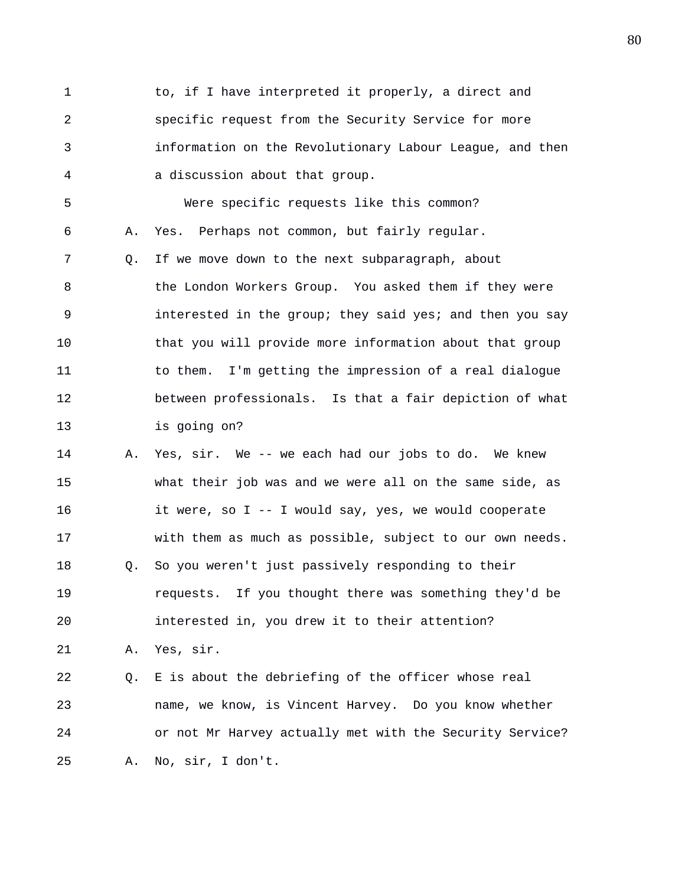1 to, if I have interpreted it properly, a direct and
2 specific request from the Security Service for more
3 information on the Revolutionary Labour League, and then
4 a discussion about that group.
5 Were specific requests like this common?
6 A. Yes. Perhaps not common, but fairly regular.
7 Q. If we move down to the next subparagraph, about
8 the London Workers Group. You asked them if they were
9 interested in the group; they said yes; and then you say
10 that you will provide more information about that group
11 to them. I'm getting the impression of a real dialogue
12 between professionals. Is that a fair depiction of what
13 is going on?
14 A. Yes, sir. We -- we each had our jobs to do. We knew
15 what their job was and we were all on the same side, as
16 it were, so I -- I would say, yes, we would cooperate
17 with them as much as possible, subject to our own needs.
18 Q. So you weren't just passively responding to their
19 requests. If you thought there was something they'd be
20 interested in, you drew it to their attention?
21 A. Yes, sir.
22 Q. E is about the debriefing of the officer whose real
23 name, we know, is Vincent Harvey. Do you know whether
24 or not Mr Harvey actually met with the Security Service?
25 A. No, sir, I don't.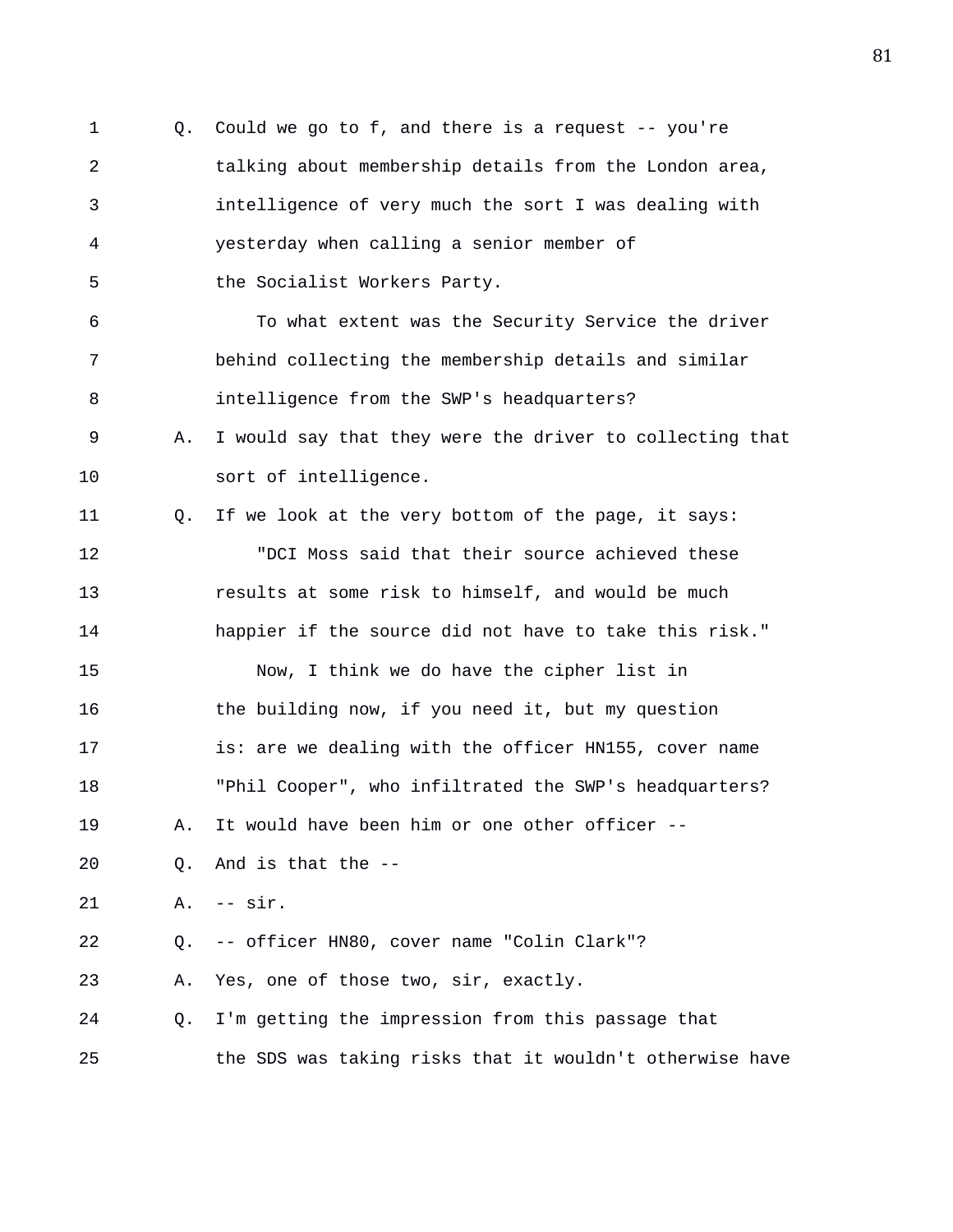1 Q. Could we go to f, and there is a request -- you're
2 talking about membership details from the London area,
3 intelligence of very much the sort I was dealing with
4 yesterday when calling a senior member of
5 the Socialist Workers Party.
6 To what extent was the Security Service the driver
7 behind collecting the membership details and similar
8 intelligence from the SWP's headquarters?
9 A. I would say that they were the driver to collecting that
10 sort of intelligence.
11 Q. If we look at the very bottom of the page, it says:
12 "DCI Moss said that their source achieved these
13 results at some risk to himself, and would be much
14 happier if the source did not have to take this risk."
15 Now, I think we do have the cipher list in
16 the building now, if you need it, but my question
17 is: are we dealing with the officer HN155, cover name
18 "Phil Cooper", who infiltrated the SWP's headquarters?
19 A. It would have been him or one other officer --
20 Q. And is that the --
21 A. -- sir.
22 Q. -- officer HN80, cover name "Colin Clark"?
23 A. Yes, one of those two, sir, exactly.
24 Q. I'm getting the impression from this passage that
25 the SDS was taking risks that it wouldn't otherwise have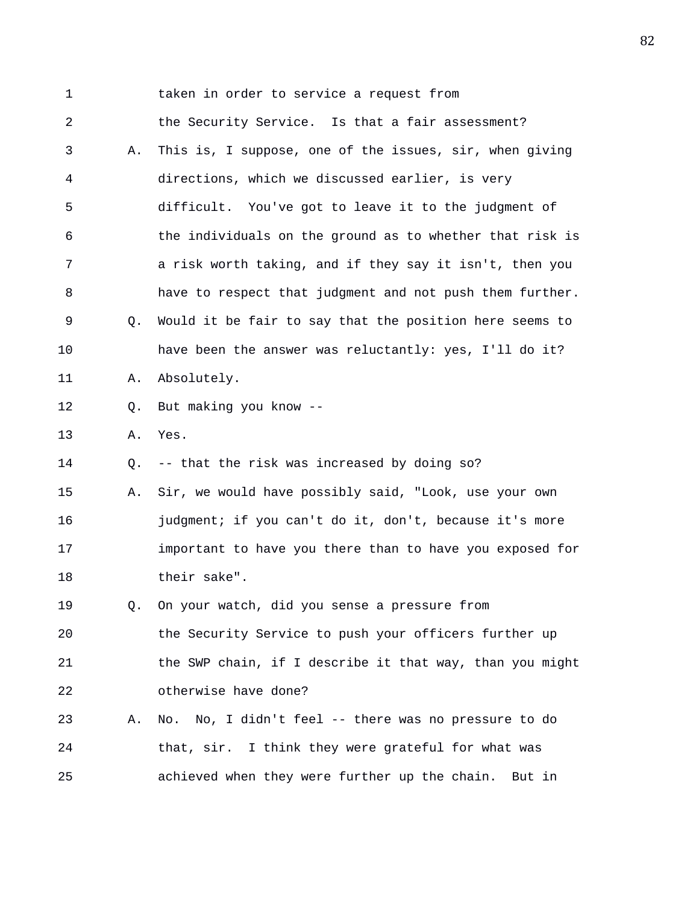1 taken in order to service a request from
2 the Security Service. Is that a fair assessment?
3 A. This is, I suppose, one of the issues, sir, when giving
4 directions, which we discussed earlier, is very
5 difficult. You've got to leave it to the judgment of
6 the individuals on the ground as to whether that risk is
7 a risk worth taking, and if they say it isn't, then you
8 have to respect that judgment and not push them further.
9 Q. Would it be fair to say that the position here seems to
10 have been the answer was reluctantly: yes, I'll do it?
11 A. Absolutely.
12 Q. But making you know --
13 A. Yes.
14 Q. -- that the risk was increased by doing so?
15 A. Sir, we would have possibly said, "Look, use your own
16 judgment; if you can't do it, don't, because it's more
17 important to have you there than to have you exposed for
18 their sake".
19 Q. On your watch, did you sense a pressure from
20 the Security Service to push your officers further up
21 the SWP chain, if I describe it that way, than you might
22 otherwise have done?
23 A. No. No, I didn't feel -- there was no pressure to do
24 that, sir. I think they were grateful for what was
25 achieved when they were further up the chain. But in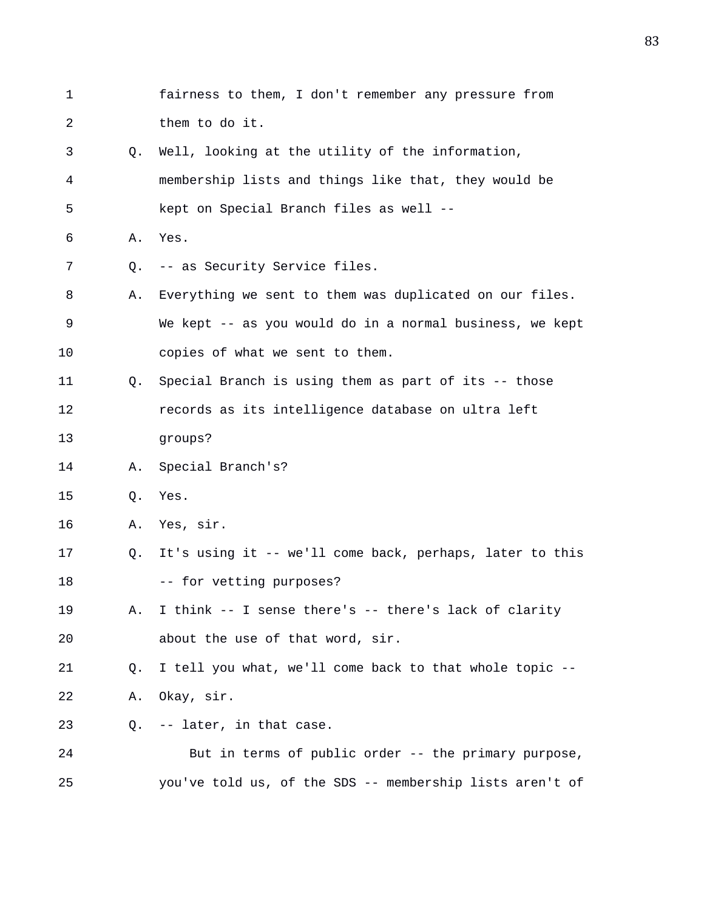1 fairness to them, I don't remember any pressure from
2 them to do it.
3 Q. Well, looking at the utility of the information,
4 membership lists and things like that, they would be
5 kept on Special Branch files as well --
6 A. Yes.
7 Q. -- as Security Service files.
8 A. Everything we sent to them was duplicated on our files.
9 We kept -- as you would do in a normal business, we kept
10 copies of what we sent to them.
11 Q. Special Branch is using them as part of its -- those
12 records as its intelligence database on ultra left
13 groups?
14 A. Special Branch's?
15 Q. Yes.
16 A. Yes, sir.
17 Q. It's using it -- we'll come back, perhaps, later to this
18 -- for vetting purposes?
19 A. I think -- I sense there's -- there's lack of clarity
20 about the use of that word, sir.
21 Q. I tell you what, we'll come back to that whole topic --
22 A. Okay, sir.
23 Q. -- later, in that case.
24 But in terms of public order -- the primary purpose,
25 you've told us, of the SDS -- membership lists aren't of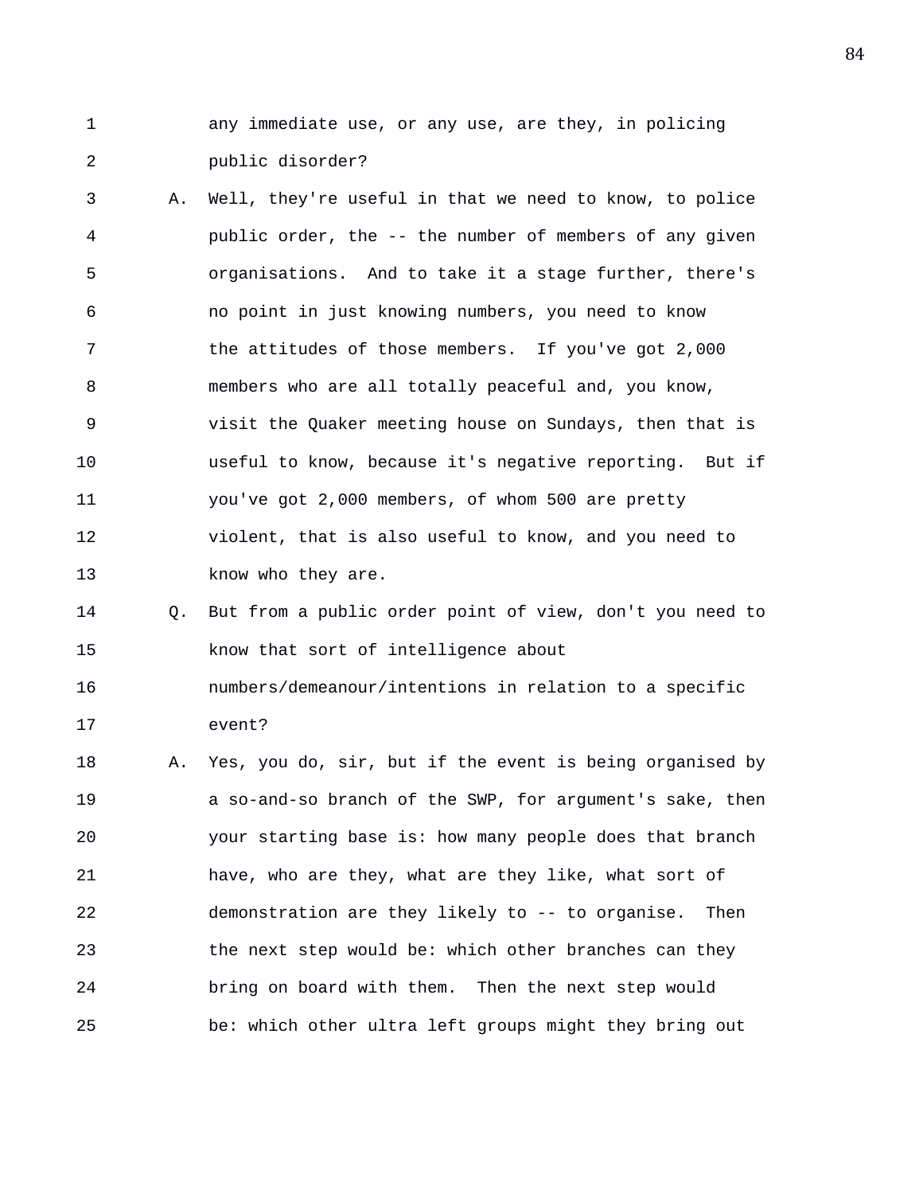any immediate use, or any use, are they, in policing public disorder?

A. Well, they're useful in that we need to know, to police public order, the -- the number of members of any given organisations. And to take it a stage further, there's no point in just knowing numbers, you need to know the attitudes of those members. If you've got 2,000 members who are all totally peaceful and, you know, visit the Quaker meeting house on Sundays, then that is useful to know, because it's negative reporting. But if you've got 2,000 members, of whom 500 are pretty violent, that is also useful to know, and you need to know who they are.

Q. But from a public order point of view, don't you need to know that sort of intelligence about numbers/demeanour/intentions in relation to a specific event?

A. Yes, you do, sir, but if the event is being organised by a so-and-so branch of the SWP, for argument's sake, then your starting base is: how many people does that branch have, who are they, what are they like, what sort of demonstration are they likely to -- to organise. Then the next step would be: which other branches can they bring on board with them. Then the next step would be: which other ultra left groups might they bring out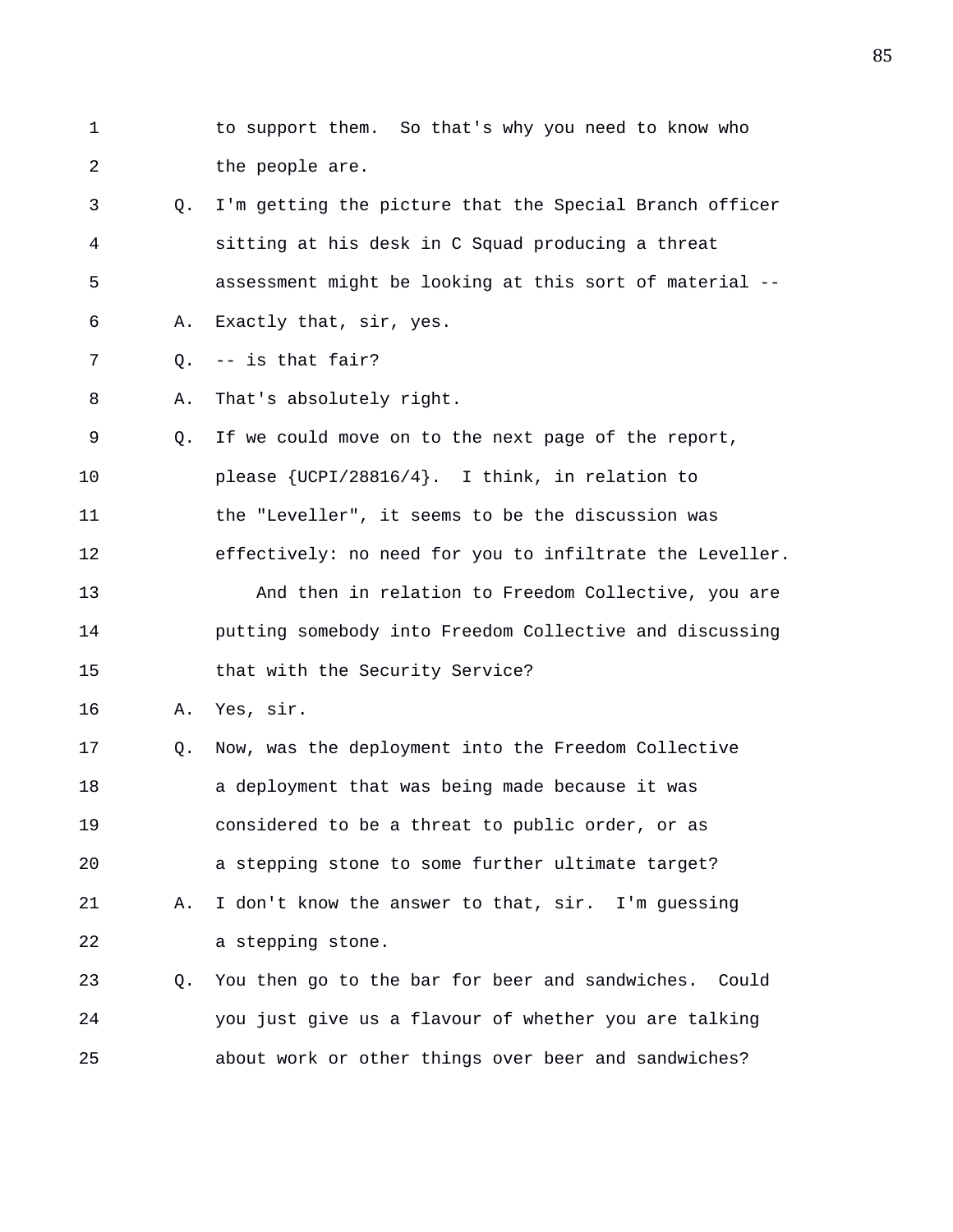1 to support them. So that's why you need to know who
2 the people are.
3 Q. I'm getting the picture that the Special Branch officer
4 sitting at his desk in C Squad producing a threat
5 assessment might be looking at this sort of material --
6 A. Exactly that, sir, yes.
7 Q. -- is that fair?
8 A. That's absolutely right.
9 Q. If we could move on to the next page of the report,
10 please {UCPI/28816/4}. I think, in relation to
11 the "Leveller", it seems to be the discussion was
12 effectively: no need for you to infiltrate the Leveller.
13 And then in relation to Freedom Collective, you are
14 putting somebody into Freedom Collective and discussing
15 that with the Security Service?
16 A. Yes, sir.
17 Q. Now, was the deployment into the Freedom Collective
18 a deployment that was being made because it was
19 considered to be a threat to public order, or as
20 a stepping stone to some further ultimate target?
21 A. I don't know the answer to that, sir. I'm guessing
22 a stepping stone.
23 Q. You then go to the bar for beer and sandwiches. Could
24 you just give us a flavour of whether you are talking
25 about work or other things over beer and sandwiches?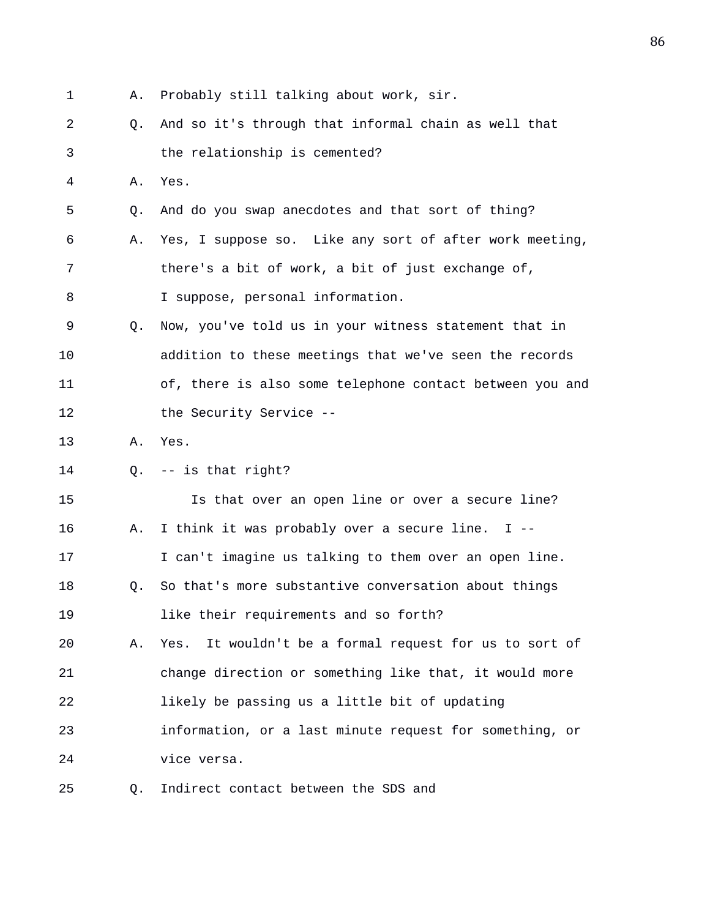A. Probably still talking about work, sir.

Q. And so it's through that informal chain as well that the relationship is cemented?

A. Yes.

Q. And do you swap anecdotes and that sort of thing?

A. Yes, I suppose so. Like any sort of after work meeting, there's a bit of work, a bit of just exchange of, I suppose, personal information.

Q. Now, you've told us in your witness statement that in addition to these meetings that we've seen the records of, there is also some telephone contact between you and the Security Service --

A. Yes.

Q. -- is that right?

Is that over an open line or over a secure line?

A. I think it was probably over a secure line. I -- I can't imagine us talking to them over an open line.

Q. So that's more substantive conversation about things like their requirements and so forth?

A. Yes. It wouldn't be a formal request for us to sort of change direction or something like that, it would more likely be passing us a little bit of updating information, or a last minute request for something, or vice versa.

Q. Indirect contact between the SDS and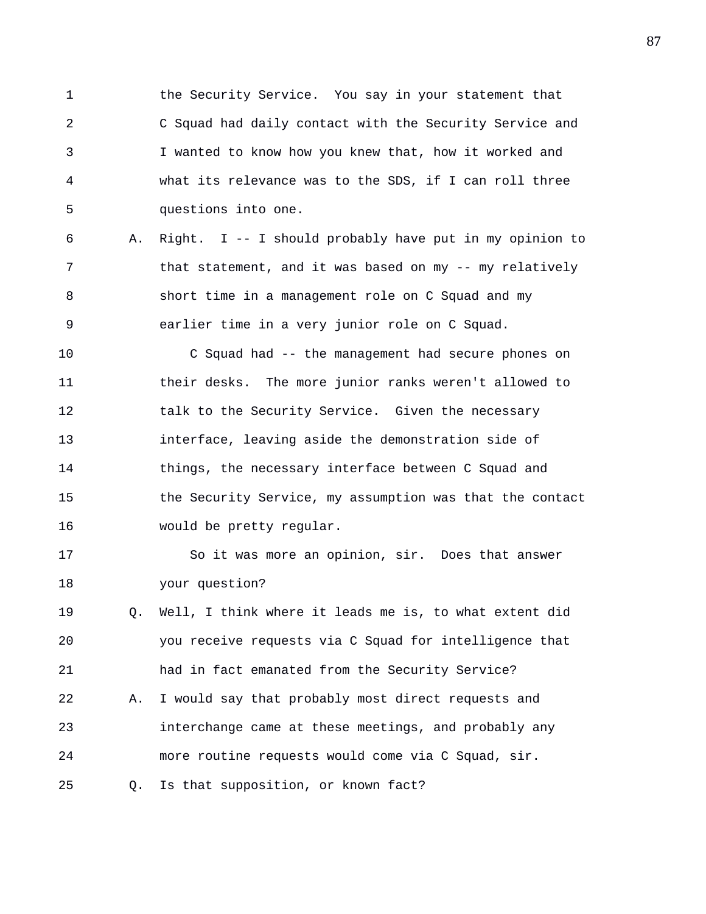1 the Security Service. You say in your statement that
2 C Squad had daily contact with the Security Service and
3 I wanted to know how you knew that, how it worked and
4 what its relevance was to the SDS, if I can roll three
5 questions into one.

6 A. Right. I -- I should probably have put in my opinion to
7 that statement, and it was based on my -- my relatively
8 short time in a management role on C Squad and my
9 earlier time in a very junior role on C Squad.

10 C Squad had -- the management had secure phones on
11 their desks. The more junior ranks weren't allowed to
12 talk to the Security Service. Given the necessary
13 interface, leaving aside the demonstration side of
14 things, the necessary interface between C Squad and
15 the Security Service, my assumption was that the contact
16 would be pretty regular.

17 So it was more an opinion, sir. Does that answer
18 your question?

19 Q. Well, I think where it leads me is, to what extent did
20 you receive requests via C Squad for intelligence that
21 had in fact emanated from the Security Service?

22 A. I would say that probably most direct requests and
23 interchange came at these meetings, and probably any
24 more routine requests would come via C Squad, sir.

25 Q. Is that supposition, or known fact?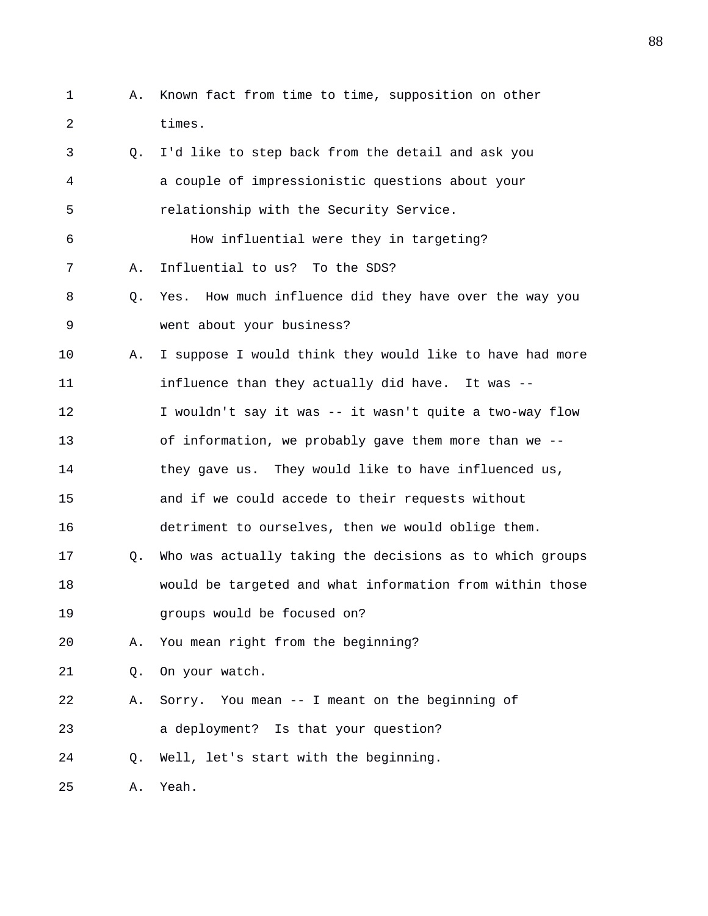A. Known fact from time to time, supposition on other times.

Q. I'd like to step back from the detail and ask you a couple of impressionistic questions about your relationship with the Security Service.

How influential were they in targeting?

A. Influential to us? To the SDS?

Q. Yes. How much influence did they have over the way you went about your business?

A. I suppose I would think they would like to have had more influence than they actually did have. It was -- I wouldn't say it was -- it wasn't quite a two-way flow of information, we probably gave them more than we -- they gave us. They would like to have influenced us, and if we could accede to their requests without detriment to ourselves, then we would oblige them.

Q. Who was actually taking the decisions as to which groups would be targeted and what information from within those groups would be focused on?

A. You mean right from the beginning?

Q. On your watch.

A. Sorry. You mean -- I meant on the beginning of a deployment? Is that your question?

Q. Well, let's start with the beginning.

A. Yeah.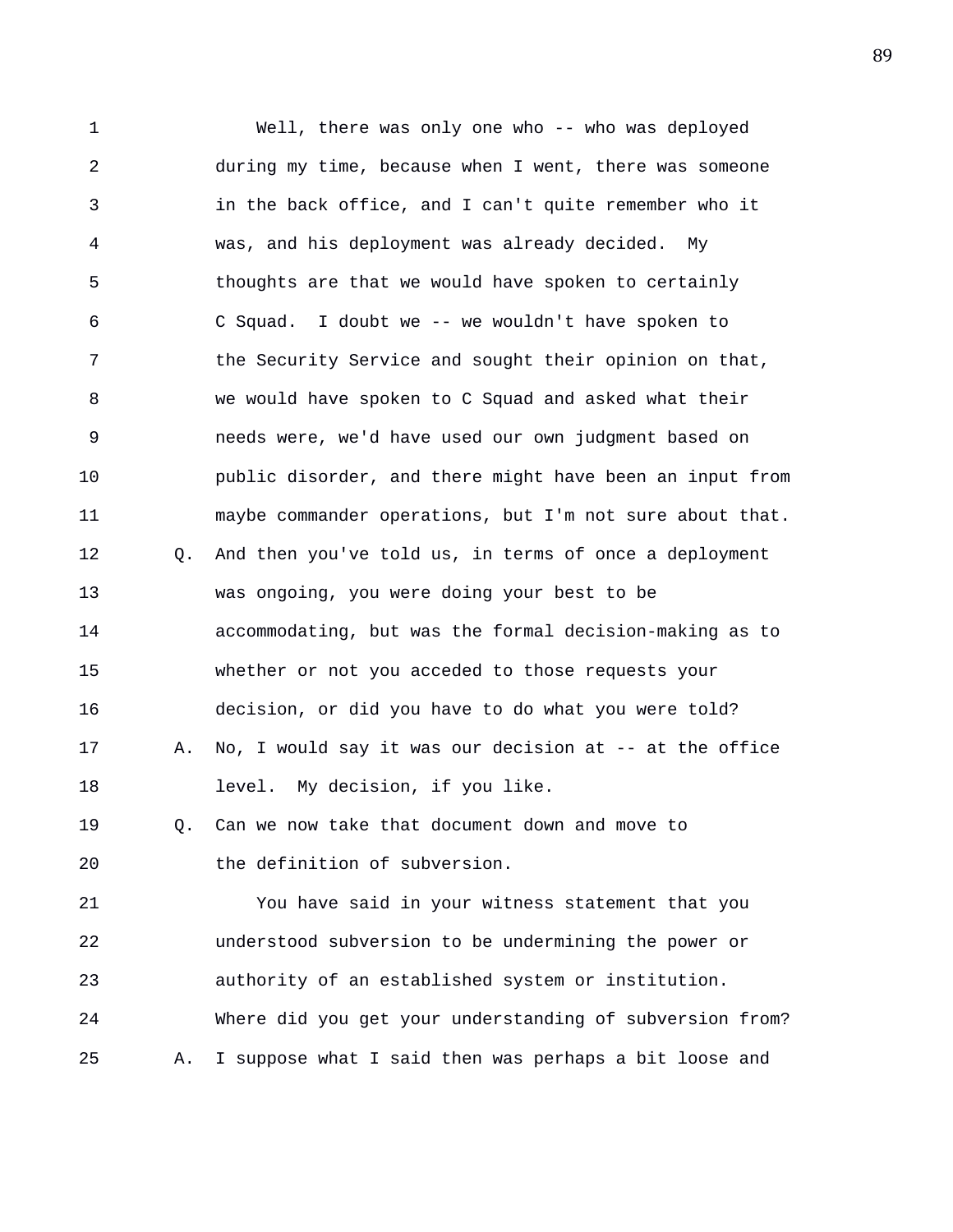Well, there was only one who -- who was deployed during my time, because when I went, there was someone in the back office, and I can't quite remember who it was, and his deployment was already decided. My thoughts are that we would have spoken to certainly C Squad. I doubt we -- we wouldn't have spoken to the Security Service and sought their opinion on that, we would have spoken to C Squad and asked what their needs were, we'd have used our own judgment based on public disorder, and there might have been an input from maybe commander operations, but I'm not sure about that.

Q. And then you've told us, in terms of once a deployment was ongoing, you were doing your best to be accommodating, but was the formal decision-making as to whether or not you acceded to those requests your decision, or did you have to do what you were told?

A. No, I would say it was our decision at -- at the office level. My decision, if you like.

Q. Can we now take that document down and move to the definition of subversion.

You have said in your witness statement that you understood subversion to be undermining the power or authority of an established system or institution. Where did you get your understanding of subversion from?

A. I suppose what I said then was perhaps a bit loose and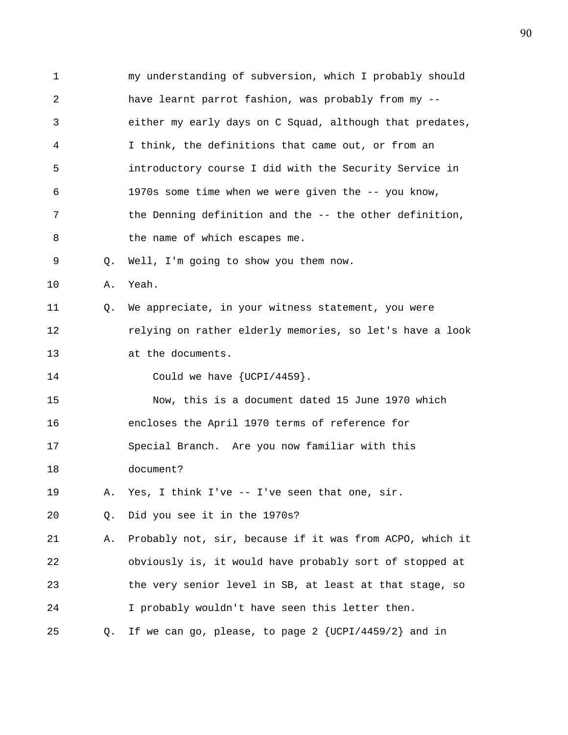1 my understanding of subversion, which I probably should
2 have learnt parrot fashion, was probably from my --
3 either my early days on C Squad, although that predates,
4 I think, the definitions that came out, or from an
5 introductory course I did with the Security Service in
6 1970s some time when we were given the -- you know,
7 the Denning definition and the -- the other definition,
8 the name of which escapes me.

9 Q. Well, I'm going to show you them now.

10 A. Yeah.

11 Q. We appreciate, in your witness statement, you were
12 relying on rather elderly memories, so let's have a look
13 at the documents.

14 Could we have {UCPI/4459}.

15 Now, this is a document dated 15 June 1970 which
16 encloses the April 1970 terms of reference for
17 Special Branch. Are you now familiar with this
18 document?

19 A. Yes, I think I've -- I've seen that one, sir.

20 Q. Did you see it in the 1970s?

21 A. Probably not, sir, because if it was from ACPO, which it
22 obviously is, it would have probably sort of stopped at
23 the very senior level in SB, at least at that stage, so
24 I probably wouldn't have seen this letter then.

25 Q. If we can go, please, to page 2 {UCPI/4459/2} and in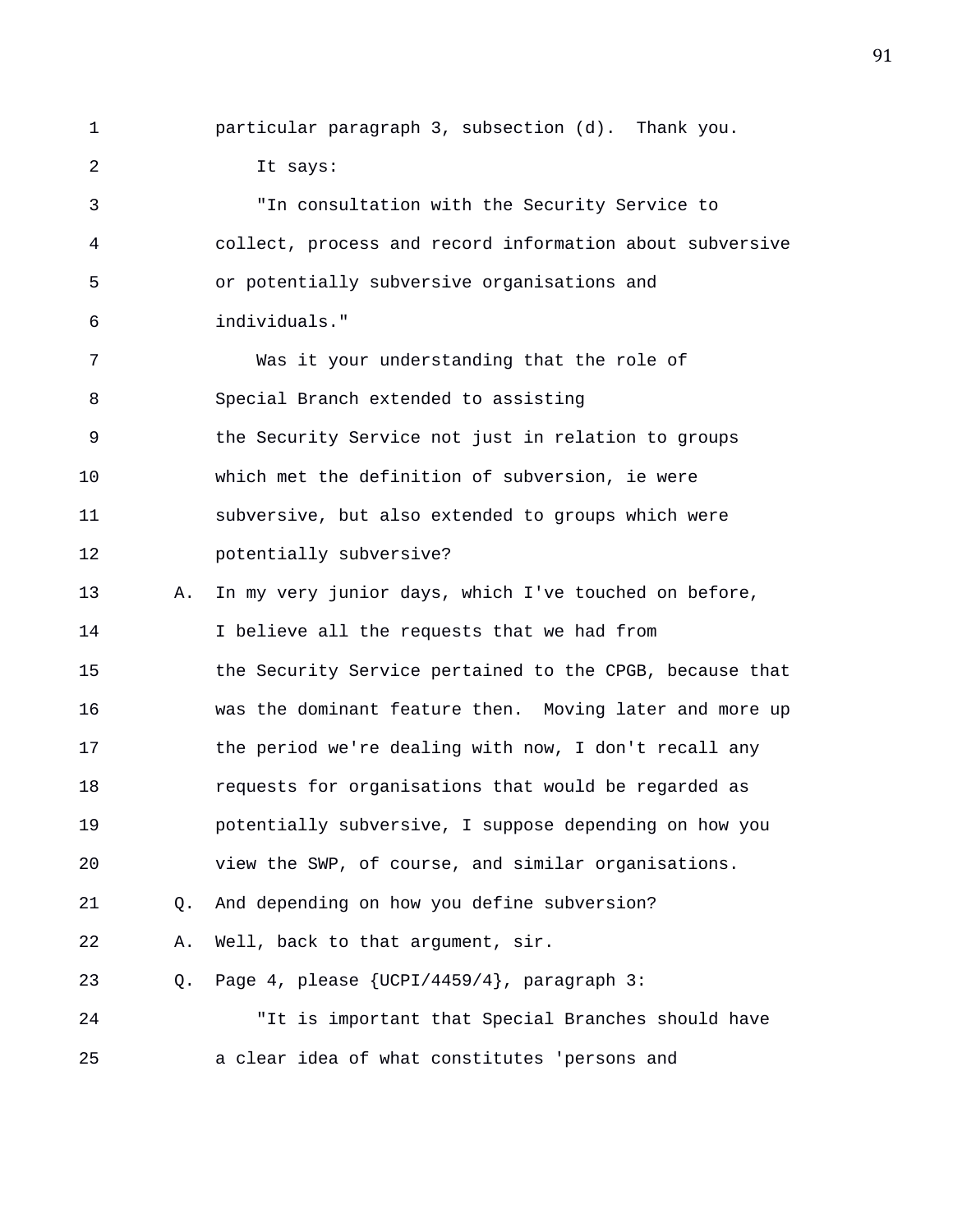particular paragraph 3, subsection (d). Thank you.

It says:

"In consultation with the Security Service to collect, process and record information about subversive or potentially subversive organisations and individuals."

Was it your understanding that the role of Special Branch extended to assisting the Security Service not just in relation to groups which met the definition of subversion, ie were subversive, but also extended to groups which were potentially subversive?

A. In my very junior days, which I've touched on before, I believe all the requests that we had from the Security Service pertained to the CPGB, because that was the dominant feature then. Moving later and more up the period we're dealing with now, I don't recall any requests for organisations that would be regarded as potentially subversive, I suppose depending on how you view the SWP, of course, and similar organisations.

Q. And depending on how you define subversion?

A. Well, back to that argument, sir.

Q. Page 4, please {UCPI/4459/4}, paragraph 3:

"It is important that Special Branches should have a clear idea of what constitutes 'persons and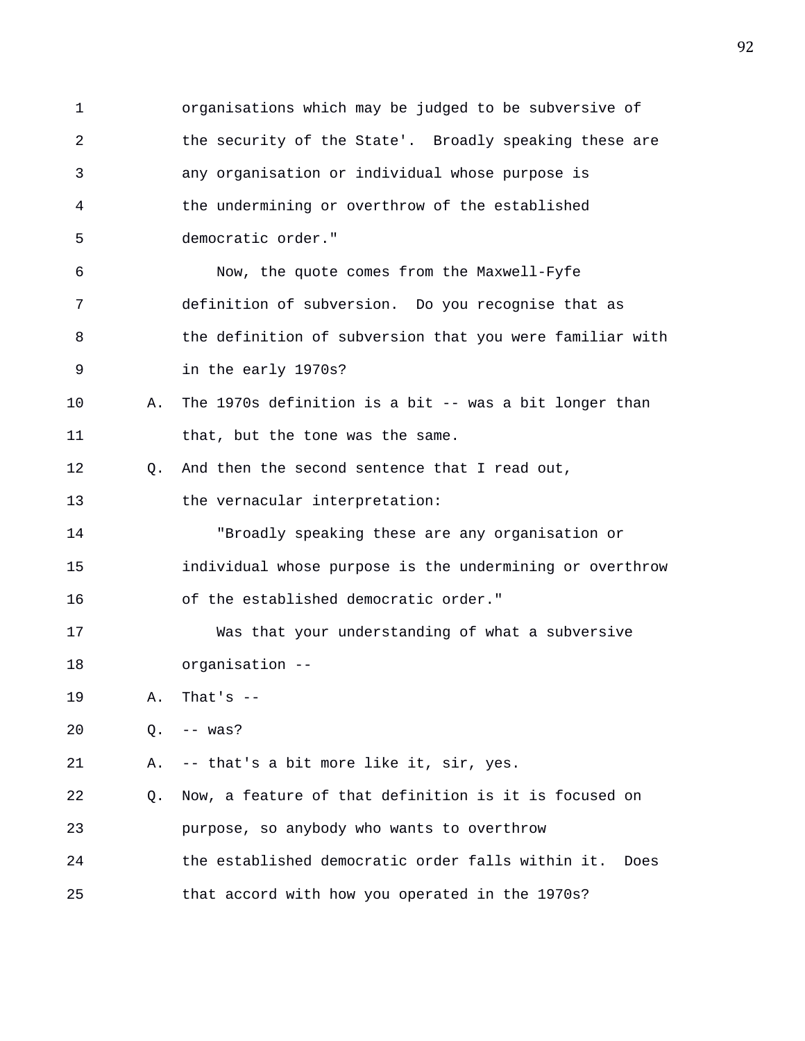organisations which may be judged to be subversive of the security of the State'. Broadly speaking these are any organisation or individual whose purpose is the undermining or overthrow of the established democratic order."

Now, the quote comes from the Maxwell-Fyfe definition of subversion. Do you recognise that as the definition of subversion that you were familiar with in the early 1970s?

A. The 1970s definition is a bit -- was a bit longer than that, but the tone was the same.

Q. And then the second sentence that I read out, the vernacular interpretation:

"Broadly speaking these are any organisation or individual whose purpose is the undermining or overthrow of the established democratic order."

Was that your understanding of what a subversive organisation --

A. That's --

Q. -- was?

A. -- that's a bit more like it, sir, yes.

Q. Now, a feature of that definition is it is focused on purpose, so anybody who wants to overthrow the established democratic order falls within it. Does that accord with how you operated in the 1970s?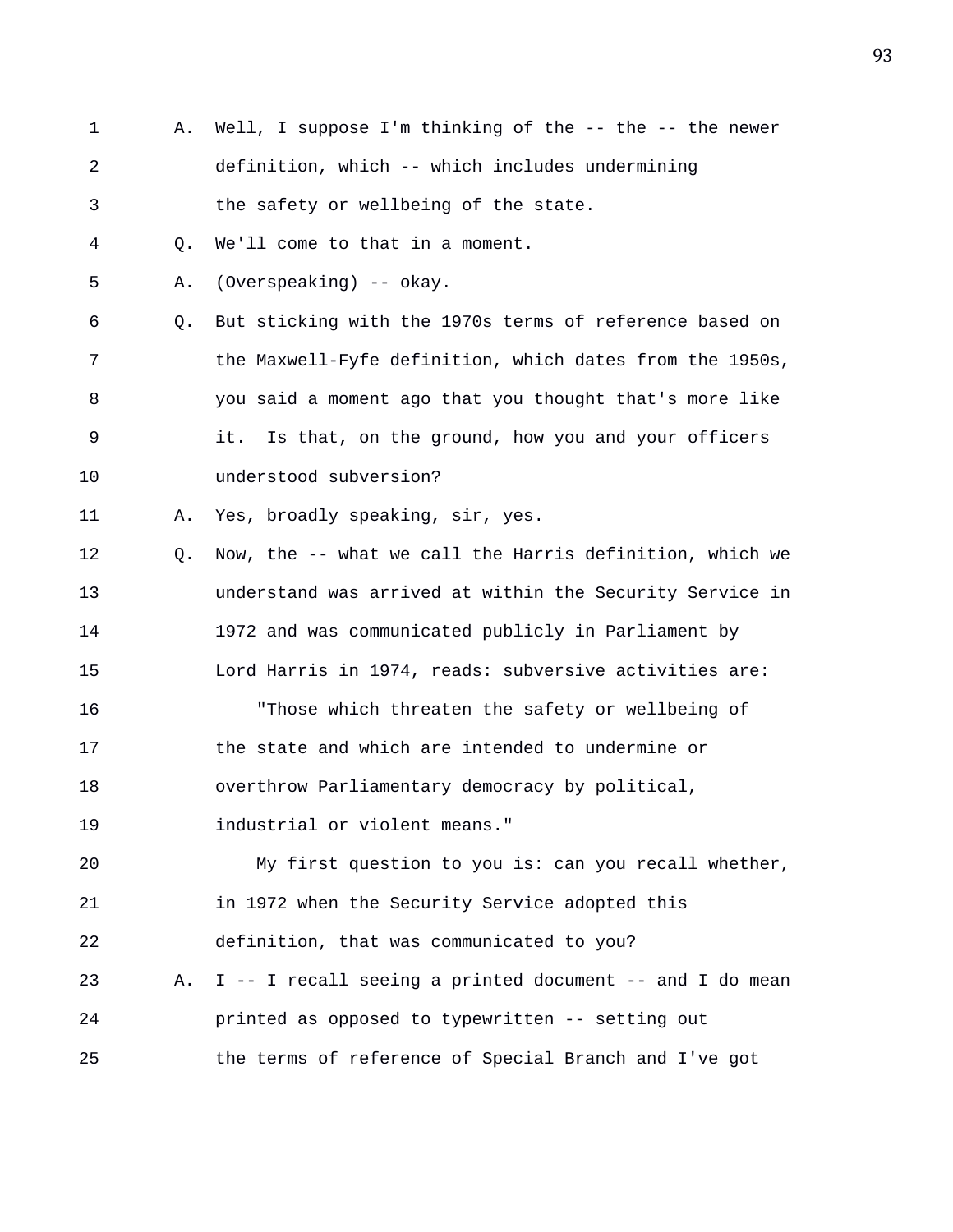A. Well, I suppose I'm thinking of the -- the -- the newer definition, which -- which includes undermining the safety or wellbeing of the state.

Q. We'll come to that in a moment.

A. (Overspeaking) -- okay.

Q. But sticking with the 1970s terms of reference based on the Maxwell-Fyfe definition, which dates from the 1950s, you said a moment ago that you thought that's more like it. Is that, on the ground, how you and your officers understood subversion?

A. Yes, broadly speaking, sir, yes.

Q. Now, the -- what we call the Harris definition, which we understand was arrived at within the Security Service in 1972 and was communicated publicly in Parliament by Lord Harris in 1974, reads: subversive activities are:

"Those which threaten the safety or wellbeing of the state and which are intended to undermine or overthrow Parliamentary democracy by political, industrial or violent means."

My first question to you is: can you recall whether, in 1972 when the Security Service adopted this definition, that was communicated to you?

A. I -- I recall seeing a printed document -- and I do mean printed as opposed to typewritten -- setting out the terms of reference of Special Branch and I've got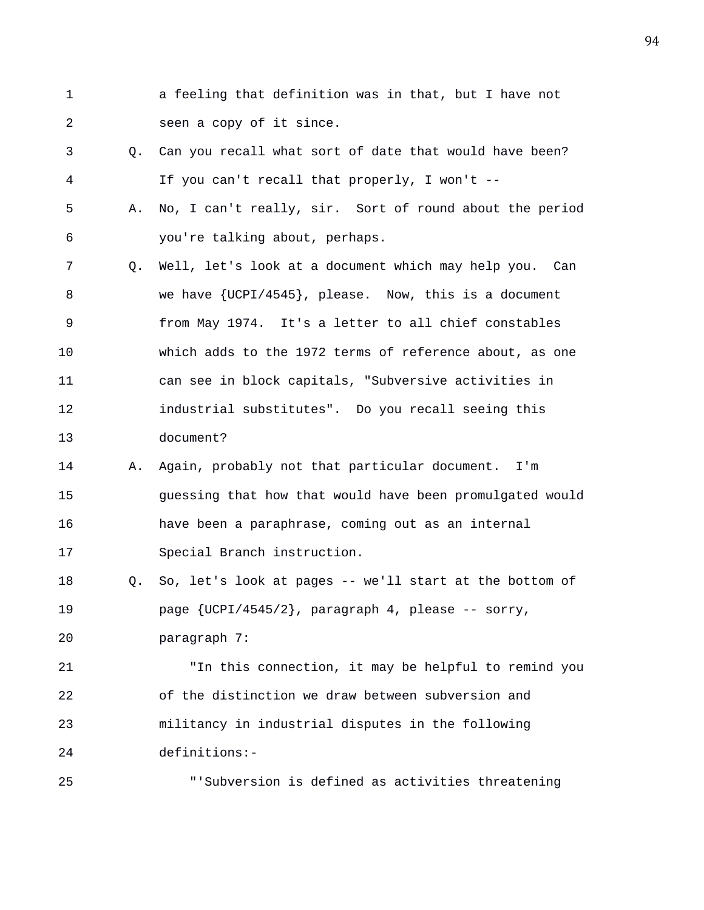a feeling that definition was in that, but I have not seen a copy of it since.

Q. Can you recall what sort of date that would have been? If you can't recall that properly, I won't --

A. No, I can't really, sir. Sort of round about the period you're talking about, perhaps.

Q. Well, let's look at a document which may help you. Can we have {UCPI/4545}, please. Now, this is a document from May 1974. It's a letter to all chief constables which adds to the 1972 terms of reference about, as one can see in block capitals, "Subversive activities in industrial substitutes". Do you recall seeing this document?

A. Again, probably not that particular document. I'm guessing that how that would have been promulgated would have been a paraphrase, coming out as an internal Special Branch instruction.

Q. So, let's look at pages -- we'll start at the bottom of page {UCPI/4545/2}, paragraph 4, please -- sorry, paragraph 7:

"In this connection, it may be helpful to remind you of the distinction we draw between subversion and militancy in industrial disputes in the following definitions:-

"'Subversion is defined as activities threatening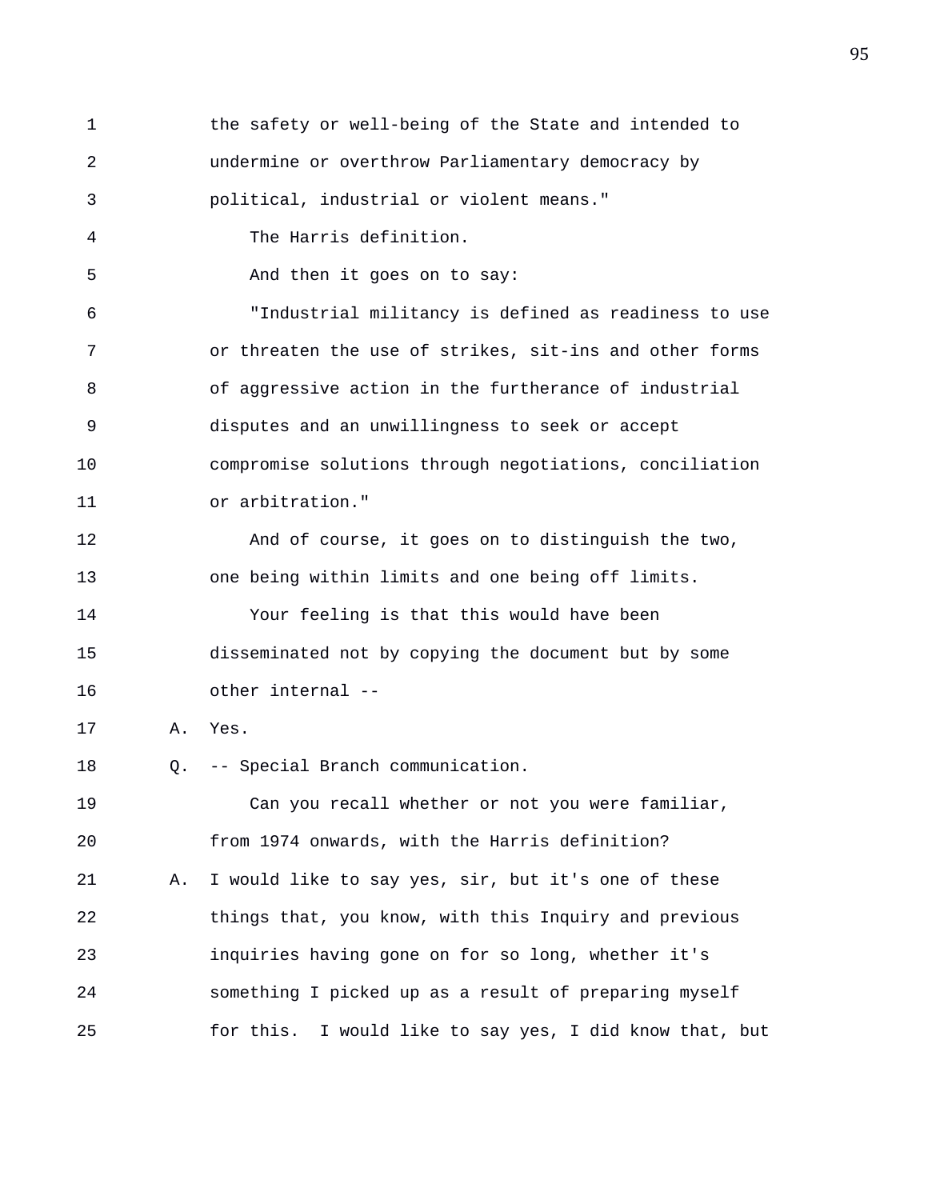the safety or well-being of the State and intended to undermine or overthrow Parliamentary democracy by political, industrial or violent means."

The Harris definition.

And then it goes on to say:

"Industrial militancy is defined as readiness to use or threaten the use of strikes, sit-ins and other forms of aggressive action in the furtherance of industrial disputes and an unwillingness to seek or accept compromise solutions through negotiations, conciliation or arbitration."

And of course, it goes on to distinguish the two, one being within limits and one being off limits.

Your feeling is that this would have been disseminated not by copying the document but by some other internal --

A. Yes.

Q. -- Special Branch communication.

Can you recall whether or not you were familiar, from 1974 onwards, with the Harris definition?

A. I would like to say yes, sir, but it's one of these things that, you know, with this Inquiry and previous inquiries having gone on for so long, whether it's something I picked up as a result of preparing myself for this. I would like to say yes, I did know that, but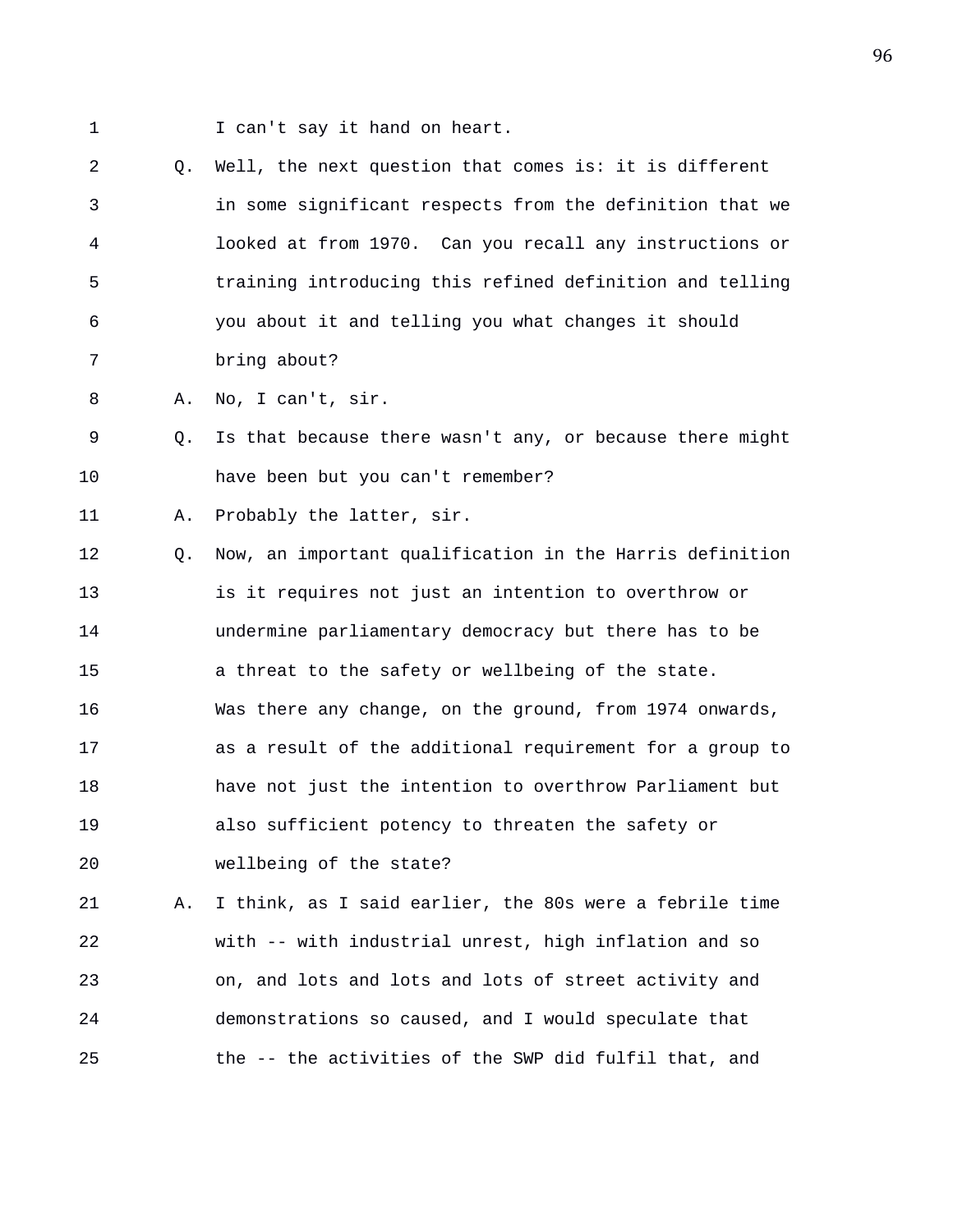1 I can't say it hand on heart.

2 Q. Well, the next question that comes is: it is different
3 in some significant respects from the definition that we
4 looked at from 1970. Can you recall any instructions or
5 training introducing this refined definition and telling
6 you about it and telling you what changes it should
7 bring about?

8 A. No, I can't, sir.

9 Q. Is that because there wasn't any, or because there might
10 have been but you can't remember?

11 A. Probably the latter, sir.

12 Q. Now, an important qualification in the Harris definition
13 is it requires not just an intention to overthrow or
14 undermine parliamentary democracy but there has to be
15 a threat to the safety or wellbeing of the state.
16 Was there any change, on the ground, from 1974 onwards,
17 as a result of the additional requirement for a group to
18 have not just the intention to overthrow Parliament but
19 also sufficient potency to threaten the safety or
20 wellbeing of the state?

21 A. I think, as I said earlier, the 80s were a febrile time
22 with -- with industrial unrest, high inflation and so
23 on, and lots and lots and lots of street activity and
24 demonstrations so caused, and I would speculate that
25 the -- the activities of the SWP did fulfil that, and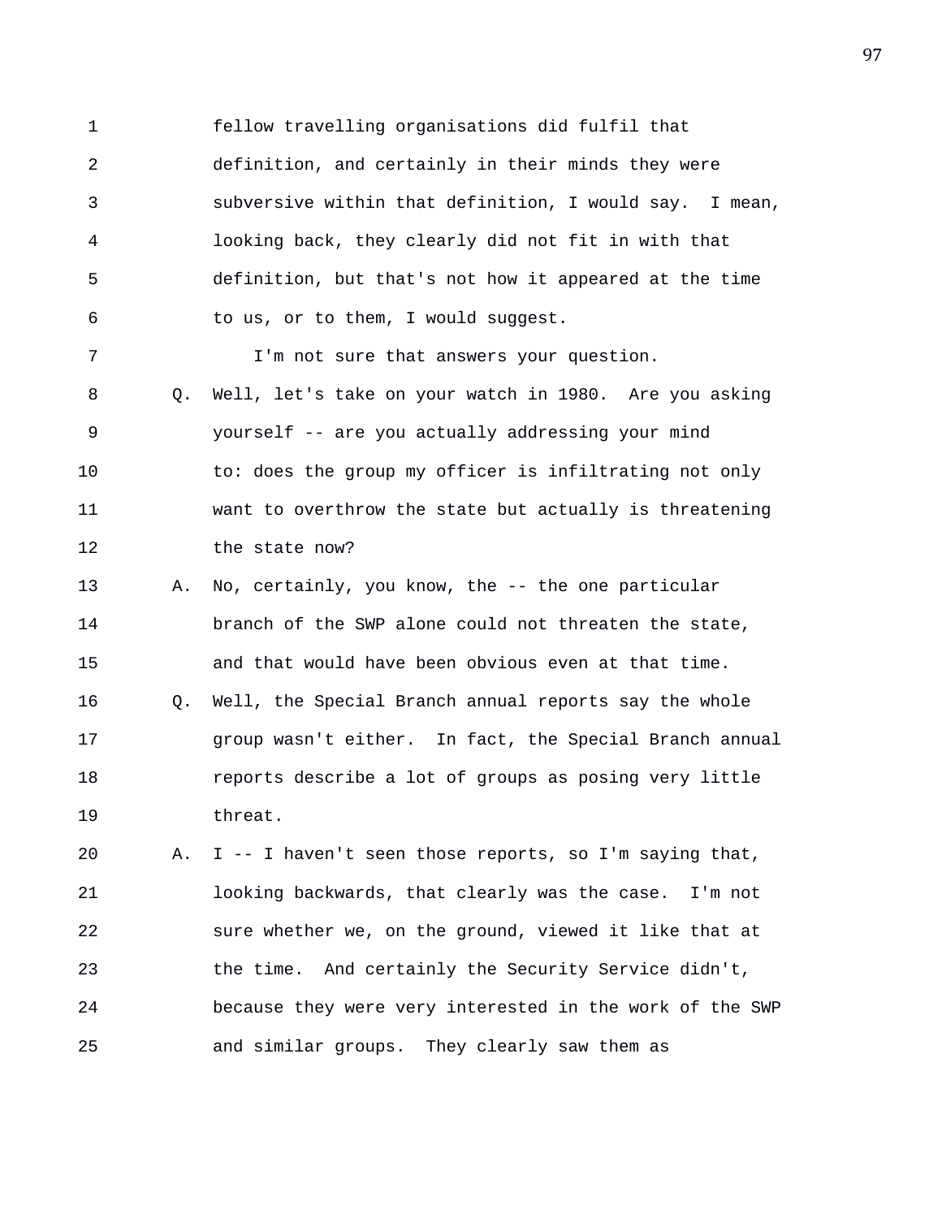fellow travelling organisations did fulfil that definition, and certainly in their minds they were subversive within that definition, I would say. I mean, looking back, they clearly did not fit in with that definition, but that's not how it appeared at the time to us, or to them, I would suggest.

I'm not sure that answers your question.

Q. Well, let's take on your watch in 1980. Are you asking yourself -- are you actually addressing your mind to: does the group my officer is infiltrating not only want to overthrow the state but actually is threatening the state now?

A. No, certainly, you know, the -- the one particular branch of the SWP alone could not threaten the state, and that would have been obvious even at that time.

Q. Well, the Special Branch annual reports say the whole group wasn't either. In fact, the Special Branch annual reports describe a lot of groups as posing very little threat.

A. I -- I haven't seen those reports, so I'm saying that, looking backwards, that clearly was the case. I'm not sure whether we, on the ground, viewed it like that at the time. And certainly the Security Service didn't, because they were very interested in the work of the SWP and similar groups. They clearly saw them as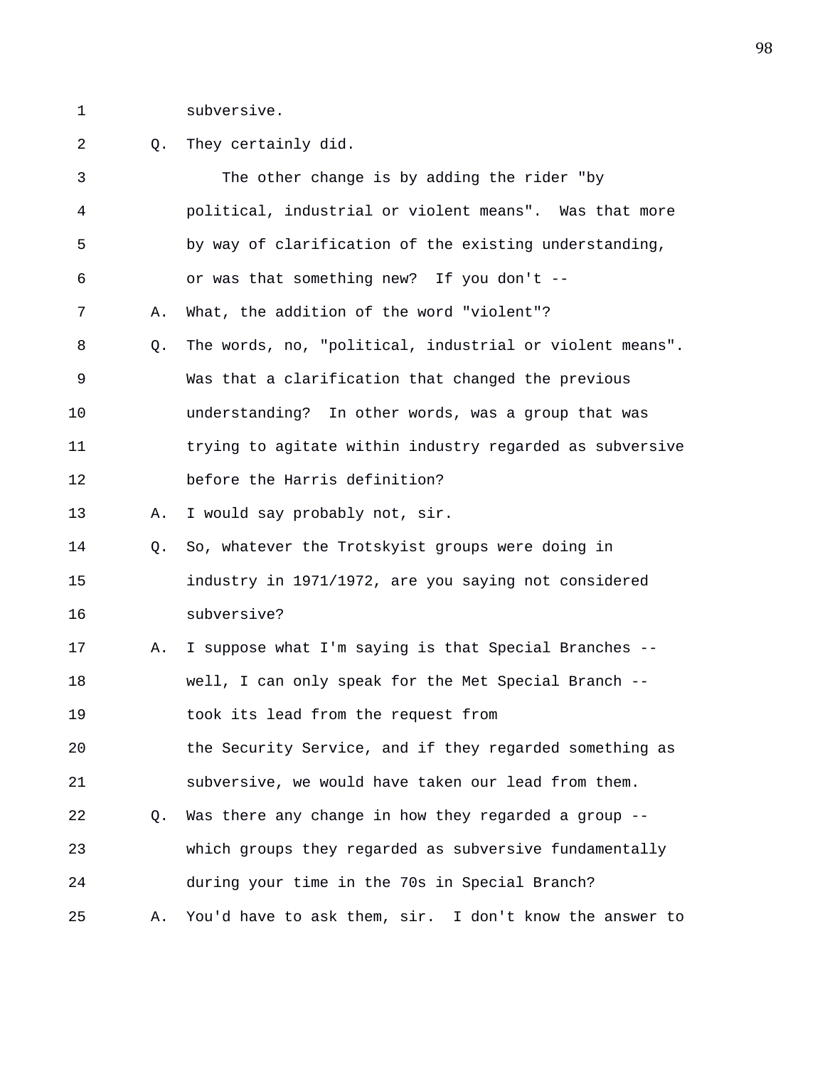subversive.

Q. They certainly did.

The other change is by adding the rider "by political, industrial or violent means". Was that more by way of clarification of the existing understanding, or was that something new? If you don't --

A. What, the addition of the word "violent"?

Q. The words, no, "political, industrial or violent means". Was that a clarification that changed the previous understanding? In other words, was a group that was trying to agitate within industry regarded as subversive before the Harris definition?

A. I would say probably not, sir.

Q. So, whatever the Trotskyist groups were doing in industry in 1971/1972, are you saying not considered subversive?

A. I suppose what I'm saying is that Special Branches -- well, I can only speak for the Met Special Branch -- took its lead from the request from the Security Service, and if they regarded something as subversive, we would have taken our lead from them.

Q. Was there any change in how they regarded a group -- which groups they regarded as subversive fundamentally during your time in the 70s in Special Branch?

A. You'd have to ask them, sir. I don't know the answer to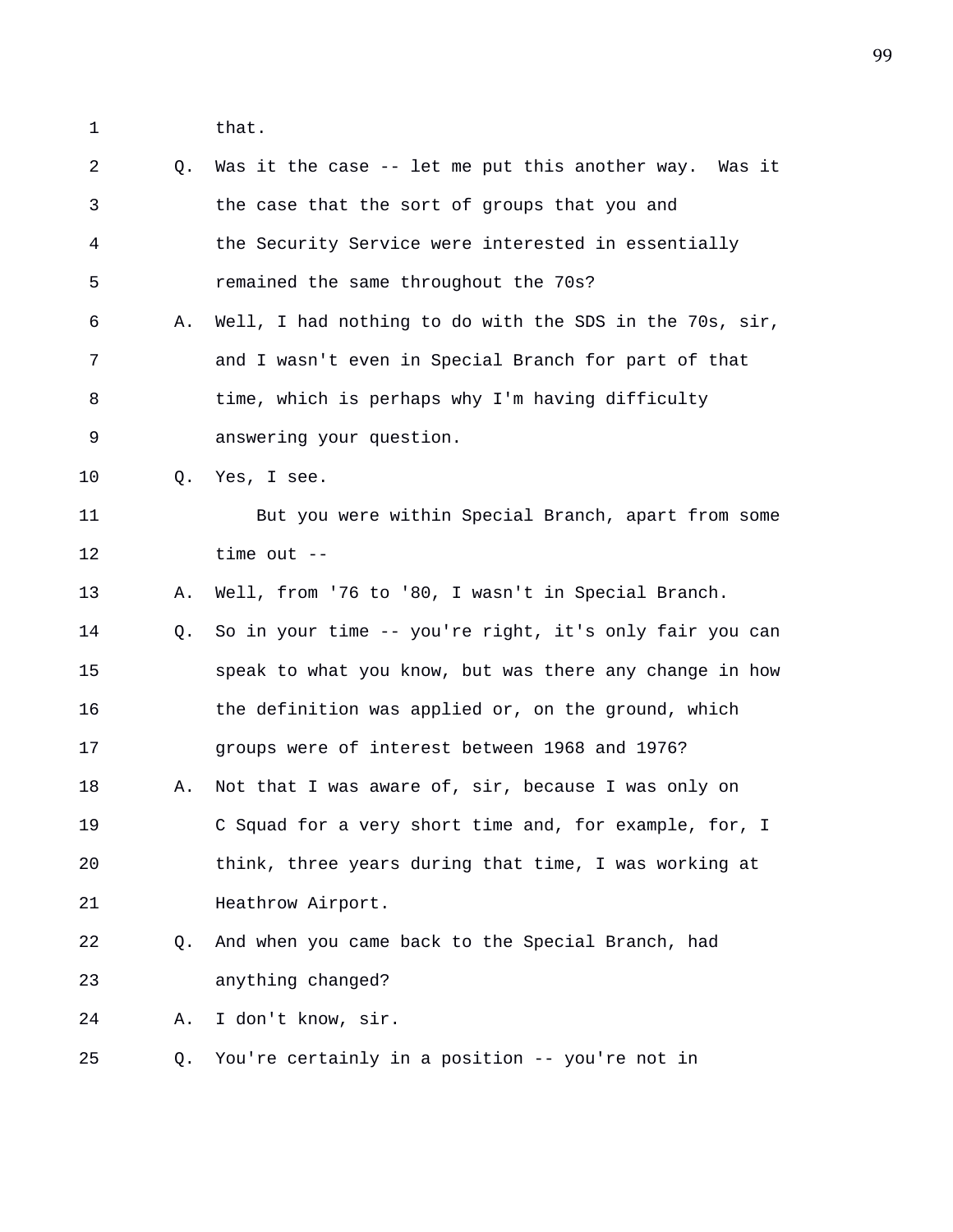1 that.

2 Q. Was it the case -- let me put this another way. Was it

3 the case that the sort of groups that you and

4 the Security Service were interested in essentially

5 remained the same throughout the 70s?

6 A. Well, I had nothing to do with the SDS in the 70s, sir,

7 and I wasn't even in Special Branch for part of that

8 time, which is perhaps why I'm having difficulty

9 answering your question.

10 Q. Yes, I see.

11 But you were within Special Branch, apart from some

12 time out --

13 A. Well, from '76 to '80, I wasn't in Special Branch.

14 Q. So in your time -- you're right, it's only fair you can

15 speak to what you know, but was there any change in how

16 the definition was applied or, on the ground, which

17 groups were of interest between 1968 and 1976?

18 A. Not that I was aware of, sir, because I was only on

19 C Squad for a very short time and, for example, for, I

20 think, three years during that time, I was working at

21 Heathrow Airport.

22 Q. And when you came back to the Special Branch, had

23 anything changed?

24 A. I don't know, sir.

25 Q. You're certainly in a position -- you're not in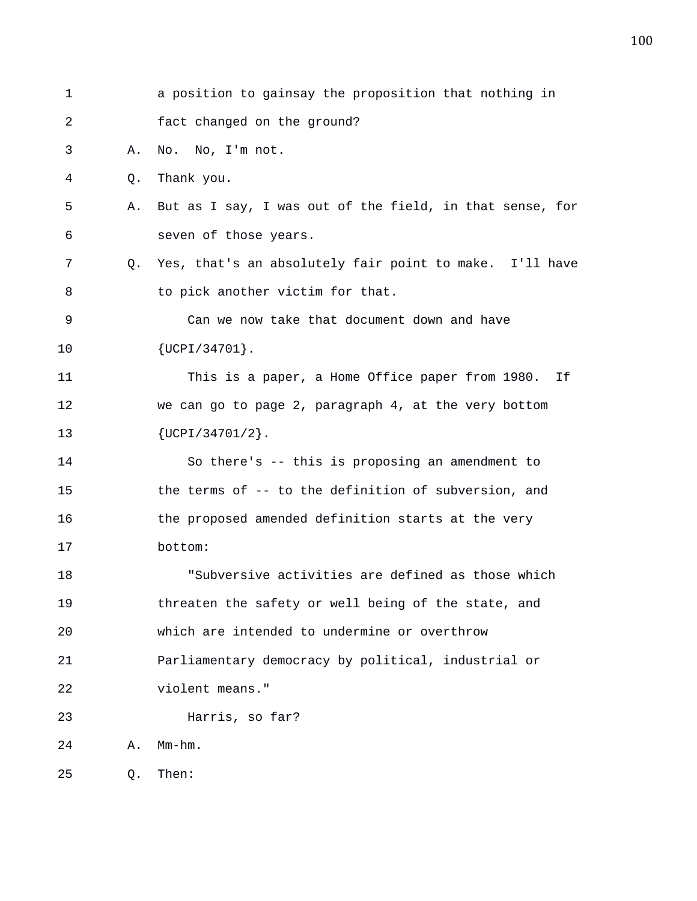a position to gainsay the proposition that nothing in fact changed on the ground?

A. No. No, I'm not.

Q. Thank you.

A. But as I say, I was out of the field, in that sense, for seven of those years.

Q. Yes, that's an absolutely fair point to make. I'll have to pick another victim for that.

Can we now take that document down and have {UCPI/34701}.

This is a paper, a Home Office paper from 1980. If we can go to page 2, paragraph 4, at the very bottom {UCPI/34701/2}.

So there's -- this is proposing an amendment to the terms of -- to the definition of subversion, and the proposed amended definition starts at the very bottom:

"Subversive activities are defined as those which threaten the safety or well being of the state, and which are intended to undermine or overthrow Parliamentary democracy by political, industrial or violent means."

Harris, so far?

A. Mm-hm.

Q. Then: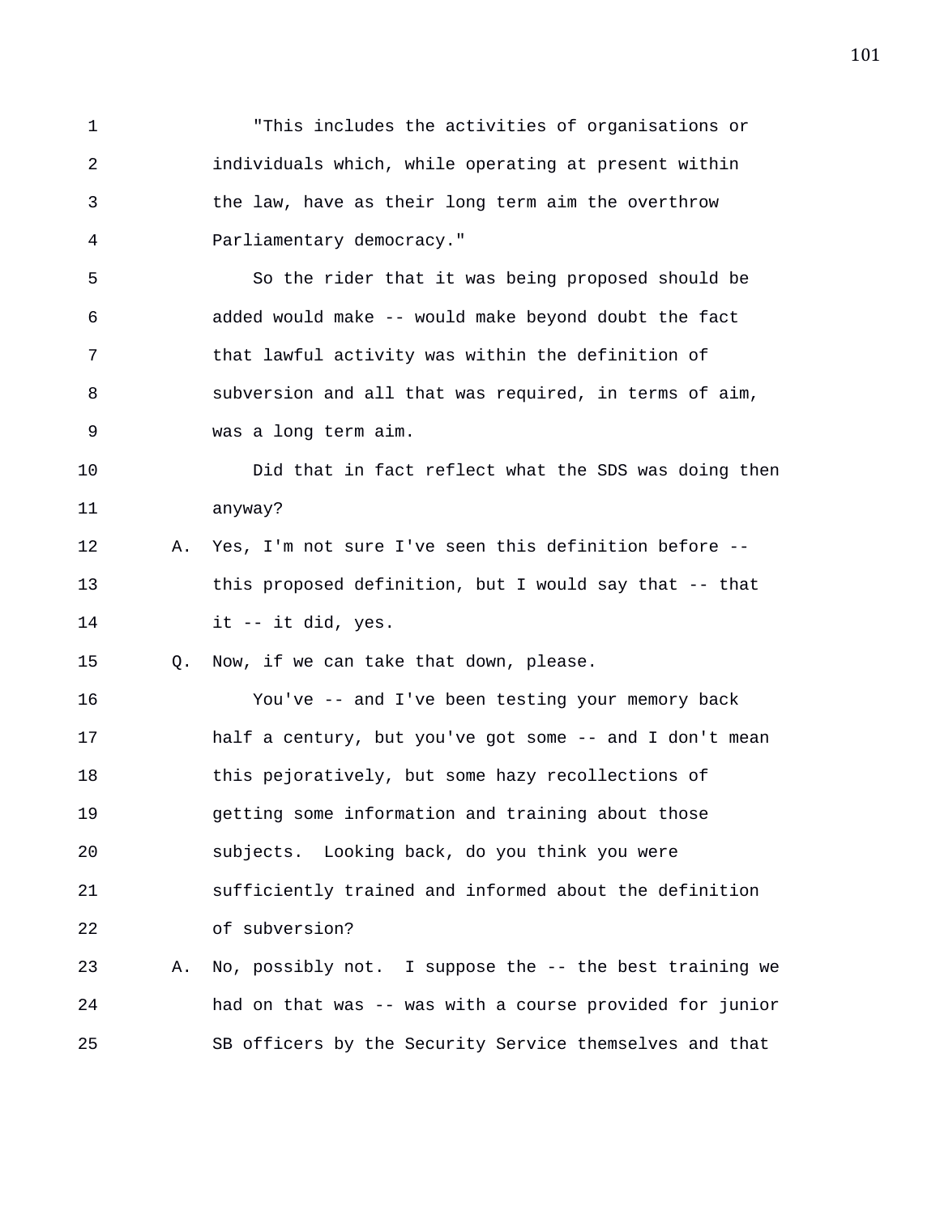"This includes the activities of organisations or individuals which, while operating at present within the law, have as their long term aim the overthrow Parliamentary democracy."

So the rider that it was being proposed should be added would make -- would make beyond doubt the fact that lawful activity was within the definition of subversion and all that was required, in terms of aim, was a long term aim.

Did that in fact reflect what the SDS was doing then anyway?

A. Yes, I'm not sure I've seen this definition before -- this proposed definition, but I would say that -- that it -- it did, yes.

Q. Now, if we can take that down, please.

You've -- and I've been testing your memory back half a century, but you've got some -- and I don't mean this pejoratively, but some hazy recollections of getting some information and training about those subjects. Looking back, do you think you were sufficiently trained and informed about the definition of subversion?

A. No, possibly not. I suppose the -- the best training we had on that was -- was with a course provided for junior SB officers by the Security Service themselves and that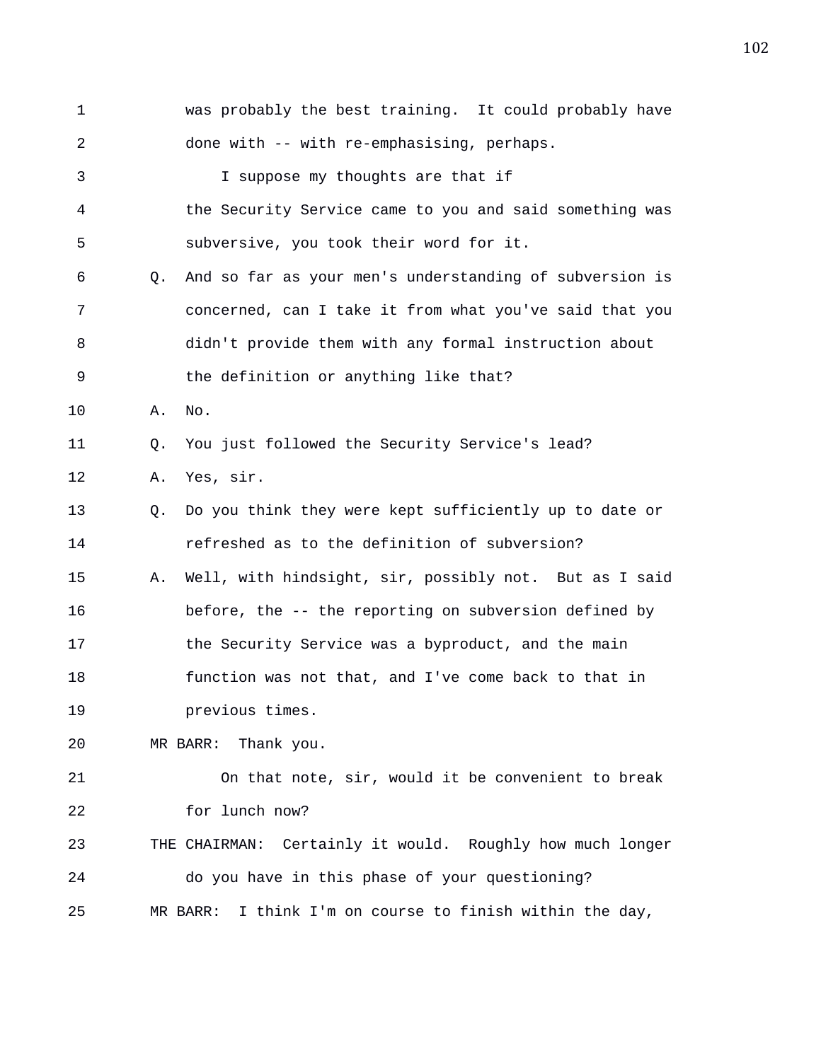1 was probably the best training. It could probably have
2 done with -- with re-emphasising, perhaps.
3 I suppose my thoughts are that if
4 the Security Service came to you and said something was
5 subversive, you took their word for it.
6 Q. And so far as your men's understanding of subversion is
7 concerned, can I take it from what you've said that you
8 didn't provide them with any formal instruction about
9 the definition or anything like that?
10 A. No.
11 Q. You just followed the Security Service's lead?
12 A. Yes, sir.
13 Q. Do you think they were kept sufficiently up to date or
14 refreshed as to the definition of subversion?
15 A. Well, with hindsight, sir, possibly not. But as I said
16 before, the -- the reporting on subversion defined by
17 the Security Service was a byproduct, and the main
18 function was not that, and I've come back to that in
19 previous times.
20 MR BARR: Thank you.
21 On that note, sir, would it be convenient to break
22 for lunch now?
23 THE CHAIRMAN: Certainly it would. Roughly how much longer
24 do you have in this phase of your questioning?
25 MR BARR: I think I'm on course to finish within the day,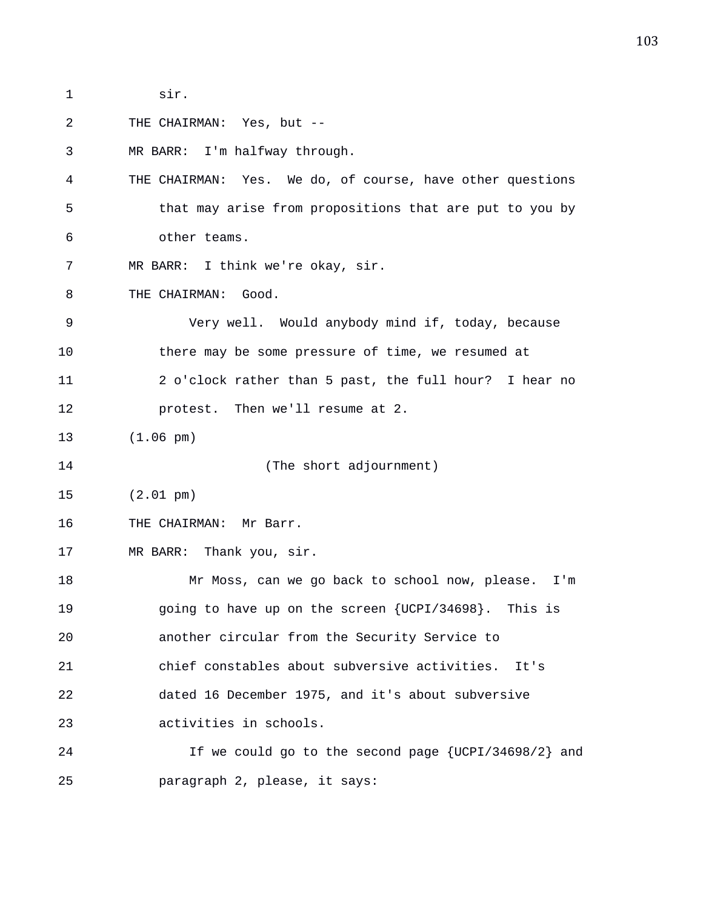1 sir.

2 THE CHAIRMAN: Yes, but --

3 MR BARR: I'm halfway through.

4 THE CHAIRMAN: Yes. We do, of course, have other questions

5 that may arise from propositions that are put to you by

6 other teams.

7 MR BARR: I think we're okay, sir.

8 THE CHAIRMAN: Good.

9 Very well. Would anybody mind if, today, because

10 there may be some pressure of time, we resumed at

11 2 o'clock rather than 5 past, the full hour? I hear no

12 protest. Then we'll resume at 2.

13 (1.06 pm)

14 (The short adjournment)

15 (2.01 pm)

16 THE CHAIRMAN: Mr Barr.

17 MR BARR: Thank you, sir.

18 Mr Moss, can we go back to school now, please. I'm

19 going to have up on the screen {UCPI/34698}. This is

20 another circular from the Security Service to

21 chief constables about subversive activities. It's

22 dated 16 December 1975, and it's about subversive

23 activities in schools.

24 If we could go to the second page {UCPI/34698/2} and

25 paragraph 2, please, it says: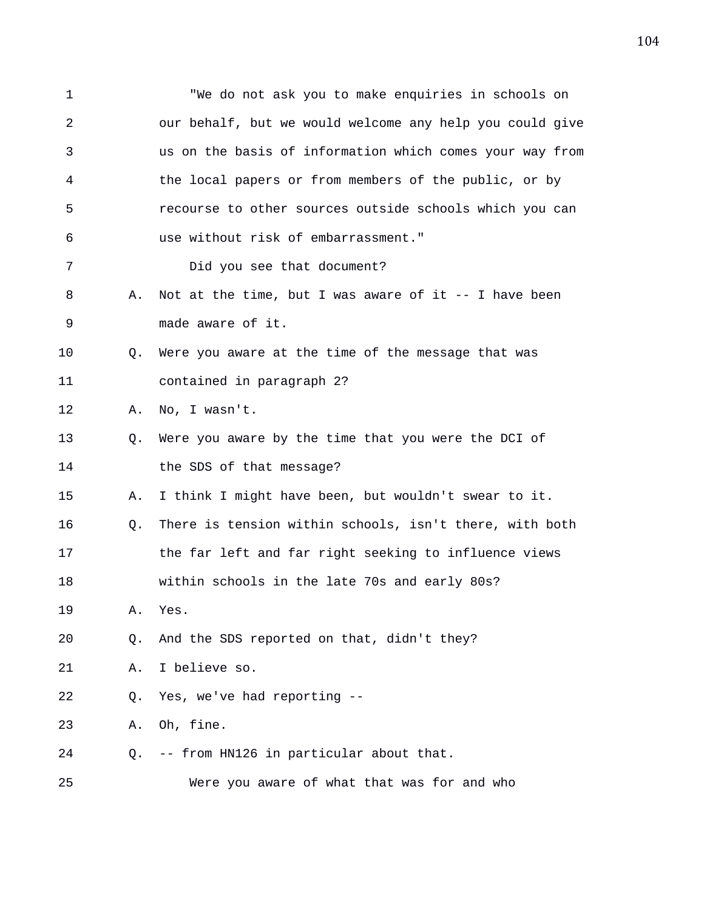"We do not ask you to make enquiries in schools on our behalf, but we would welcome any help you could give us on the basis of information which comes your way from the local papers or from members of the public, or by recourse to other sources outside schools which you can use without risk of embarrassment."

Did you see that document?

A. Not at the time, but I was aware of it -- I have been made aware of it.

Q. Were you aware at the time of the message that was contained in paragraph 2?

A. No, I wasn't.

Q. Were you aware by the time that you were the DCI of the SDS of that message?

A. I think I might have been, but wouldn't swear to it.

Q. There is tension within schools, isn't there, with both the far left and far right seeking to influence views within schools in the late 70s and early 80s?

A. Yes.

Q. And the SDS reported on that, didn't they?

A. I believe so.

Q. Yes, we've had reporting --

A. Oh, fine.

Q. -- from HN126 in particular about that.

Were you aware of what that was for and who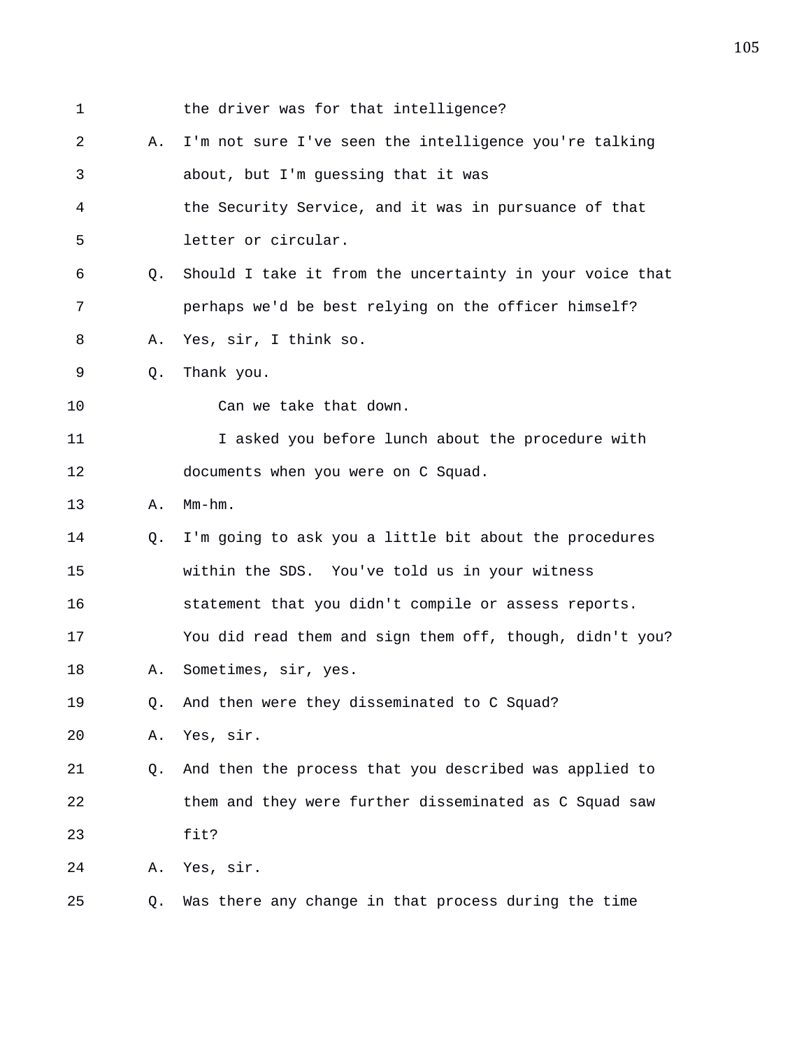1 the driver was for that intelligence?

2 A. I'm not sure I've seen the intelligence you're talking

3 about, but I'm guessing that it was

4 the Security Service, and it was in pursuance of that

5 letter or circular.

6 Q. Should I take it from the uncertainty in your voice that

7 perhaps we'd be best relying on the officer himself?

8 A. Yes, sir, I think so.

9 Q. Thank you.

10 Can we take that down.

11 I asked you before lunch about the procedure with

12 documents when you were on C Squad.

13 A. Mm-hm.

14 Q. I'm going to ask you a little bit about the procedures

15 within the SDS. You've told us in your witness

16 statement that you didn't compile or assess reports.

17 You did read them and sign them off, though, didn't you?

18 A. Sometimes, sir, yes.

19 Q. And then were they disseminated to C Squad?

20 A. Yes, sir.

21 Q. And then the process that you described was applied to

22 them and they were further disseminated as C Squad saw

23 fit?

24 A. Yes, sir.

25 Q. Was there any change in that process during the time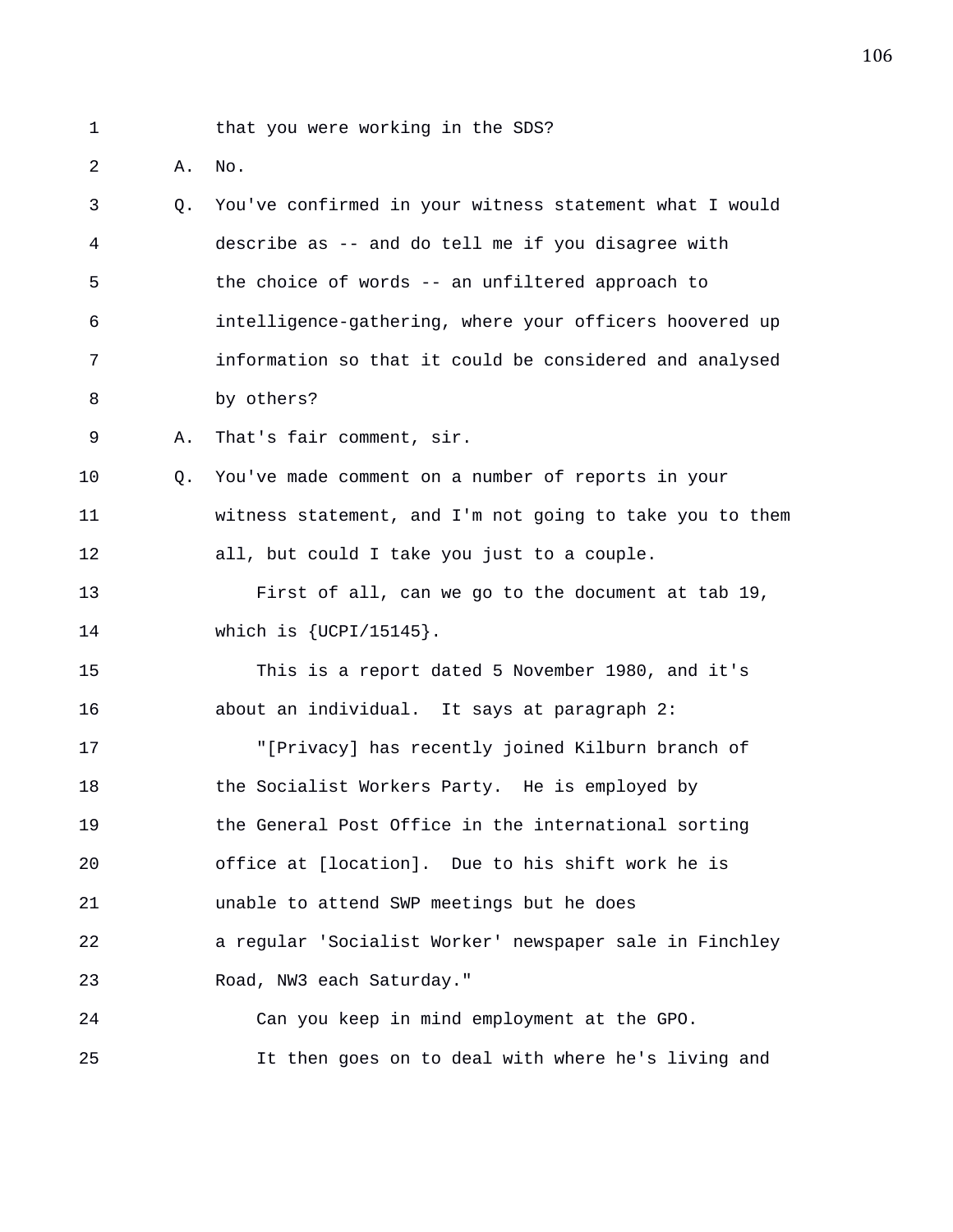that you were working in the SDS?

A. No.

Q. You've confirmed in your witness statement what I would describe as -- and do tell me if you disagree with the choice of words -- an unfiltered approach to intelligence-gathering, where your officers hoovered up information so that it could be considered and analysed by others?

A. That's fair comment, sir.

Q. You've made comment on a number of reports in your witness statement, and I'm not going to take you to them all, but could I take you just to a couple.

First of all, can we go to the document at tab 19, which is {UCPI/15145}.

This is a report dated 5 November 1980, and it's about an individual. It says at paragraph 2:

"[Privacy] has recently joined Kilburn branch of the Socialist Workers Party. He is employed by the General Post Office in the international sorting office at [location]. Due to his shift work he is unable to attend SWP meetings but he does a regular 'Socialist Worker' newspaper sale in Finchley Road, NW3 each Saturday."

Can you keep in mind employment at the GPO.

It then goes on to deal with where he's living and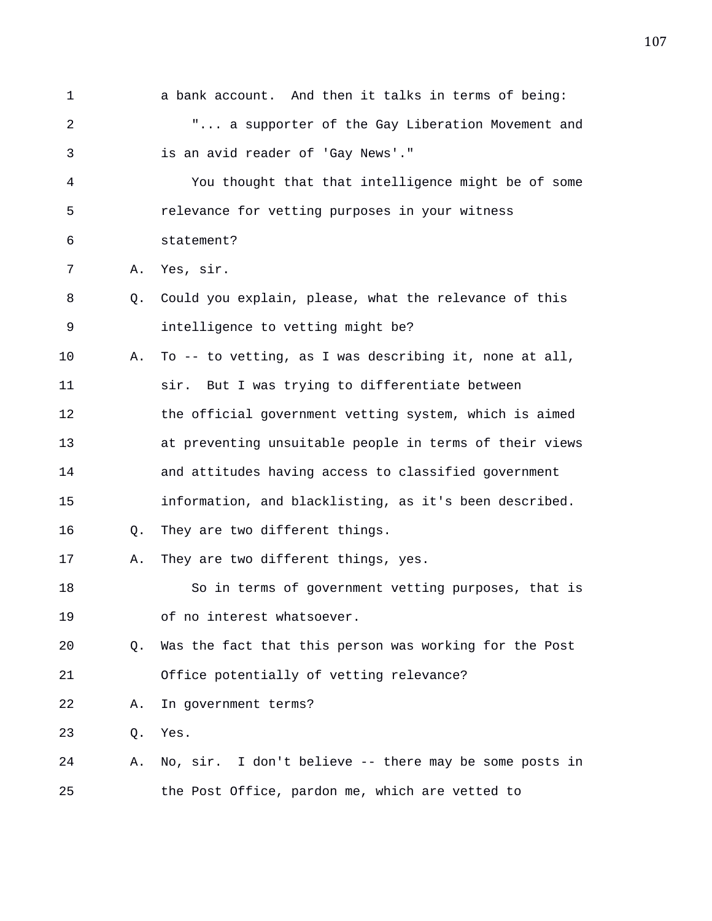1 a bank account. And then it talks in terms of being:

2 "... a supporter of the Gay Liberation Movement and

3 is an avid reader of 'Gay News'."

4 You thought that that intelligence might be of some

5 relevance for vetting purposes in your witness

6 statement?

7 A. Yes, sir.

8 Q. Could you explain, please, what the relevance of this

9 intelligence to vetting might be?

10 A. To -- to vetting, as I was describing it, none at all,

11 sir. But I was trying to differentiate between

12 the official government vetting system, which is aimed

13 at preventing unsuitable people in terms of their views

14 and attitudes having access to classified government

15 information, and blacklisting, as it's been described.

16 Q. They are two different things.

17 A. They are two different things, yes.

18 So in terms of government vetting purposes, that is

19 of no interest whatsoever.

20 Q. Was the fact that this person was working for the Post

21 Office potentially of vetting relevance?

22 A. In government terms?

23 Q. Yes.

24 A. No, sir. I don't believe -- there may be some posts in

25 the Post Office, pardon me, which are vetted to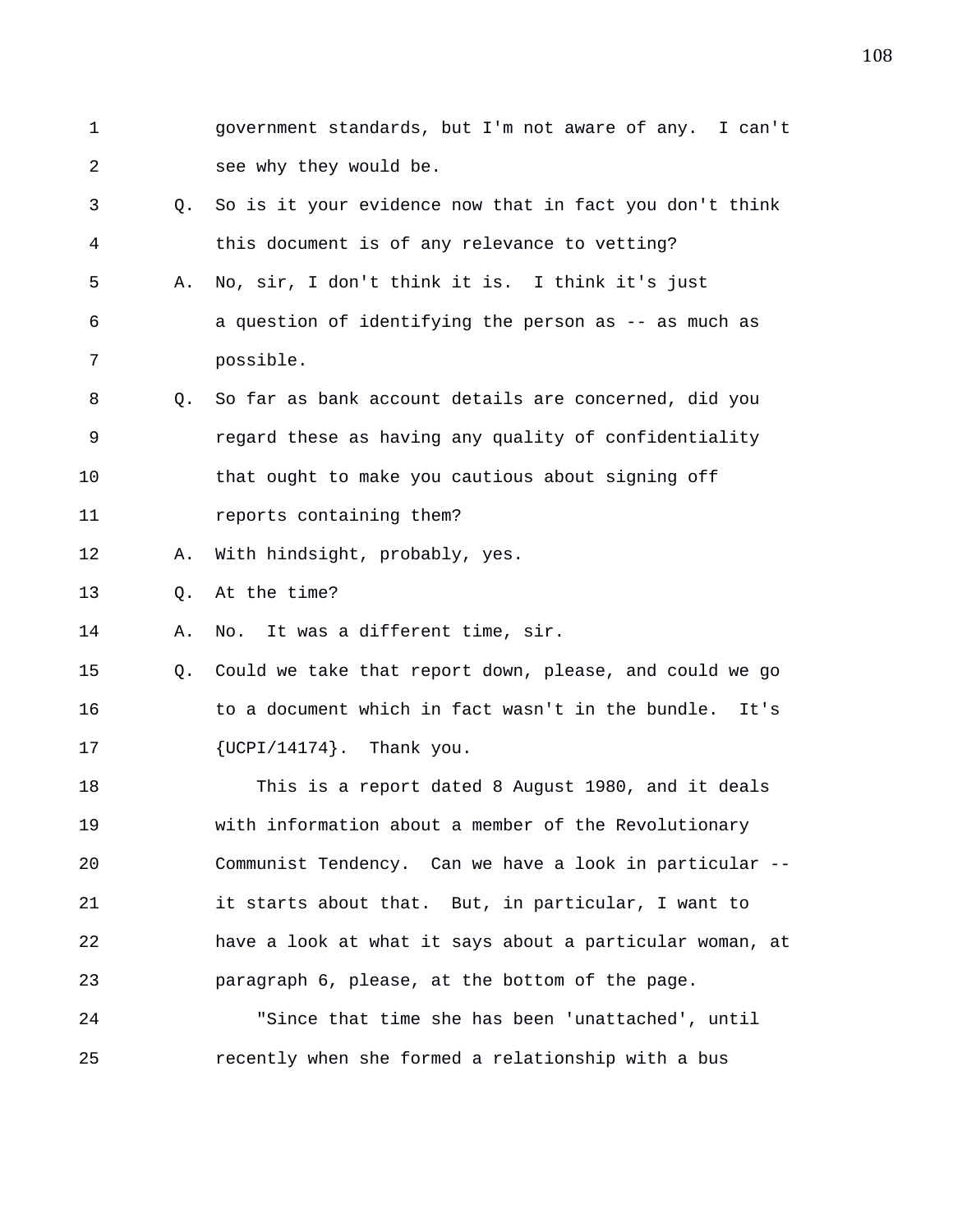government standards, but I'm not aware of any. I can't see why they would be.

Q. So is it your evidence now that in fact you don't think this document is of any relevance to vetting?

A. No, sir, I don't think it is. I think it's just a question of identifying the person as -- as much as possible.

Q. So far as bank account details are concerned, did you regard these as having any quality of confidentiality that ought to make you cautious about signing off reports containing them?

A. With hindsight, probably, yes.

Q. At the time?

A. No. It was a different time, sir.

Q. Could we take that report down, please, and could we go to a document which in fact wasn't in the bundle. It's {UCPI/14174}. Thank you.

This is a report dated 8 August 1980, and it deals with information about a member of the Revolutionary Communist Tendency. Can we have a look in particular -- it starts about that. But, in particular, I want to have a look at what it says about a particular woman, at paragraph 6, please, at the bottom of the page.

"Since that time she has been 'unattached', until recently when she formed a relationship with a bus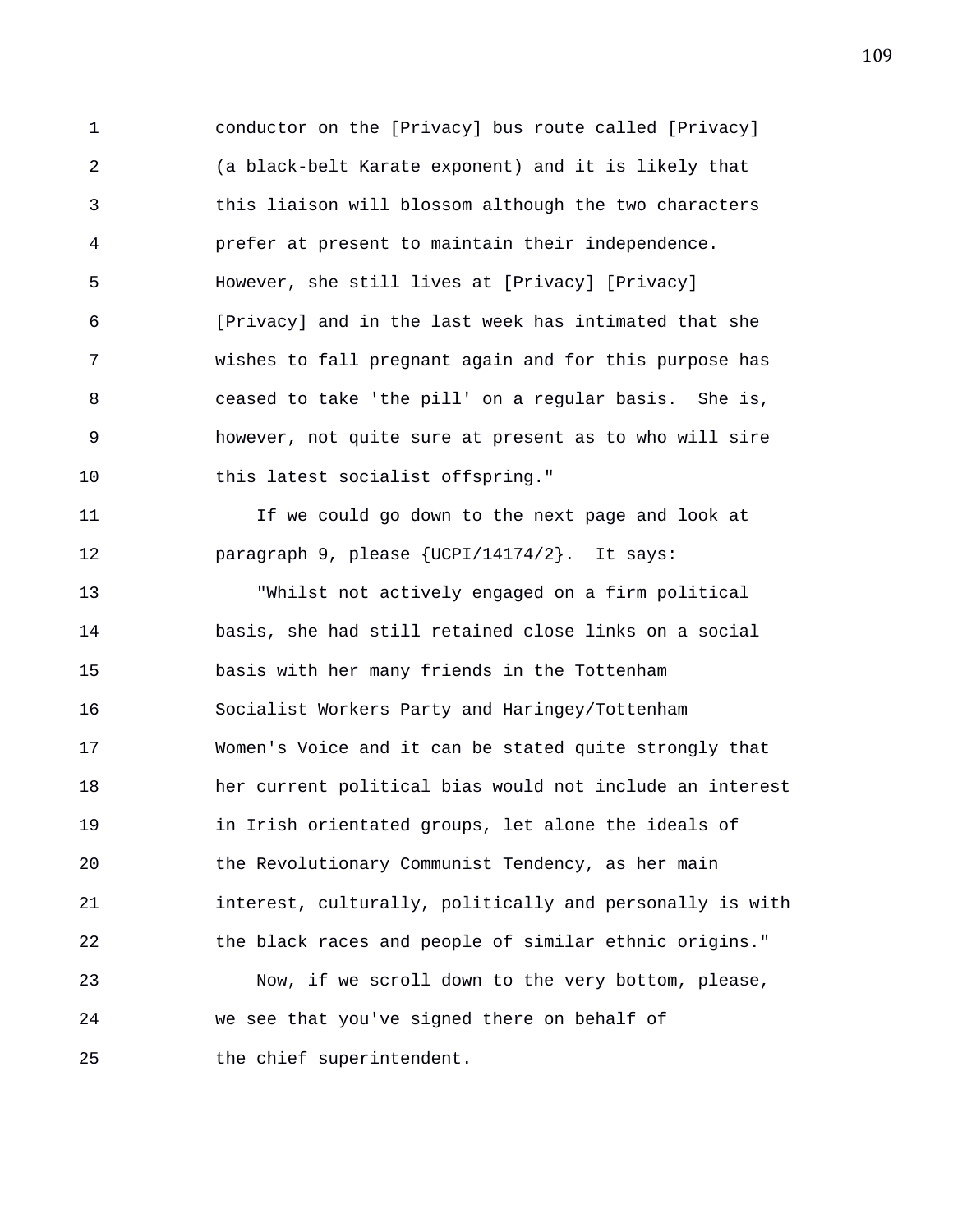conductor on the [Privacy] bus route called [Privacy] (a black-belt Karate exponent) and it is likely that this liaison will blossom although the two characters prefer at present to maintain their independence. However, she still lives at [Privacy] [Privacy] [Privacy] and in the last week has intimated that she wishes to fall pregnant again and for this purpose has ceased to take 'the pill' on a regular basis. She is, however, not quite sure at present as to who will sire this latest socialist offspring."

If we could go down to the next page and look at paragraph 9, please {UCPI/14174/2}. It says:

"Whilst not actively engaged on a firm political basis, she had still retained close links on a social basis with her many friends in the Tottenham Socialist Workers Party and Haringey/Tottenham Women's Voice and it can be stated quite strongly that her current political bias would not include an interest in Irish orientated groups, let alone the ideals of the Revolutionary Communist Tendency, as her main interest, culturally, politically and personally is with the black races and people of similar ethnic origins."

Now, if we scroll down to the very bottom, please, we see that you've signed there on behalf of the chief superintendent.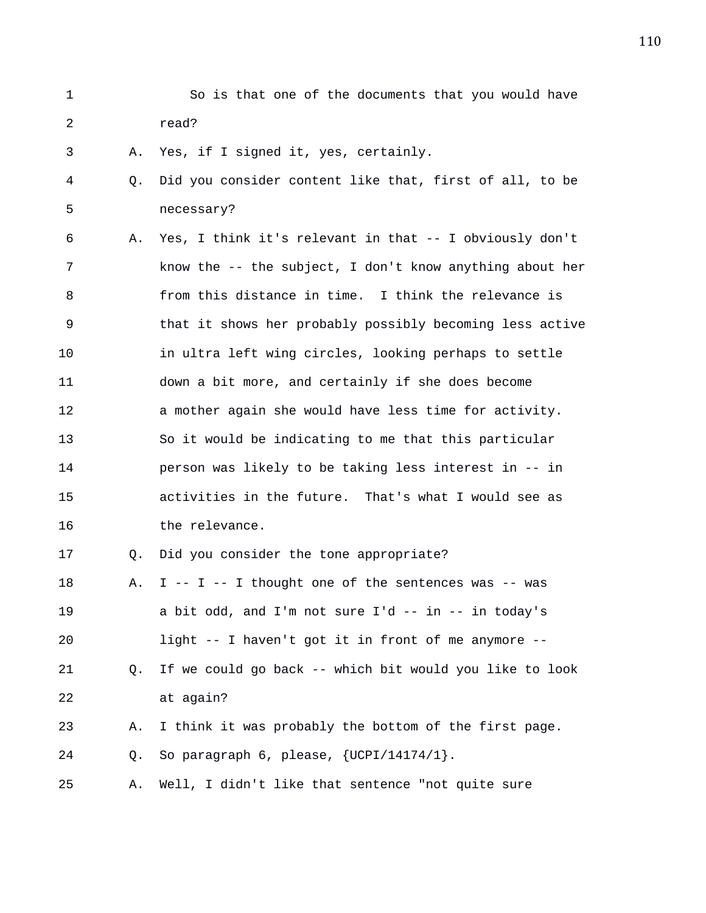So is that one of the documents that you would have read?

A. Yes, if I signed it, yes, certainly.

Q. Did you consider content like that, first of all, to be necessary?

A. Yes, I think it's relevant in that -- I obviously don't know the -- the subject, I don't know anything about her from this distance in time. I think the relevance is that it shows her probably possibly becoming less active in ultra left wing circles, looking perhaps to settle down a bit more, and certainly if she does become a mother again she would have less time for activity. So it would be indicating to me that this particular person was likely to be taking less interest in -- in activities in the future. That's what I would see as the relevance.

Q. Did you consider the tone appropriate?

A. I -- I -- I thought one of the sentences was -- was a bit odd, and I'm not sure I'd -- in -- in today's light -- I haven't got it in front of me anymore --

Q. If we could go back -- which bit would you like to look at again?

A. I think it was probably the bottom of the first page.

Q. So paragraph 6, please, {UCPI/14174/1}.

A. Well, I didn't like that sentence "not quite sure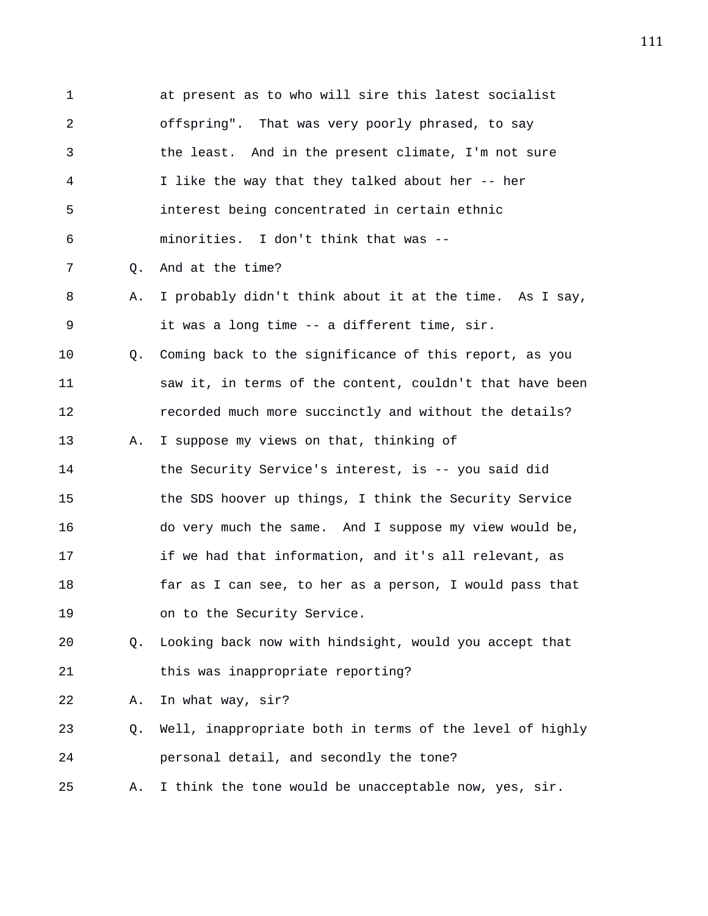at present as to who will sire this latest socialist offspring". That was very poorly phrased, to say the least. And in the present climate, I'm not sure I like the way that they talked about her -- her interest being concentrated in certain ethnic minorities. I don't think that was --

Q. And at the time?

A. I probably didn't think about it at the time. As I say, it was a long time -- a different time, sir.

Q. Coming back to the significance of this report, as you saw it, in terms of the content, couldn't that have been recorded much more succinctly and without the details?

A. I suppose my views on that, thinking of the Security Service's interest, is -- you said did the SDS hoover up things, I think the Security Service do very much the same. And I suppose my view would be, if we had that information, and it's all relevant, as far as I can see, to her as a person, I would pass that on to the Security Service.

Q. Looking back now with hindsight, would you accept that this was inappropriate reporting?

A. In what way, sir?

Q. Well, inappropriate both in terms of the level of highly personal detail, and secondly the tone?

A. I think the tone would be unacceptable now, yes, sir.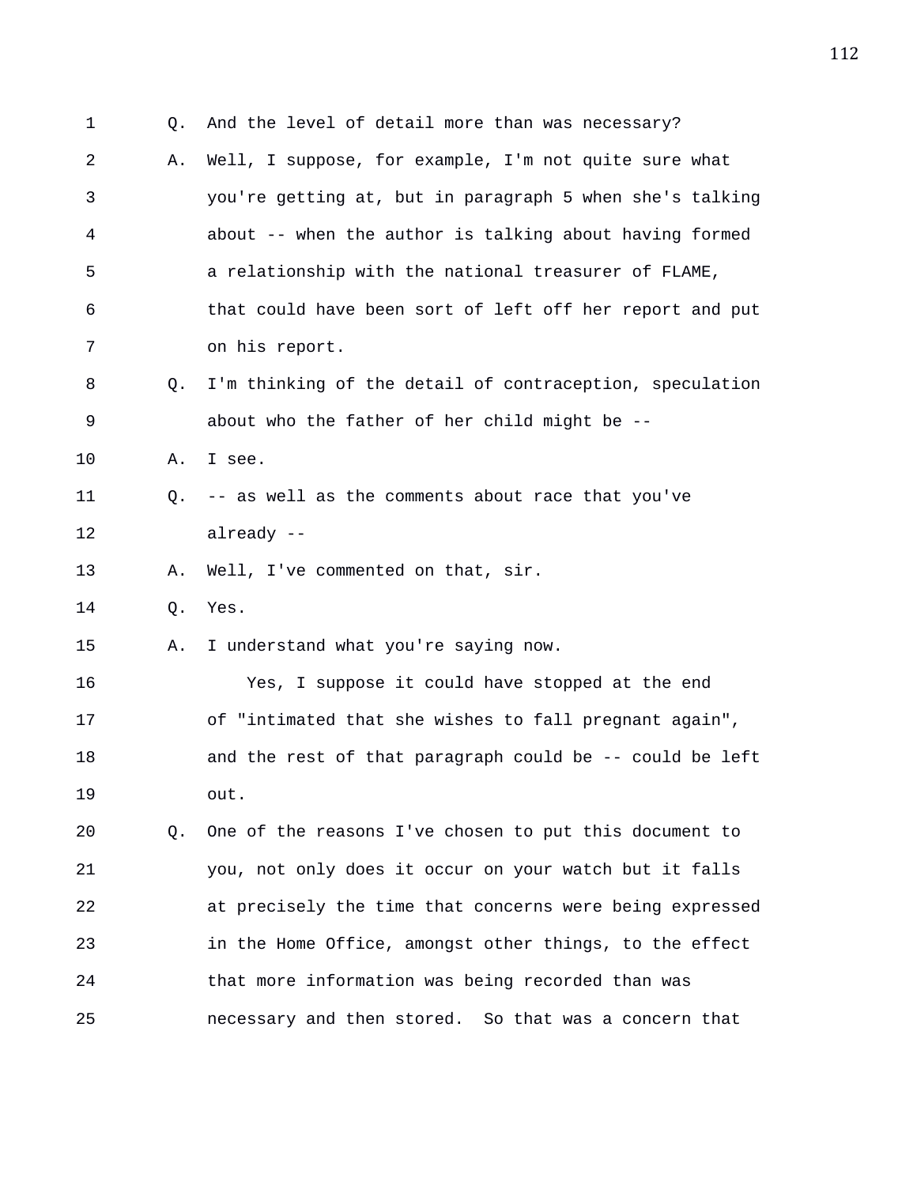Q. And the level of detail more than was necessary?

A. Well, I suppose, for example, I'm not quite sure what you're getting at, but in paragraph 5 when she's talking about -- when the author is talking about having formed a relationship with the national treasurer of FLAME, that could have been sort of left off her report and put on his report.

Q. I'm thinking of the detail of contraception, speculation about who the father of her child might be --

A. I see.

Q. -- as well as the comments about race that you've already --

A. Well, I've commented on that, sir.

Q. Yes.

A. I understand what you're saying now.

Yes, I suppose it could have stopped at the end of "intimated that she wishes to fall pregnant again", and the rest of that paragraph could be -- could be left out.

Q. One of the reasons I've chosen to put this document to you, not only does it occur on your watch but it falls at precisely the time that concerns were being expressed in the Home Office, amongst other things, to the effect that more information was being recorded than was necessary and then stored. So that was a concern that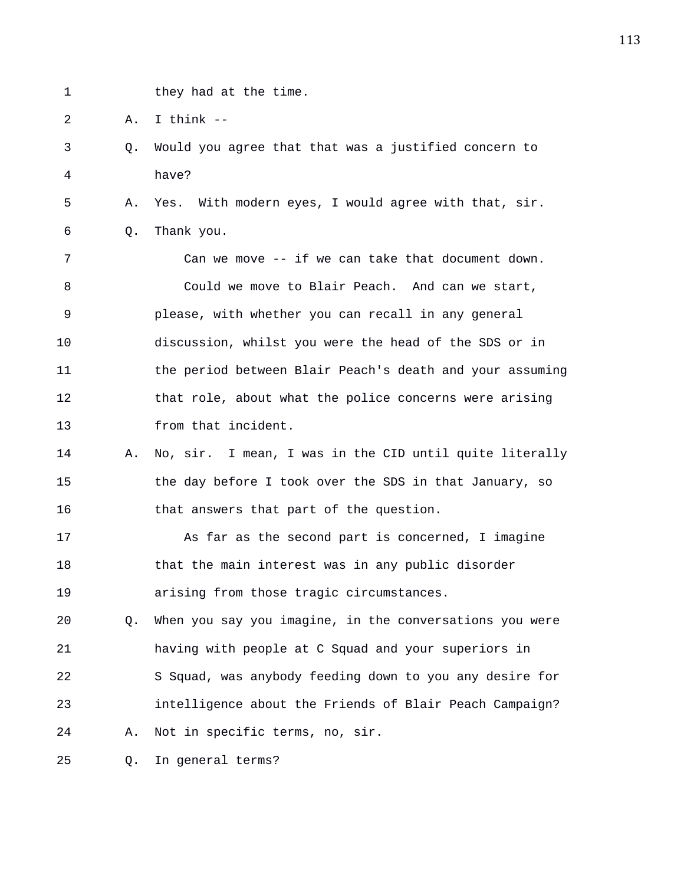1 they had at the time.

2 A. I think --

3 Q. Would you agree that that was a justified concern to

4 have?

5 A. Yes. With modern eyes, I would agree with that, sir.

6 Q. Thank you.

7 Can we move -- if we can take that document down.

8 Could we move to Blair Peach. And can we start,

9 please, with whether you can recall in any general

10 discussion, whilst you were the head of the SDS or in

11 the period between Blair Peach's death and your assuming

12 that role, about what the police concerns were arising

13 from that incident.

14 A. No, sir. I mean, I was in the CID until quite literally

15 the day before I took over the SDS in that January, so

16 that answers that part of the question.

17 As far as the second part is concerned, I imagine

18 that the main interest was in any public disorder

19 arising from those tragic circumstances.

20 Q. When you say you imagine, in the conversations you were

21 having with people at C Squad and your superiors in

22 S Squad, was anybody feeding down to you any desire for

23 intelligence about the Friends of Blair Peach Campaign?

24 A. Not in specific terms, no, sir.

25 Q. In general terms?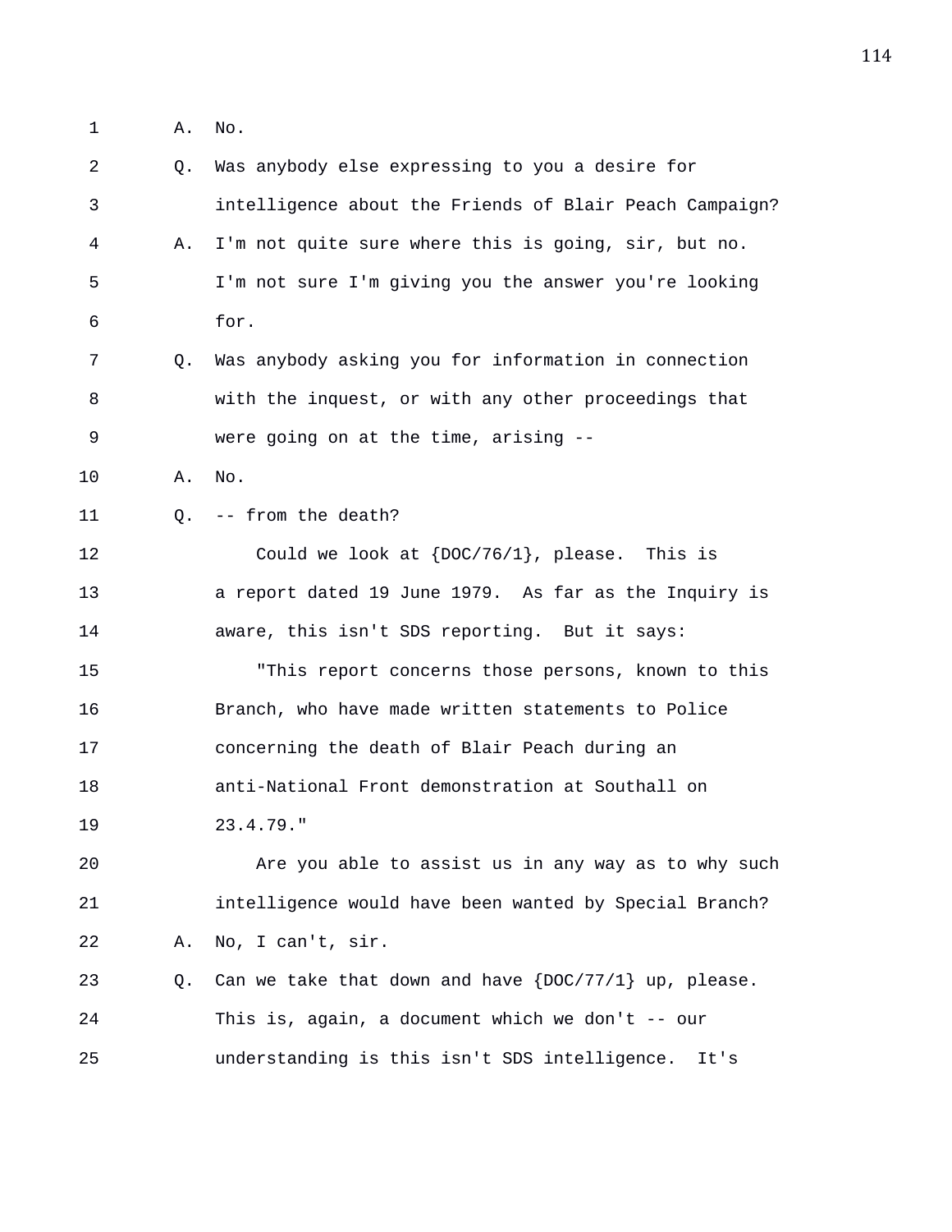A. No.

Q. Was anybody else expressing to you a desire for intelligence about the Friends of Blair Peach Campaign?

A. I'm not quite sure where this is going, sir, but no. I'm not sure I'm giving you the answer you're looking for.

Q. Was anybody asking you for information in connection with the inquest, or with any other proceedings that were going on at the time, arising --

A. No.

Q. -- from the death?

Could we look at {DOC/76/1}, please. This is a report dated 19 June 1979. As far as the Inquiry is aware, this isn't SDS reporting. But it says:

"This report concerns those persons, known to this Branch, who have made written statements to Police concerning the death of Blair Peach during an anti-National Front demonstration at Southall on 23.4.79."

Are you able to assist us in any way as to why such intelligence would have been wanted by Special Branch?

A. No, I can't, sir.

Q. Can we take that down and have {DOC/77/1} up, please. This is, again, a document which we don't -- our understanding is this isn't SDS intelligence. It's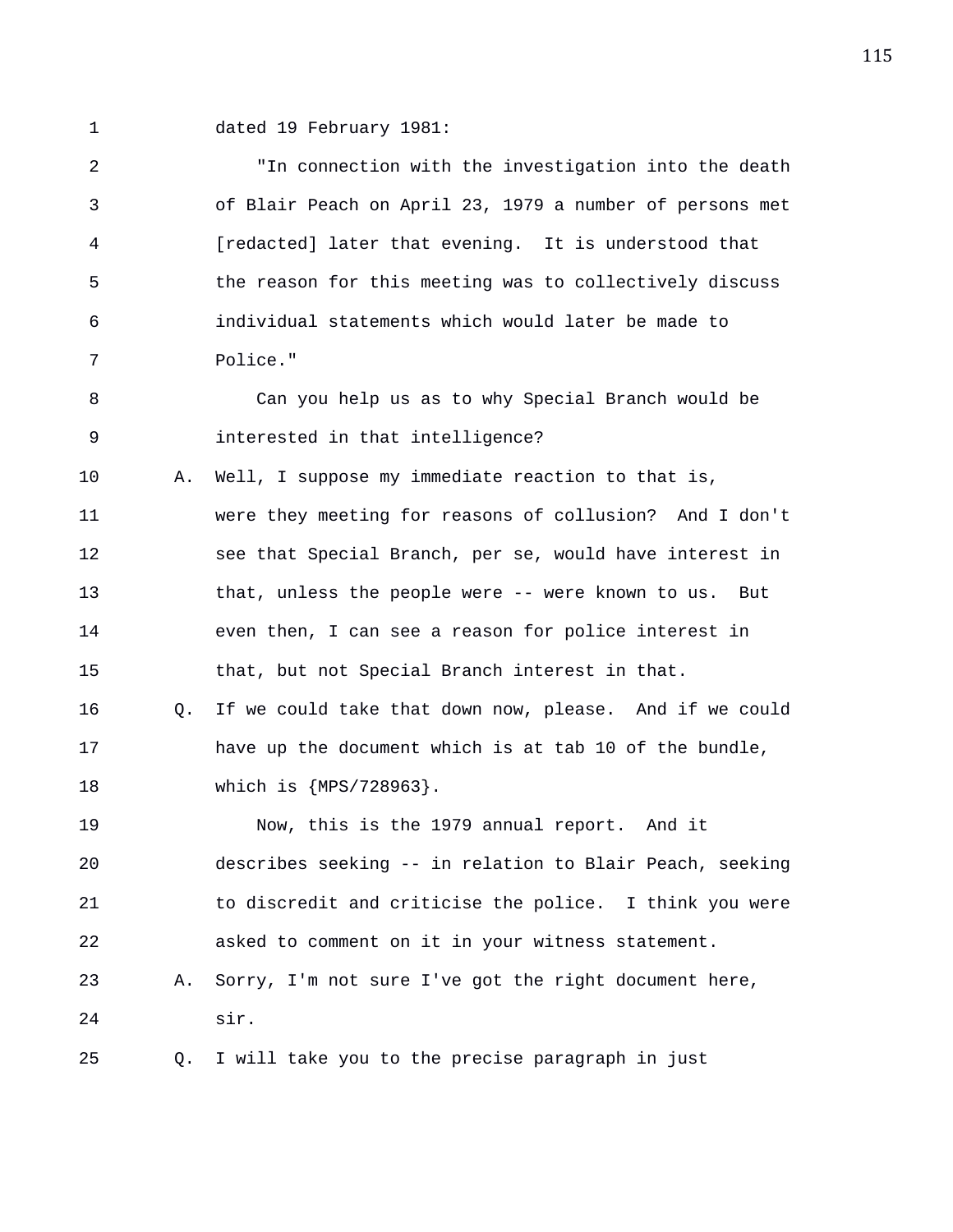dated 19 February 1981:

"In connection with the investigation into the death of Blair Peach on April 23, 1979 a number of persons met [redacted] later that evening. It is understood that the reason for this meeting was to collectively discuss individual statements which would later be made to Police."

Can you help us as to why Special Branch would be interested in that intelligence?

A. Well, I suppose my immediate reaction to that is, were they meeting for reasons of collusion? And I don't see that Special Branch, per se, would have interest in that, unless the people were -- were known to us. But even then, I can see a reason for police interest in that, but not Special Branch interest in that.

Q. If we could take that down now, please. And if we could have up the document which is at tab 10 of the bundle, which is {MPS/728963}.

Now, this is the 1979 annual report. And it describes seeking -- in relation to Blair Peach, seeking to discredit and criticise the police. I think you were asked to comment on it in your witness statement.

A. Sorry, I'm not sure I've got the right document here, sir.

Q. I will take you to the precise paragraph in just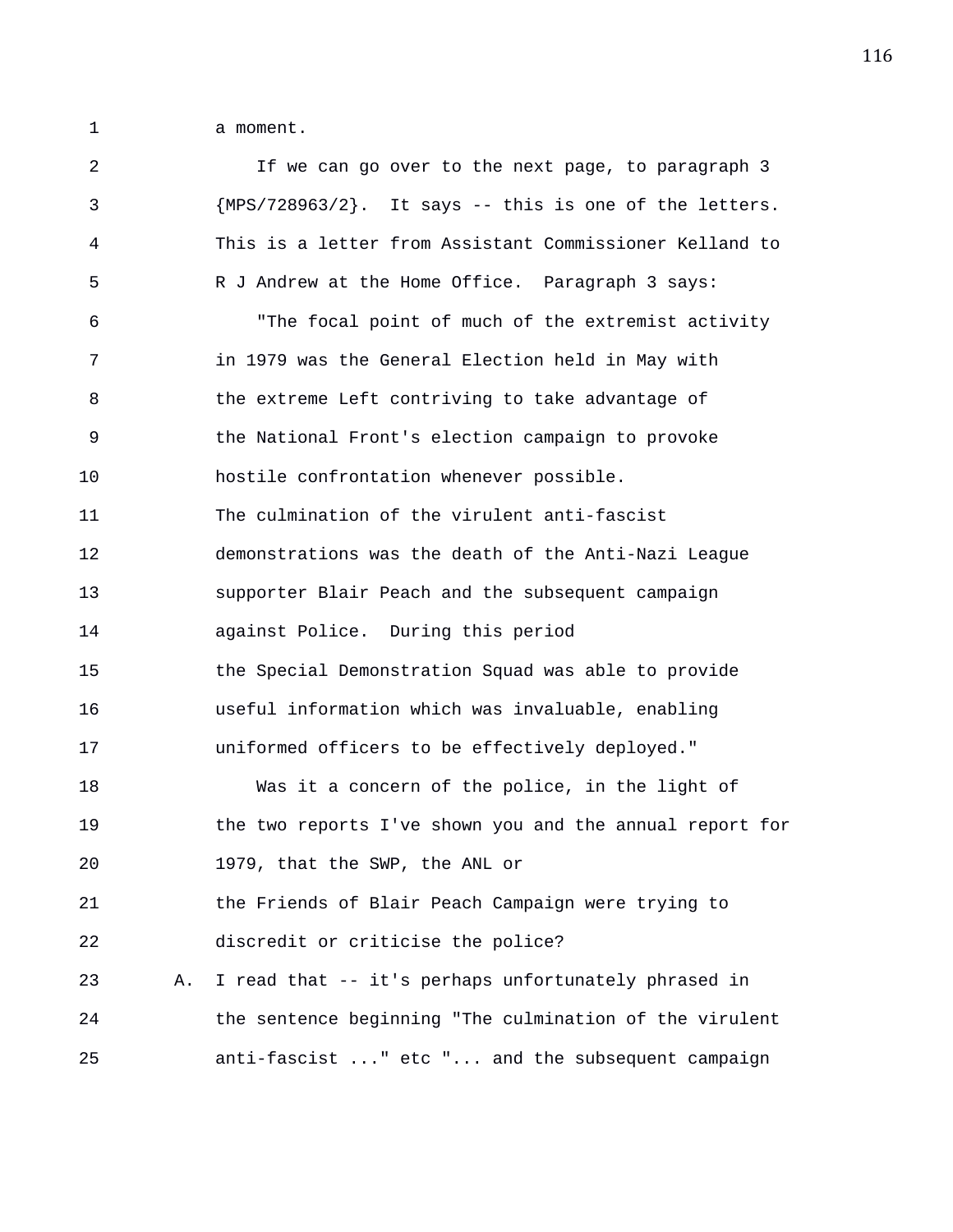a moment.

If we can go over to the next page, to paragraph 3 {MPS/728963/2}. It says -- this is one of the letters. This is a letter from Assistant Commissioner Kelland to R J Andrew at the Home Office. Paragraph 3 says:

"The focal point of much of the extremist activity in 1979 was the General Election held in May with the extreme Left contriving to take advantage of the National Front's election campaign to provoke hostile confrontation whenever possible. The culmination of the virulent anti-fascist demonstrations was the death of the Anti-Nazi League supporter Blair Peach and the subsequent campaign against Police. During this period the Special Demonstration Squad was able to provide useful information which was invaluable, enabling uniformed officers to be effectively deployed."

Was it a concern of the police, in the light of the two reports I've shown you and the annual report for 1979, that the SWP, the ANL or the Friends of Blair Peach Campaign were trying to discredit or criticise the police?

A. I read that -- it's perhaps unfortunately phrased in the sentence beginning "The culmination of the virulent anti-fascist ..." etc "... and the subsequent campaign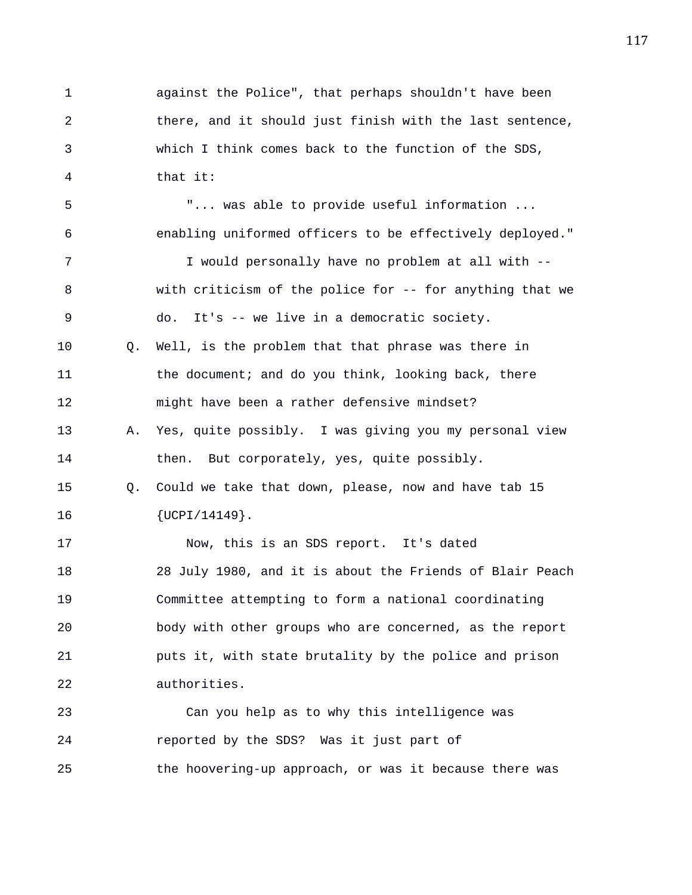1 against the Police", that perhaps shouldn't have been
2 there, and it should just finish with the last sentence,
3 which I think comes back to the function of the SDS,
4 that it:

5 "... was able to provide useful information ...
6 enabling uniformed officers to be effectively deployed."

7 I would personally have no problem at all with --
8 with criticism of the police for -- for anything that we
9 do. It's -- we live in a democratic society.

10 Q. Well, is the problem that that phrase was there in
11 the document; and do you think, looking back, there
12 might have been a rather defensive mindset?

13 A. Yes, quite possibly. I was giving you my personal view
14 then. But corporately, yes, quite possibly.

15 Q. Could we take that down, please, now and have tab 15
16 {UCPI/14149}.

17 Now, this is an SDS report. It's dated
18 28 July 1980, and it is about the Friends of Blair Peach
19 Committee attempting to form a national coordinating
20 body with other groups who are concerned, as the report
21 puts it, with state brutality by the police and prison
22 authorities.

23 Can you help as to why this intelligence was
24 reported by the SDS? Was it just part of
25 the hoovering-up approach, or was it because there was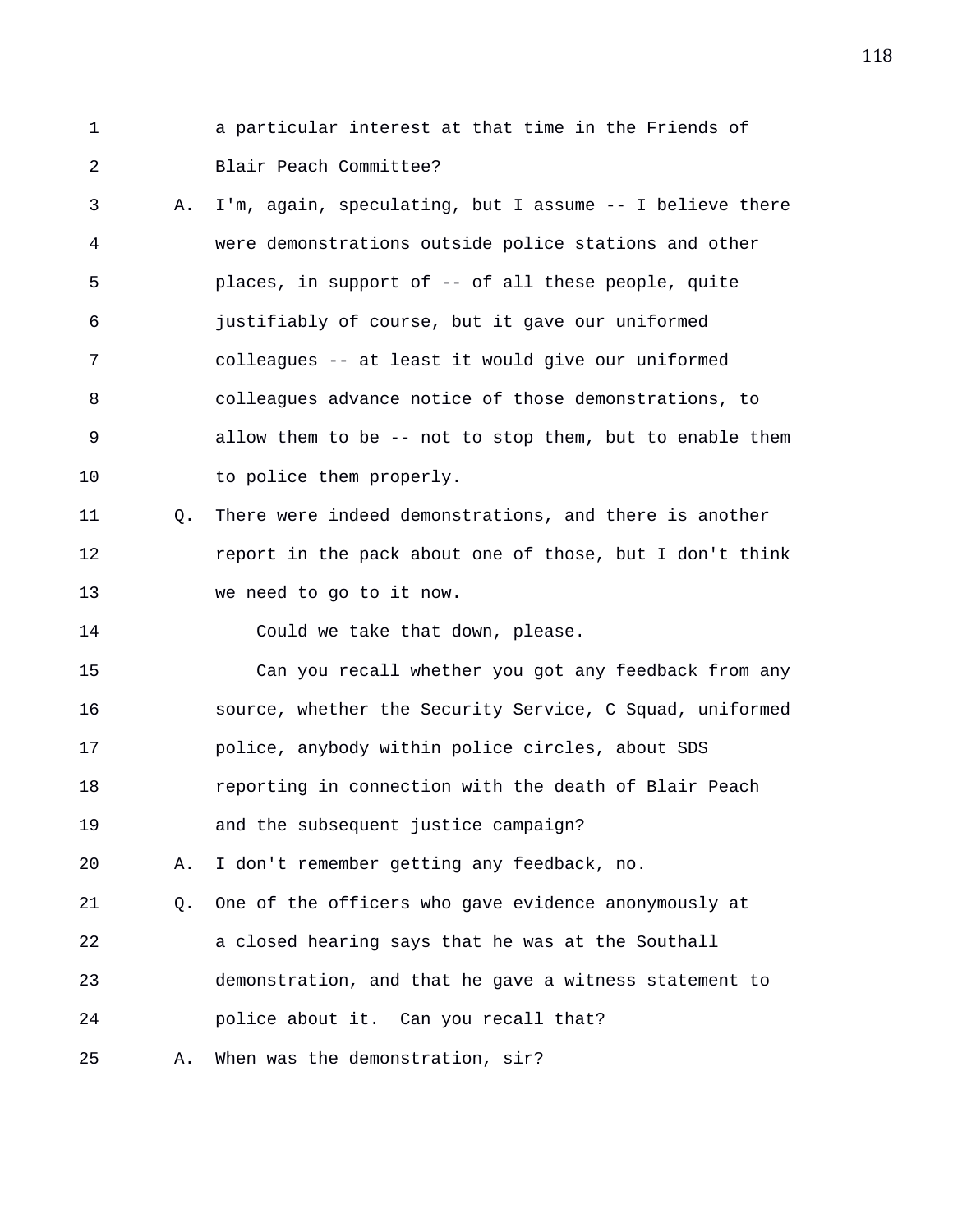a particular interest at that time in the Friends of Blair Peach Committee?

A. I'm, again, speculating, but I assume -- I believe there were demonstrations outside police stations and other places, in support of -- of all these people, quite justifiably of course, but it gave our uniformed colleagues -- at least it would give our uniformed colleagues advance notice of those demonstrations, to allow them to be -- not to stop them, but to enable them to police them properly.

Q. There were indeed demonstrations, and there is another report in the pack about one of those, but I don't think we need to go to it now.

Could we take that down, please.

Can you recall whether you got any feedback from any source, whether the Security Service, C Squad, uniformed police, anybody within police circles, about SDS reporting in connection with the death of Blair Peach and the subsequent justice campaign?

A. I don't remember getting any feedback, no.

Q. One of the officers who gave evidence anonymously at a closed hearing says that he was at the Southall demonstration, and that he gave a witness statement to police about it. Can you recall that?

A. When was the demonstration, sir?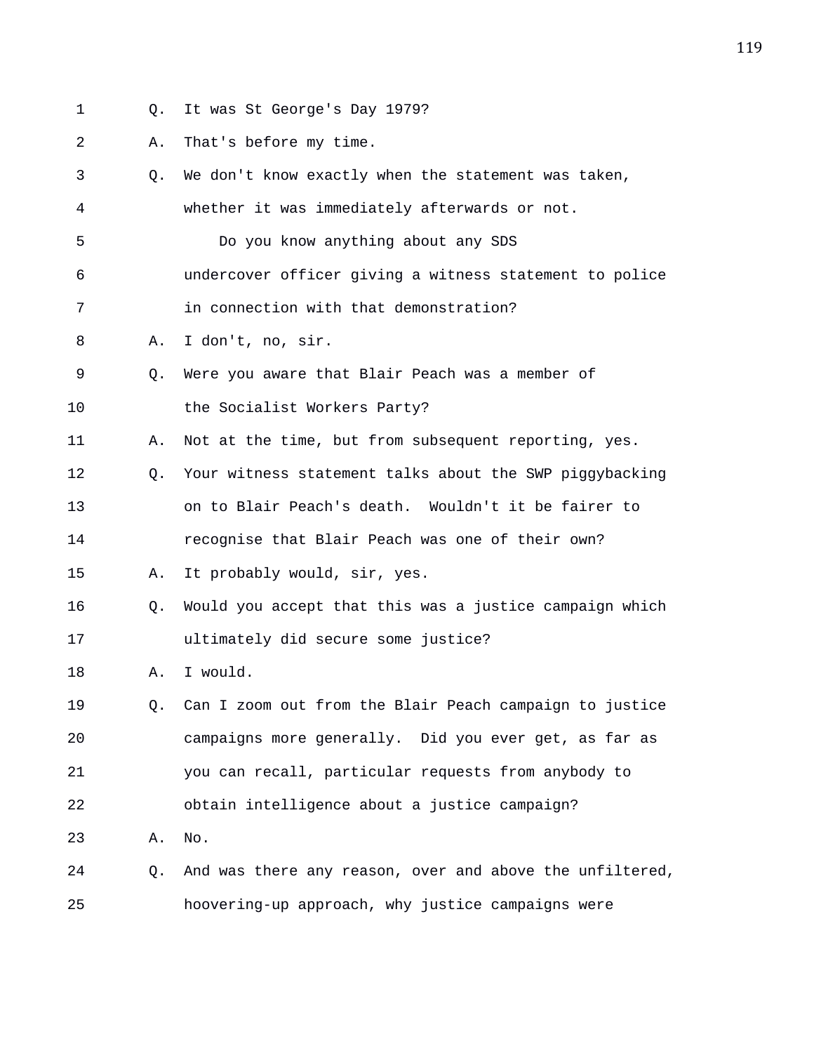1 Q. It was St George's Day 1979?

2 A. That's before my time.

3 Q. We don't know exactly when the statement was taken,

4 whether it was immediately afterwards or not.

5 Do you know anything about any SDS

6 undercover officer giving a witness statement to police

7 in connection with that demonstration?

8 A. I don't, no, sir.

9 Q. Were you aware that Blair Peach was a member of

10 the Socialist Workers Party?

11 A. Not at the time, but from subsequent reporting, yes.

12 Q. Your witness statement talks about the SWP piggybacking

13 on to Blair Peach's death. Wouldn't it be fairer to

14 recognise that Blair Peach was one of their own?

15 A. It probably would, sir, yes.

16 Q. Would you accept that this was a justice campaign which

17 ultimately did secure some justice?

18 A. I would.

19 Q. Can I zoom out from the Blair Peach campaign to justice

20 campaigns more generally. Did you ever get, as far as

21 you can recall, particular requests from anybody to

22 obtain intelligence about a justice campaign?

23 A. No.

24 Q. And was there any reason, over and above the unfiltered,

25 hoovering-up approach, why justice campaigns were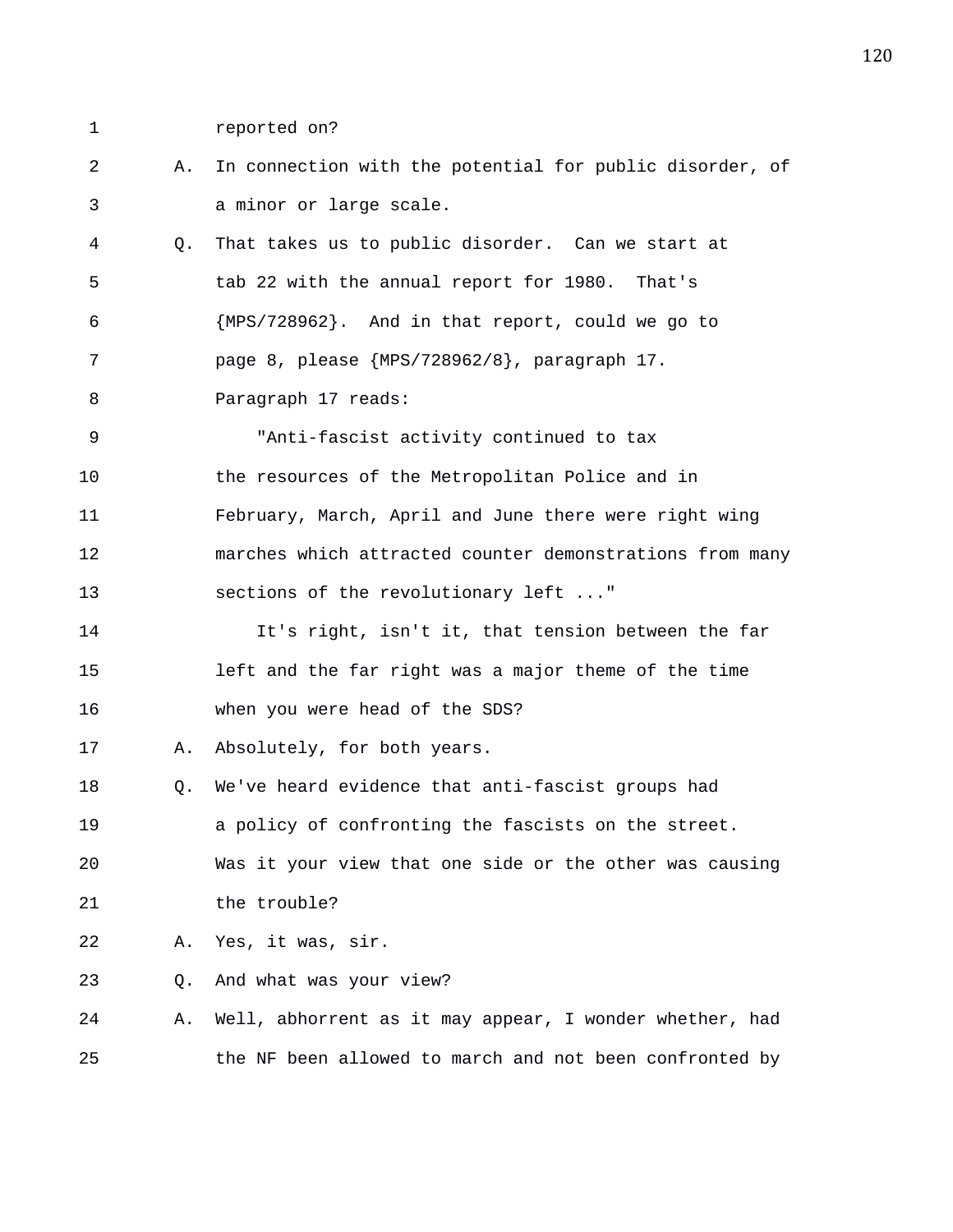1 reported on?

2 A. In connection with the potential for public disorder, of

3 a minor or large scale.

4 Q. That takes us to public disorder. Can we start at

5 tab 22 with the annual report for 1980. That's

6 {MPS/728962}. And in that report, could we go to

7 page 8, please {MPS/728962/8}, paragraph 17.

8 Paragraph 17 reads:

9 "Anti-fascist activity continued to tax

10 the resources of the Metropolitan Police and in

11 February, March, April and June there were right wing

12 marches which attracted counter demonstrations from many

13 sections of the revolutionary left ..."

14 It's right, isn't it, that tension between the far

15 left and the far right was a major theme of the time

16 when you were head of the SDS?

17 A. Absolutely, for both years.

18 Q. We've heard evidence that anti-fascist groups had

19 a policy of confronting the fascists on the street.

20 Was it your view that one side or the other was causing

21 the trouble?

22 A. Yes, it was, sir.

23 Q. And what was your view?

24 A. Well, abhorrent as it may appear, I wonder whether, had

25 the NF been allowed to march and not been confronted by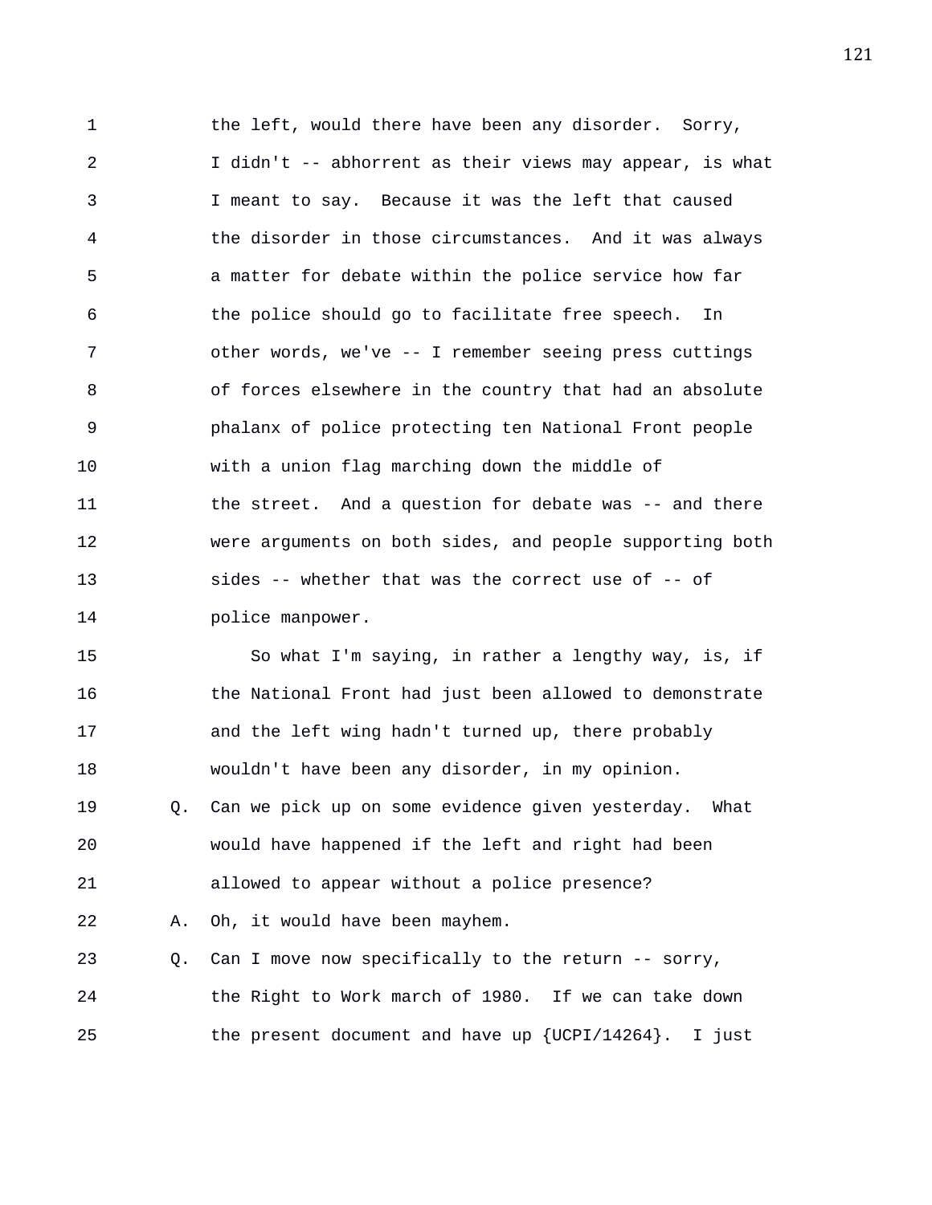the left, would there have been any disorder. Sorry, I didn't -- abhorrent as their views may appear, is what I meant to say. Because it was the left that caused the disorder in those circumstances. And it was always a matter for debate within the police service how far the police should go to facilitate free speech. In other words, we've -- I remember seeing press cuttings of forces elsewhere in the country that had an absolute phalanx of police protecting ten National Front people with a union flag marching down the middle of the street. And a question for debate was -- and there were arguments on both sides, and people supporting both sides -- whether that was the correct use of -- of police manpower.

So what I'm saying, in rather a lengthy way, is, if the National Front had just been allowed to demonstrate and the left wing hadn't turned up, there probably wouldn't have been any disorder, in my opinion.

Q. Can we pick up on some evidence given yesterday. What would have happened if the left and right had been allowed to appear without a police presence?

A. Oh, it would have been mayhem.

Q. Can I move now specifically to the return -- sorry, the Right to Work march of 1980. If we can take down the present document and have up {UCPI/14264}. I just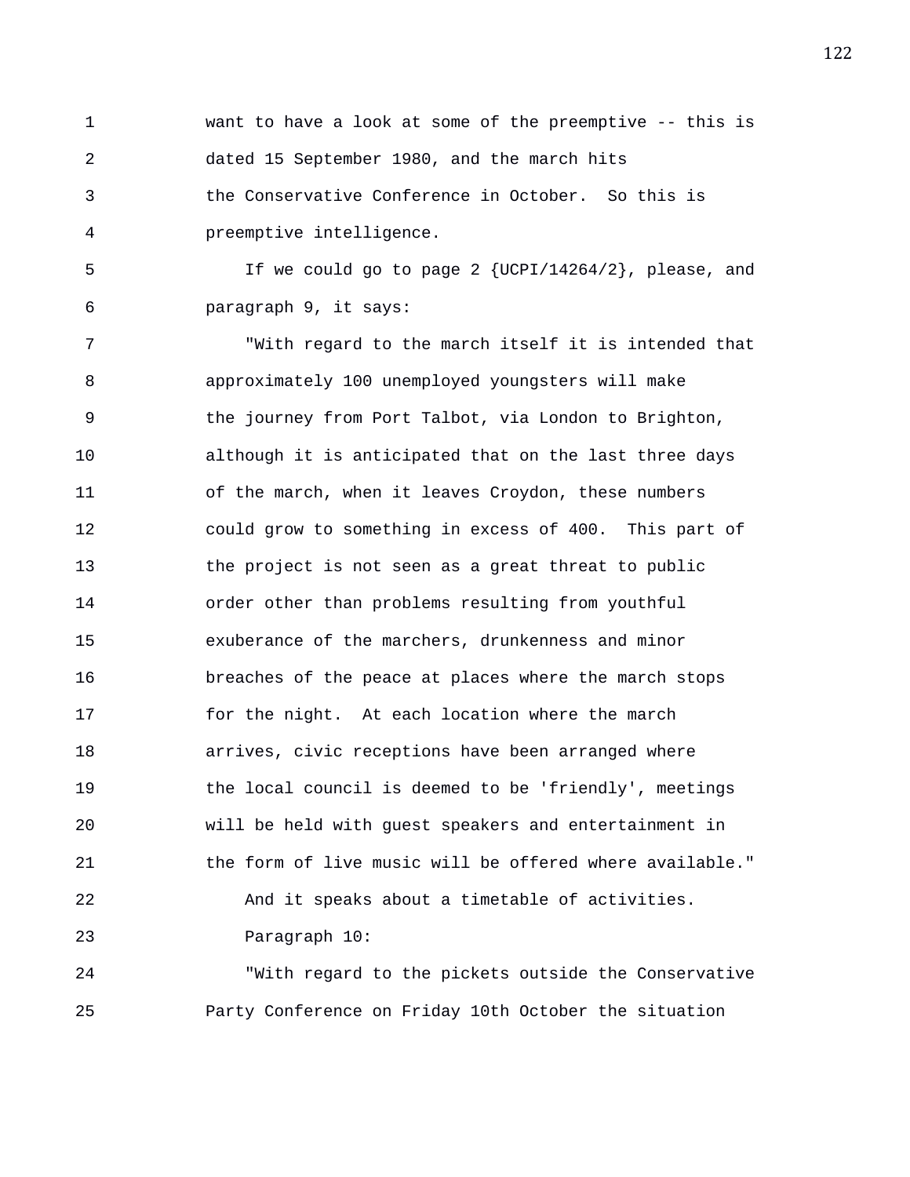want to have a look at some of the preemptive -- this is dated 15 September 1980, and the march hits the Conservative Conference in October. So this is preemptive intelligence.

If we could go to page 2 {UCPI/14264/2}, please, and paragraph 9, it says:

"With regard to the march itself it is intended that approximately 100 unemployed youngsters will make the journey from Port Talbot, via London to Brighton, although it is anticipated that on the last three days of the march, when it leaves Croydon, these numbers could grow to something in excess of 400. This part of the project is not seen as a great threat to public order other than problems resulting from youthful exuberance of the marchers, drunkenness and minor breaches of the peace at places where the march stops for the night. At each location where the march arrives, civic receptions have been arranged where the local council is deemed to be 'friendly', meetings will be held with guest speakers and entertainment in the form of live music will be offered where available."

And it speaks about a timetable of activities.

Paragraph 10:

"With regard to the pickets outside the Conservative Party Conference on Friday 10th October the situation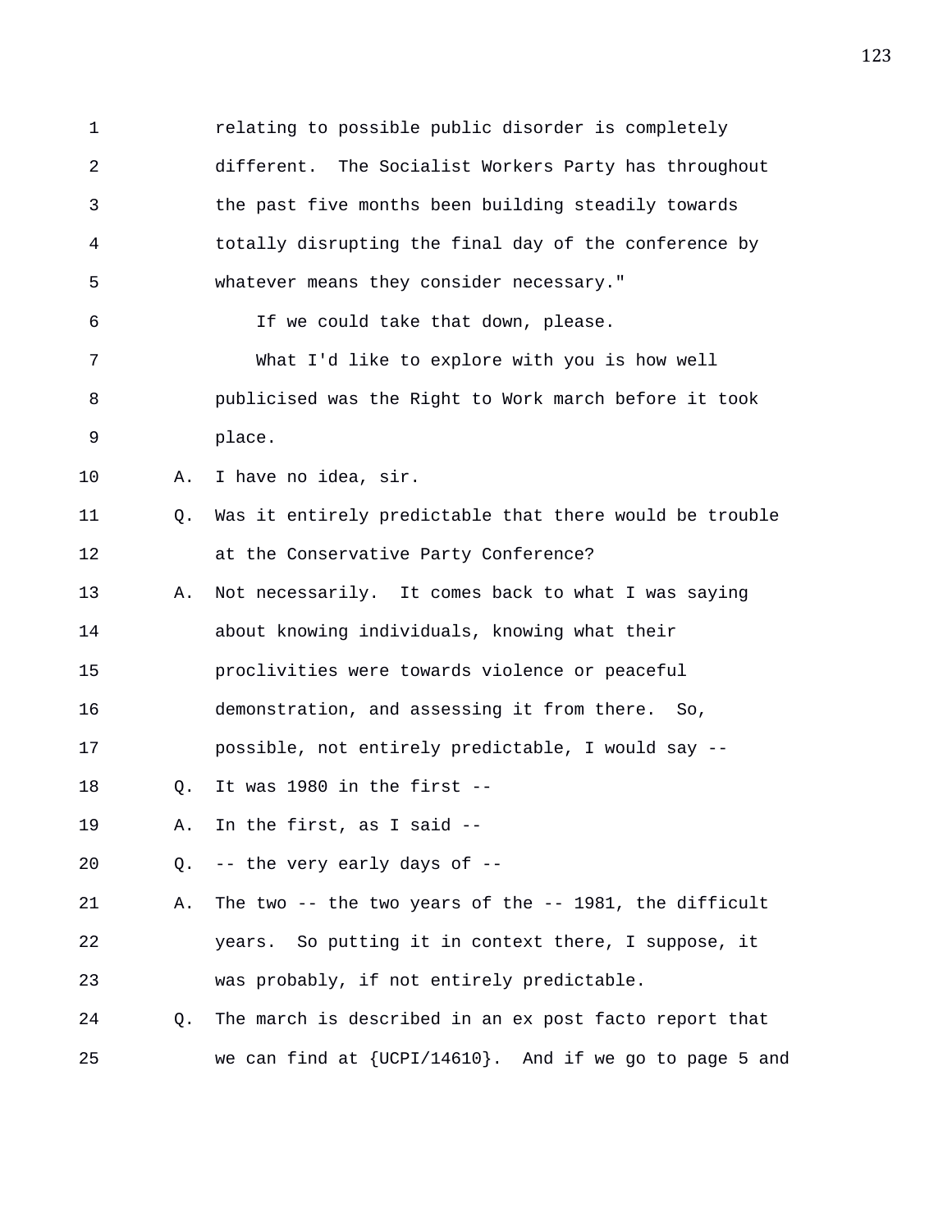relating to possible public disorder is completely different. The Socialist Workers Party has throughout the past five months been building steadily towards totally disrupting the final day of the conference by whatever means they consider necessary."

If we could take that down, please.

What I'd like to explore with you is how well publicised was the Right to Work march before it took place.

A. I have no idea, sir.

Q. Was it entirely predictable that there would be trouble at the Conservative Party Conference?

A. Not necessarily. It comes back to what I was saying about knowing individuals, knowing what their proclivities were towards violence or peaceful demonstration, and assessing it from there. So, possible, not entirely predictable, I would say --

Q. It was 1980 in the first --

A. In the first, as I said --

Q. -- the very early days of --

A. The two -- the two years of the -- 1981, the difficult years. So putting it in context there, I suppose, it was probably, if not entirely predictable.

Q. The march is described in an ex post facto report that we can find at {UCPI/14610}. And if we go to page 5 and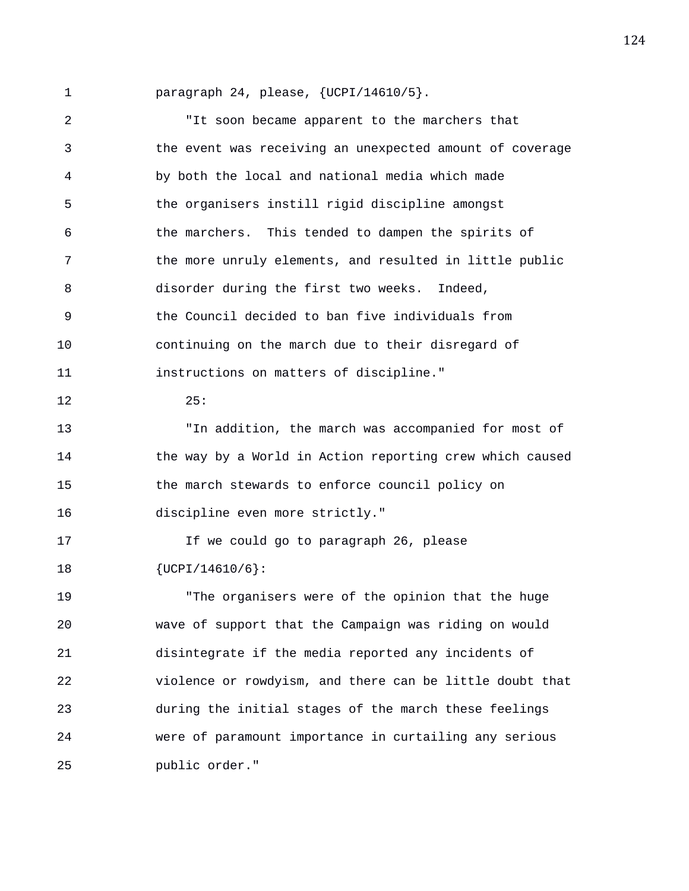paragraph 24, please, {UCPI/14610/5}.

"It soon became apparent to the marchers that the event was receiving an unexpected amount of coverage by both the local and national media which made the organisers instill rigid discipline amongst the marchers. This tended to dampen the spirits of the more unruly elements, and resulted in little public disorder during the first two weeks. Indeed, the Council decided to ban five individuals from continuing on the march due to their disregard of instructions on matters of discipline."

25:

"In addition, the march was accompanied for most of the way by a World in Action reporting crew which caused the march stewards to enforce council policy on discipline even more strictly."

If we could go to paragraph 26, please {UCPI/14610/6}:

"The organisers were of the opinion that the huge wave of support that the Campaign was riding on would disintegrate if the media reported any incidents of violence or rowdyism, and there can be little doubt that during the initial stages of the march these feelings were of paramount importance in curtailing any serious public order."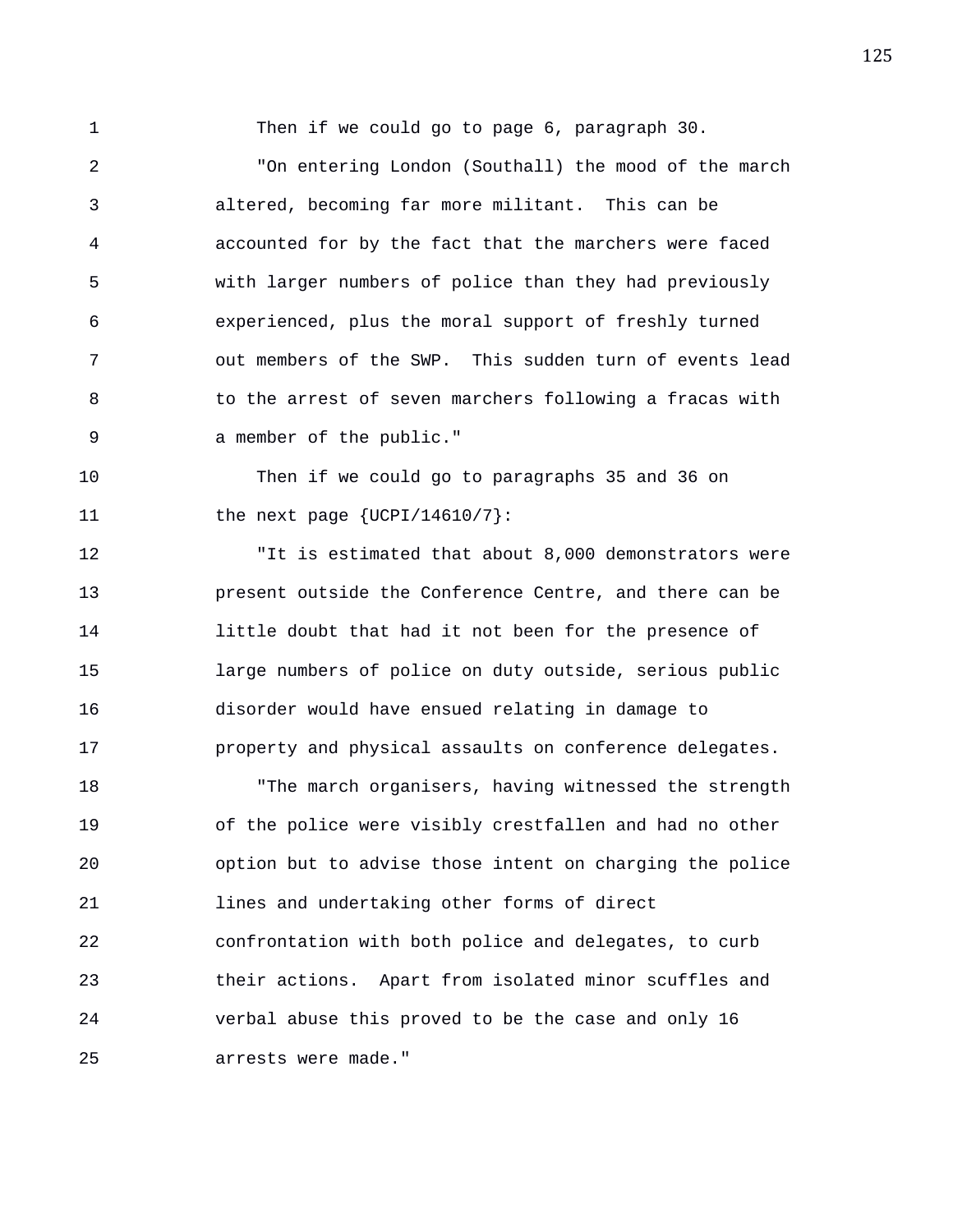Then if we could go to page 6, paragraph 30.

"On entering London (Southall) the mood of the march altered, becoming far more militant. This can be accounted for by the fact that the marchers were faced with larger numbers of police than they had previously experienced, plus the moral support of freshly turned out members of the SWP. This sudden turn of events lead to the arrest of seven marchers following a fracas with a member of the public."

Then if we could go to paragraphs 35 and 36 on the next page {UCPI/14610/7}:

"It is estimated that about 8,000 demonstrators were present outside the Conference Centre, and there can be little doubt that had it not been for the presence of large numbers of police on duty outside, serious public disorder would have ensued relating in damage to property and physical assaults on conference delegates.

"The march organisers, having witnessed the strength of the police were visibly crestfallen and had no other option but to advise those intent on charging the police lines and undertaking other forms of direct confrontation with both police and delegates, to curb their actions. Apart from isolated minor scuffles and verbal abuse this proved to be the case and only 16 arrests were made."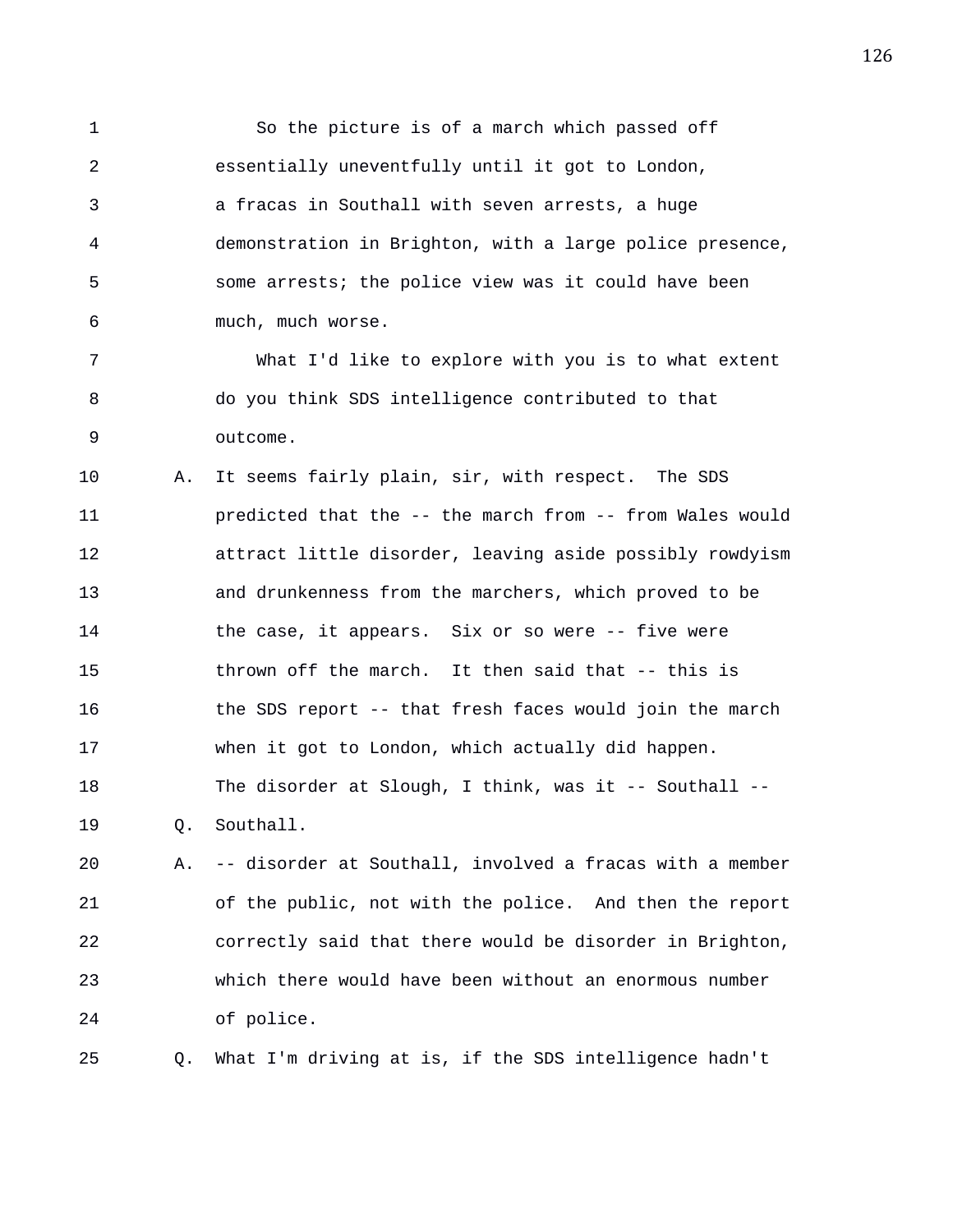So the picture is of a march which passed off essentially uneventfully until it got to London, a fracas in Southall with seven arrests, a huge demonstration in Brighton, with a large police presence, some arrests; the police view was it could have been much, much worse.

What I'd like to explore with you is to what extent do you think SDS intelligence contributed to that outcome.

A. It seems fairly plain, sir, with respect. The SDS predicted that the -- the march from -- from Wales would attract little disorder, leaving aside possibly rowdyism and drunkenness from the marchers, which proved to be the case, it appears. Six or so were -- five were thrown off the march. It then said that -- this is the SDS report -- that fresh faces would join the march when it got to London, which actually did happen. The disorder at Slough, I think, was it -- Southall --

Q. Southall.

A. -- disorder at Southall, involved a fracas with a member of the public, not with the police. And then the report correctly said that there would be disorder in Brighton, which there would have been without an enormous number of police.

Q. What I'm driving at is, if the SDS intelligence hadn't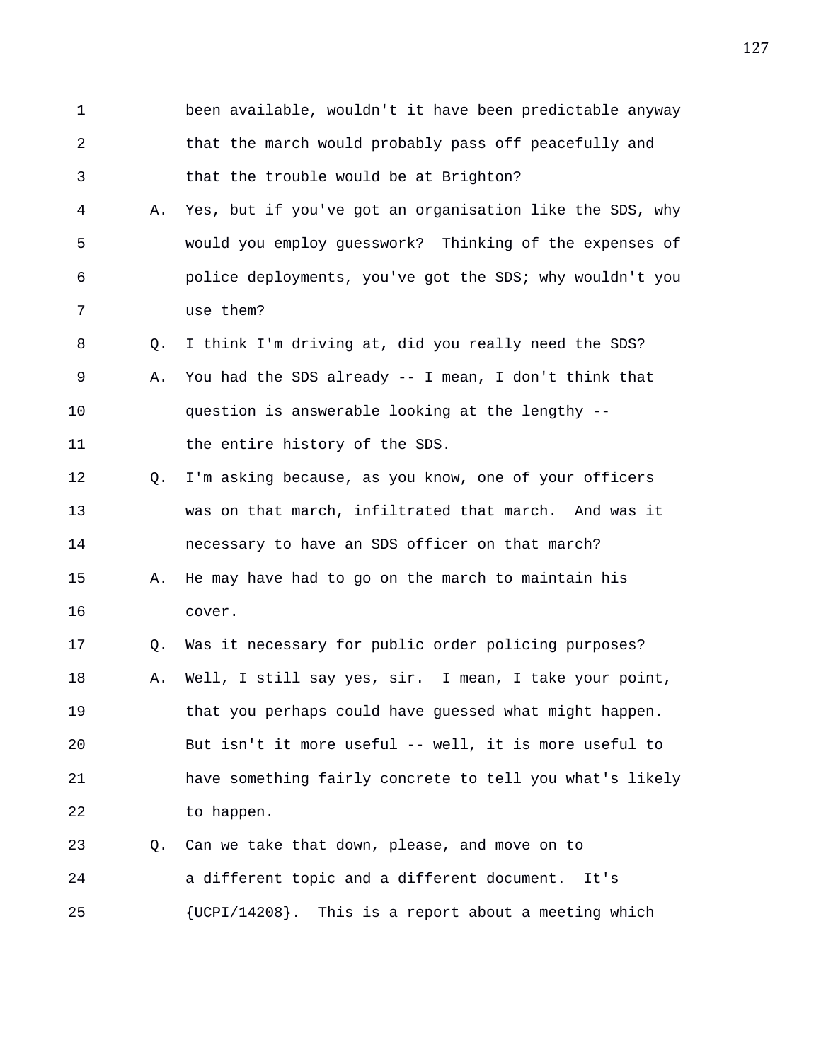been available, wouldn't it have been predictable anyway that the march would probably pass off peacefully and that the trouble would be at Brighton?

A. Yes, but if you've got an organisation like the SDS, why would you employ guesswork? Thinking of the expenses of police deployments, you've got the SDS; why wouldn't you use them?

Q. I think I'm driving at, did you really need the SDS?

A. You had the SDS already -- I mean, I don't think that question is answerable looking at the lengthy -- the entire history of the SDS.

Q. I'm asking because, as you know, one of your officers was on that march, infiltrated that march. And was it necessary to have an SDS officer on that march?

A. He may have had to go on the march to maintain his cover.

Q. Was it necessary for public order policing purposes?

A. Well, I still say yes, sir. I mean, I take your point, that you perhaps could have guessed what might happen. But isn't it more useful -- well, it is more useful to have something fairly concrete to tell you what's likely to happen.

Q. Can we take that down, please, and move on to a different topic and a different document. It's {UCPI/14208}. This is a report about a meeting which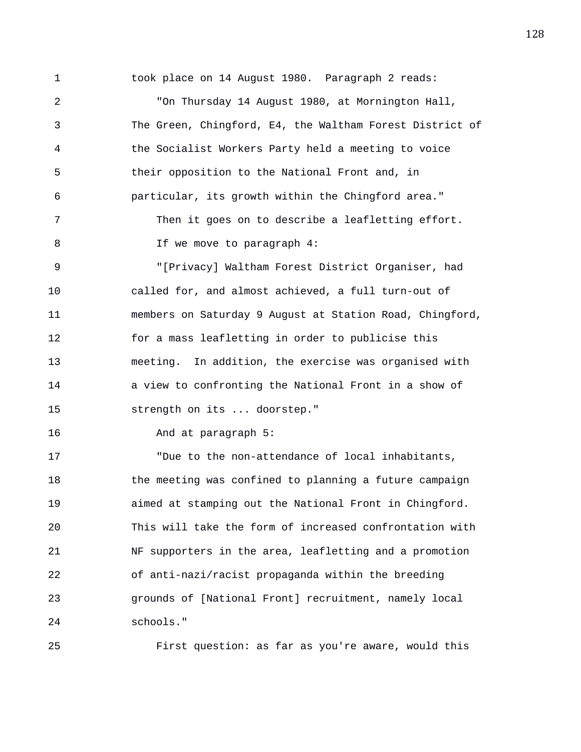took place on 14 August 1980. Paragraph 2 reads:

"On Thursday 14 August 1980, at Mornington Hall, The Green, Chingford, E4, the Waltham Forest District of the Socialist Workers Party held a meeting to voice their opposition to the National Front and, in particular, its growth within the Chingford area."

Then it goes on to describe a leafletting effort.

If we move to paragraph 4:

"[Privacy] Waltham Forest District Organiser, had called for, and almost achieved, a full turn-out of members on Saturday 9 August at Station Road, Chingford, for a mass leafletting in order to publicise this meeting. In addition, the exercise was organised with a view to confronting the National Front in a show of strength on its ... doorstep."

And at paragraph 5:

"Due to the non-attendance of local inhabitants, the meeting was confined to planning a future campaign aimed at stamping out the National Front in Chingford. This will take the form of increased confrontation with NF supporters in the area, leafletting and a promotion of anti-nazi/racist propaganda within the breeding grounds of [National Front] recruitment, namely local schools."

First question: as far as you're aware, would this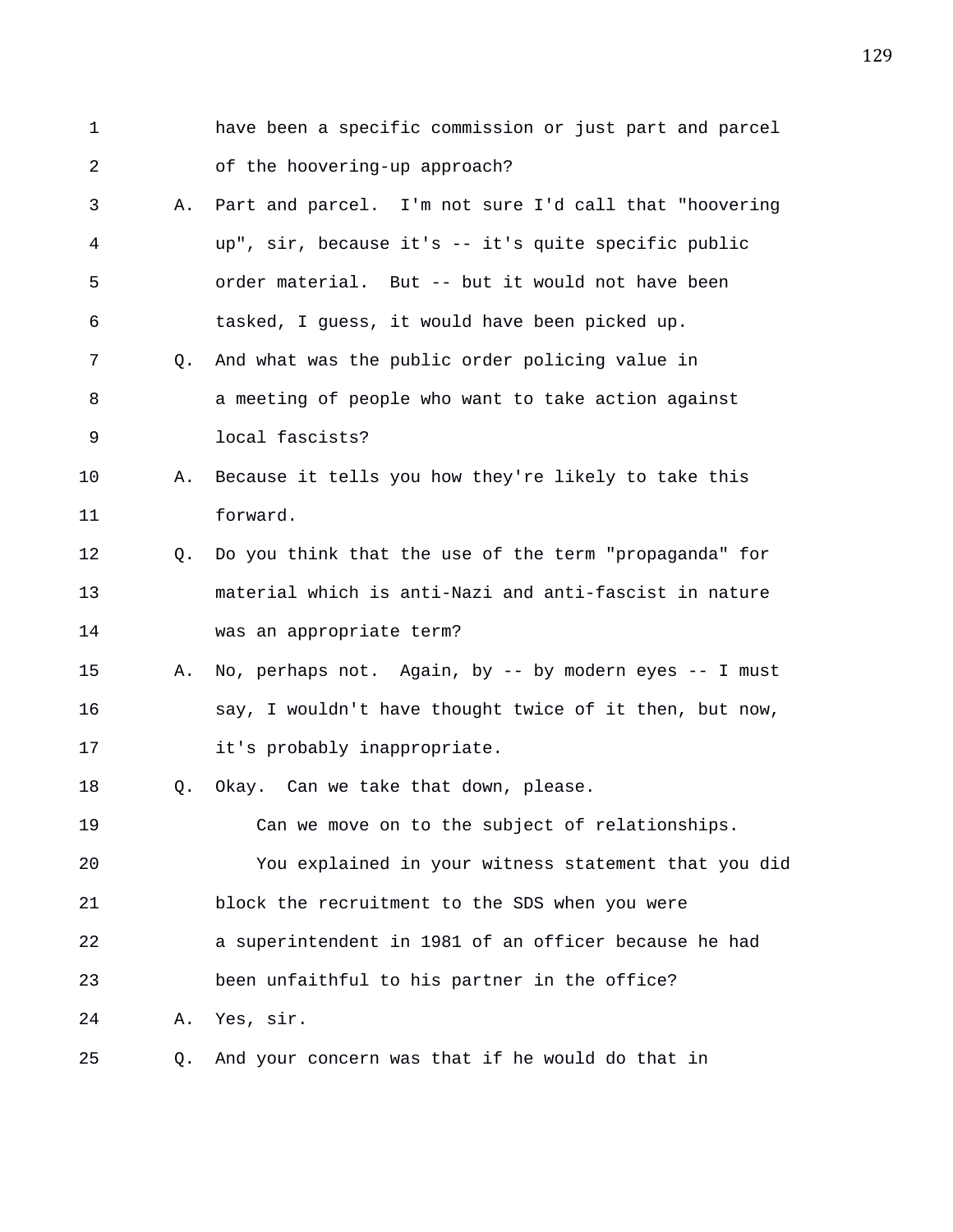have been a specific commission or just part and parcel of the hoovering-up approach?

A. Part and parcel. I'm not sure I'd call that "hoovering up", sir, because it's -- it's quite specific public order material. But -- but it would not have been tasked, I guess, it would have been picked up.

Q. And what was the public order policing value in a meeting of people who want to take action against local fascists?

A. Because it tells you how they're likely to take this forward.

Q. Do you think that the use of the term "propaganda" for material which is anti-Nazi and anti-fascist in nature was an appropriate term?

A. No, perhaps not. Again, by -- by modern eyes -- I must say, I wouldn't have thought twice of it then, but now, it's probably inappropriate.

Q. Okay. Can we take that down, please.

Can we move on to the subject of relationships.

You explained in your witness statement that you did block the recruitment to the SDS when you were a superintendent in 1981 of an officer because he had been unfaithful to his partner in the office?

A. Yes, sir.

Q. And your concern was that if he would do that in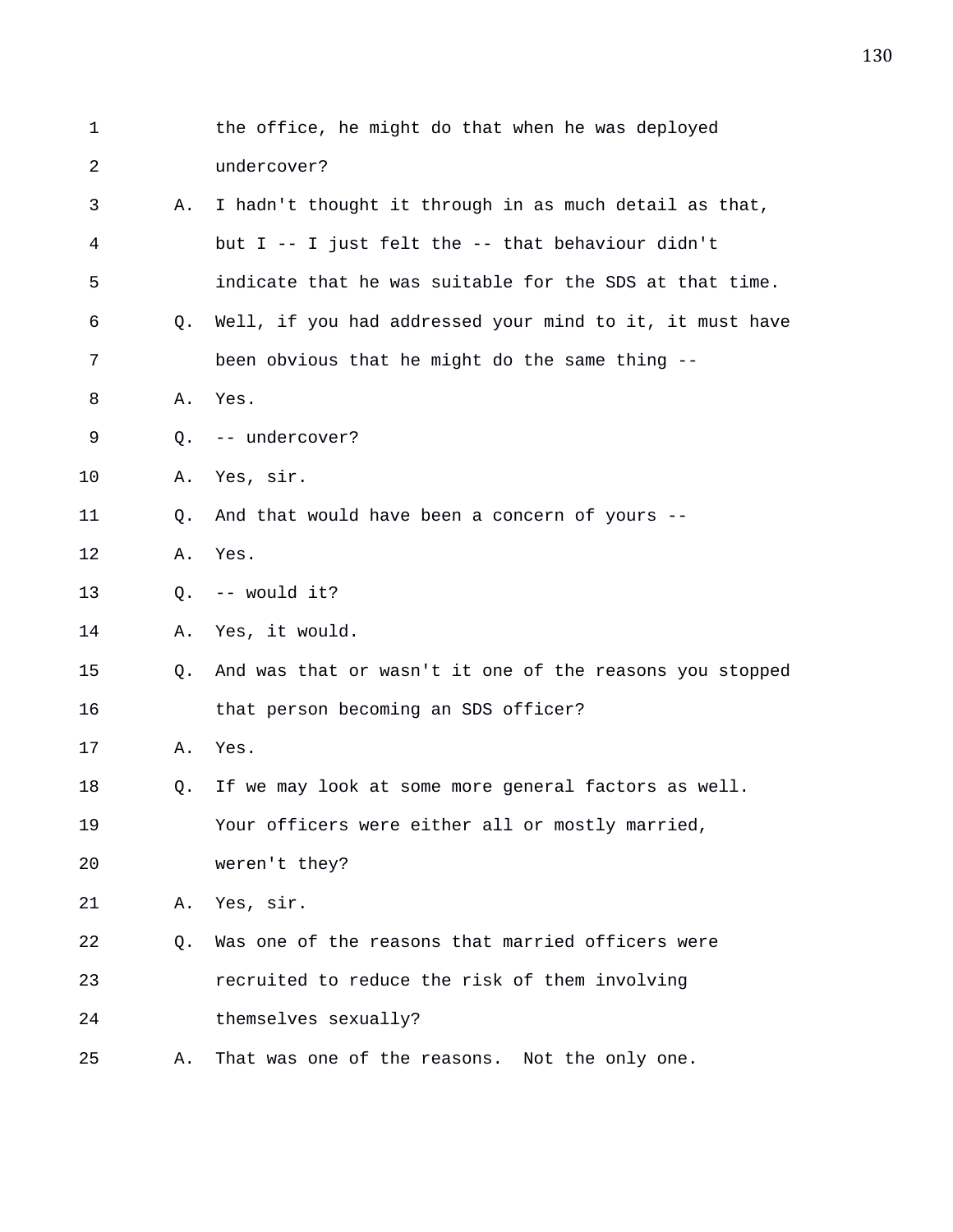1 the office, he might do that when he was deployed
2 undercover?
3 A. I hadn't thought it through in as much detail as that,
4 but I -- I just felt the -- that behaviour didn't
5 indicate that he was suitable for the SDS at that time.
6 Q. Well, if you had addressed your mind to it, it must have
7 been obvious that he might do the same thing --
8 A. Yes.
9 Q. -- undercover?
10 A. Yes, sir.
11 Q. And that would have been a concern of yours --
12 A. Yes.
13 Q. -- would it?
14 A. Yes, it would.
15 Q. And was that or wasn't it one of the reasons you stopped
16 that person becoming an SDS officer?
17 A. Yes.
18 Q. If we may look at some more general factors as well.
19 Your officers were either all or mostly married,
20 weren't they?
21 A. Yes, sir.
22 Q. Was one of the reasons that married officers were
23 recruited to reduce the risk of them involving
24 themselves sexually?
25 A. That was one of the reasons. Not the only one.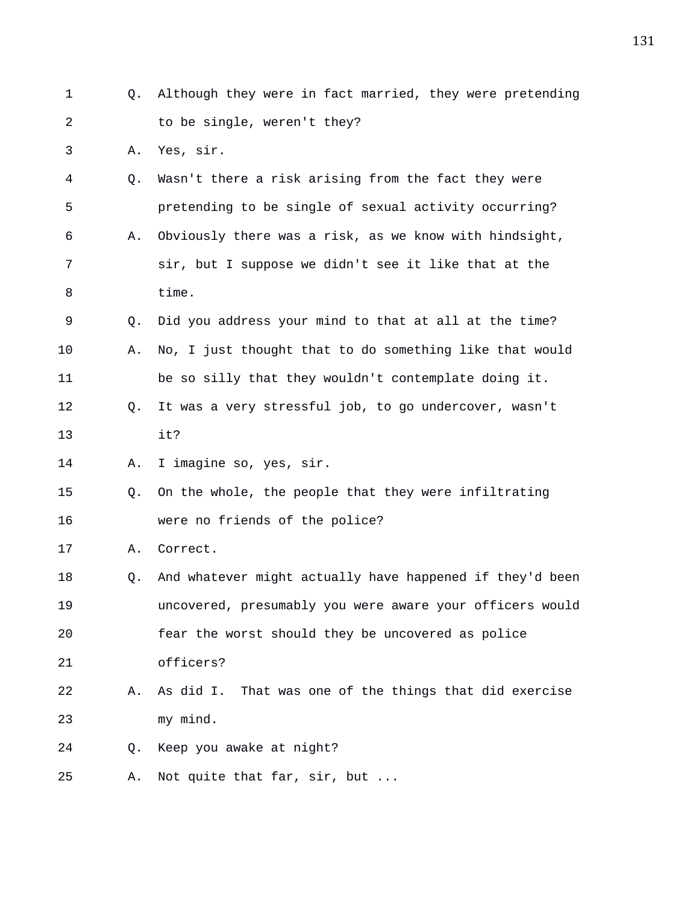1 Q. Although they were in fact married, they were pretending
2 to be single, weren't they?
3 A. Yes, sir.
4 Q. Wasn't there a risk arising from the fact they were
5 pretending to be single of sexual activity occurring?
6 A. Obviously there was a risk, as we know with hindsight,
7 sir, but I suppose we didn't see it like that at the
8 time.
9 Q. Did you address your mind to that at all at the time?
10 A. No, I just thought that to do something like that would
11 be so silly that they wouldn't contemplate doing it.
12 Q. It was a very stressful job, to go undercover, wasn't
13 it?
14 A. I imagine so, yes, sir.
15 Q. On the whole, the people that they were infiltrating
16 were no friends of the police?
17 A. Correct.
18 Q. And whatever might actually have happened if they'd been
19 uncovered, presumably you were aware your officers would
20 fear the worst should they be uncovered as police
21 officers?
22 A. As did I. That was one of the things that did exercise
23 my mind.
24 Q. Keep you awake at night?
25 A. Not quite that far, sir, but ...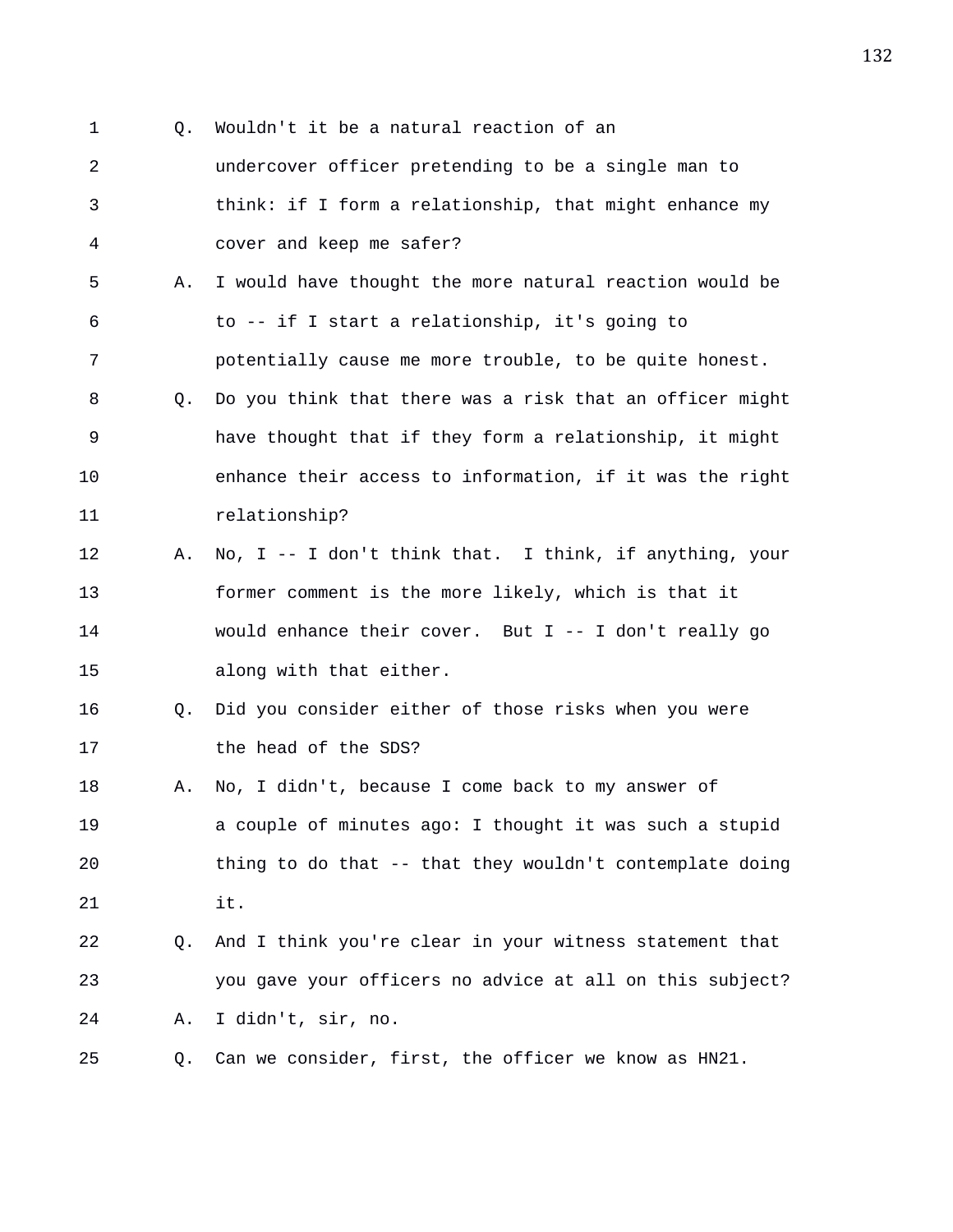Q. Wouldn't it be a natural reaction of an undercover officer pretending to be a single man to think: if I form a relationship, that might enhance my cover and keep me safer?

A. I would have thought the more natural reaction would be to -- if I start a relationship, it's going to potentially cause me more trouble, to be quite honest.

Q. Do you think that there was a risk that an officer might have thought that if they form a relationship, it might enhance their access to information, if it was the right relationship?

A. No, I -- I don't think that. I think, if anything, your former comment is the more likely, which is that it would enhance their cover. But I -- I don't really go along with that either.

Q. Did you consider either of those risks when you were the head of the SDS?

A. No, I didn't, because I come back to my answer of a couple of minutes ago: I thought it was such a stupid thing to do that -- that they wouldn't contemplate doing it.

Q. And I think you're clear in your witness statement that you gave your officers no advice at all on this subject?

A. I didn't, sir, no.

Q. Can we consider, first, the officer we know as HN21.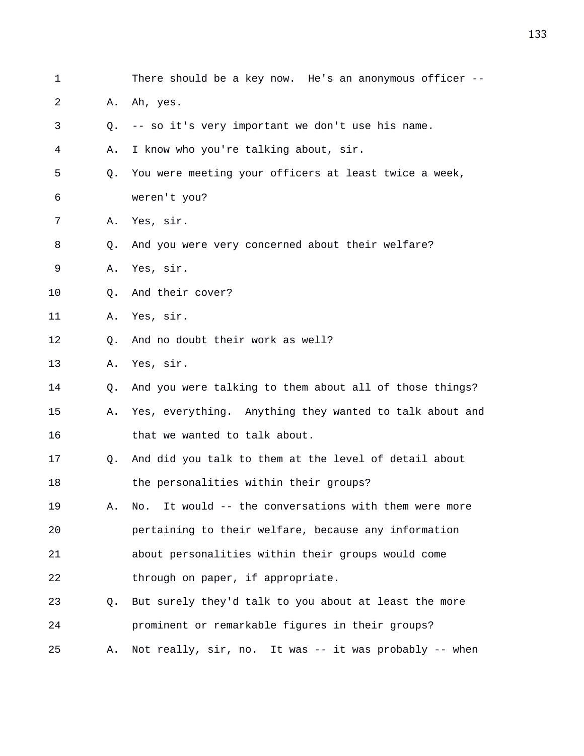1 There should be a key now. He's an anonymous officer --

2 A. Ah, yes.

3 Q. -- so it's very important we don't use his name.

4 A. I know who you're talking about, sir.

5 Q. You were meeting your officers at least twice a week,

6 weren't you?

7 A. Yes, sir.

8 Q. And you were very concerned about their welfare?

9 A. Yes, sir.

10 Q. And their cover?

11 A. Yes, sir.

12 Q. And no doubt their work as well?

13 A. Yes, sir.

14 Q. And you were talking to them about all of those things?

15 A. Yes, everything. Anything they wanted to talk about and

16 that we wanted to talk about.

17 Q. And did you talk to them at the level of detail about

18 the personalities within their groups?

19 A. No. It would -- the conversations with them were more

20 pertaining to their welfare, because any information

21 about personalities within their groups would come

22 through on paper, if appropriate.

23 Q. But surely they'd talk to you about at least the more

24 prominent or remarkable figures in their groups?

25 A. Not really, sir, no. It was -- it was probably -- when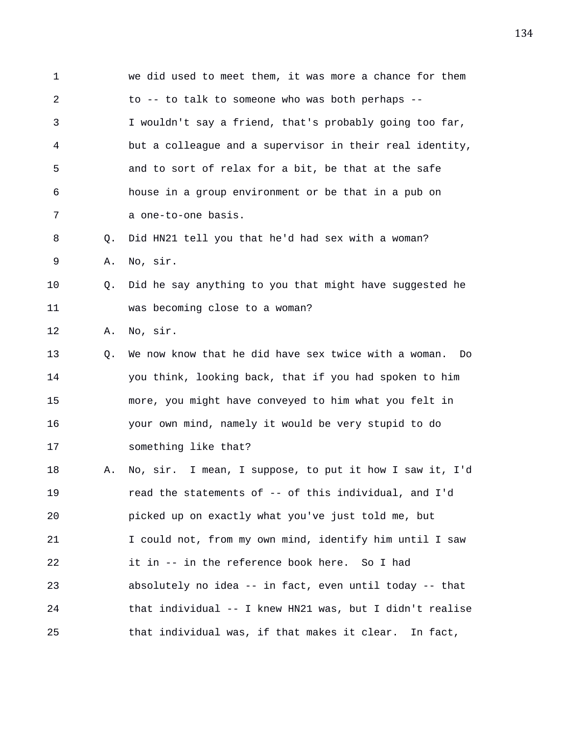we did used to meet them, it was more a chance for them to -- to talk to someone who was both perhaps -- I wouldn't say a friend, that's probably going too far, but a colleague and a supervisor in their real identity, and to sort of relax for a bit, be that at the safe house in a group environment or be that in a pub on a one-to-one basis.

Q. Did HN21 tell you that he'd had sex with a woman?

A. No, sir.

Q. Did he say anything to you that might have suggested he was becoming close to a woman?

A. No, sir.

Q. We now know that he did have sex twice with a woman. Do you think, looking back, that if you had spoken to him more, you might have conveyed to him what you felt in your own mind, namely it would be very stupid to do something like that?

A. No, sir. I mean, I suppose, to put it how I saw it, I'd read the statements of -- of this individual, and I'd picked up on exactly what you've just told me, but I could not, from my own mind, identify him until I saw it in -- in the reference book here. So I had absolutely no idea -- in fact, even until today -- that that individual -- I knew HN21 was, but I didn't realise that individual was, if that makes it clear. In fact,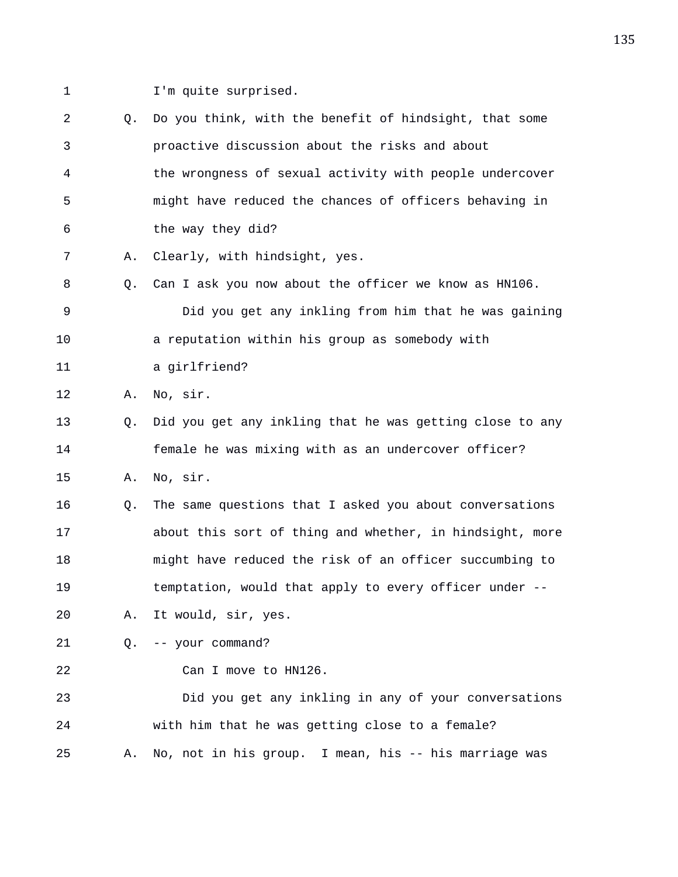1 I'm quite surprised.

2 Q. Do you think, with the benefit of hindsight, that some

3 proactive discussion about the risks and about

4 the wrongness of sexual activity with people undercover

5 might have reduced the chances of officers behaving in

6 the way they did?

7 A. Clearly, with hindsight, yes.

8 Q. Can I ask you now about the officer we know as HN106.

9 Did you get any inkling from him that he was gaining

10 a reputation within his group as somebody with

11 a girlfriend?

12 A. No, sir.

13 Q. Did you get any inkling that he was getting close to any

14 female he was mixing with as an undercover officer?

15 A. No, sir.

16 Q. The same questions that I asked you about conversations

17 about this sort of thing and whether, in hindsight, more

18 might have reduced the risk of an officer succumbing to

19 temptation, would that apply to every officer under --

20 A. It would, sir, yes.

21 Q. -- your command?

22 Can I move to HN126.

23 Did you get any inkling in any of your conversations

24 with him that he was getting close to a female?

25 A. No, not in his group. I mean, his -- his marriage was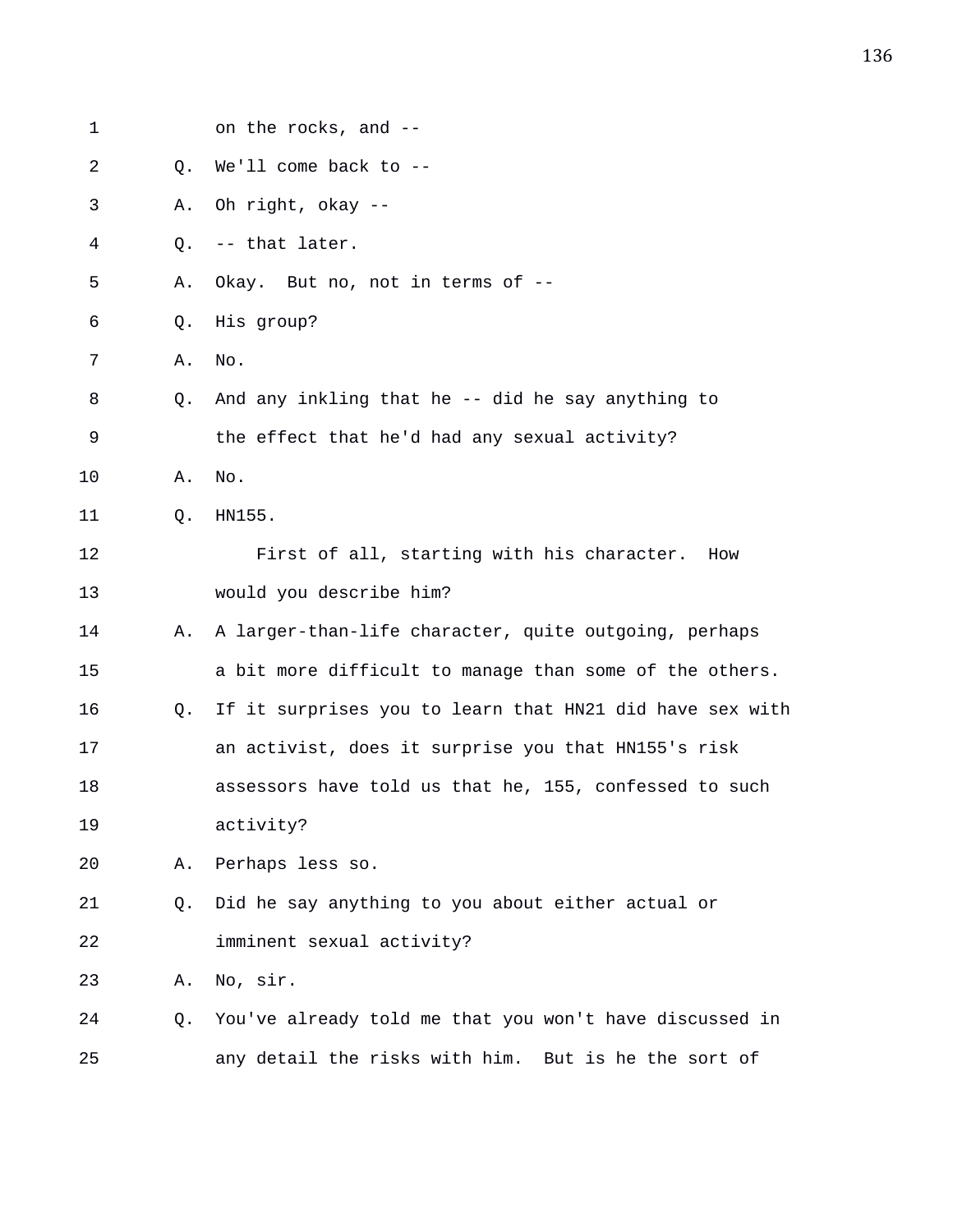1 on the rocks, and --

2 Q. We'll come back to --

3 A. Oh right, okay --

4 Q. -- that later.

5 A. Okay. But no, not in terms of --

6 Q. His group?

7 A. No.

8 Q. And any inkling that he -- did he say anything to

9 the effect that he'd had any sexual activity?

10 A. No.

11 Q. HN155.

12 First of all, starting with his character. How

13 would you describe him?

14 A. A larger-than-life character, quite outgoing, perhaps

15 a bit more difficult to manage than some of the others.

16 Q. If it surprises you to learn that HN21 did have sex with

17 an activist, does it surprise you that HN155's risk

18 assessors have told us that he, 155, confessed to such

19 activity?

20 A. Perhaps less so.

21 Q. Did he say anything to you about either actual or

22 imminent sexual activity?

23 A. No, sir.

24 Q. You've already told me that you won't have discussed in

25 any detail the risks with him. But is he the sort of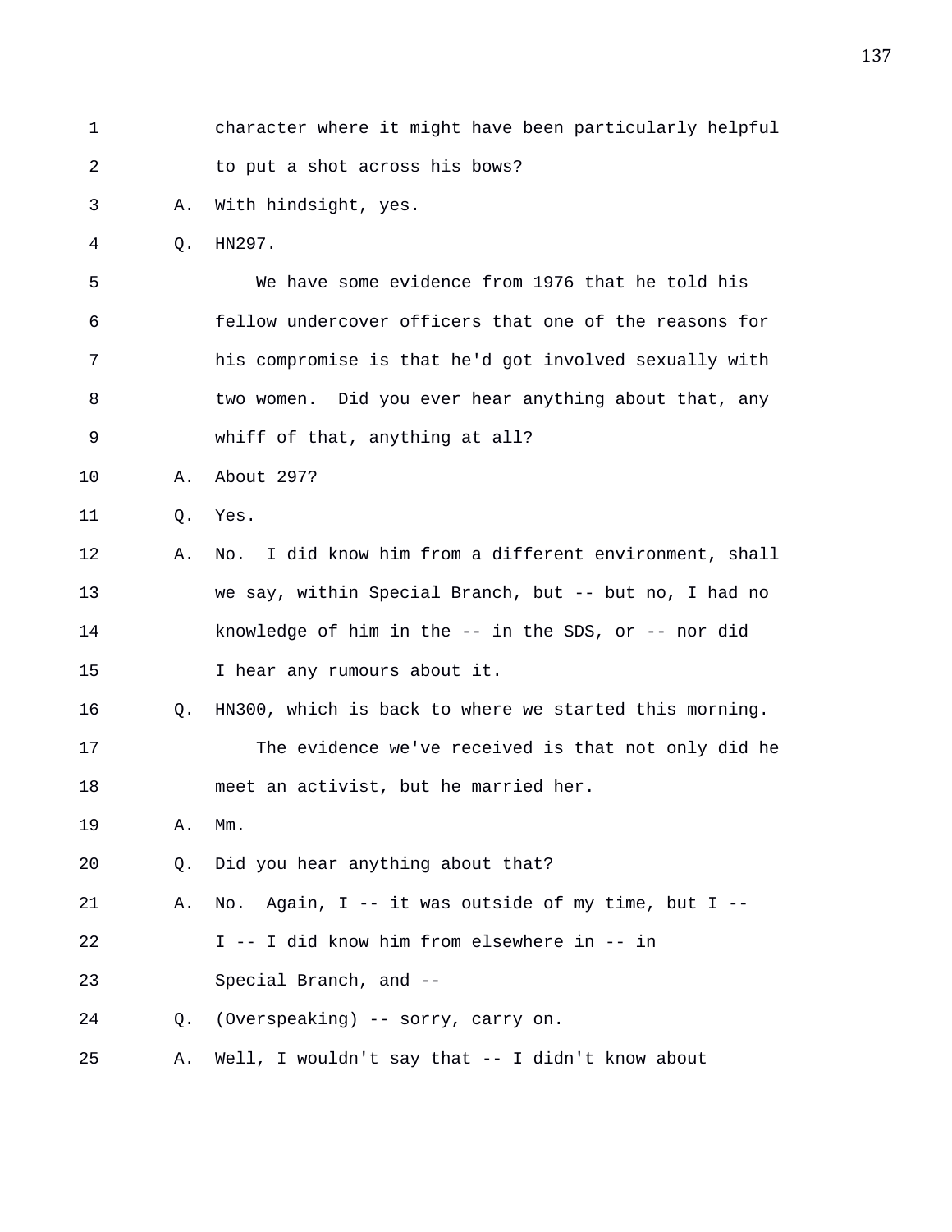character where it might have been particularly helpful to put a shot across his bows?

A. With hindsight, yes.

Q. HN297.

We have some evidence from 1976 that he told his fellow undercover officers that one of the reasons for his compromise is that he'd got involved sexually with two women. Did you ever hear anything about that, any whiff of that, anything at all?

A. About 297?

Q. Yes.

A. No. I did know him from a different environment, shall we say, within Special Branch, but -- but no, I had no knowledge of him in the -- in the SDS, or -- nor did I hear any rumours about it.

Q. HN300, which is back to where we started this morning.

The evidence we've received is that not only did he meet an activist, but he married her.

A. Mm.

Q. Did you hear anything about that?

A. No. Again, I -- it was outside of my time, but I -- I -- I did know him from elsewhere in -- in Special Branch, and --

Q. (Overspeaking) -- sorry, carry on.

A. Well, I wouldn't say that -- I didn't know about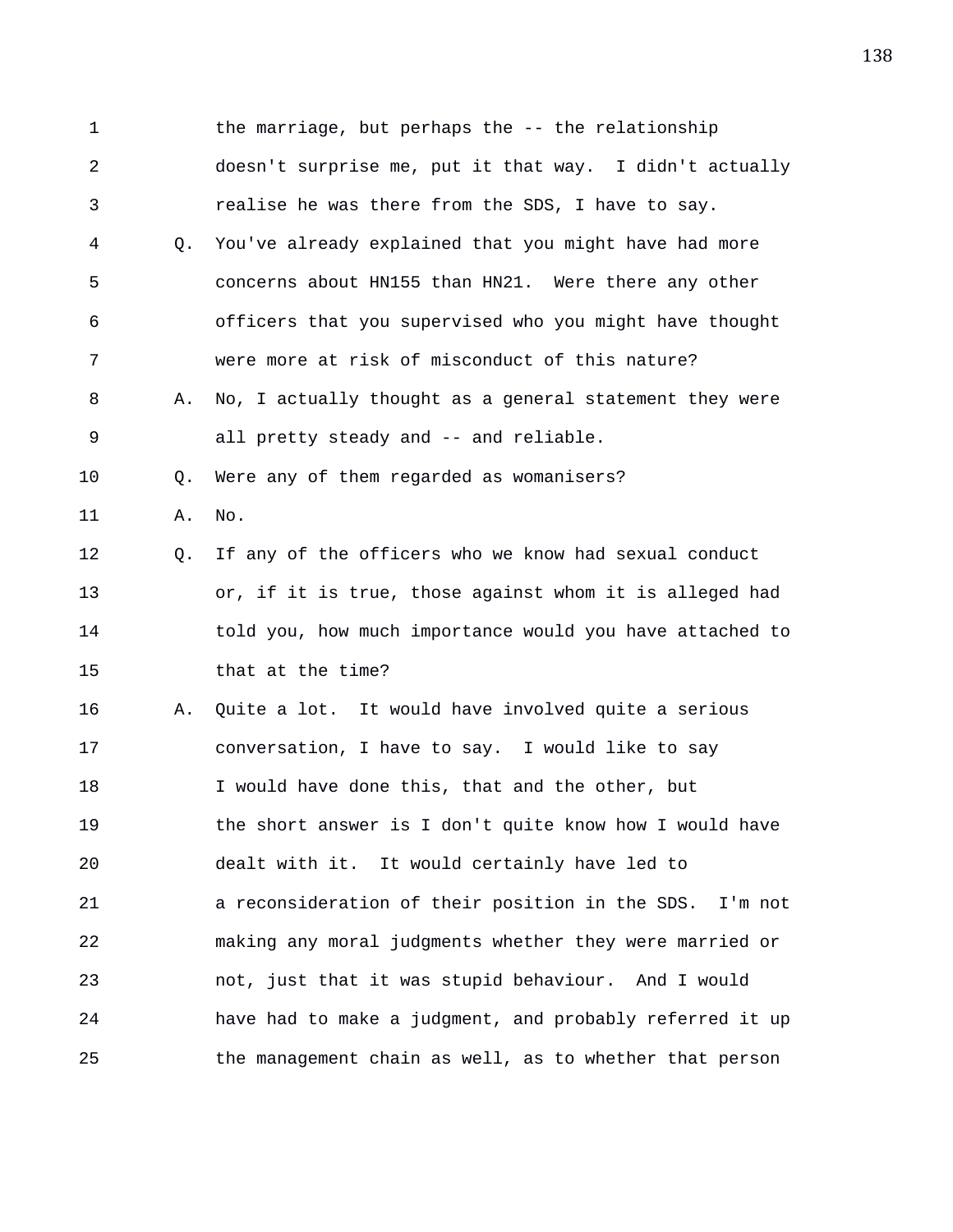1 the marriage, but perhaps the -- the relationship
2 doesn't surprise me, put it that way. I didn't actually
3 realise he was there from the SDS, I have to say.
4 Q. You've already explained that you might have had more
5 concerns about HN155 than HN21. Were there any other
6 officers that you supervised who you might have thought
7 were more at risk of misconduct of this nature?
8 A. No, I actually thought as a general statement they were
9 all pretty steady and -- and reliable.
10 Q. Were any of them regarded as womanisers?
11 A. No.
12 Q. If any of the officers who we know had sexual conduct
13 or, if it is true, those against whom it is alleged had
14 told you, how much importance would you have attached to
15 that at the time?
16 A. Quite a lot. It would have involved quite a serious
17 conversation, I have to say. I would like to say
18 I would have done this, that and the other, but
19 the short answer is I don't quite know how I would have
20 dealt with it. It would certainly have led to
21 a reconsideration of their position in the SDS. I'm not
22 making any moral judgments whether they were married or
23 not, just that it was stupid behaviour. And I would
24 have had to make a judgment, and probably referred it up
25 the management chain as well, as to whether that person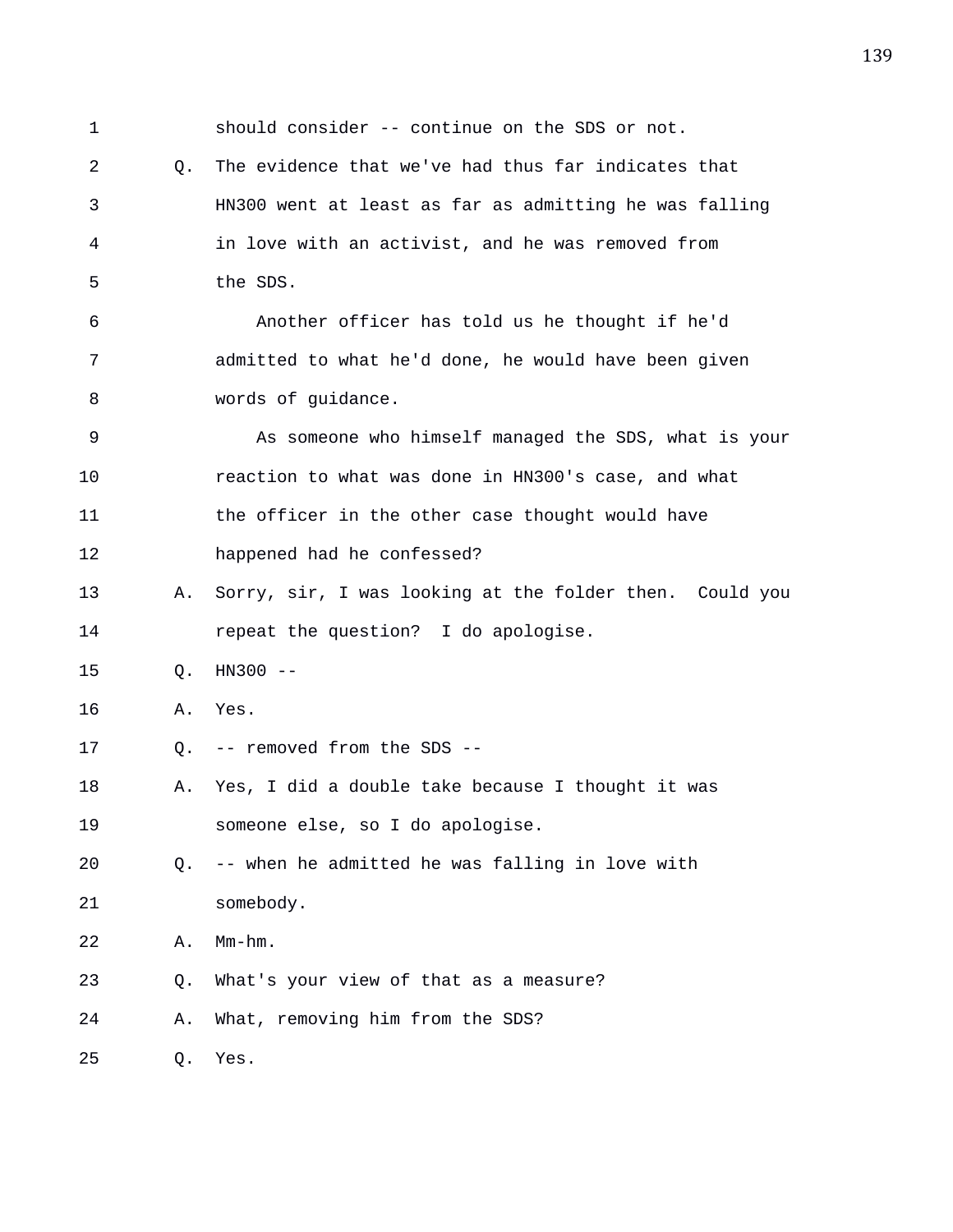should consider -- continue on the SDS or not.

Q. The evidence that we've had thus far indicates that HN300 went at least as far as admitting he was falling in love with an activist, and he was removed from the SDS.

Another officer has told us he thought if he'd admitted to what he'd done, he would have been given words of guidance.

As someone who himself managed the SDS, what is your reaction to what was done in HN300's case, and what the officer in the other case thought would have happened had he confessed?

A. Sorry, sir, I was looking at the folder then. Could you repeat the question? I do apologise.

Q. HN300 --

A. Yes.

Q. -- removed from the SDS --

A. Yes, I did a double take because I thought it was someone else, so I do apologise.

Q. -- when he admitted he was falling in love with somebody.

A. Mm-hm.

Q. What's your view of that as a measure?

A. What, removing him from the SDS?

Q. Yes.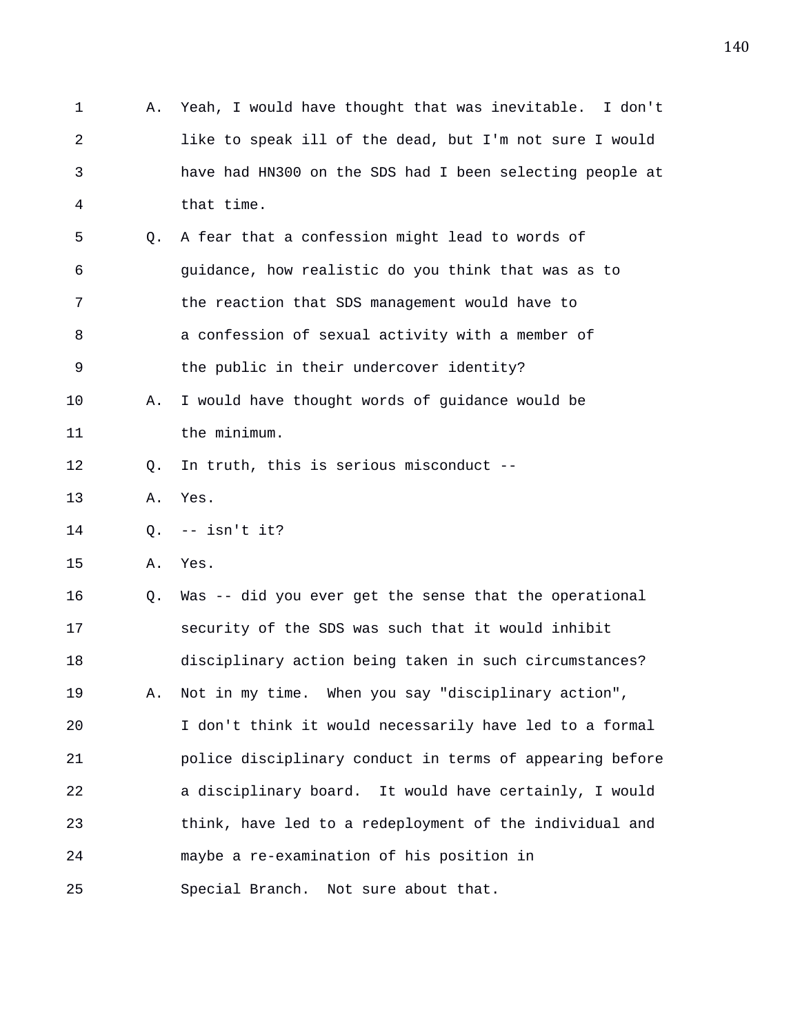1 A. Yeah, I would have thought that was inevitable. I don't
2 like to speak ill of the dead, but I'm not sure I would
3 have had HN300 on the SDS had I been selecting people at
4 that time.
5 Q. A fear that a confession might lead to words of
6 guidance, how realistic do you think that was as to
7 the reaction that SDS management would have to
8 a confession of sexual activity with a member of
9 the public in their undercover identity?
10 A. I would have thought words of guidance would be
11 the minimum.
12 Q. In truth, this is serious misconduct --
13 A. Yes.
14 Q. -- isn't it?
15 A. Yes.
16 Q. Was -- did you ever get the sense that the operational
17 security of the SDS was such that it would inhibit
18 disciplinary action being taken in such circumstances?
19 A. Not in my time. When you say "disciplinary action",
20 I don't think it would necessarily have led to a formal
21 police disciplinary conduct in terms of appearing before
22 a disciplinary board. It would have certainly, I would
23 think, have led to a redeployment of the individual and
24 maybe a re-examination of his position in
25 Special Branch. Not sure about that.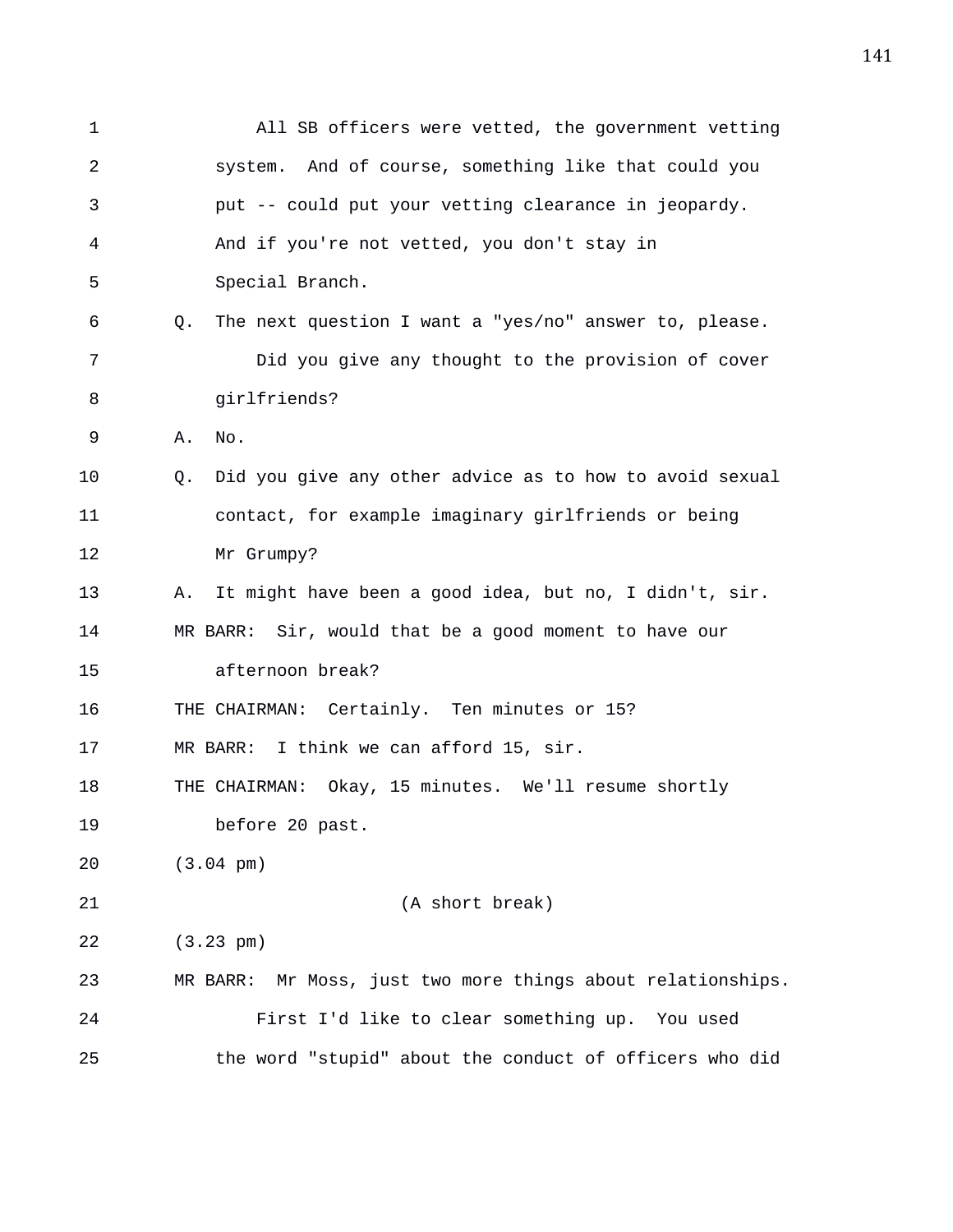All SB officers were vetted, the government vetting system. And of course, something like that could you put -- could put your vetting clearance in jeopardy. And if you're not vetted, you don't stay in Special Branch.

Q. The next question I want a "yes/no" answer to, please.

Did you give any thought to the provision of cover girlfriends?

A. No.

Q. Did you give any other advice as to how to avoid sexual contact, for example imaginary girlfriends or being Mr Grumpy?

A. It might have been a good idea, but no, I didn't, sir.

MR BARR: Sir, would that be a good moment to have our afternoon break?

THE CHAIRMAN: Certainly. Ten minutes or 15?

MR BARR: I think we can afford 15, sir.

THE CHAIRMAN: Okay, 15 minutes. We'll resume shortly before 20 past.

(3.04 pm)

(A short break)

(3.23 pm)

MR BARR: Mr Moss, just two more things about relationships.

First I'd like to clear something up. You used the word "stupid" about the conduct of officers who did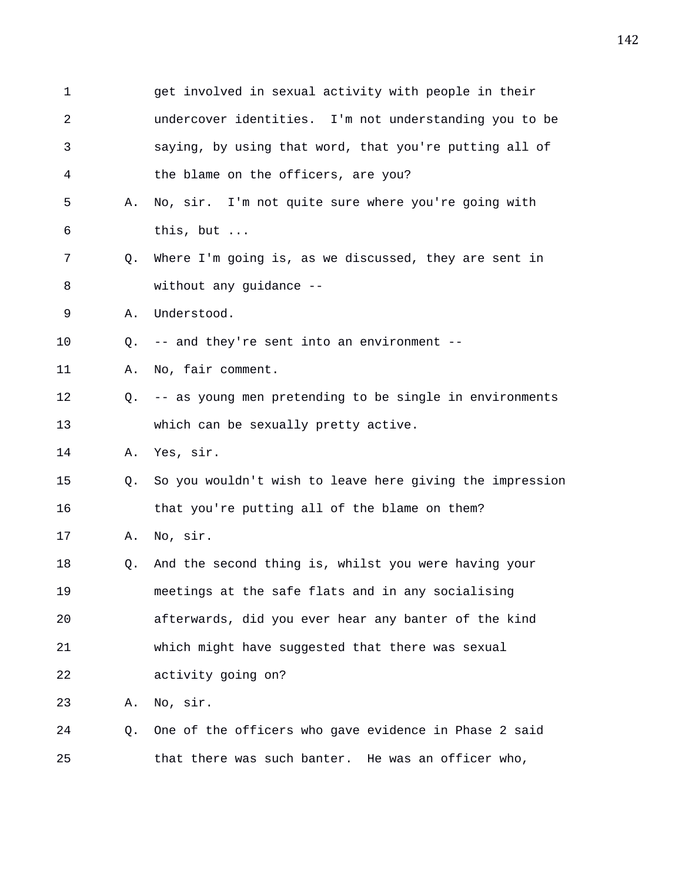1 get involved in sexual activity with people in their
2 undercover identities. I'm not understanding you to be
3 saying, by using that word, that you're putting all of
4 the blame on the officers, are you?
5 A. No, sir. I'm not quite sure where you're going with
6 this, but ...
7 Q. Where I'm going is, as we discussed, they are sent in
8 without any guidance --
9 A. Understood.
10 Q. -- and they're sent into an environment --
11 A. No, fair comment.
12 Q. -- as young men pretending to be single in environments
13 which can be sexually pretty active.
14 A. Yes, sir.
15 Q. So you wouldn't wish to leave here giving the impression
16 that you're putting all of the blame on them?
17 A. No, sir.
18 Q. And the second thing is, whilst you were having your
19 meetings at the safe flats and in any socialising
20 afterwards, did you ever hear any banter of the kind
21 which might have suggested that there was sexual
22 activity going on?
23 A. No, sir.
24 Q. One of the officers who gave evidence in Phase 2 said
25 that there was such banter. He was an officer who,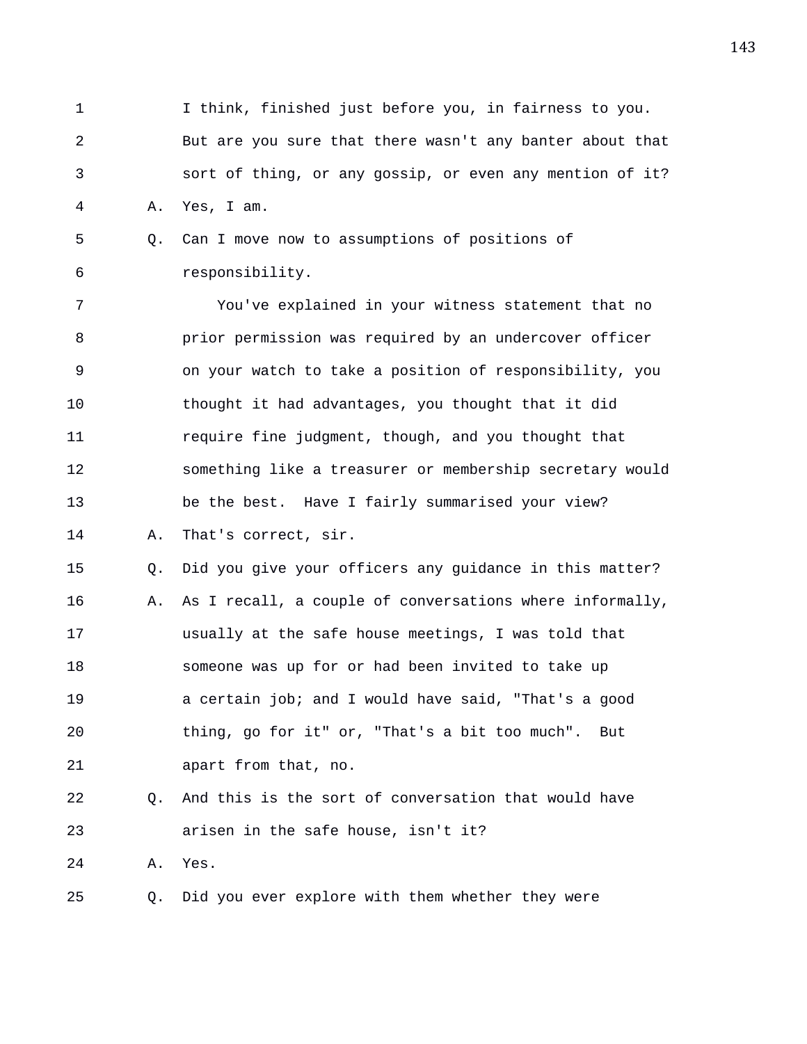1 I think, finished just before you, in fairness to you.
2 But are you sure that there wasn't any banter about that
3 sort of thing, or any gossip, or even any mention of it?
4 A. Yes, I am.
5 Q. Can I move now to assumptions of positions of
6 responsibility.
7 You've explained in your witness statement that no
8 prior permission was required by an undercover officer
9 on your watch to take a position of responsibility, you
10 thought it had advantages, you thought that it did
11 require fine judgment, though, and you thought that
12 something like a treasurer or membership secretary would
13 be the best. Have I fairly summarised your view?
14 A. That's correct, sir.
15 Q. Did you give your officers any guidance in this matter?
16 A. As I recall, a couple of conversations where informally,
17 usually at the safe house meetings, I was told that
18 someone was up for or had been invited to take up
19 a certain job; and I would have said, "That's a good
20 thing, go for it" or, "That's a bit too much". But
21 apart from that, no.
22 Q. And this is the sort of conversation that would have
23 arisen in the safe house, isn't it?
24 A. Yes.
25 Q. Did you ever explore with them whether they were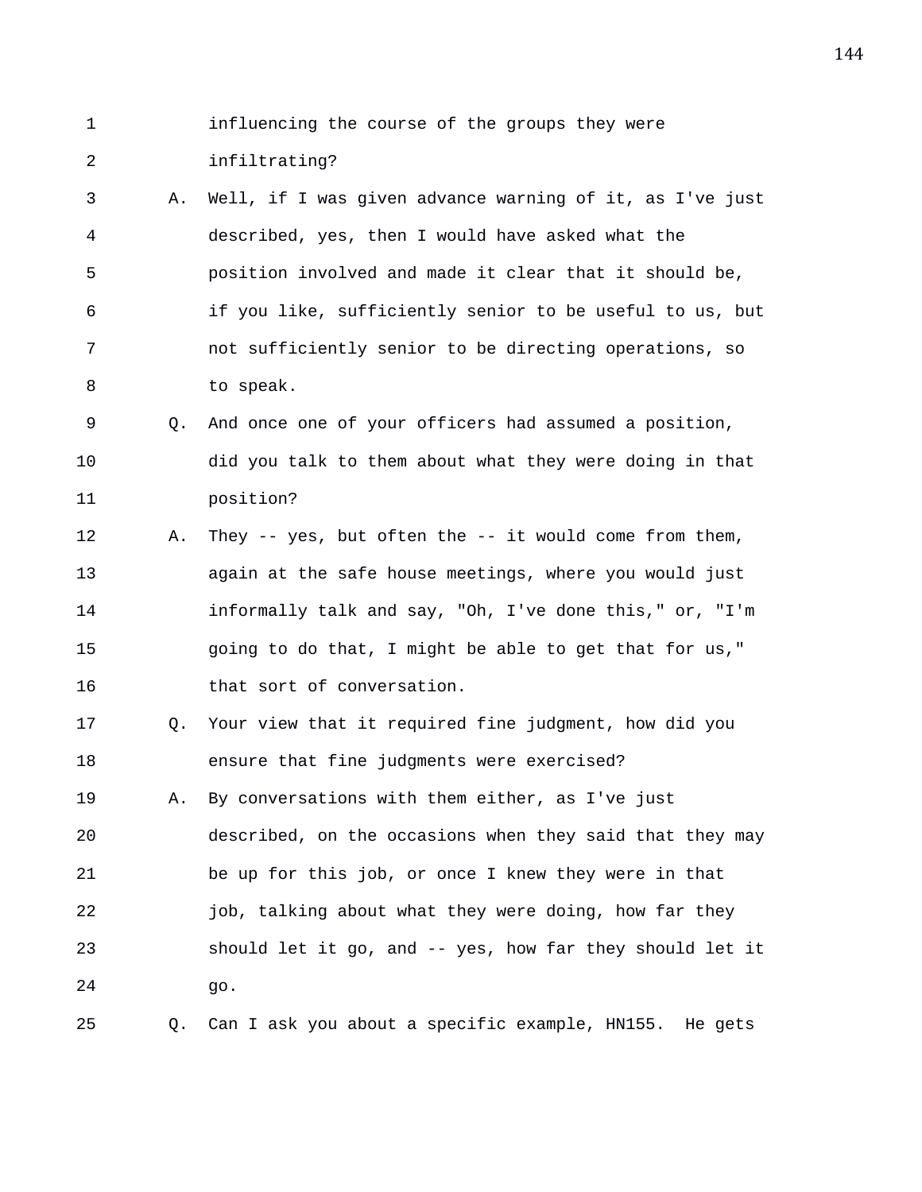1 influencing the course of the groups they were
2 infiltrating?
3 A. Well, if I was given advance warning of it, as I've just
4 described, yes, then I would have asked what the
5 position involved and made it clear that it should be,
6 if you like, sufficiently senior to be useful to us, but
7 not sufficiently senior to be directing operations, so
8 to speak.
9 Q. And once one of your officers had assumed a position,
10 did you talk to them about what they were doing in that
11 position?
12 A. They -- yes, but often the -- it would come from them,
13 again at the safe house meetings, where you would just
14 informally talk and say, "Oh, I've done this," or, "I'm
15 going to do that, I might be able to get that for us,"
16 that sort of conversation.
17 Q. Your view that it required fine judgment, how did you
18 ensure that fine judgments were exercised?
19 A. By conversations with them either, as I've just
20 described, on the occasions when they said that they may
21 be up for this job, or once I knew they were in that
22 job, talking about what they were doing, how far they
23 should let it go, and -- yes, how far they should let it
24 go.
25 Q. Can I ask you about a specific example, HN155. He gets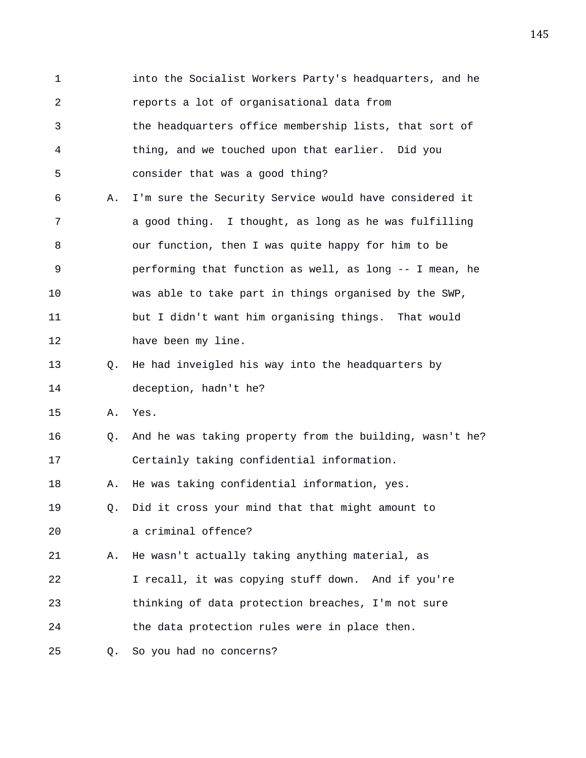1 into the Socialist Workers Party's headquarters, and he
2 reports a lot of organisational data from
3 the headquarters office membership lists, that sort of
4 thing, and we touched upon that earlier. Did you
5 consider that was a good thing?

6 A. I'm sure the Security Service would have considered it
7 a good thing. I thought, as long as he was fulfilling
8 our function, then I was quite happy for him to be
9 performing that function as well, as long -- I mean, he
10 was able to take part in things organised by the SWP,
11 but I didn't want him organising things. That would
12 have been my line.

13 Q. He had inveigled his way into the headquarters by
14 deception, hadn't he?

15 A. Yes.

16 Q. And he was taking property from the building, wasn't he?
17 Certainly taking confidential information.

18 A. He was taking confidential information, yes.

19 Q. Did it cross your mind that that might amount to
20 a criminal offence?

21 A. He wasn't actually taking anything material, as
22 I recall, it was copying stuff down. And if you're
23 thinking of data protection breaches, I'm not sure
24 the data protection rules were in place then.

25 Q. So you had no concerns?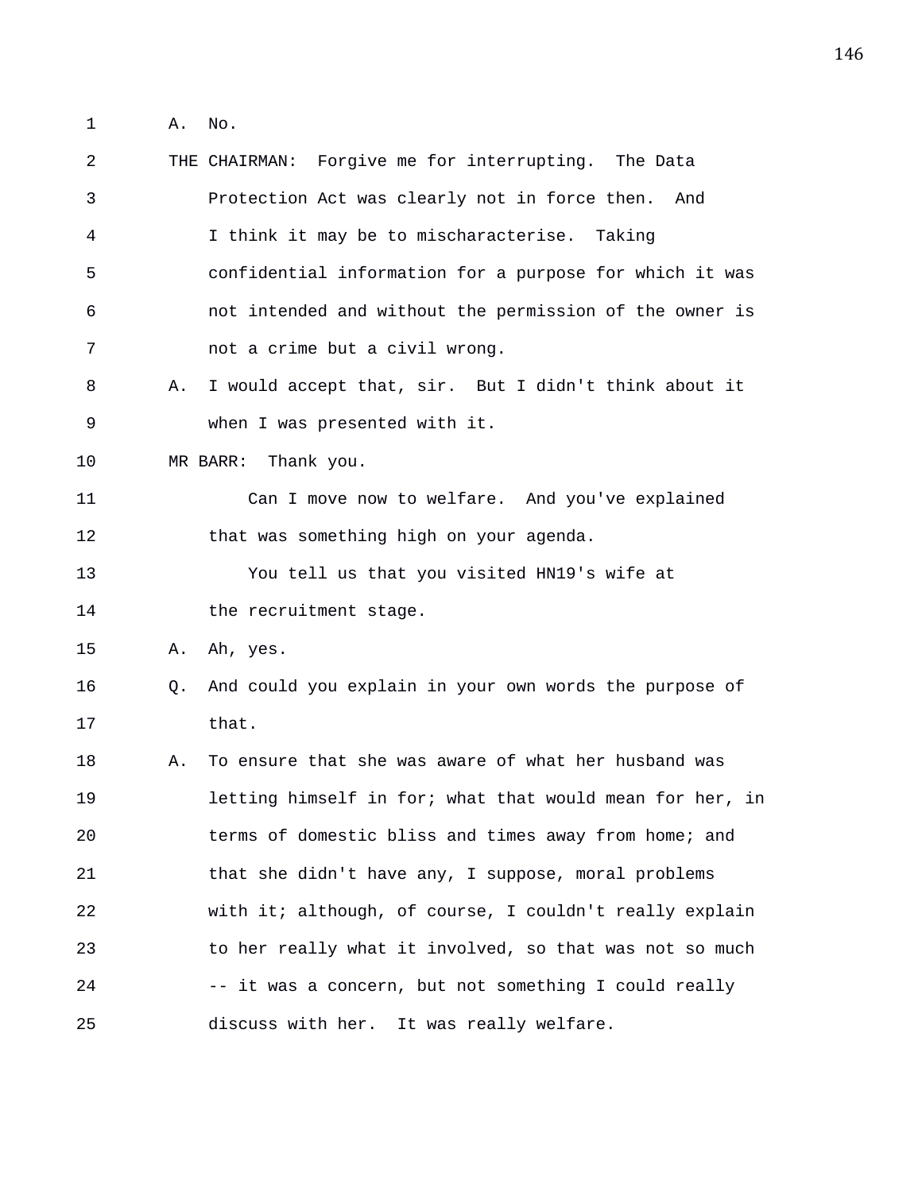1 A. No.

2 THE CHAIRMAN: Forgive me for interrupting. The Data

3 Protection Act was clearly not in force then. And

4 I think it may be to mischaracterise. Taking

5 confidential information for a purpose for which it was

6 not intended and without the permission of the owner is

7 not a crime but a civil wrong.

8 A. I would accept that, sir. But I didn't think about it

9 when I was presented with it.

10 MR BARR: Thank you.

11 Can I move now to welfare. And you've explained

12 that was something high on your agenda.

13 You tell us that you visited HN19's wife at

14 the recruitment stage.

15 A. Ah, yes.

16 Q. And could you explain in your own words the purpose of

17 that.

18 A. To ensure that she was aware of what her husband was

19 letting himself in for; what that would mean for her, in

20 terms of domestic bliss and times away from home; and

21 that she didn't have any, I suppose, moral problems

22 with it; although, of course, I couldn't really explain

23 to her really what it involved, so that was not so much

24 -- it was a concern, but not something I could really

25 discuss with her. It was really welfare.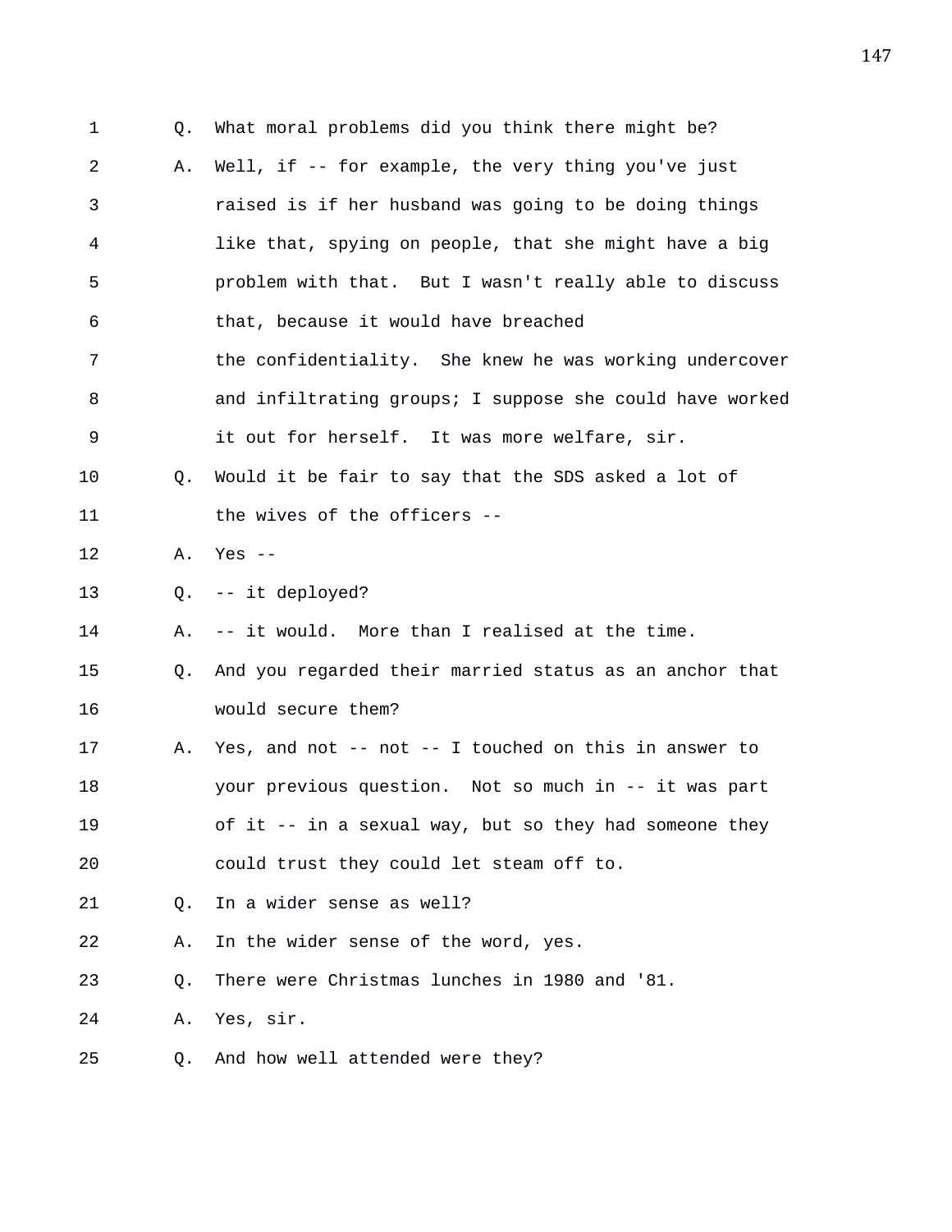1 Q. What moral problems did you think there might be?
2 A. Well, if -- for example, the very thing you've just
3 raised is if her husband was going to be doing things
4 like that, spying on people, that she might have a big
5 problem with that. But I wasn't really able to discuss
6 that, because it would have breached
7 the confidentiality. She knew he was working undercover
8 and infiltrating groups; I suppose she could have worked
9 it out for herself. It was more welfare, sir.
10 Q. Would it be fair to say that the SDS asked a lot of
11 the wives of the officers --
12 A. Yes --
13 Q. -- it deployed?
14 A. -- it would. More than I realised at the time.
15 Q. And you regarded their married status as an anchor that
16 would secure them?
17 A. Yes, and not -- not -- I touched on this in answer to
18 your previous question. Not so much in -- it was part
19 of it -- in a sexual way, but so they had someone they
20 could trust they could let steam off to.
21 Q. In a wider sense as well?
22 A. In the wider sense of the word, yes.
23 Q. There were Christmas lunches in 1980 and '81.
24 A. Yes, sir.
25 Q. And how well attended were they?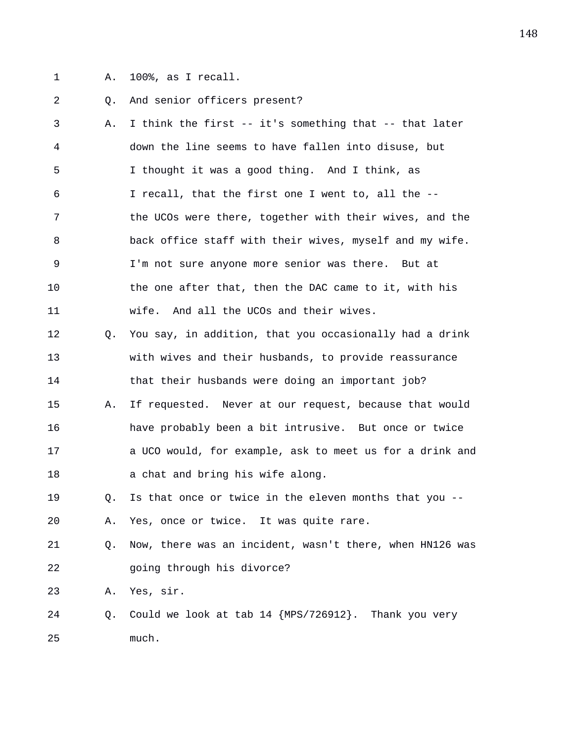1 A. 100%, as I recall.

2 Q. And senior officers present?

3 A. I think the first -- it's something that -- that later

4 down the line seems to have fallen into disuse, but

5 I thought it was a good thing. And I think, as

6 I recall, that the first one I went to, all the --

7 the UCOs were there, together with their wives, and the

8 back office staff with their wives, myself and my wife.

9 I'm not sure anyone more senior was there. But at

10 the one after that, then the DAC came to it, with his

11 wife. And all the UCOs and their wives.

12 Q. You say, in addition, that you occasionally had a drink

13 with wives and their husbands, to provide reassurance

14 that their husbands were doing an important job?

15 A. If requested. Never at our request, because that would

16 have probably been a bit intrusive. But once or twice

17 a UCO would, for example, ask to meet us for a drink and

18 a chat and bring his wife along.

19 Q. Is that once or twice in the eleven months that you --

20 A. Yes, once or twice. It was quite rare.

21 Q. Now, there was an incident, wasn't there, when HN126 was

22 going through his divorce?

23 A. Yes, sir.

24 Q. Could we look at tab 14 {MPS/726912}. Thank you very

25 much.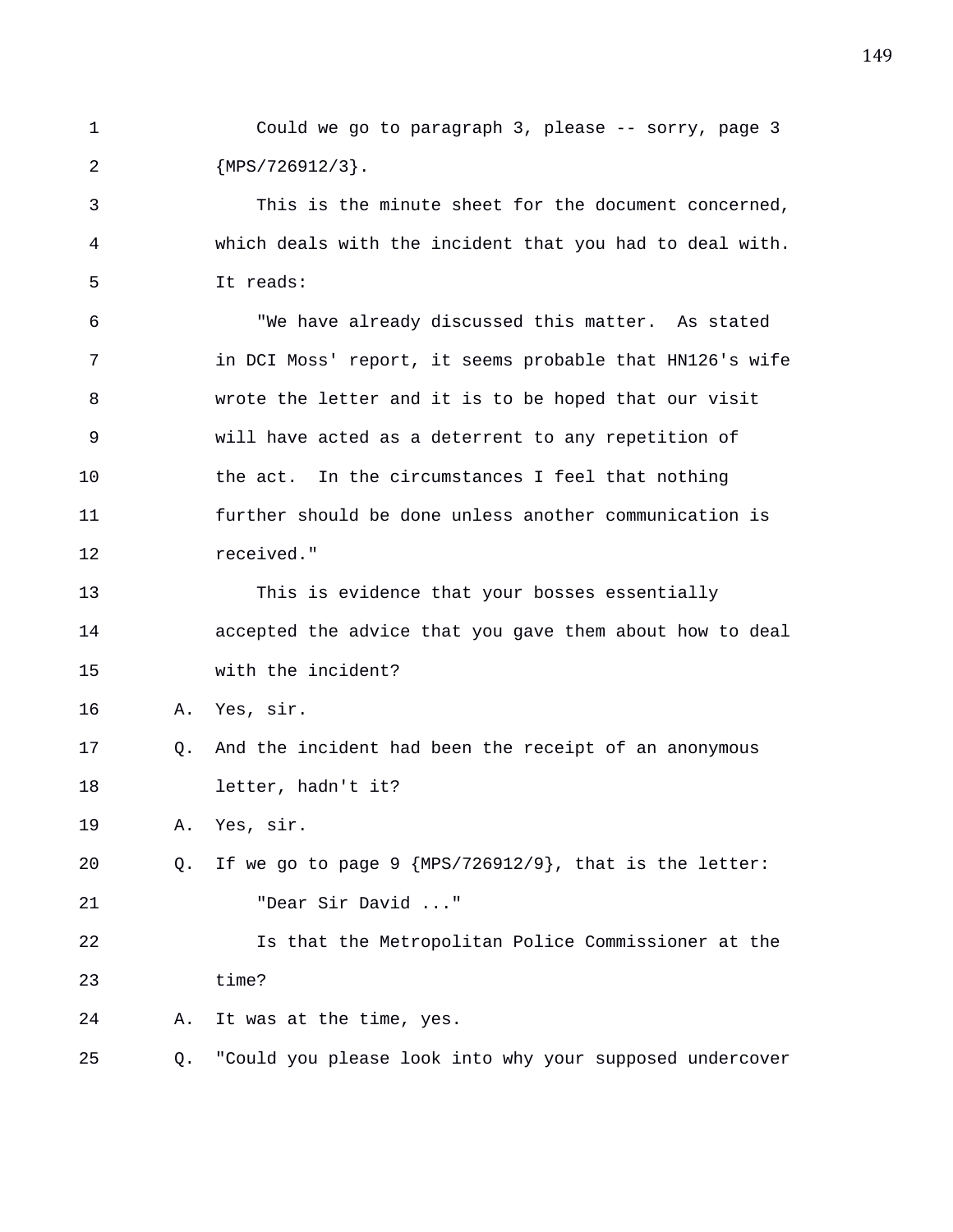1 Could we go to paragraph 3, please -- sorry, page 3
2 {MPS/726912/3}.
3 This is the minute sheet for the document concerned,
4 which deals with the incident that you had to deal with.
5 It reads:
6 "We have already discussed this matter. As stated
7 in DCI Moss' report, it seems probable that HN126's wife
8 wrote the letter and it is to be hoped that our visit
9 will have acted as a deterrent to any repetition of
10 the act. In the circumstances I feel that nothing
11 further should be done unless another communication is
12 received."
13 This is evidence that your bosses essentially
14 accepted the advice that you gave them about how to deal
15 with the incident?
16 A. Yes, sir.
17 Q. And the incident had been the receipt of an anonymous
18 letter, hadn't it?
19 A. Yes, sir.
20 Q. If we go to page 9 {MPS/726912/9}, that is the letter:
21 "Dear Sir David ..."
22 Is that the Metropolitan Police Commissioner at the
23 time?
24 A. It was at the time, yes.
25 Q. "Could you please look into why your supposed undercover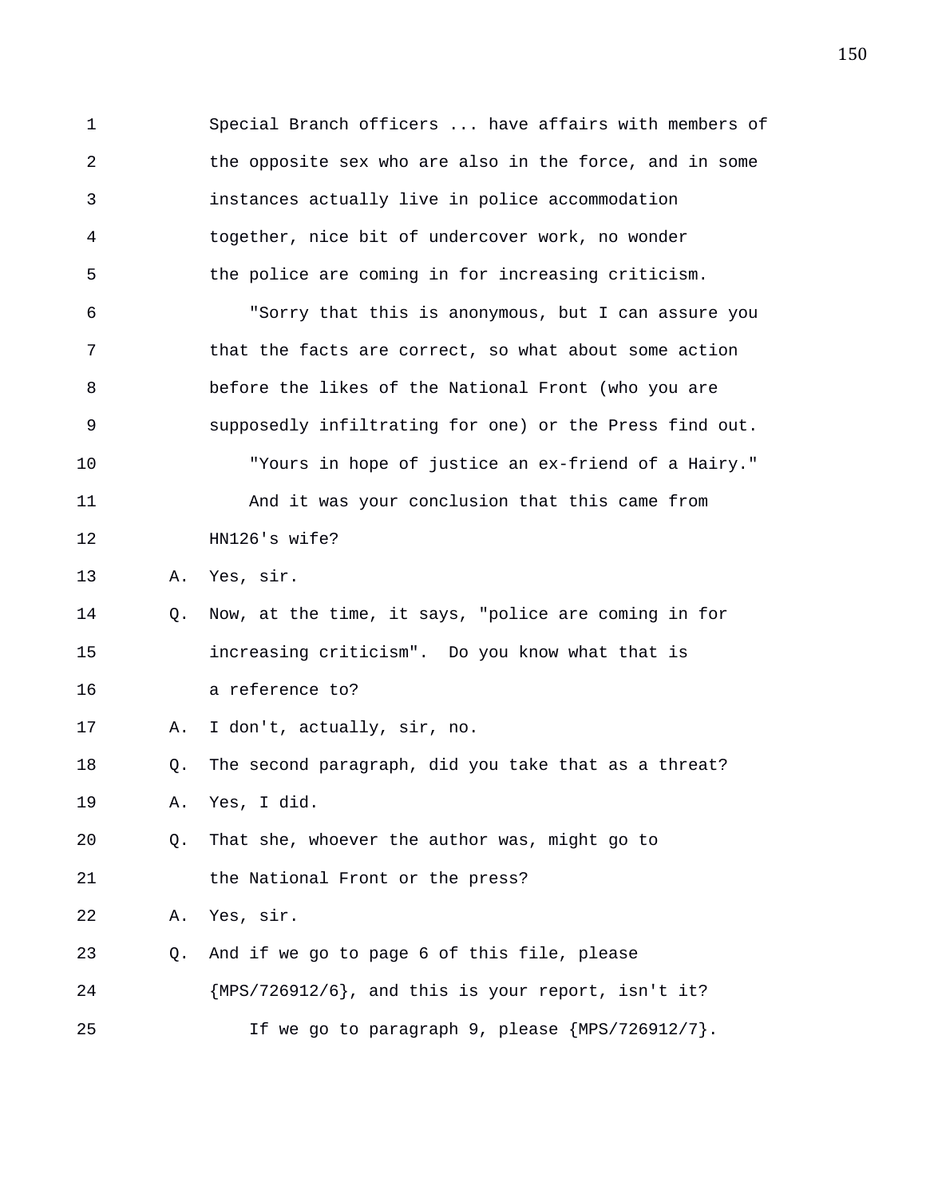Special Branch officers ... have affairs with members of the opposite sex who are also in the force, and in some instances actually live in police accommodation together, nice bit of undercover work, no wonder the police are coming in for increasing criticism.

"Sorry that this is anonymous, but I can assure you that the facts are correct, so what about some action before the likes of the National Front (who you are supposedly infiltrating for one) or the Press find out.

"Yours in hope of justice an ex-friend of a Hairy."

And it was your conclusion that this came from HN126's wife?

A. Yes, sir.

Q. Now, at the time, it says, "police are coming in for increasing criticism". Do you know what that is a reference to?

A. I don't, actually, sir, no.

Q. The second paragraph, did you take that as a threat?

A. Yes, I did.

Q. That she, whoever the author was, might go to the National Front or the press?

A. Yes, sir.

Q. And if we go to page 6 of this file, please {MPS/726912/6}, and this is your report, isn't it?

If we go to paragraph 9, please {MPS/726912/7}.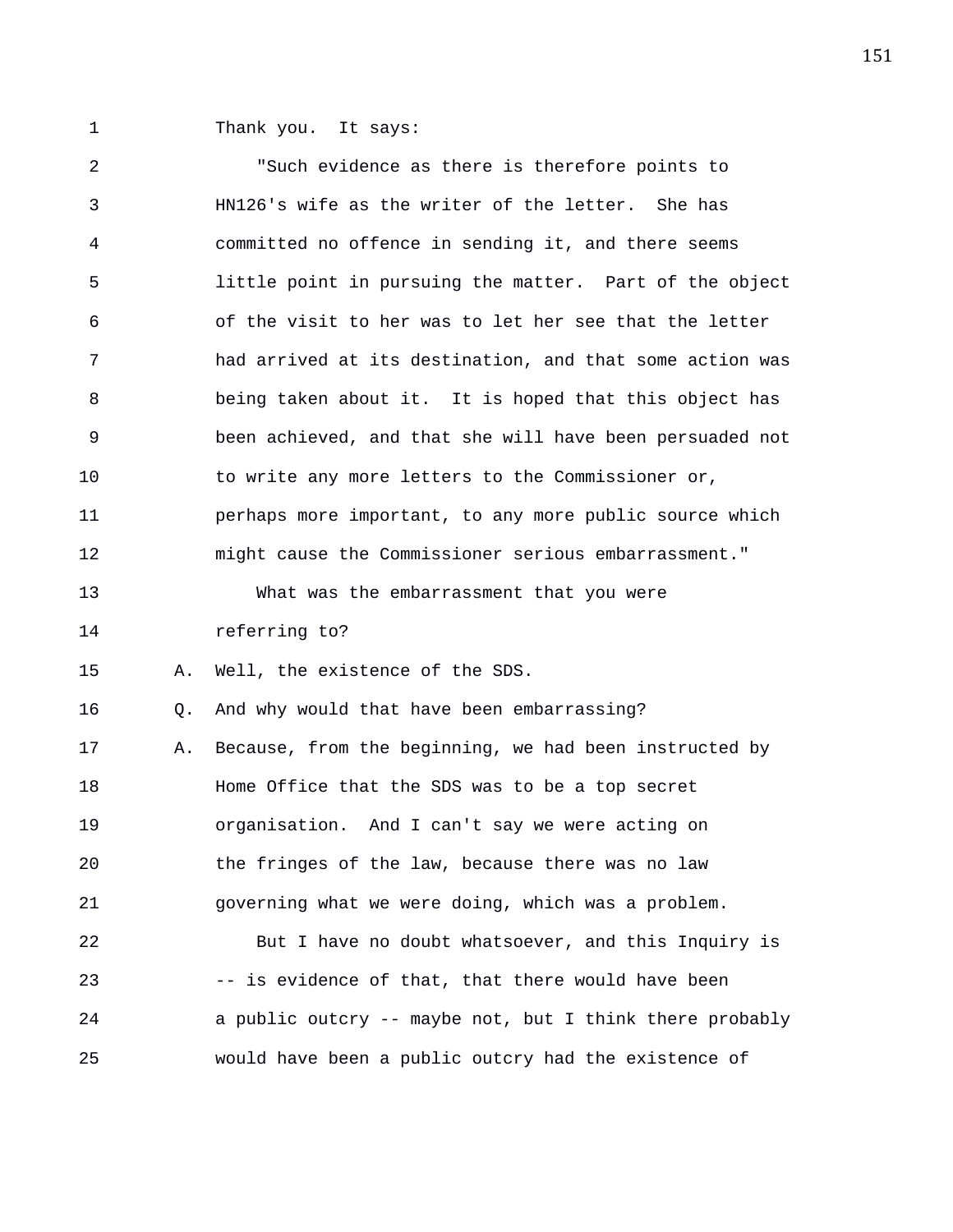Thank you. It says:

"Such evidence as there is therefore points to HN126's wife as the writer of the letter. She has committed no offence in sending it, and there seems little point in pursuing the matter. Part of the object of the visit to her was to let her see that the letter had arrived at its destination, and that some action was being taken about it. It is hoped that this object has been achieved, and that she will have been persuaded not to write any more letters to the Commissioner or, perhaps more important, to any more public source which might cause the Commissioner serious embarrassment."

What was the embarrassment that you were referring to?

A. Well, the existence of the SDS.

Q. And why would that have been embarrassing?

A. Because, from the beginning, we had been instructed by Home Office that the SDS was to be a top secret organisation. And I can't say we were acting on the fringes of the law, because there was no law governing what we were doing, which was a problem.

But I have no doubt whatsoever, and this Inquiry is -- is evidence of that, that there would have been a public outcry -- maybe not, but I think there probably would have been a public outcry had the existence of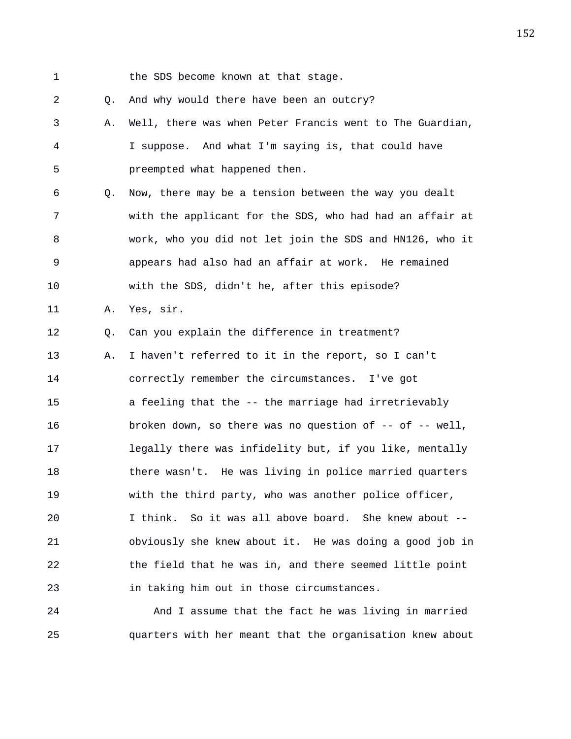1 the SDS become known at that stage.

2 Q. And why would there have been an outcry?

3 A. Well, there was when Peter Francis went to The Guardian,

4 I suppose. And what I'm saying is, that could have

5 preempted what happened then.

6 Q. Now, there may be a tension between the way you dealt

7 with the applicant for the SDS, who had had an affair at

8 work, who you did not let join the SDS and HN126, who it

9 appears had also had an affair at work. He remained

10 with the SDS, didn't he, after this episode?

11 A. Yes, sir.

12 Q. Can you explain the difference in treatment?

13 A. I haven't referred to it in the report, so I can't

14 correctly remember the circumstances. I've got

15 a feeling that the -- the marriage had irretrievably

16 broken down, so there was no question of -- of -- well,

17 legally there was infidelity but, if you like, mentally

18 there wasn't. He was living in police married quarters

19 with the third party, who was another police officer,

20 I think. So it was all above board. She knew about --

21 obviously she knew about it. He was doing a good job in

22 the field that he was in, and there seemed little point

23 in taking him out in those circumstances.

24 And I assume that the fact he was living in married

25 quarters with her meant that the organisation knew about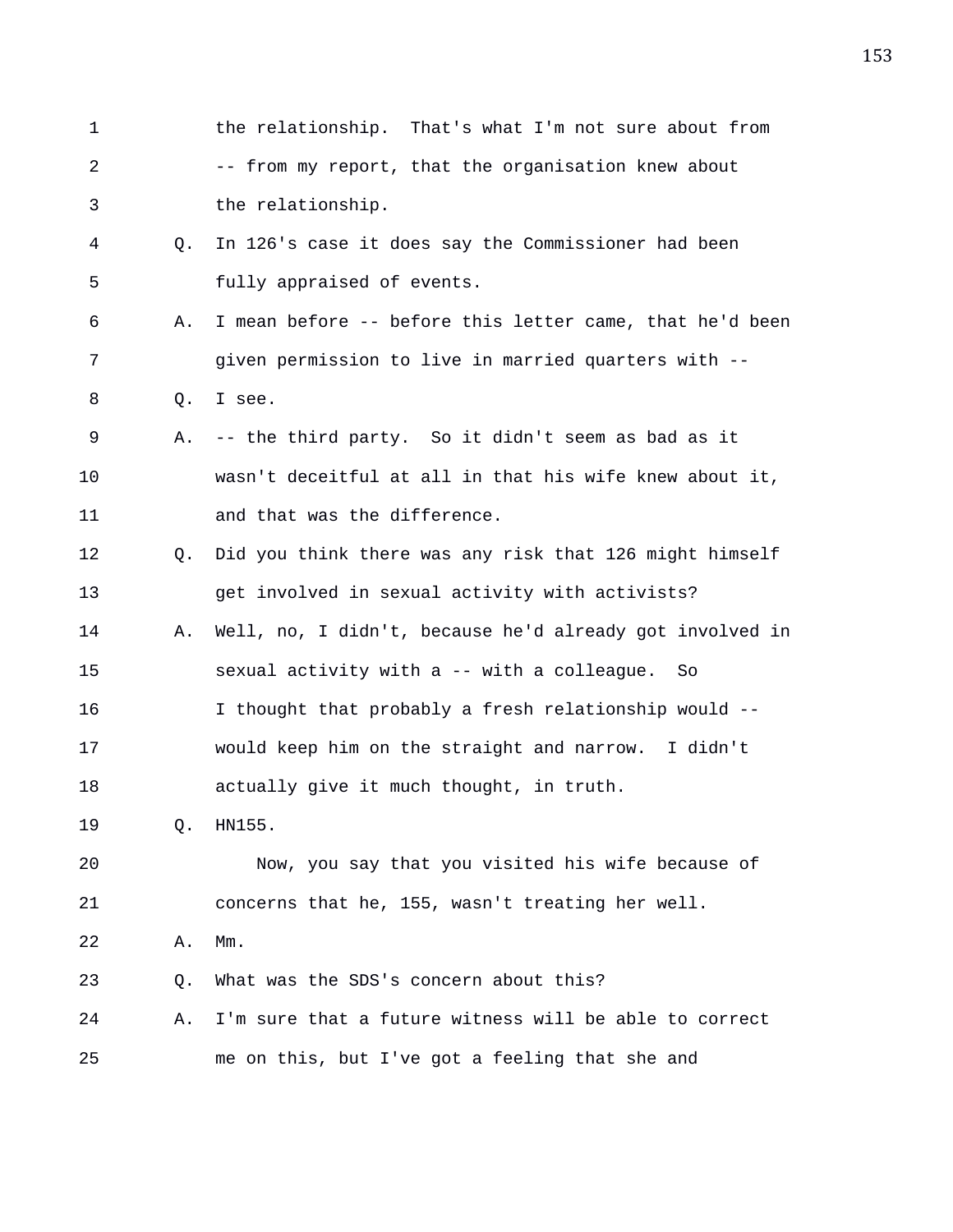the relationship. That's what I'm not sure about from -- from my report, that the organisation knew about the relationship.

Q. In 126's case it does say the Commissioner had been fully appraised of events.

A. I mean before -- before this letter came, that he'd been given permission to live in married quarters with --

Q. I see.

A. -- the third party. So it didn't seem as bad as it wasn't deceitful at all in that his wife knew about it, and that was the difference.

Q. Did you think there was any risk that 126 might himself get involved in sexual activity with activists?

A. Well, no, I didn't, because he'd already got involved in sexual activity with a -- with a colleague. So I thought that probably a fresh relationship would -- would keep him on the straight and narrow. I didn't actually give it much thought, in truth.

Q. HN155.

Now, you say that you visited his wife because of concerns that he, 155, wasn't treating her well.

A. Mm.

Q. What was the SDS's concern about this?

A. I'm sure that a future witness will be able to correct me on this, but I've got a feeling that she and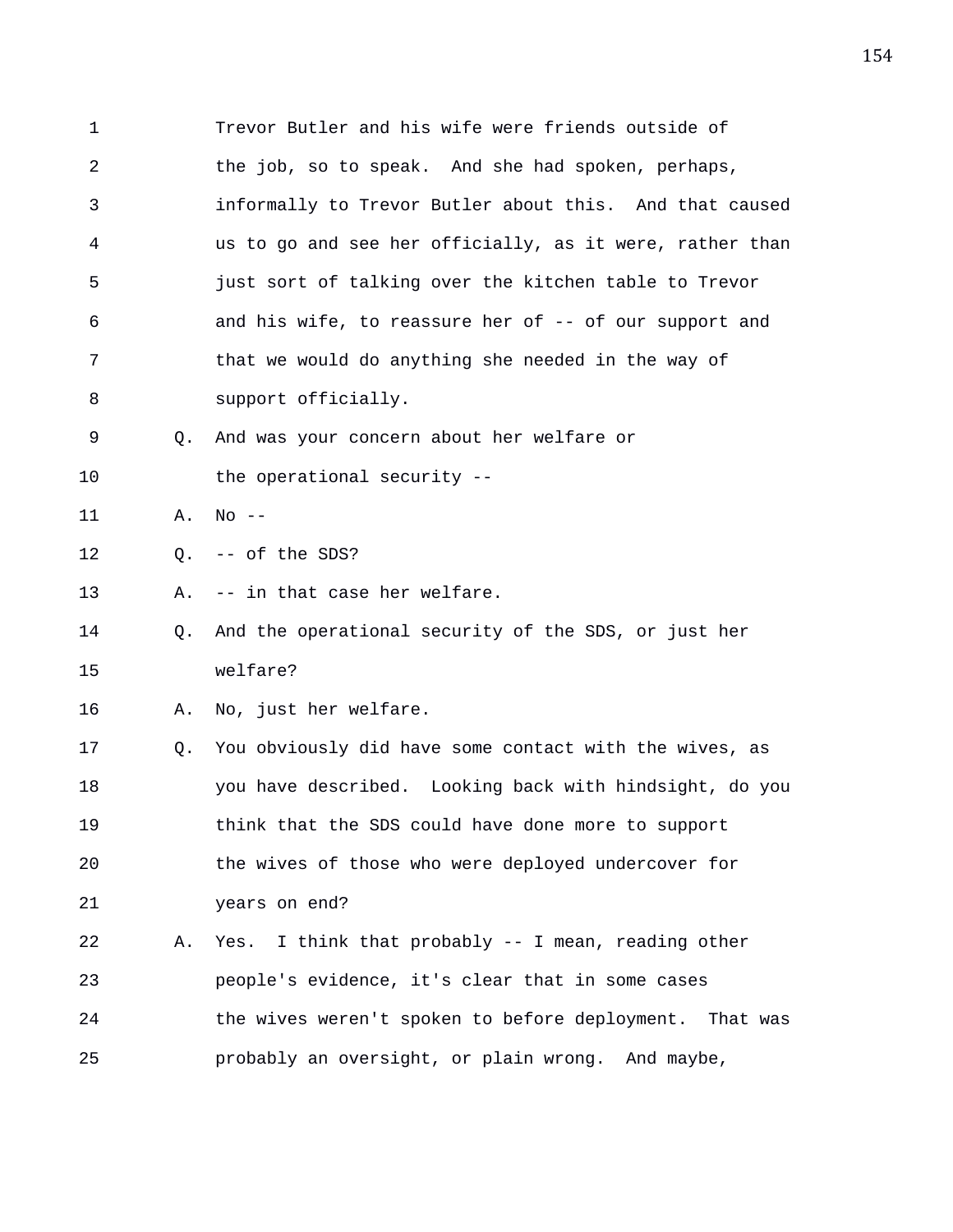1 Trevor Butler and his wife were friends outside of
2 the job, so to speak. And she had spoken, perhaps,
3 informally to Trevor Butler about this. And that caused
4 us to go and see her officially, as it were, rather than
5 just sort of talking over the kitchen table to Trevor
6 and his wife, to reassure her of -- of our support and
7 that we would do anything she needed in the way of
8 support officially.

9 Q. And was your concern about her welfare or
10 the operational security --

11 A. No --

12 Q. -- of the SDS?

13 A. -- in that case her welfare.

14 Q. And the operational security of the SDS, or just her
15 welfare?

16 A. No, just her welfare.

17 Q. You obviously did have some contact with the wives, as
18 you have described. Looking back with hindsight, do you
19 think that the SDS could have done more to support
20 the wives of those who were deployed undercover for
21 years on end?

22 A. Yes. I think that probably -- I mean, reading other
23 people's evidence, it's clear that in some cases
24 the wives weren't spoken to before deployment. That was
25 probably an oversight, or plain wrong. And maybe,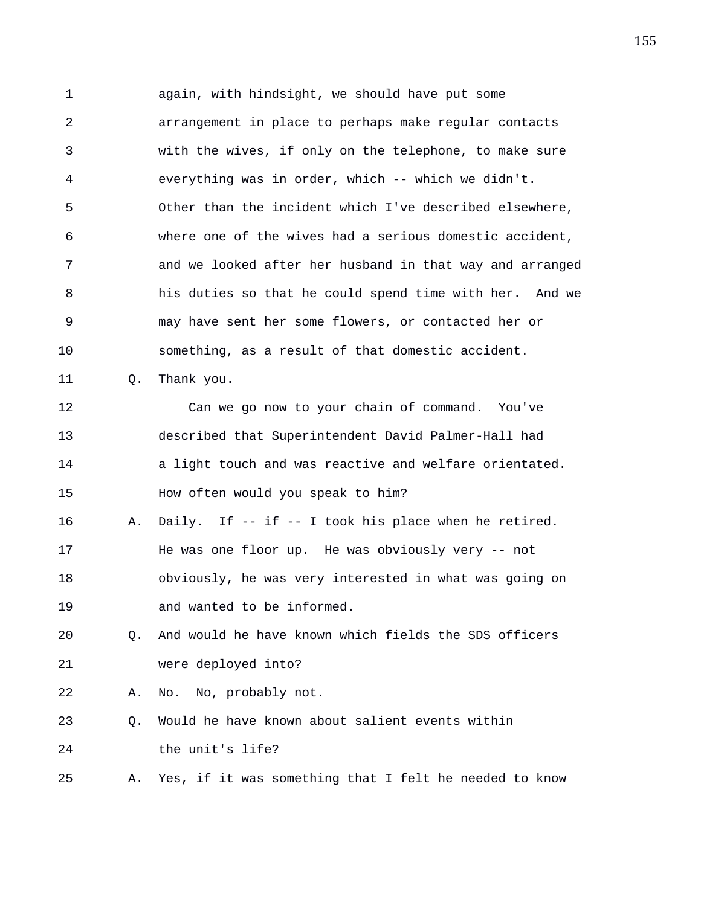1 again, with hindsight, we should have put some
2 arrangement in place to perhaps make regular contacts
3 with the wives, if only on the telephone, to make sure
4 everything was in order, which -- which we didn't.
5 Other than the incident which I've described elsewhere,
6 where one of the wives had a serious domestic accident,
7 and we looked after her husband in that way and arranged
8 his duties so that he could spend time with her. And we
9 may have sent her some flowers, or contacted her or
10 something, as a result of that domestic accident.

11 Q. Thank you.

12 Can we go now to your chain of command. You've
13 described that Superintendent David Palmer-Hall had
14 a light touch and was reactive and welfare orientated.
15 How often would you speak to him?

16 A. Daily. If -- if -- I took his place when he retired.
17 He was one floor up. He was obviously very -- not
18 obviously, he was very interested in what was going on
19 and wanted to be informed.

20 Q. And would he have known which fields the SDS officers
21 were deployed into?

22 A. No. No, probably not.

23 Q. Would he have known about salient events within
24 the unit's life?

25 A. Yes, if it was something that I felt he needed to know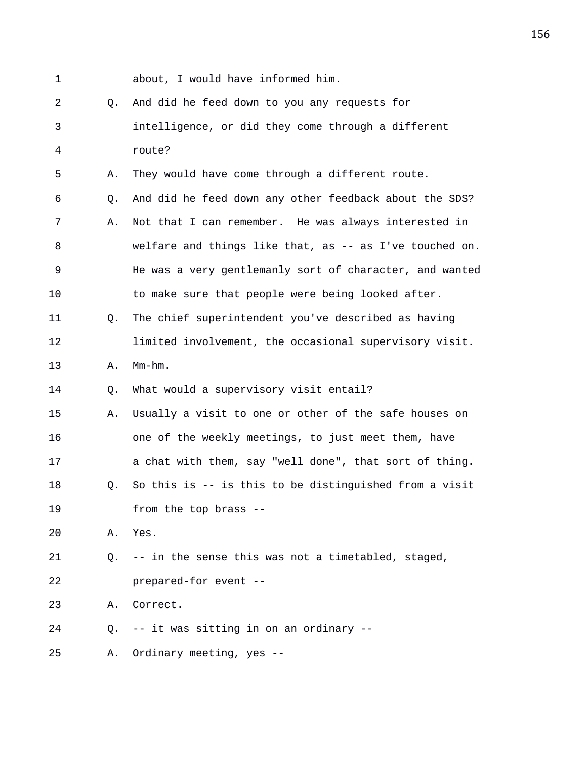1 about, I would have informed him.

2 Q. And did he feed down to you any requests for

3 intelligence, or did they come through a different

4 route?

5 A. They would have come through a different route.

6 Q. And did he feed down any other feedback about the SDS?

7 A. Not that I can remember. He was always interested in

8 welfare and things like that, as -- as I've touched on.

9 He was a very gentlemanly sort of character, and wanted

10 to make sure that people were being looked after.

11 Q. The chief superintendent you've described as having

12 limited involvement, the occasional supervisory visit.

13 A. Mm-hm.

14 Q. What would a supervisory visit entail?

15 A. Usually a visit to one or other of the safe houses on

16 one of the weekly meetings, to just meet them, have

17 a chat with them, say "well done", that sort of thing.

18 Q. So this is -- is this to be distinguished from a visit

19 from the top brass --

20 A. Yes.

21 Q. -- in the sense this was not a timetabled, staged,

22 prepared-for event --

23 A. Correct.

24 Q. -- it was sitting in on an ordinary --

25 A. Ordinary meeting, yes --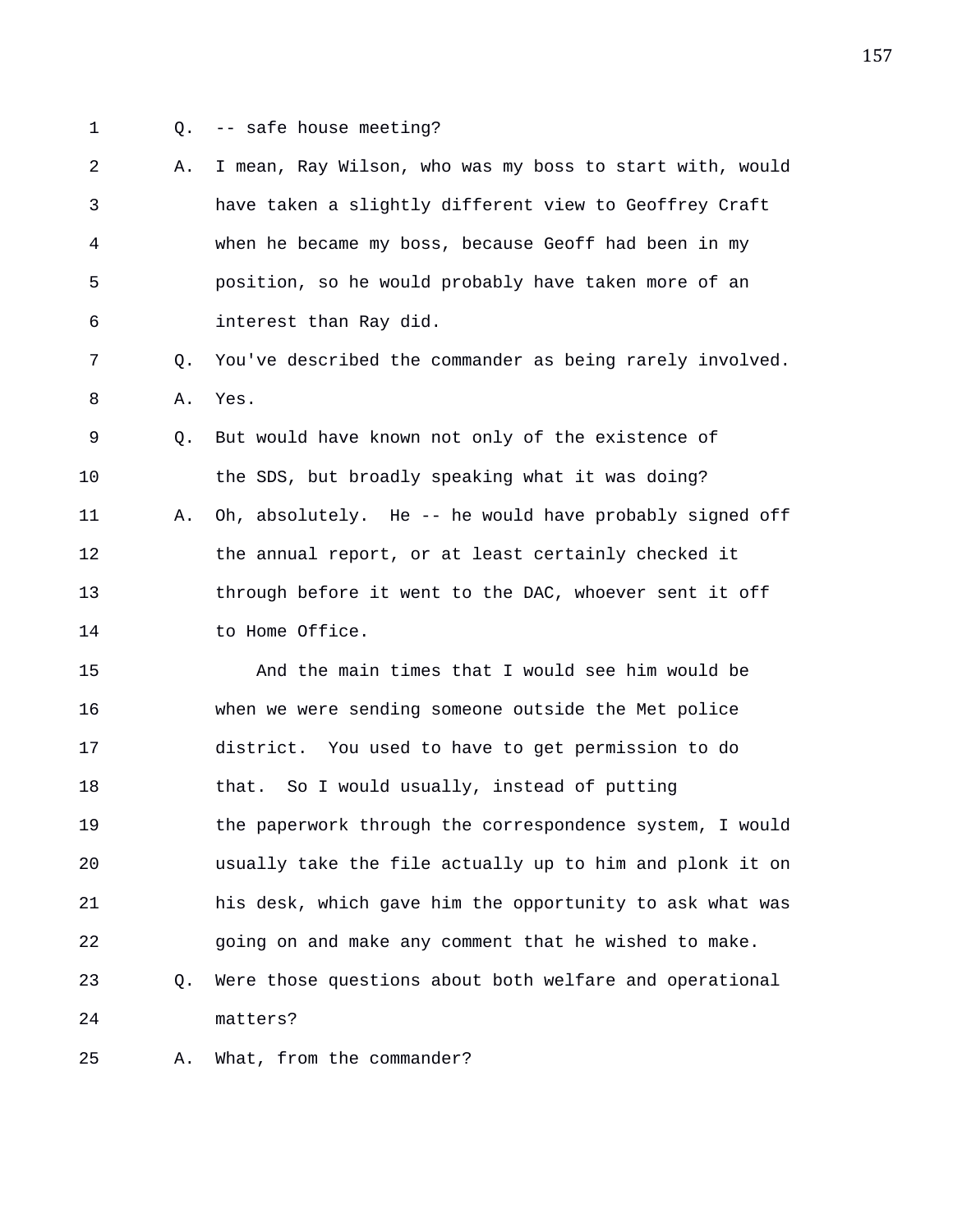1 Q. -- safe house meeting?

2 A. I mean, Ray Wilson, who was my boss to start with, would
3 have taken a slightly different view to Geoffrey Craft
4 when he became my boss, because Geoff had been in my
5 position, so he would probably have taken more of an
6 interest than Ray did.

7 Q. You've described the commander as being rarely involved.

8 A. Yes.

9 Q. But would have known not only of the existence of
10 the SDS, but broadly speaking what it was doing?

11 A. Oh, absolutely. He -- he would have probably signed off
12 the annual report, or at least certainly checked it
13 through before it went to the DAC, whoever sent it off
14 to Home Office.

15 And the main times that I would see him would be
16 when we were sending someone outside the Met police
17 district. You used to have to get permission to do
18 that. So I would usually, instead of putting
19 the paperwork through the correspondence system, I would
20 usually take the file actually up to him and plonk it on
21 his desk, which gave him the opportunity to ask what was
22 going on and make any comment that he wished to make.

23 Q. Were those questions about both welfare and operational
24 matters?

25 A. What, from the commander?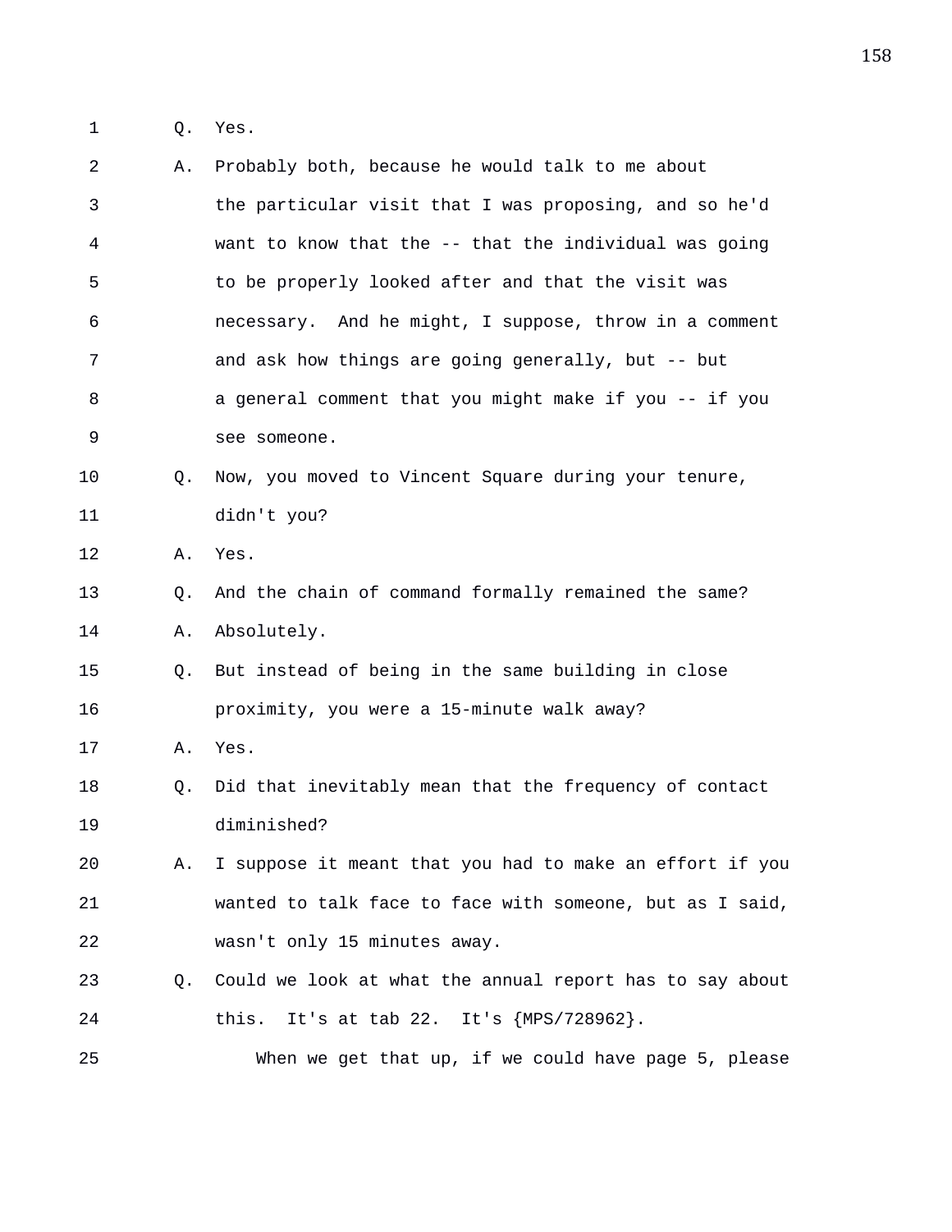Q. Yes.

A. Probably both, because he would talk to me about the particular visit that I was proposing, and so he'd want to know that the -- that the individual was going to be properly looked after and that the visit was necessary. And he might, I suppose, throw in a comment and ask how things are going generally, but -- but a general comment that you might make if you -- if you see someone.

Q. Now, you moved to Vincent Square during your tenure, didn't you?

A. Yes.

Q. And the chain of command formally remained the same?

A. Absolutely.

Q. But instead of being in the same building in close proximity, you were a 15-minute walk away?

A. Yes.

Q. Did that inevitably mean that the frequency of contact diminished?

A. I suppose it meant that you had to make an effort if you wanted to talk face to face with someone, but as I said, wasn't only 15 minutes away.

Q. Could we look at what the annual report has to say about this. It's at tab 22. It's {MPS/728962}.

When we get that up, if we could have page 5, please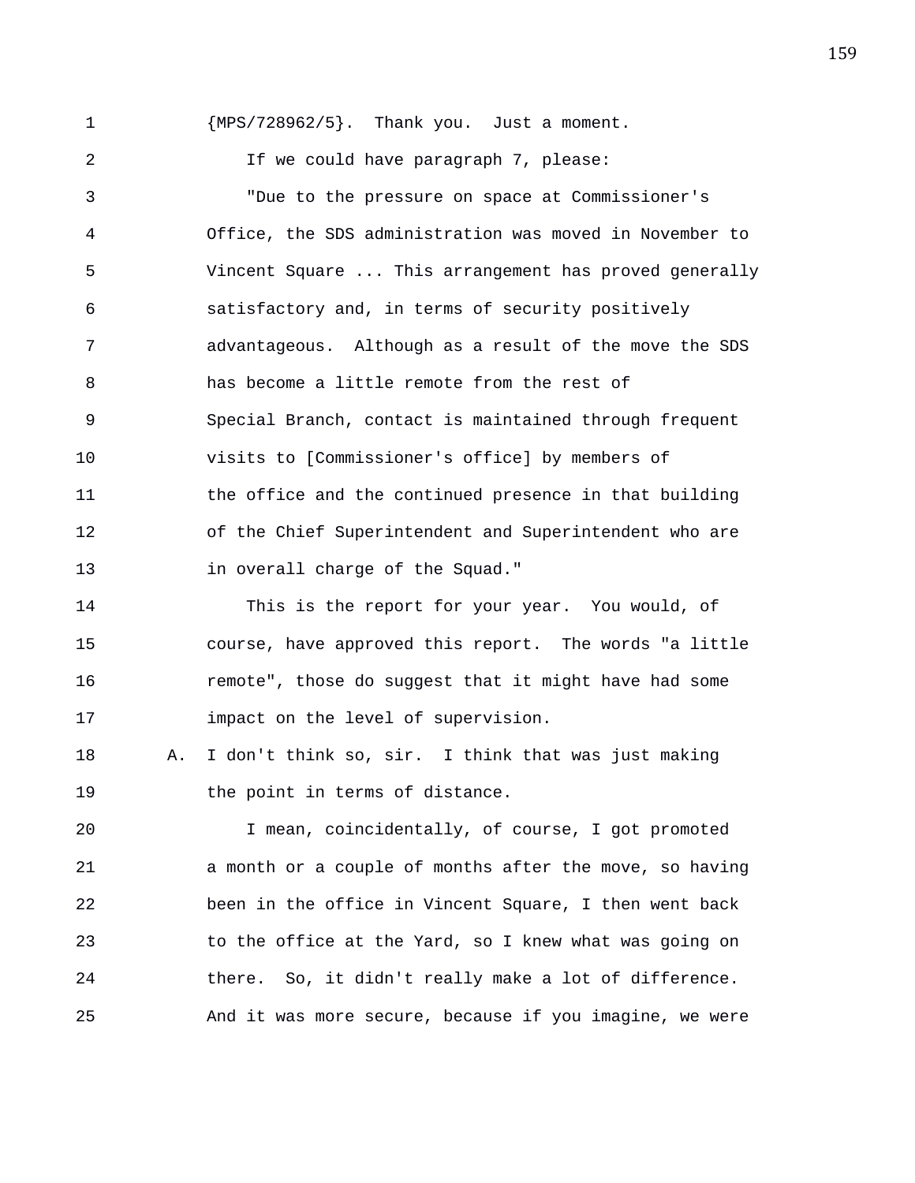{MPS/728962/5}. Thank you. Just a moment.

If we could have paragraph 7, please:

"Due to the pressure on space at Commissioner's Office, the SDS administration was moved in November to Vincent Square ... This arrangement has proved generally satisfactory and, in terms of security positively advantageous. Although as a result of the move the SDS has become a little remote from the rest of Special Branch, contact is maintained through frequent visits to [Commissioner's office] by members of the office and the continued presence in that building of the Chief Superintendent and Superintendent who are in overall charge of the Squad."

This is the report for your year. You would, of course, have approved this report. The words "a little remote", those do suggest that it might have had some impact on the level of supervision.

A. I don't think so, sir. I think that was just making the point in terms of distance.

I mean, coincidentally, of course, I got promoted a month or a couple of months after the move, so having been in the office in Vincent Square, I then went back to the office at the Yard, so I knew what was going on there. So, it didn't really make a lot of difference. And it was more secure, because if you imagine, we were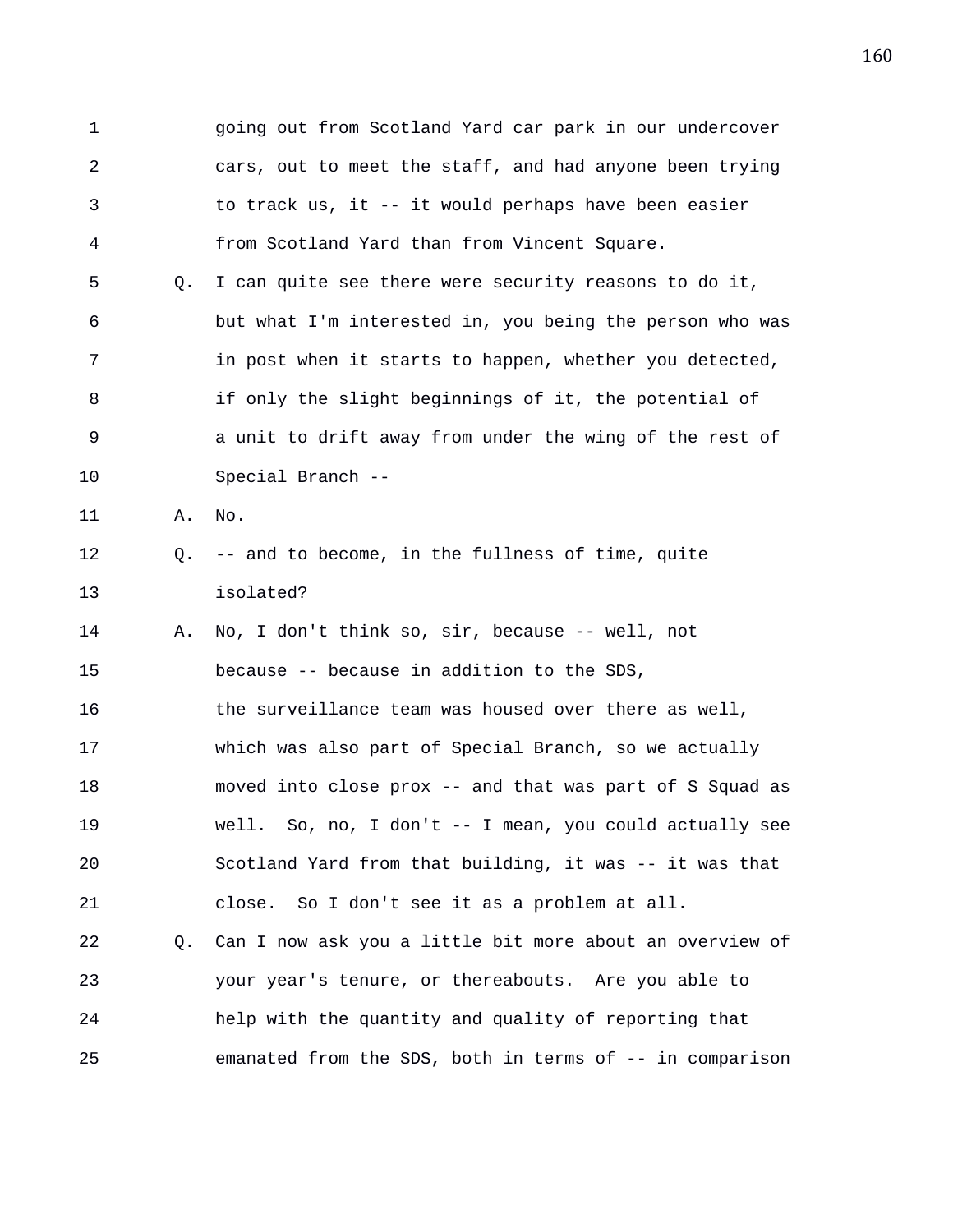1 going out from Scotland Yard car park in our undercover
2 cars, out to meet the staff, and had anyone been trying
3 to track us, it -- it would perhaps have been easier
4 from Scotland Yard than from Vincent Square.

5 Q. I can quite see there were security reasons to do it,
6 but what I'm interested in, you being the person who was
7 in post when it starts to happen, whether you detected,
8 if only the slight beginnings of it, the potential of
9 a unit to drift away from under the wing of the rest of
10 Special Branch --

11 A. No.

12 Q. -- and to become, in the fullness of time, quite
13 isolated?

14 A. No, I don't think so, sir, because -- well, not
15 because -- because in addition to the SDS,
16 the surveillance team was housed over there as well,
17 which was also part of Special Branch, so we actually
18 moved into close prox -- and that was part of S Squad as
19 well. So, no, I don't -- I mean, you could actually see
20 Scotland Yard from that building, it was -- it was that
21 close. So I don't see it as a problem at all.

22 Q. Can I now ask you a little bit more about an overview of
23 your year's tenure, or thereabouts. Are you able to
24 help with the quantity and quality of reporting that
25 emanated from the SDS, both in terms of -- in comparison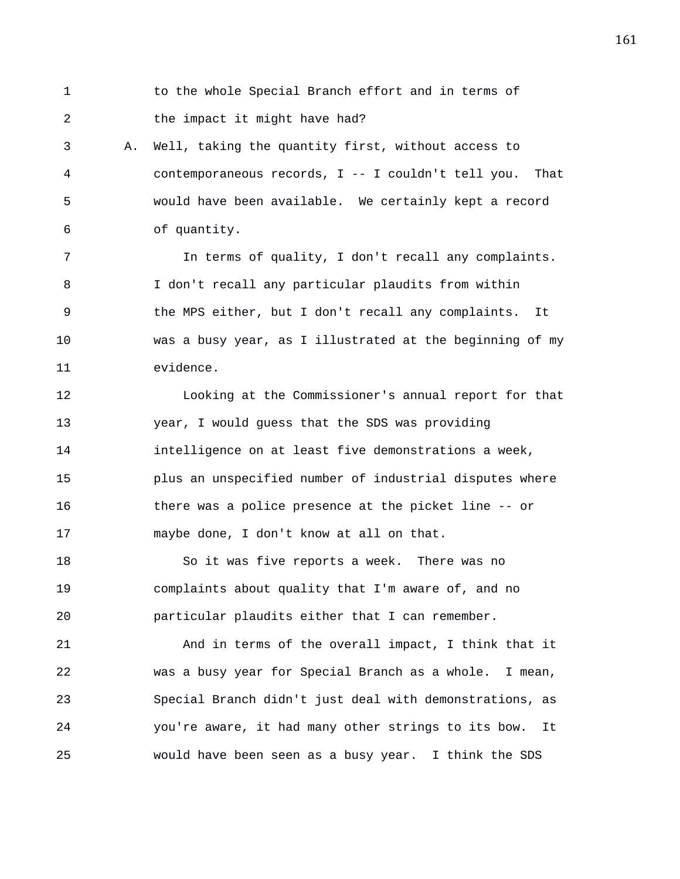to the whole Special Branch effort and in terms of the impact it might have had?

A. Well, taking the quantity first, without access to contemporaneous records, I -- I couldn't tell you. That would have been available. We certainly kept a record of quantity.

In terms of quality, I don't recall any complaints. I don't recall any particular plaudits from within the MPS either, but I don't recall any complaints. It was a busy year, as I illustrated at the beginning of my evidence.

Looking at the Commissioner's annual report for that year, I would guess that the SDS was providing intelligence on at least five demonstrations a week, plus an unspecified number of industrial disputes where there was a police presence at the picket line -- or maybe done, I don't know at all on that.

So it was five reports a week. There was no complaints about quality that I'm aware of, and no particular plaudits either that I can remember.

And in terms of the overall impact, I think that it was a busy year for Special Branch as a whole. I mean, Special Branch didn't just deal with demonstrations, as you're aware, it had many other strings to its bow. It would have been seen as a busy year. I think the SDS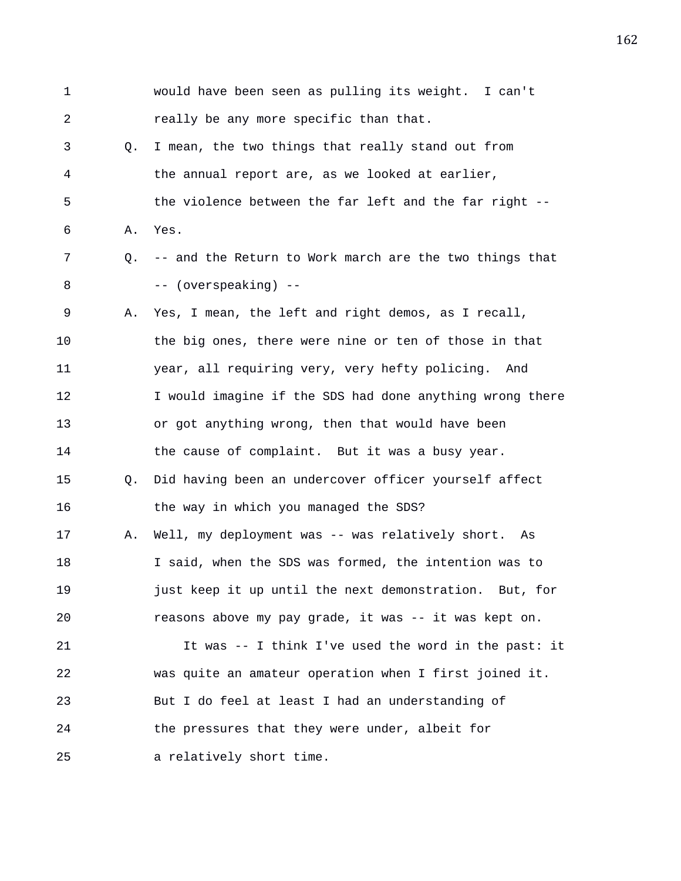would have been seen as pulling its weight. I can't really be any more specific than that.

Q. I mean, the two things that really stand out from the annual report are, as we looked at earlier, the violence between the far left and the far right --

A. Yes.

Q. -- and the Return to Work march are the two things that -- (overspeaking) --

A. Yes, I mean, the left and right demos, as I recall, the big ones, there were nine or ten of those in that year, all requiring very, very hefty policing. And I would imagine if the SDS had done anything wrong there or got anything wrong, then that would have been the cause of complaint. But it was a busy year.

Q. Did having been an undercover officer yourself affect the way in which you managed the SDS?

A. Well, my deployment was -- was relatively short. As I said, when the SDS was formed, the intention was to just keep it up until the next demonstration. But, for reasons above my pay grade, it was -- it was kept on.

It was -- I think I've used the word in the past: it was quite an amateur operation when I first joined it. But I do feel at least I had an understanding of the pressures that they were under, albeit for a relatively short time.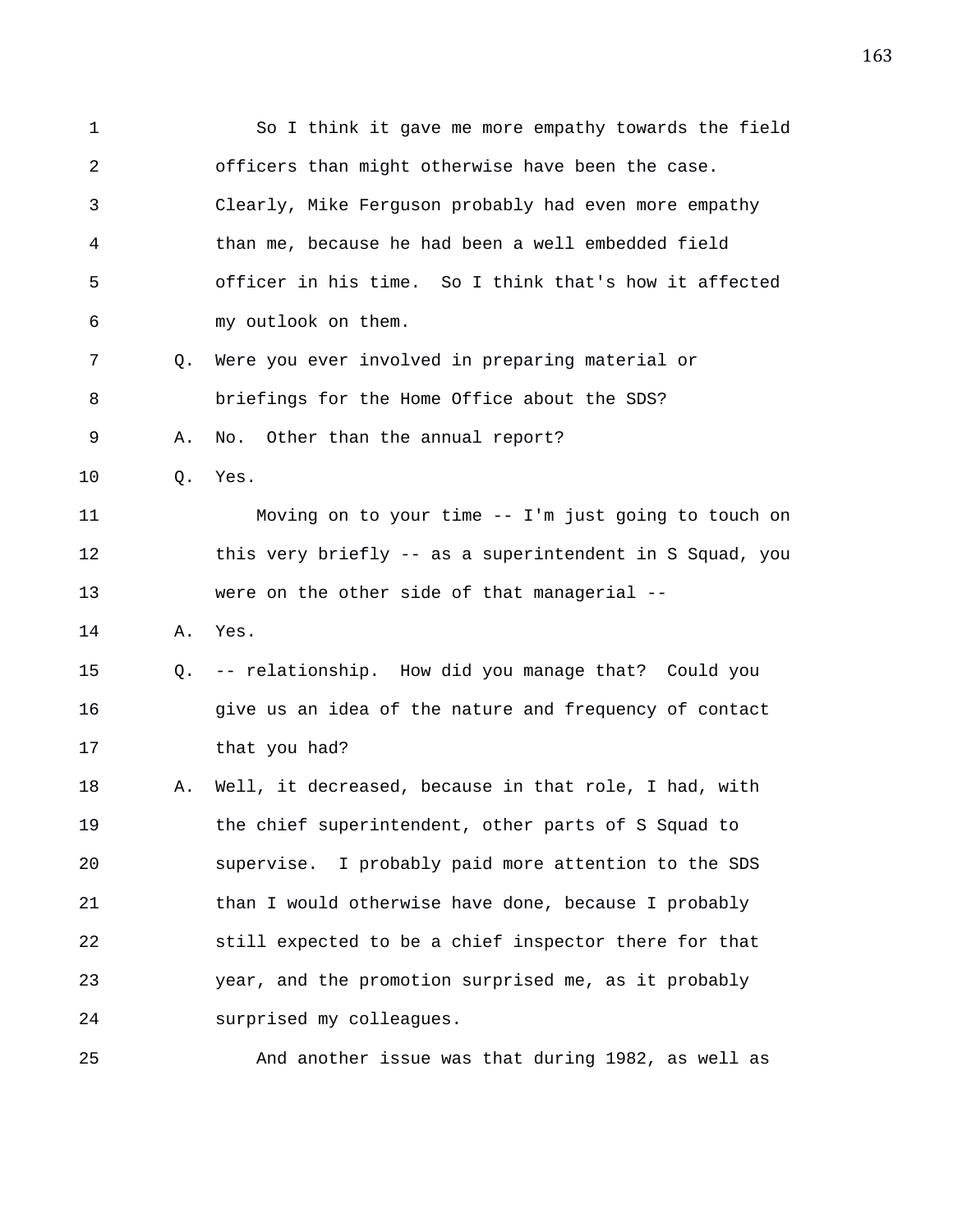So I think it gave me more empathy towards the field officers than might otherwise have been the case. Clearly, Mike Ferguson probably had even more empathy than me, because he had been a well embedded field officer in his time. So I think that's how it affected my outlook on them.

Q. Were you ever involved in preparing material or briefings for the Home Office about the SDS?

A. No. Other than the annual report?

Q. Yes.

Moving on to your time -- I'm just going to touch on this very briefly -- as a superintendent in S Squad, you were on the other side of that managerial --

A. Yes.

Q. -- relationship. How did you manage that? Could you give us an idea of the nature and frequency of contact that you had?

A. Well, it decreased, because in that role, I had, with the chief superintendent, other parts of S Squad to supervise. I probably paid more attention to the SDS than I would otherwise have done, because I probably still expected to be a chief inspector there for that year, and the promotion surprised me, as it probably surprised my colleagues.

And another issue was that during 1982, as well as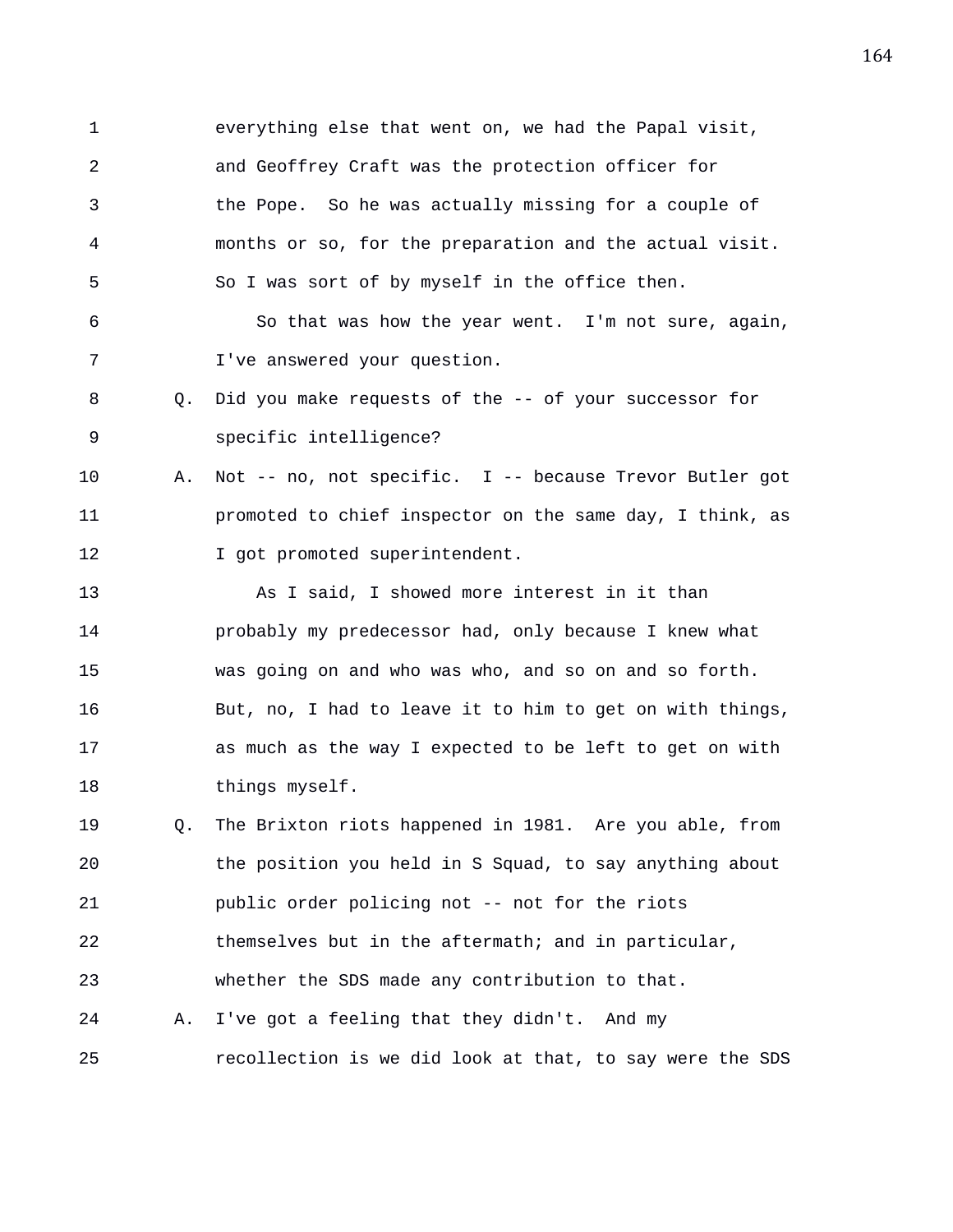1 everything else that went on, we had the Papal visit,
2 and Geoffrey Craft was the protection officer for
3 the Pope. So he was actually missing for a couple of
4 months or so, for the preparation and the actual visit.
5 So I was sort of by myself in the office then.
6 So that was how the year went. I'm not sure, again,
7 I've answered your question.
8 Q. Did you make requests of the -- of your successor for
9 specific intelligence?
10 A. Not -- no, not specific. I -- because Trevor Butler got
11 promoted to chief inspector on the same day, I think, as
12 I got promoted superintendent.
13 As I said, I showed more interest in it than
14 probably my predecessor had, only because I knew what
15 was going on and who was who, and so on and so forth.
16 But, no, I had to leave it to him to get on with things,
17 as much as the way I expected to be left to get on with
18 things myself.
19 Q. The Brixton riots happened in 1981. Are you able, from
20 the position you held in S Squad, to say anything about
21 public order policing not -- not for the riots
22 themselves but in the aftermath; and in particular,
23 whether the SDS made any contribution to that.
24 A. I've got a feeling that they didn't. And my
25 recollection is we did look at that, to say were the SDS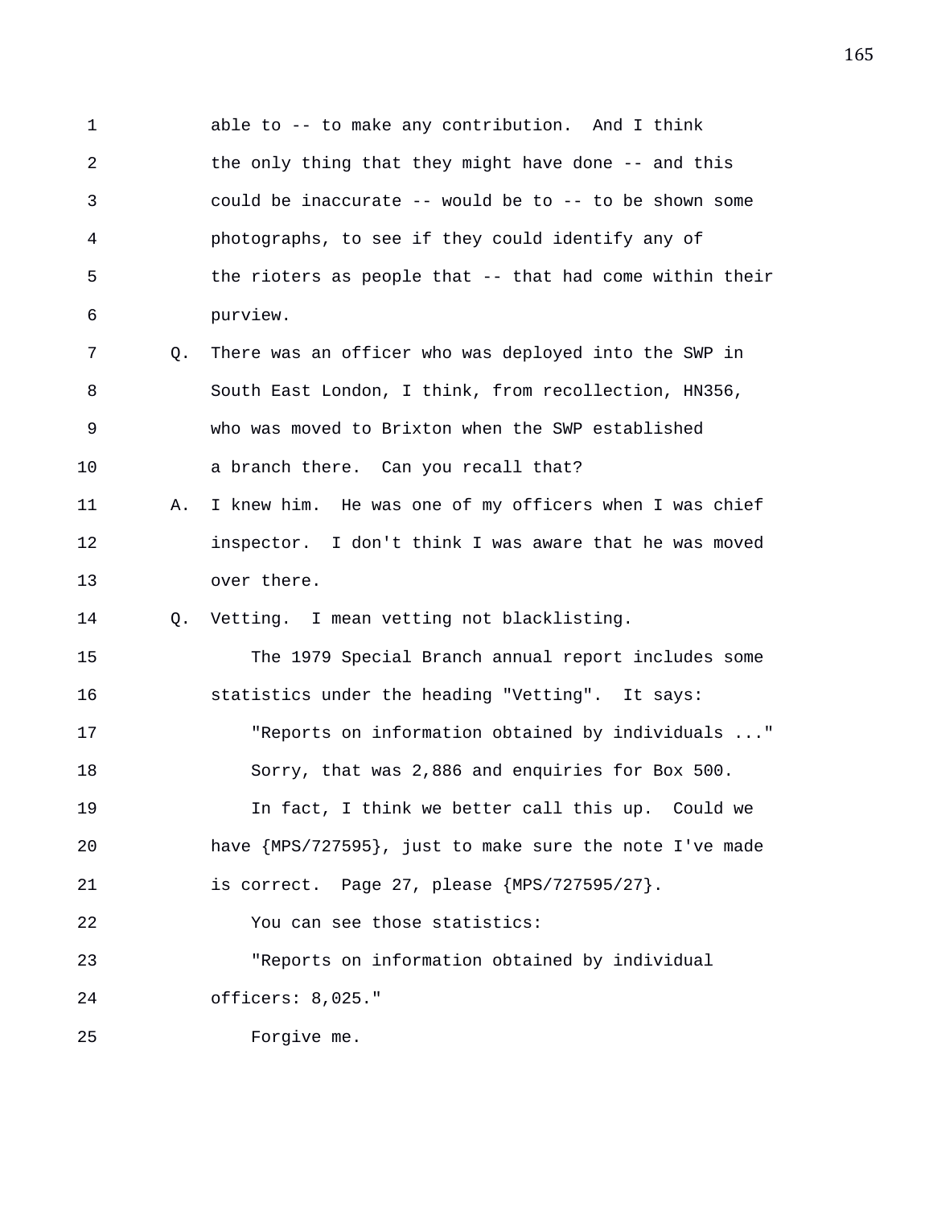able to -- to make any contribution. And I think the only thing that they might have done -- and this could be inaccurate -- would be to -- to be shown some photographs, to see if they could identify any of the rioters as people that -- that had come within their purview.

Q. There was an officer who was deployed into the SWP in South East London, I think, from recollection, HN356, who was moved to Brixton when the SWP established a branch there. Can you recall that?

A. I knew him. He was one of my officers when I was chief inspector. I don't think I was aware that he was moved over there.

Q. Vetting. I mean vetting not blacklisting.

The 1979 Special Branch annual report includes some statistics under the heading "Vetting". It says:

"Reports on information obtained by individuals ..."

Sorry, that was 2,886 and enquiries for Box 500.

In fact, I think we better call this up. Could we have {MPS/727595}, just to make sure the note I've made is correct. Page 27, please {MPS/727595/27}.

You can see those statistics:

"Reports on information obtained by individual officers: 8,025."

Forgive me.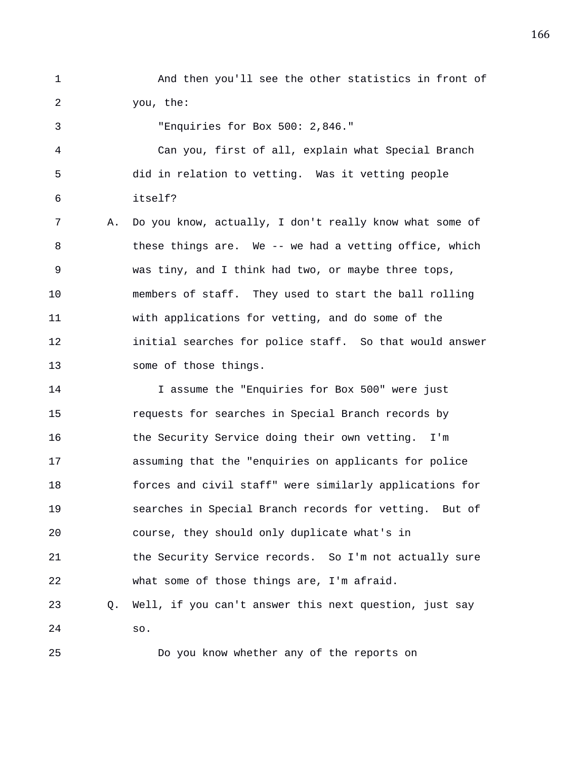And then you'll see the other statistics in front of you, the:

"Enquiries for Box 500: 2,846."

Can you, first of all, explain what Special Branch did in relation to vetting. Was it vetting people itself?

A. Do you know, actually, I don't really know what some of these things are. We -- we had a vetting office, which was tiny, and I think had two, or maybe three tops, members of staff. They used to start the ball rolling with applications for vetting, and do some of the initial searches for police staff. So that would answer some of those things.

I assume the "Enquiries for Box 500" were just requests for searches in Special Branch records by the Security Service doing their own vetting. I'm assuming that the "enquiries on applicants for police forces and civil staff" were similarly applications for searches in Special Branch records for vetting. But of course, they should only duplicate what's in the Security Service records. So I'm not actually sure what some of those things are, I'm afraid.

Q. Well, if you can't answer this next question, just say so.

Do you know whether any of the reports on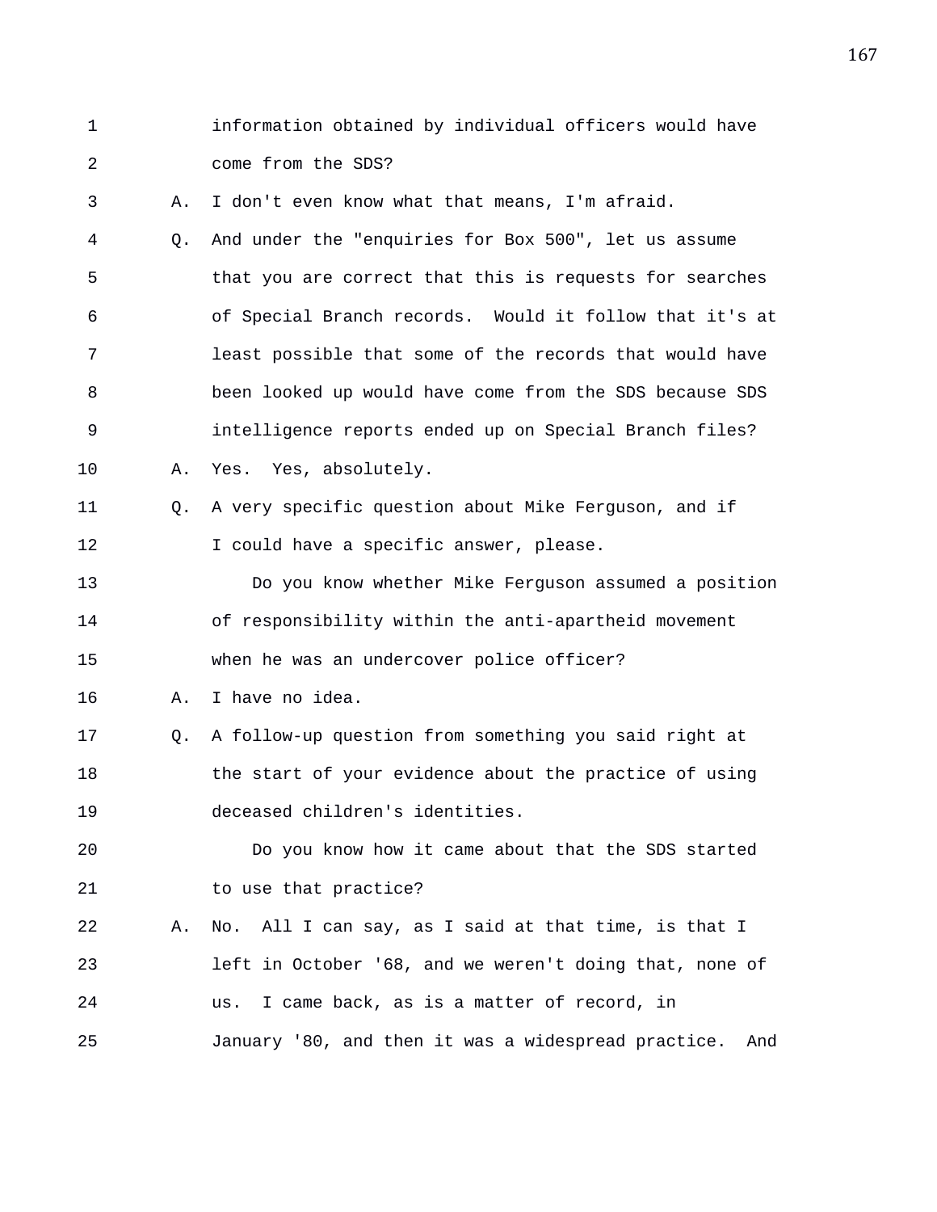information obtained by individual officers would have come from the SDS?

A. I don't even know what that means, I'm afraid.

Q. And under the "enquiries for Box 500", let us assume that you are correct that this is requests for searches of Special Branch records. Would it follow that it's at least possible that some of the records that would have been looked up would have come from the SDS because SDS intelligence reports ended up on Special Branch files?

A. Yes. Yes, absolutely.

Q. A very specific question about Mike Ferguson, and if I could have a specific answer, please.

Do you know whether Mike Ferguson assumed a position of responsibility within the anti-apartheid movement when he was an undercover police officer?

A. I have no idea.

Q. A follow-up question from something you said right at the start of your evidence about the practice of using deceased children's identities.

Do you know how it came about that the SDS started to use that practice?

A. No. All I can say, as I said at that time, is that I left in October '68, and we weren't doing that, none of us. I came back, as is a matter of record, in January '80, and then it was a widespread practice. And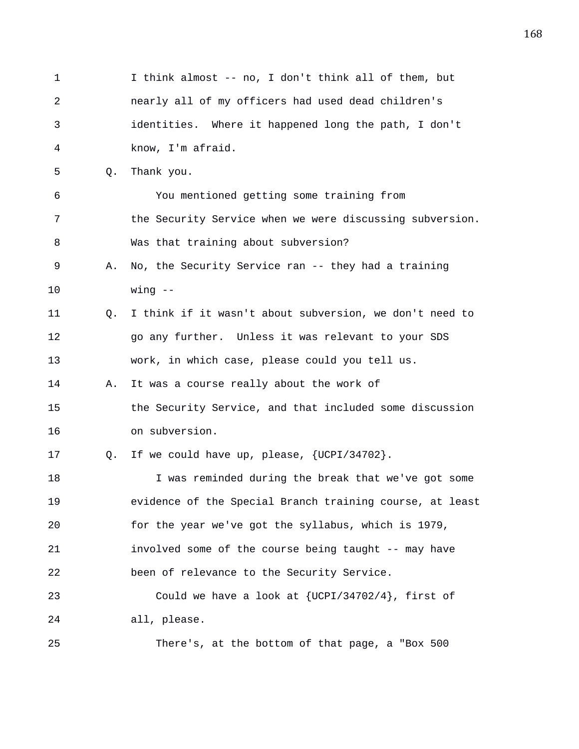I think almost -- no, I don't think all of them, but nearly all of my officers had used dead children's identities. Where it happened long the path, I don't know, I'm afraid.

Q. Thank you.

You mentioned getting some training from the Security Service when we were discussing subversion. Was that training about subversion?

A. No, the Security Service ran -- they had a training wing --

Q. I think if it wasn't about subversion, we don't need to go any further. Unless it was relevant to your SDS work, in which case, please could you tell us.

A. It was a course really about the work of the Security Service, and that included some discussion on subversion.

Q. If we could have up, please, {UCPI/34702}.

I was reminded during the break that we've got some evidence of the Special Branch training course, at least for the year we've got the syllabus, which is 1979, involved some of the course being taught -- may have been of relevance to the Security Service.

Could we have a look at {UCPI/34702/4}, first of all, please.

There's, at the bottom of that page, a "Box 500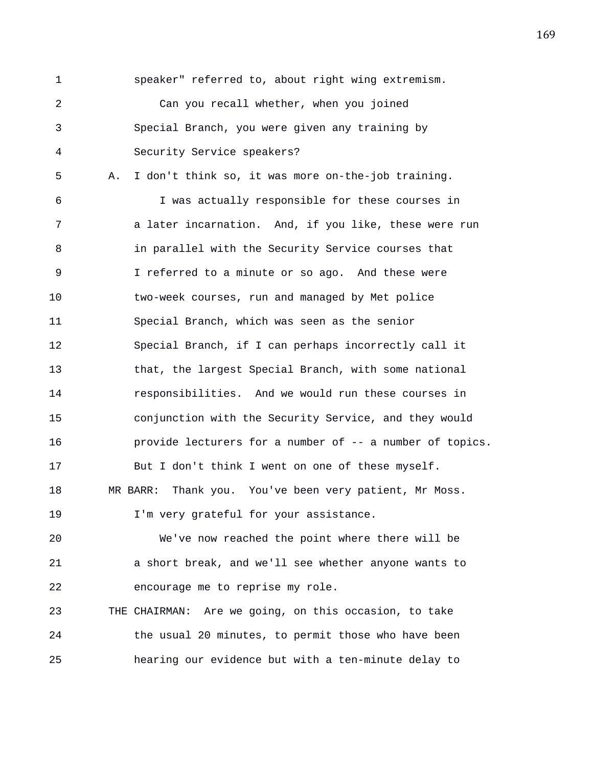speaker" referred to, about right wing extremism.

Can you recall whether, when you joined Special Branch, you were given any training by Security Service speakers?

A. I don't think so, it was more on-the-job training.

I was actually responsible for these courses in a later incarnation. And, if you like, these were run in parallel with the Security Service courses that I referred to a minute or so ago. And these were two-week courses, run and managed by Met police Special Branch, which was seen as the senior Special Branch, if I can perhaps incorrectly call it that, the largest Special Branch, with some national responsibilities. And we would run these courses in conjunction with the Security Service, and they would provide lecturers for a number of -- a number of topics. But I don't think I went on one of these myself.

MR BARR: Thank you. You've been very patient, Mr Moss. I'm very grateful for your assistance.

We've now reached the point where there will be a short break, and we'll see whether anyone wants to encourage me to reprise my role.

THE CHAIRMAN: Are we going, on this occasion, to take the usual 20 minutes, to permit those who have been hearing our evidence but with a ten-minute delay to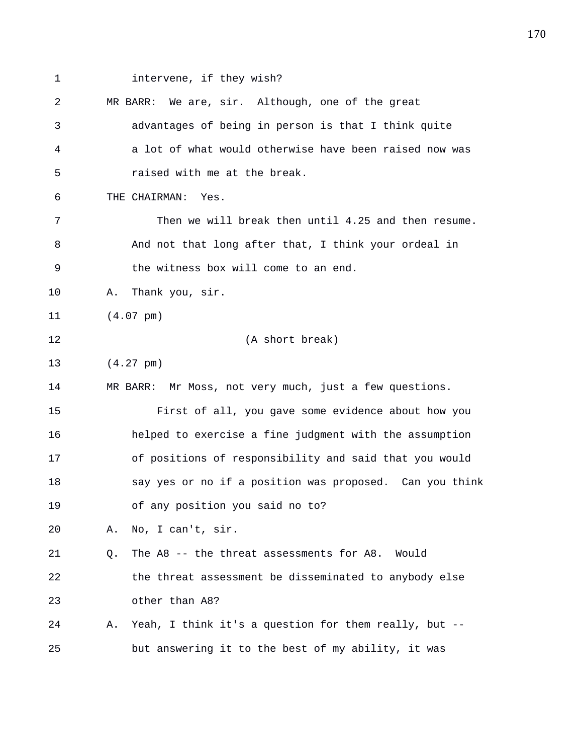intervene, if they wish?

MR BARR: We are, sir. Although, one of the great advantages of being in person is that I think quite a lot of what would otherwise have been raised now was raised with me at the break.

THE CHAIRMAN: Yes.

Then we will break then until 4.25 and then resume. And not that long after that, I think your ordeal in the witness box will come to an end.

A. Thank you, sir.

(4.07 pm)

(A short break)

(4.27 pm)

MR BARR: Mr Moss, not very much, just a few questions.

First of all, you gave some evidence about how you helped to exercise a fine judgment with the assumption of positions of responsibility and said that you would say yes or no if a position was proposed. Can you think of any position you said no to?

A. No, I can't, sir.

Q. The A8 -- the threat assessments for A8. Would the threat assessment be disseminated to anybody else other than A8?

A. Yeah, I think it's a question for them really, but -- but answering it to the best of my ability, it was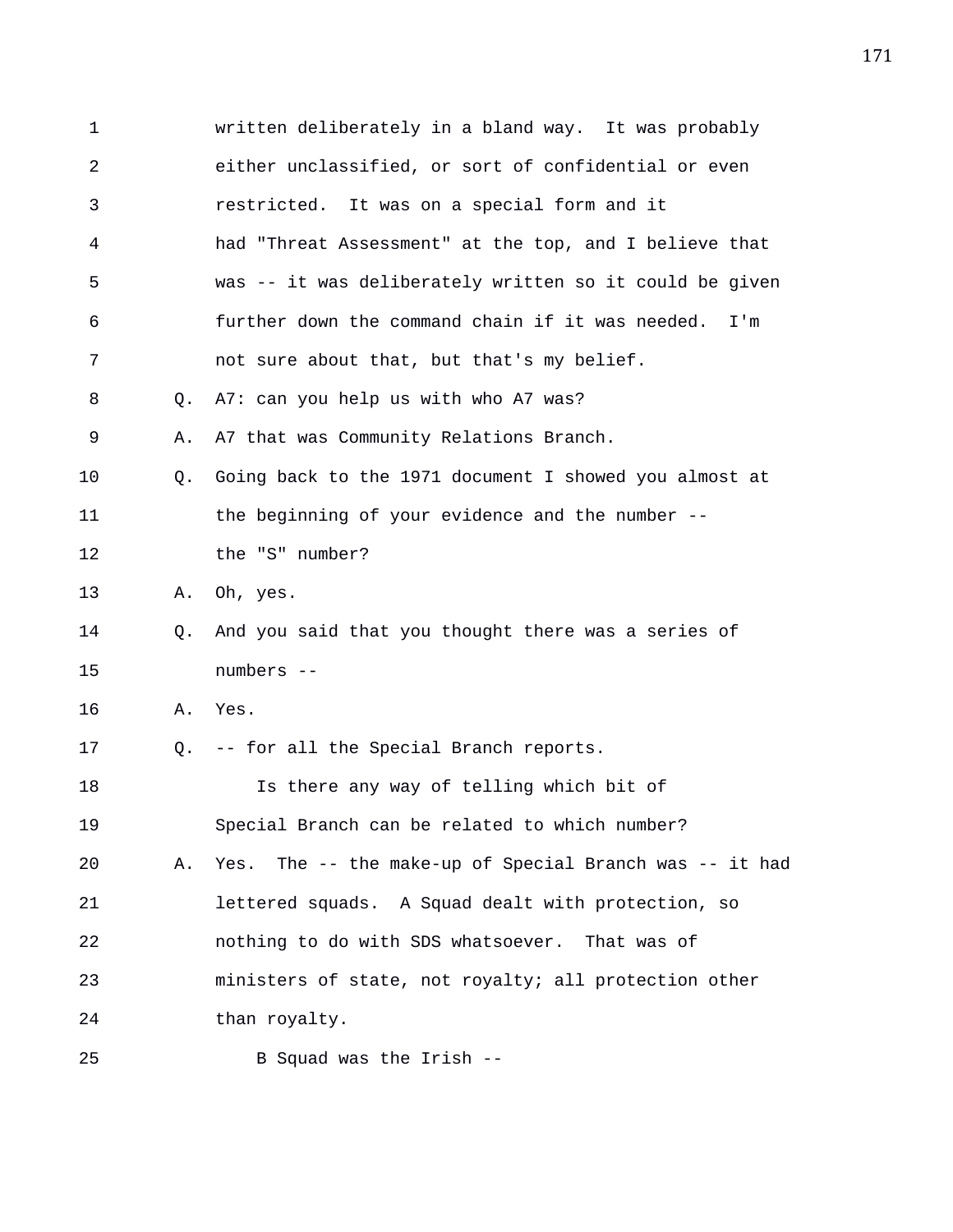1 written deliberately in a bland way. It was probably
2 either unclassified, or sort of confidential or even
3 restricted. It was on a special form and it
4 had "Threat Assessment" at the top, and I believe that
5 was -- it was deliberately written so it could be given
6 further down the command chain if it was needed. I'm
7 not sure about that, but that's my belief.
8 Q. A7: can you help us with who A7 was?
9 A. A7 that was Community Relations Branch.
10 Q. Going back to the 1971 document I showed you almost at
11 the beginning of your evidence and the number --
12 the "S" number?
13 A. Oh, yes.
14 Q. And you said that you thought there was a series of
15 numbers --
16 A. Yes.
17 Q. -- for all the Special Branch reports.
18 Is there any way of telling which bit of
19 Special Branch can be related to which number?
20 A. Yes. The -- the make-up of Special Branch was -- it had
21 lettered squads. A Squad dealt with protection, so
22 nothing to do with SDS whatsoever. That was of
23 ministers of state, not royalty; all protection other
24 than royalty.
25 B Squad was the Irish --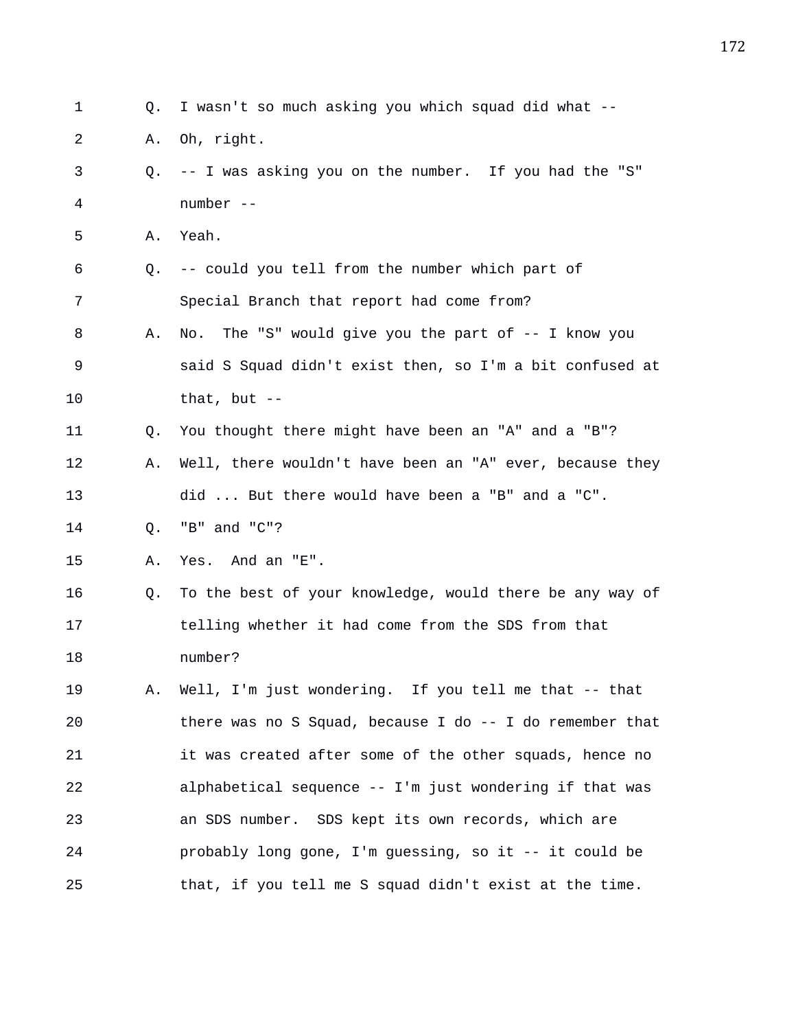1 Q. I wasn't so much asking you which squad did what --

2 A. Oh, right.

3 Q. -- I was asking you on the number. If you had the "S"

4 number --

5 A. Yeah.

6 Q. -- could you tell from the number which part of

7 Special Branch that report had come from?

8 A. No. The "S" would give you the part of -- I know you

9 said S Squad didn't exist then, so I'm a bit confused at

10 that, but --

11 Q. You thought there might have been an "A" and a "B"?

12 A. Well, there wouldn't have been an "A" ever, because they

13 did ... But there would have been a "B" and a "C".

14 Q. "B" and "C"?

15 A. Yes. And an "E".

16 Q. To the best of your knowledge, would there be any way of

17 telling whether it had come from the SDS from that

18 number?

19 A. Well, I'm just wondering. If you tell me that -- that

20 there was no S Squad, because I do -- I do remember that

21 it was created after some of the other squads, hence no

22 alphabetical sequence -- I'm just wondering if that was

23 an SDS number. SDS kept its own records, which are

24 probably long gone, I'm guessing, so it -- it could be

25 that, if you tell me S squad didn't exist at the time.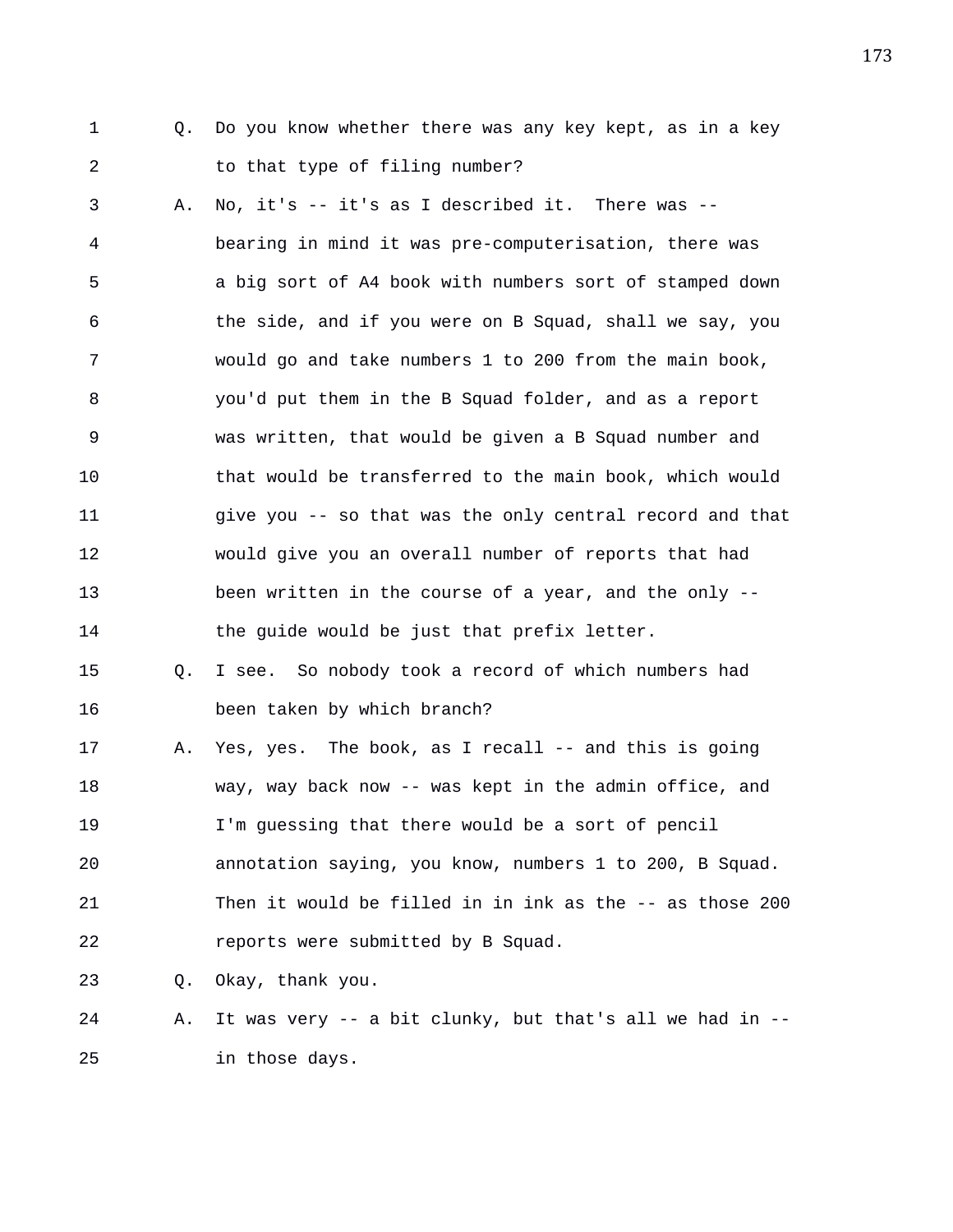1 Q. Do you know whether there was any key kept, as in a key
2 to that type of filing number?
3 A. No, it's -- it's as I described it. There was --
4 bearing in mind it was pre-computerisation, there was
5 a big sort of A4 book with numbers sort of stamped down
6 the side, and if you were on B Squad, shall we say, you
7 would go and take numbers 1 to 200 from the main book,
8 you'd put them in the B Squad folder, and as a report
9 was written, that would be given a B Squad number and
10 that would be transferred to the main book, which would
11 give you -- so that was the only central record and that
12 would give you an overall number of reports that had
13 been written in the course of a year, and the only --
14 the guide would be just that prefix letter.
15 Q. I see. So nobody took a record of which numbers had
16 been taken by which branch?
17 A. Yes, yes. The book, as I recall -- and this is going
18 way, way back now -- was kept in the admin office, and
19 I'm guessing that there would be a sort of pencil
20 annotation saying, you know, numbers 1 to 200, B Squad.
21 Then it would be filled in in ink as the -- as those 200
22 reports were submitted by B Squad.
23 Q. Okay, thank you.
24 A. It was very -- a bit clunky, but that's all we had in --
25 in those days.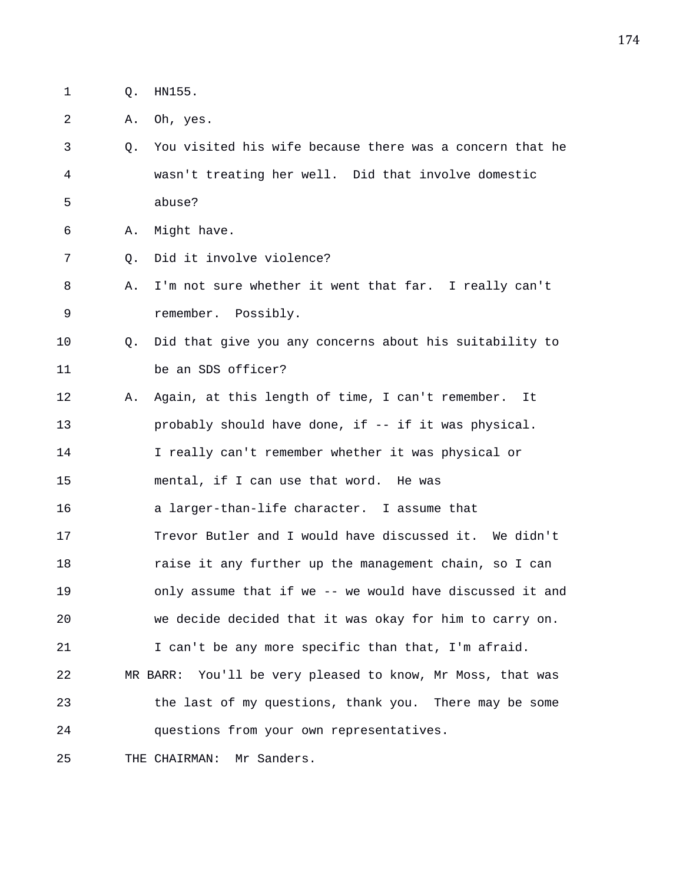1 Q. HN155.

2 A. Oh, yes.

3 Q. You visited his wife because there was a concern that he
4 wasn't treating her well. Did that involve domestic
5 abuse?

6 A. Might have.

7 Q. Did it involve violence?

8 A. I'm not sure whether it went that far. I really can't
9 remember. Possibly.

10 Q. Did that give you any concerns about his suitability to
11 be an SDS officer?

12 A. Again, at this length of time, I can't remember. It
13 probably should have done, if -- if it was physical.
14 I really can't remember whether it was physical or
15 mental, if I can use that word. He was
16 a larger-than-life character. I assume that
17 Trevor Butler and I would have discussed it. We didn't
18 raise it any further up the management chain, so I can
19 only assume that if we -- we would have discussed it and
20 we decide decided that it was okay for him to carry on.
21 I can't be any more specific than that, I'm afraid.

22 MR BARR: You'll be very pleased to know, Mr Moss, that was
23 the last of my questions, thank you. There may be some
24 questions from your own representatives.

25 THE CHAIRMAN: Mr Sanders.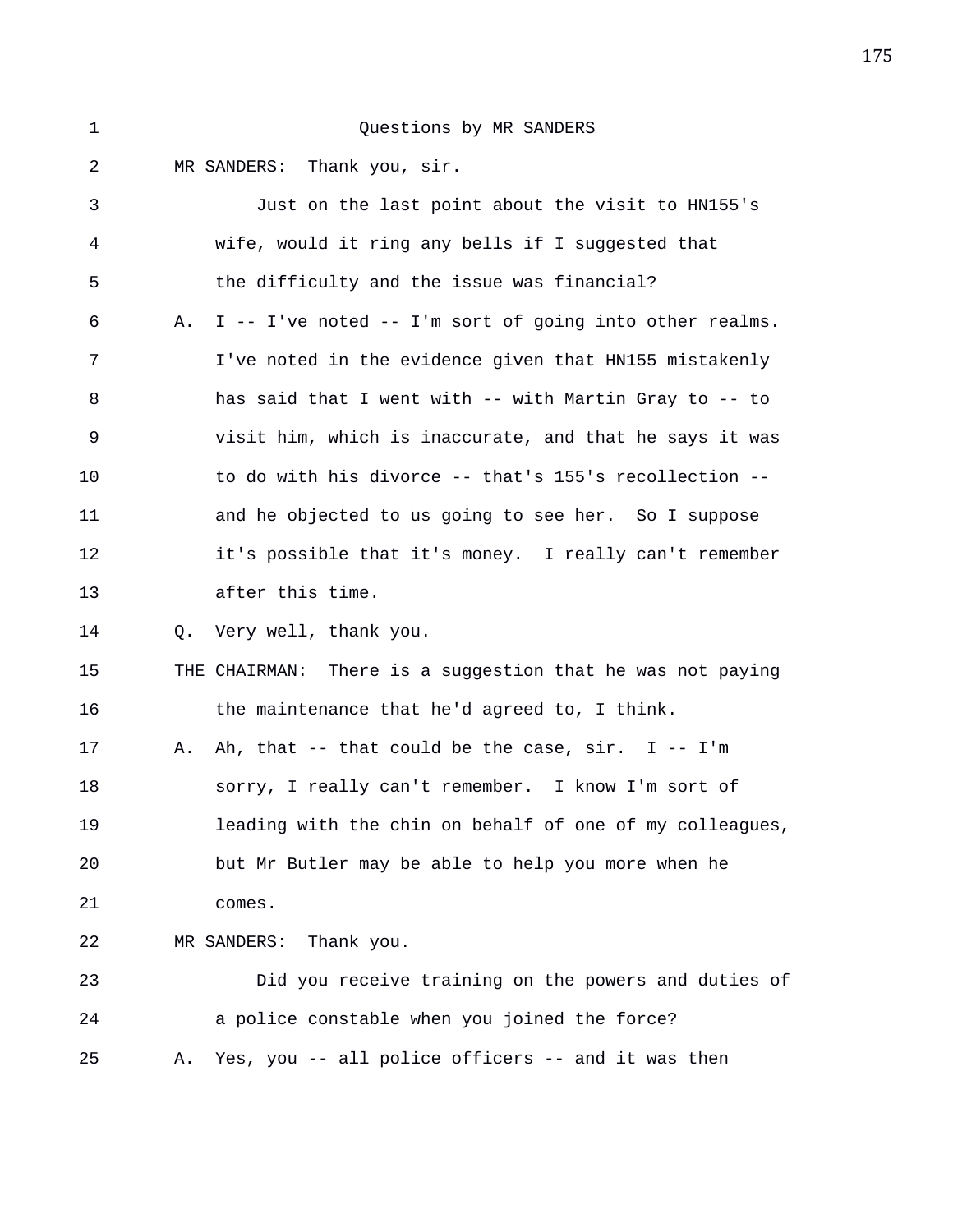Questions by MR SANDERS

MR SANDERS: Thank you, sir.

Just on the last point about the visit to HN155's wife, would it ring any bells if I suggested that the difficulty and the issue was financial?

A. I -- I've noted -- I'm sort of going into other realms. I've noted in the evidence given that HN155 mistakenly has said that I went with -- with Martin Gray to -- to visit him, which is inaccurate, and that he says it was to do with his divorce -- that's 155's recollection -- and he objected to us going to see her. So I suppose it's possible that it's money. I really can't remember after this time.

Q. Very well, thank you.

THE CHAIRMAN: There is a suggestion that he was not paying the maintenance that he'd agreed to, I think.

A. Ah, that -- that could be the case, sir. I -- I'm sorry, I really can't remember. I know I'm sort of leading with the chin on behalf of one of my colleagues, but Mr Butler may be able to help you more when he comes.

MR SANDERS: Thank you.

Did you receive training on the powers and duties of a police constable when you joined the force?

A. Yes, you -- all police officers -- and it was then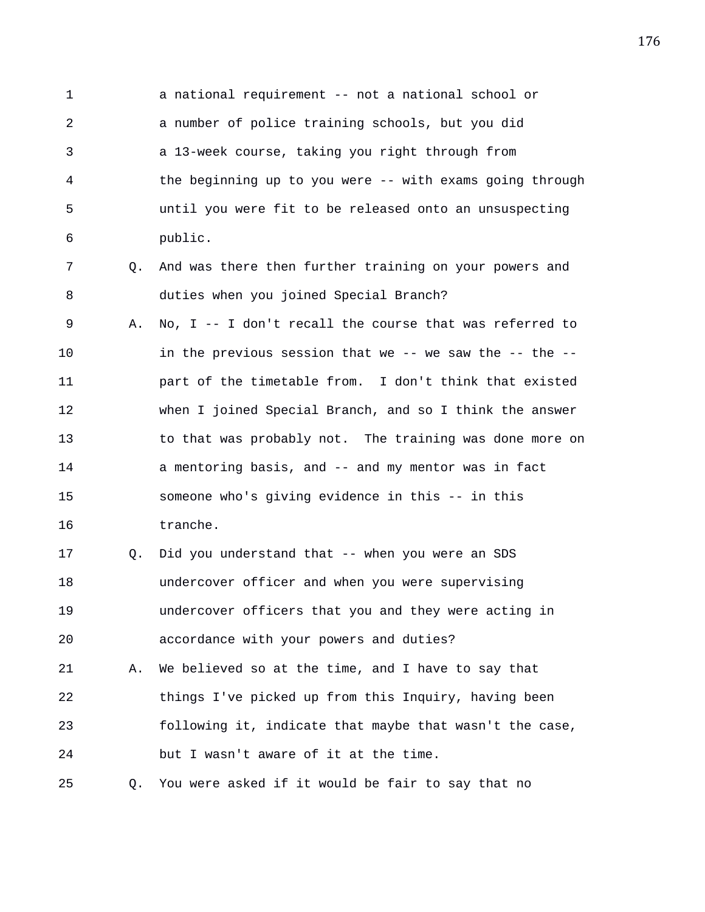1 a national requirement -- not a national school or
2 a number of police training schools, but you did
3 a 13-week course, taking you right through from
4 the beginning up to you were -- with exams going through
5 until you were fit to be released onto an unsuspecting
6 public.

7 Q. And was there then further training on your powers and
8 duties when you joined Special Branch?

9 A. No, I -- I don't recall the course that was referred to
10 in the previous session that we -- we saw the -- the --
11 part of the timetable from. I don't think that existed
12 when I joined Special Branch, and so I think the answer
13 to that was probably not. The training was done more on
14 a mentoring basis, and -- and my mentor was in fact
15 someone who's giving evidence in this -- in this
16 tranche.

17 Q. Did you understand that -- when you were an SDS
18 undercover officer and when you were supervising
19 undercover officers that you and they were acting in
20 accordance with your powers and duties?

21 A. We believed so at the time, and I have to say that
22 things I've picked up from this Inquiry, having been
23 following it, indicate that maybe that wasn't the case,
24 but I wasn't aware of it at the time.

25 Q. You were asked if it would be fair to say that no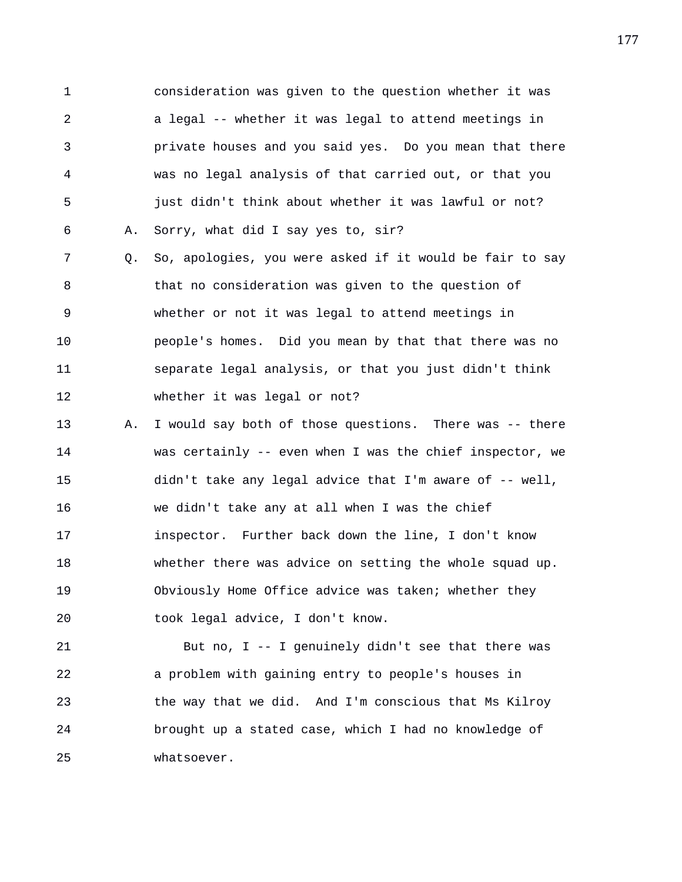consideration was given to the question whether it was a legal -- whether it was legal to attend meetings in private houses and you said yes. Do you mean that there was no legal analysis of that carried out, or that you just didn't think about whether it was lawful or not?

A. Sorry, what did I say yes to, sir?

Q. So, apologies, you were asked if it would be fair to say that no consideration was given to the question of whether or not it was legal to attend meetings in people's homes. Did you mean by that that there was no separate legal analysis, or that you just didn't think whether it was legal or not?

A. I would say both of those questions. There was -- there was certainly -- even when I was the chief inspector, we didn't take any legal advice that I'm aware of -- well, we didn't take any at all when I was the chief inspector. Further back down the line, I don't know whether there was advice on setting the whole squad up. Obviously Home Office advice was taken; whether they took legal advice, I don't know.

But no, I -- I genuinely didn't see that there was a problem with gaining entry to people's houses in the way that we did. And I'm conscious that Ms Kilroy brought up a stated case, which I had no knowledge of whatsoever.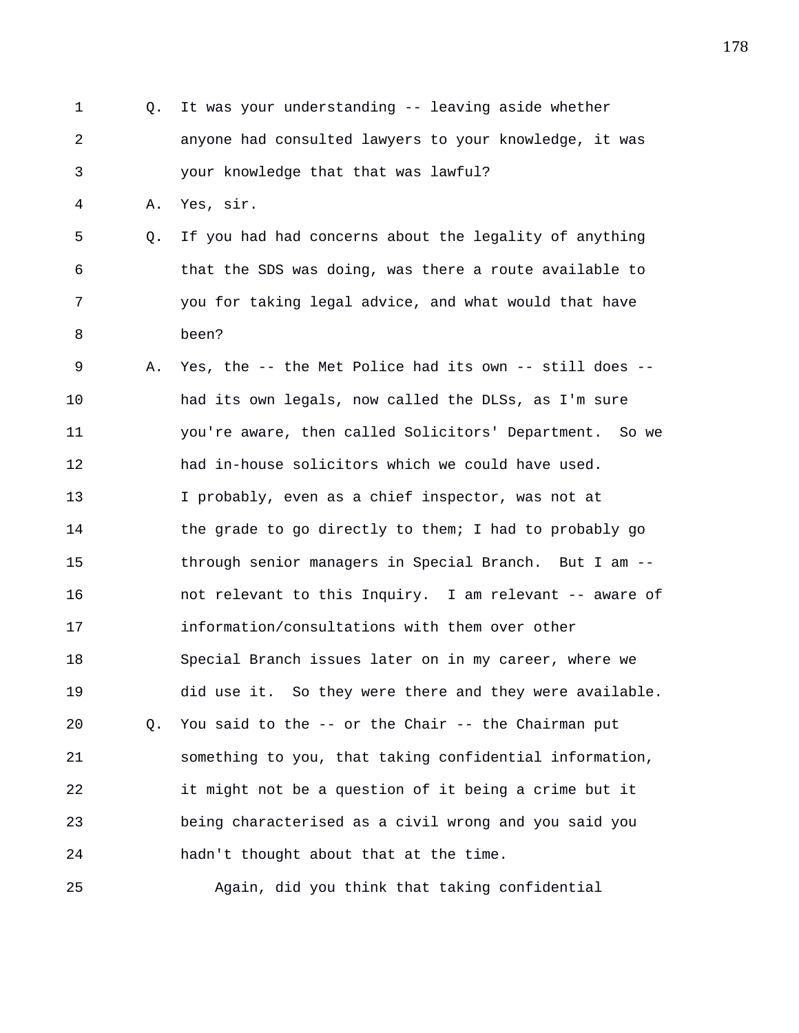1 Q. It was your understanding -- leaving aside whether
2 anyone had consulted lawyers to your knowledge, it was
3 your knowledge that that was lawful?
4 A. Yes, sir.
5 Q. If you had had concerns about the legality of anything
6 that the SDS was doing, was there a route available to
7 you for taking legal advice, and what would that have
8 been?
9 A. Yes, the -- the Met Police had its own -- still does --
10 had its own legals, now called the DLSs, as I'm sure
11 you're aware, then called Solicitors' Department. So we
12 had in-house solicitors which we could have used.
13 I probably, even as a chief inspector, was not at
14 the grade to go directly to them; I had to probably go
15 through senior managers in Special Branch. But I am --
16 not relevant to this Inquiry. I am relevant -- aware of
17 information/consultations with them over other
18 Special Branch issues later on in my career, where we
19 did use it. So they were there and they were available.
20 Q. You said to the -- or the Chair -- the Chairman put
21 something to you, that taking confidential information,
22 it might not be a question of it being a crime but it
23 being characterised as a civil wrong and you said you
24 hadn't thought about that at the time.
25 Again, did you think that taking confidential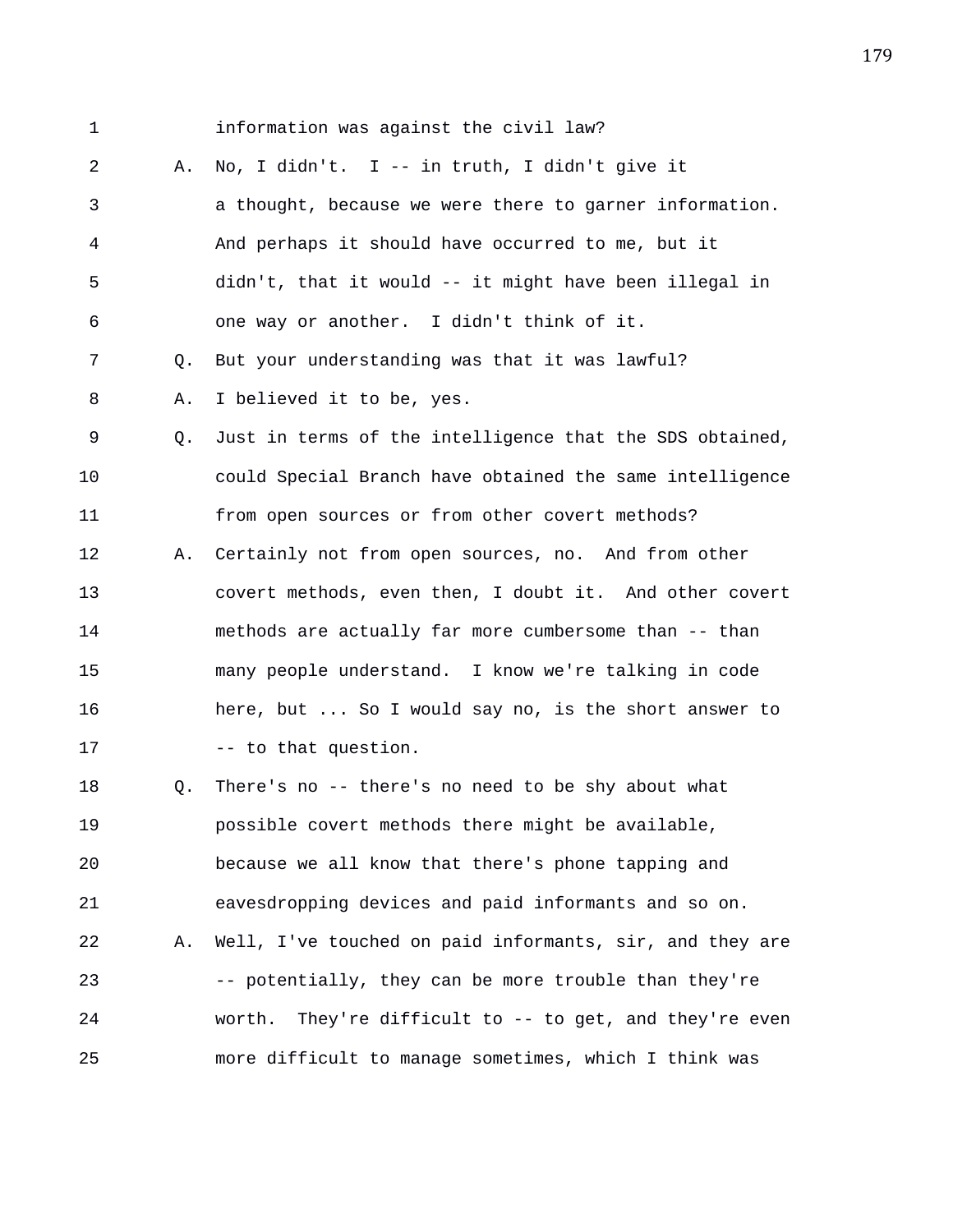information was against the civil law?

A. No, I didn't. I -- in truth, I didn't give it a thought, because we were there to garner information. And perhaps it should have occurred to me, but it didn't, that it would -- it might have been illegal in one way or another. I didn't think of it.

Q. But your understanding was that it was lawful?

A. I believed it to be, yes.

Q. Just in terms of the intelligence that the SDS obtained, could Special Branch have obtained the same intelligence from open sources or from other covert methods?

A. Certainly not from open sources, no. And from other covert methods, even then, I doubt it. And other covert methods are actually far more cumbersome than -- than many people understand. I know we're talking in code here, but ... So I would say no, is the short answer to -- to that question.

Q. There's no -- there's no need to be shy about what possible covert methods there might be available, because we all know that there's phone tapping and eavesdropping devices and paid informants and so on.

A. Well, I've touched on paid informants, sir, and they are -- potentially, they can be more trouble than they're worth. They're difficult to -- to get, and they're even more difficult to manage sometimes, which I think was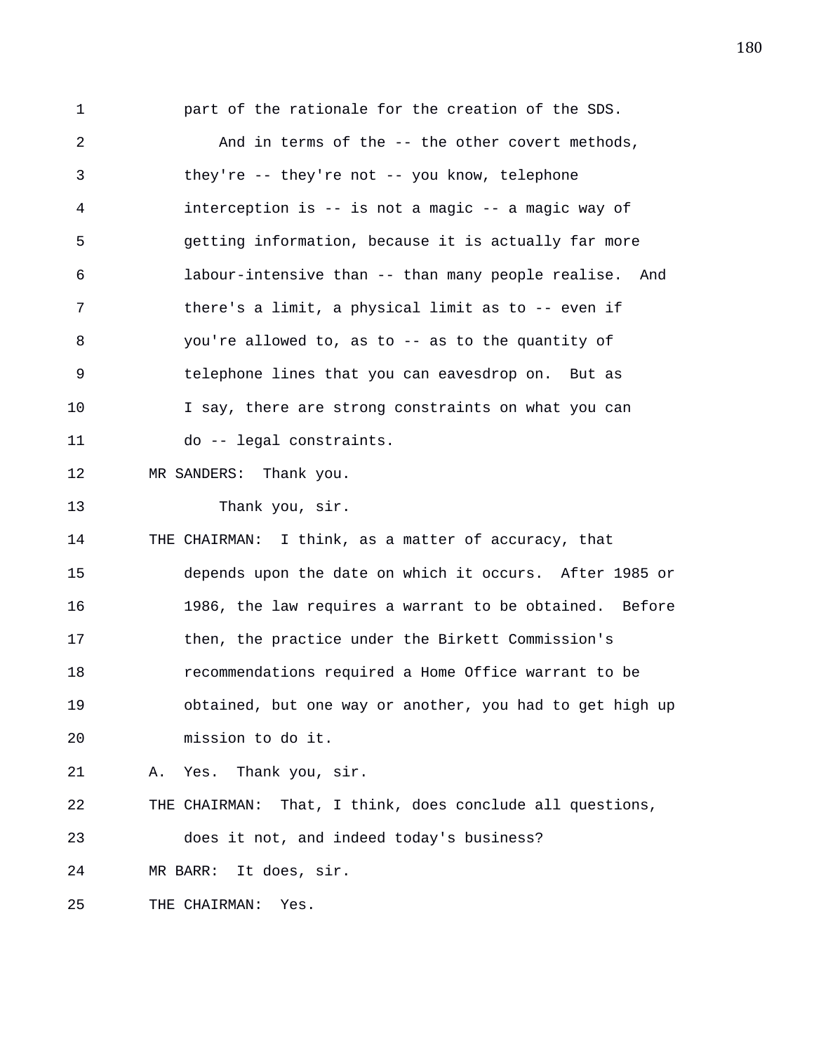part of the rationale for the creation of the SDS.

And in terms of the -- the other covert methods, they're -- they're not -- you know, telephone interception is -- is not a magic -- a magic way of getting information, because it is actually far more labour-intensive than -- than many people realise. And there's a limit, a physical limit as to -- even if you're allowed to, as to -- as to the quantity of telephone lines that you can eavesdrop on. But as I say, there are strong constraints on what you can do -- legal constraints.

MR SANDERS: Thank you.

Thank you, sir.

THE CHAIRMAN: I think, as a matter of accuracy, that depends upon the date on which it occurs. After 1985 or 1986, the law requires a warrant to be obtained. Before then, the practice under the Birkett Commission's recommendations required a Home Office warrant to be obtained, but one way or another, you had to get high up mission to do it.

A. Yes. Thank you, sir.

THE CHAIRMAN: That, I think, does conclude all questions, does it not, and indeed today's business?

MR BARR: It does, sir.

THE CHAIRMAN: Yes.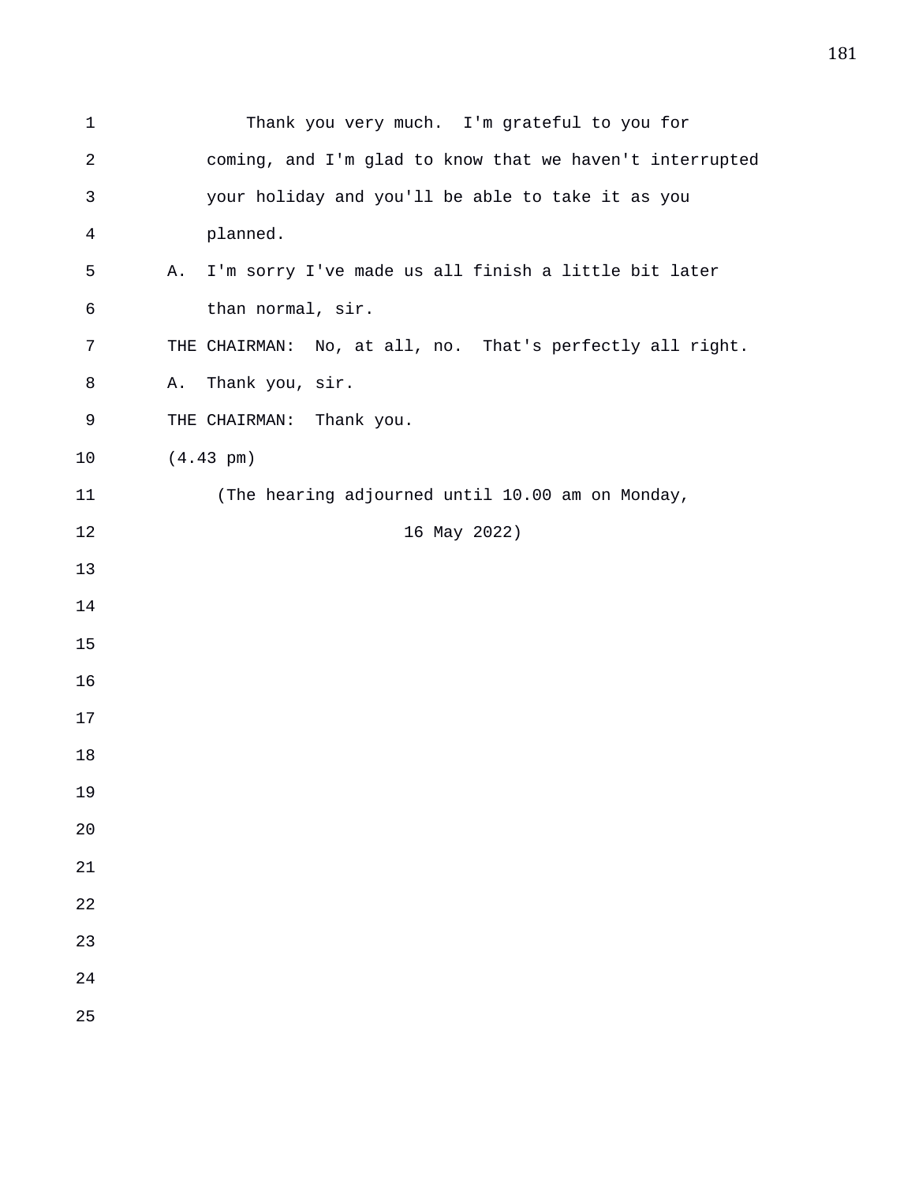Thank you very much. I'm grateful to you for coming, and I'm glad to know that we haven't interrupted your holiday and you'll be able to take it as you planned.

A. I'm sorry I've made us all finish a little bit later than normal, sir.

THE CHAIRMAN: No, at all, no. That's perfectly all right.

A. Thank you, sir.

THE CHAIRMAN: Thank you.

(4.43 pm)

(The hearing adjourned until 10.00 am on Monday, 16 May 2022)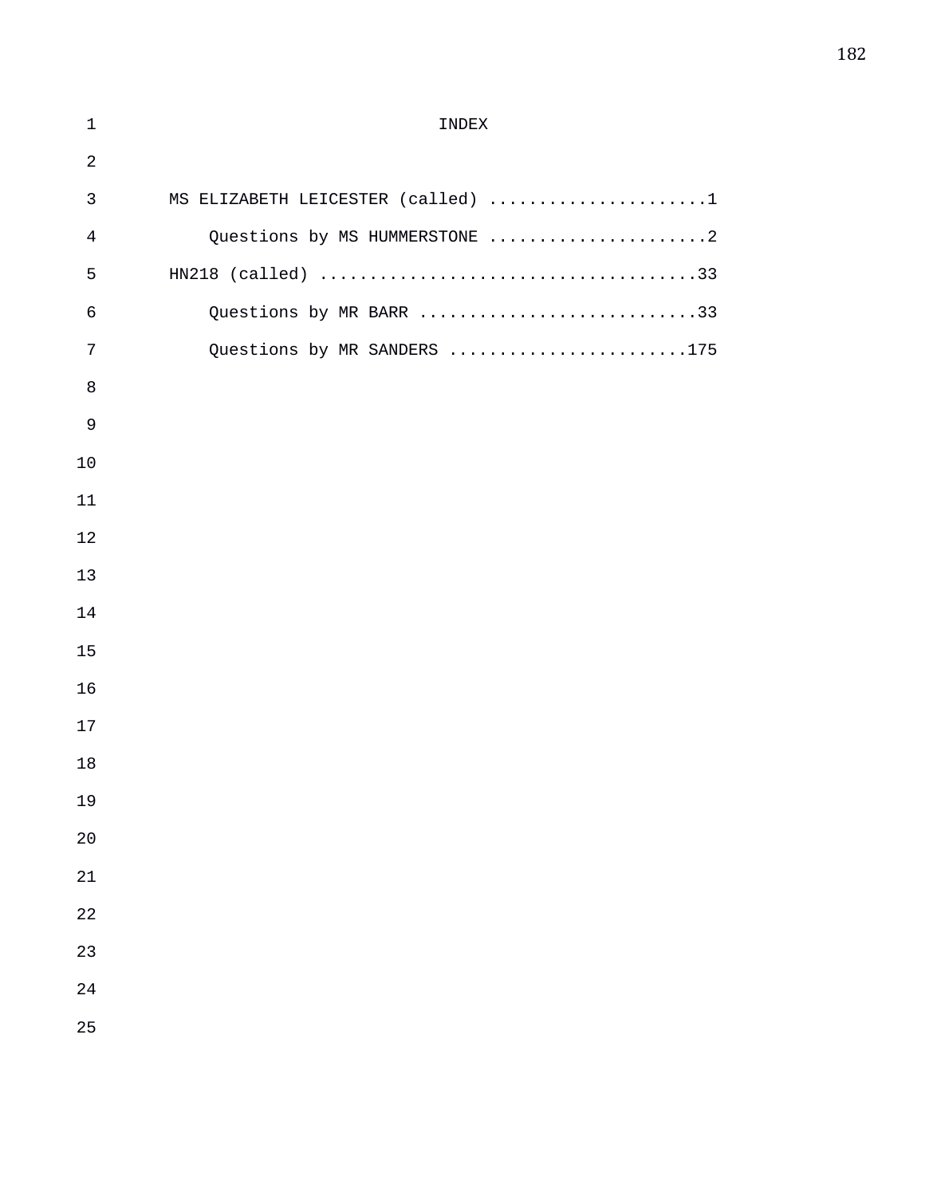# INDEX

MS ELIZABETH LEICESTER (called) ......................1

Questions by MS HUMMERSTONE ......................2

HN218 (called) .....................................33

Questions by MR BARR ............................33

Questions by MR SANDERS ........................175